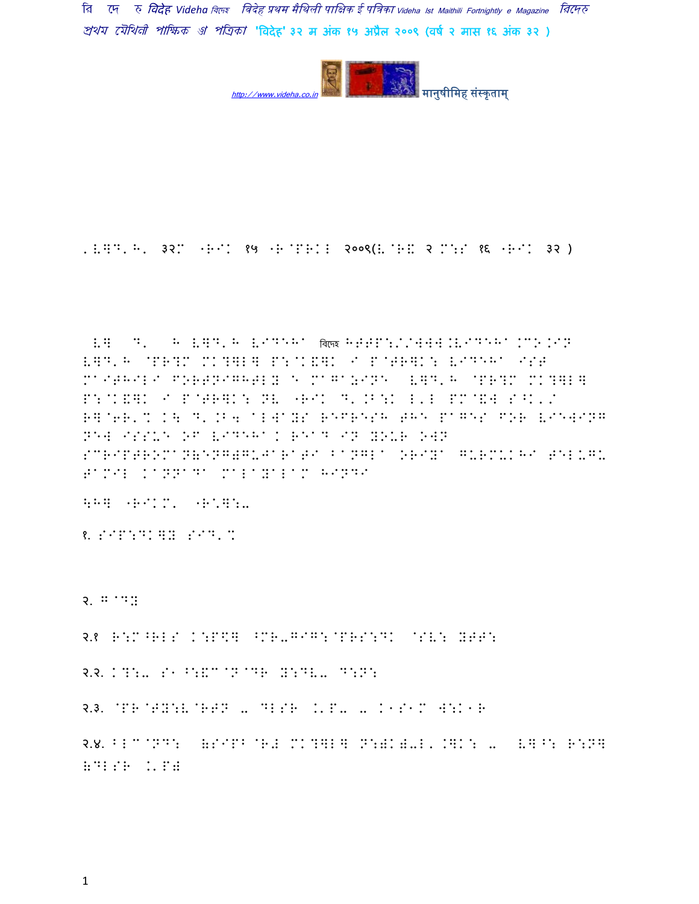वि दे ह विदेह Videha विदेह विदेह प्रथम मैथिली पाक्षिक ई पत्रिका Videha Ist Maithili Fortnightly e Magazine विदेह प्रथम मैथिली पाक्षिक ई पत्रिका 'विदेह' ३२ म अंक १५ अप्रैल २००९ (वर्ष २ मास १६ अंक ३२ )

http://www.videha.co.in मानुषीमिह संस्कृताम्

'V]D'H' ३२M "R.K १५ "R@PRIL २००९(V@R\ २ M:S १६ "R.K ३२ )

V] D' H V]D'H VIDEHA विदेह HTTP://WWW.VIDEHA.CO.IN V]D'H @PR;M MK;]L] P:@K\]K I P@TR]K: VIDEHA IST MAITHILI FORTNIGHTLY E MAGAZINE V]D'H @PR;M MK;]L] P:@K\]K I P@TR]K: NV "R.K D'.B:K L'L PM@\W S^K'/ R]@6R'% K\ D'.B4 ALWAYS REFRESH THE PAGES FOR VIEWING NEW ISSUE OF VIDEHA. READ IN YOUR OWN SCRIPTROMAN(ENGLISH)GUJARATI BANGLA ORIYA GURMUKHI TELUGU TAMIL KANNADA MALAYALAM HINDI

\H] "R.KM' "R'^]:-

१. S.P:DK]Y S.D'%

२. G@DY

२.१ R:M^RLS K:P\$] ^MR-G.G:@PRS:DK @SV: YTT:

२.२. K?:- S1^:\&C@N@DR Y:DV- D:N:

२.३. @PR@TY:V@RTN - DLSR .'P- - K1S1M W:K1R

२.४. BLC@ND: (SIPB@R# MK;]L] N:)K)-L'.]K: - V]^: R:N] (DLSR .'P)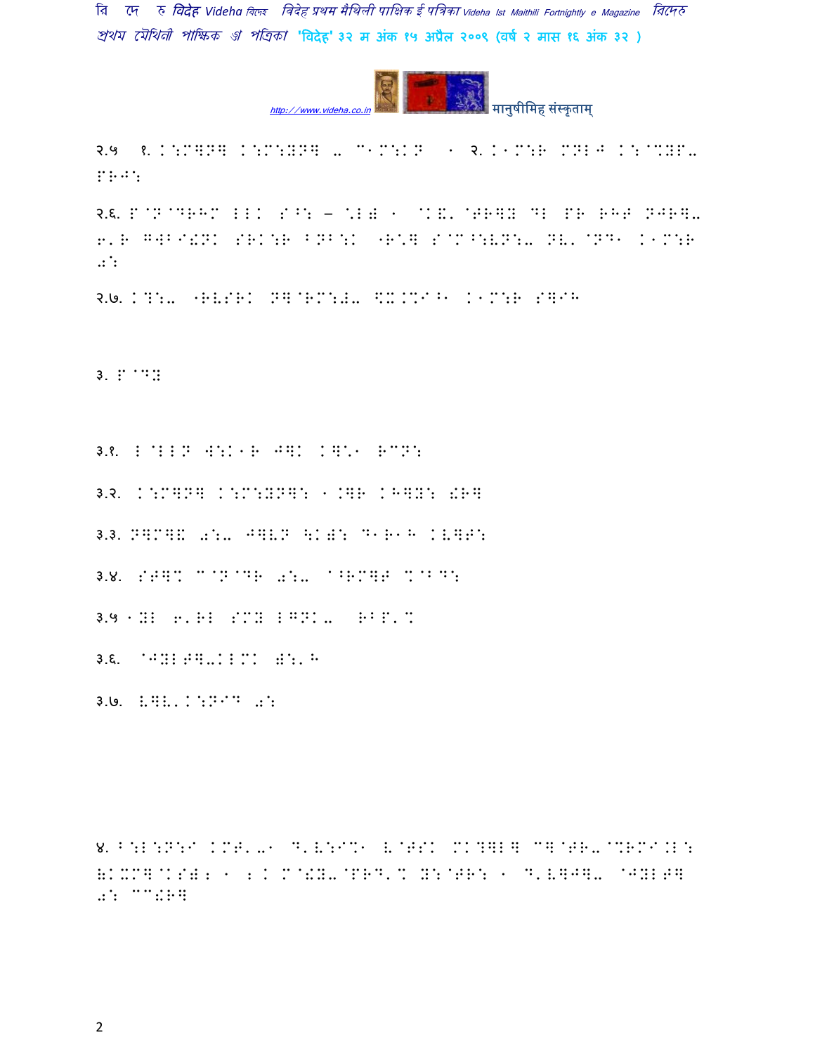२.५ १. K:M]N] K:M:YN] - C1M:KN 1 २. K1M:R MNL# K:@.YP- PR#:

२.६. P@N@DRHM LLK S^: – \L) 1 @K&'@TR]Y DL PR RHT NJR]- 6'R G]B@!XK SRK:R BNB:K "R\] S@M^:VN:- NV'@ND1 K1M:R 0:

२.७. K?:- "RVSRK N]@RM:J- \X.MI^1 K1M:R S]IH

३. P@DY

३.१. L@LLN W:K1R J]K K]\1 RCN:

३.२. K:M]N] K:M:YN]: 1.]R KH]Y: !R]

३.३. N]M]& 0:- J]VN \K): D1R1H KV]T:

३.४. ST]% C@N@DR 0:- ^RM]T %@BD:

३.५ 1YL 6'RL SMY LGNK- RBP'%

३.६. @JYLT]-KLMK ):'H

३.७. V]V'K:NID 0:

४. B:L:N:I KMT'-1 D'V:I%1 V@TSK MK?]L] C]@TR-@%RMI.L: HKXM]@KS)? 1 ? K M@!Y-@PRD'% Y:@TR: 1 D'V]J]- @JYLT] 0: CC!R]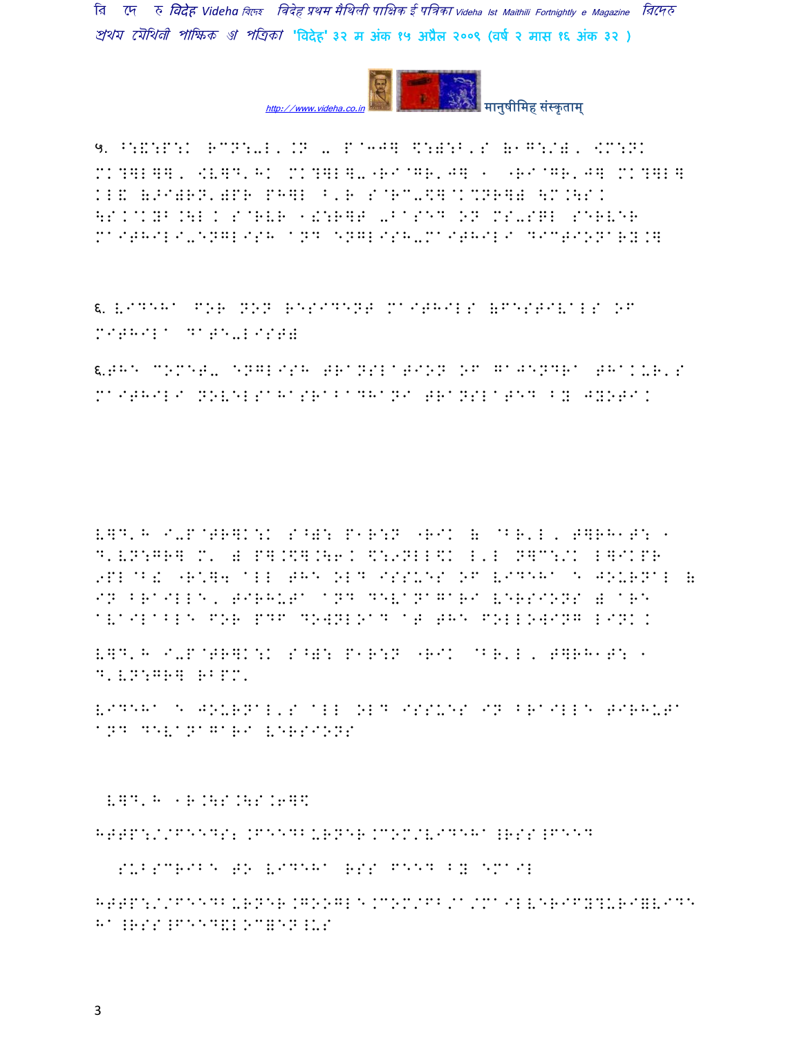५. ^:&:P:K R"N:-L'.N - P"3J] \$:):B'S (1G:/), <M:NK MK?]L]], <V]D'HK MK?]L]-"RI"GR'J] 1 "RI"GR'J] MK?]L] KL& (>I)RN')PR PH]L ^'R S"R"-\$]"K%NR]) \M.\SK \SK"KYB.\L K S"RVR 1!:R]T -BASED ON MS-SQL SERVER MAITHILI-ENGLISH AND ENGLISH-MAITHILI DICTIONARY.]

६. VIDEHA FOR NON RESIDENT MAITHILS (FESTIVALS OF MITHILA DATE-LIST)

६.THE COMET- ENGLISH TRANSLATION OF GAJENDRA THAKUR'S MAITHILI NOVELSAHASRABADHANI TRANSLATED BY JYOTI.

V]D'H I-P"TR]K:K S^): P1R:N "RIK ( "BR'L, T]RH1T: 1 D'VN:GR] M' ) P].\$].\6K \$:9NLL\$K L'L N]C:/K L]IKPR 9PL"B! "R\]4 ALL THE OLD ISSUES OF VIDEHA E JOURNAL ( IN BRAILLE, TIRHUTA AND DEVANAGARI VERSIONS ) ARE AVAILABLE FOR PDF DOWNLOAD AT THE FOLLOWING LINK.

V]D'H I-P"TR]K:K S^): P1R:N "RIK "BR'L, T]RH1T: 1 D'VN:GR] RBPM'

VIDEHA E JOURNAL'S ALL OLD ISSUES IN BRAILLE TIRHUTA AND DEVANAGARI VERSIONS

V]D'H 1R.\S.\S.6]\$

HTTP://FEEDS2.FEEDBURNER.COM/VIDEHA!RSS!FEED

SUBSCRIBE TO VIDEHA RSS FEED BY EMAIL

HTTP://FEEDBURNER.GOOGLE.COM/FB/A/MAILVERIFY?URI=VIDEHA!RSS!FEED&LOC=EN!US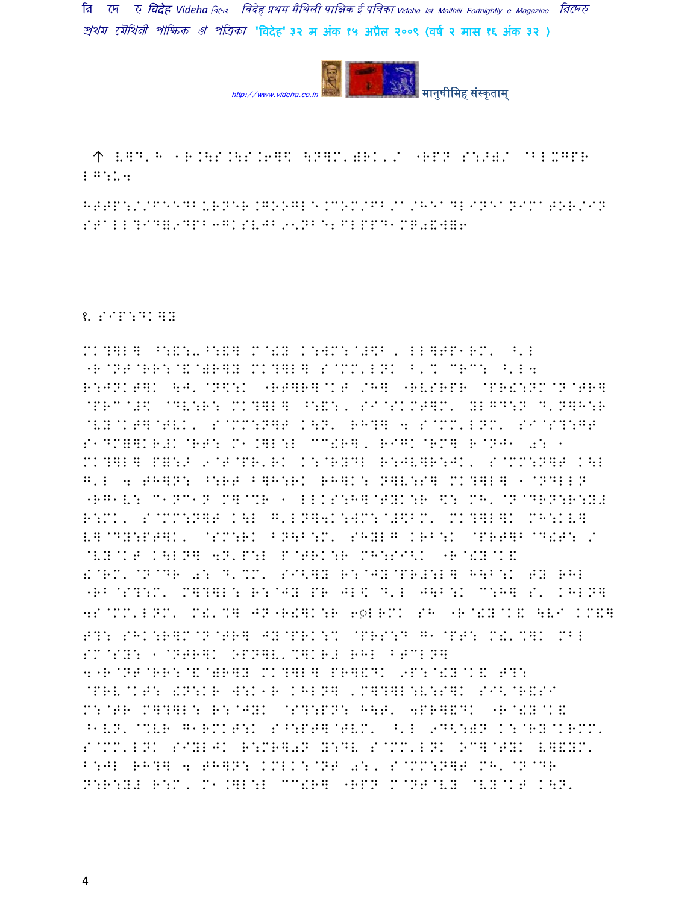↑ V]D'H 1R.\S.\S.6]$ \N]M')RK'/ "RPN S:>)/ @BLXGPR LG:U4

HTTP://FEEDBURNER.GOOGLE.COM/FB/A/HEADLINEANIMATOR/IN STALL?ID=9DPB3GKSVJB95NBE2FLPPD1MG0&W=6

१. SIP:DK]Y

MK?]L] ^:&:-^:&] M@!Y K:WM:@#\$B, LL]TP1RM' ^'L "R@NT@RR:@&@)R]Y MK?]L] S@MM'LNK B'% CRC: ^'L4 R:JNKT]K \J'@N\$:K "RT]R]@KT /H] "RVSRPR @PR!:NM@N@TR] @PRC@#\$ @DV:R: MK?]L] ^:&:, SI@SKMT]M' YLGD:N D'N]H:R @VY@KT]@TVK, S@MM:N]T K\N' RH?] 4 S@MM'LNM' SI@S?:GT S1DM]]KR#K@RT: M1.]L:L CC!R], RIGK@RM] R@NJ1 0: 1 MK?]L] P=:> 9@T@PR'RK K:@RYDL R:JV]R:JK, S@MM:N]T K\L G'L 4 TH]N: ^:RT B]H:RK RH]K: N]V:S] MK?]L] 1@NDLLN "RG1V: C1NC1N M]@%R 1 LLKS:H]@TYK:R \$: MH'@N@DRN:R:Y# R:MK, S@MM:N]T K\L G'LN]4K:WM:@#\$BM' MK?]L]K MH:KV] V]@DY:PT]K, @SM:RK BN\B:M' SHYLG KRB:K @PRT]B@D!T: / @VY@KT K\LN] 4N'P:L P@TRK:R MH:SI<K "R@!Y@K& !@RM'@N@DR 0: D'%M' SI<]Y R:@JY@PR#:L] H\B:K TY RHL "RB@S?:M' M]?]L: R:@JY PR JL\$ D'L J\B:K C:H] S' KHLN] 4S@MM'LNM' M!'%] JN"R!]K:R 6◌़LRMK SH "R@!Y@K& \VI KM&] T?: SHK:R]M@N@TR] JY@PRK:% @PRS:D G1@PT: M!'%]K MBL SM@SY: 1@NTR]K OPN]V'%]KR# RHL BTCLN] 4"R@NT@RR:@&@)R]Y MK?]L] PR]&DK 9P:@!Y@K& T?: @PRV@KT: !N:KR W:K1R KHLN] ,M]?]L:V:S]K SI<@R&SI M:@TR M]?]L: R:@JYK @S?:PN: H\T' 4PR]&DK "R@!Y@K& ^1VN'@%VR G1RMKT:K S^:PT]@TVM' ^'L 9D<:)N K:@RY@KRMM' S@MM'LNK SIYLJK R:MR]0N Y:DV S@MM'LNK OC]@TYK V]&YM' B:JL RH?] 4 TH]N: KMLK:@NT 0:, S@MM:N]T MH'@N@DR N:R:Y# R:M, M1.]L:L CC!R] "RPN M@NT@VY @VY@KT K\N'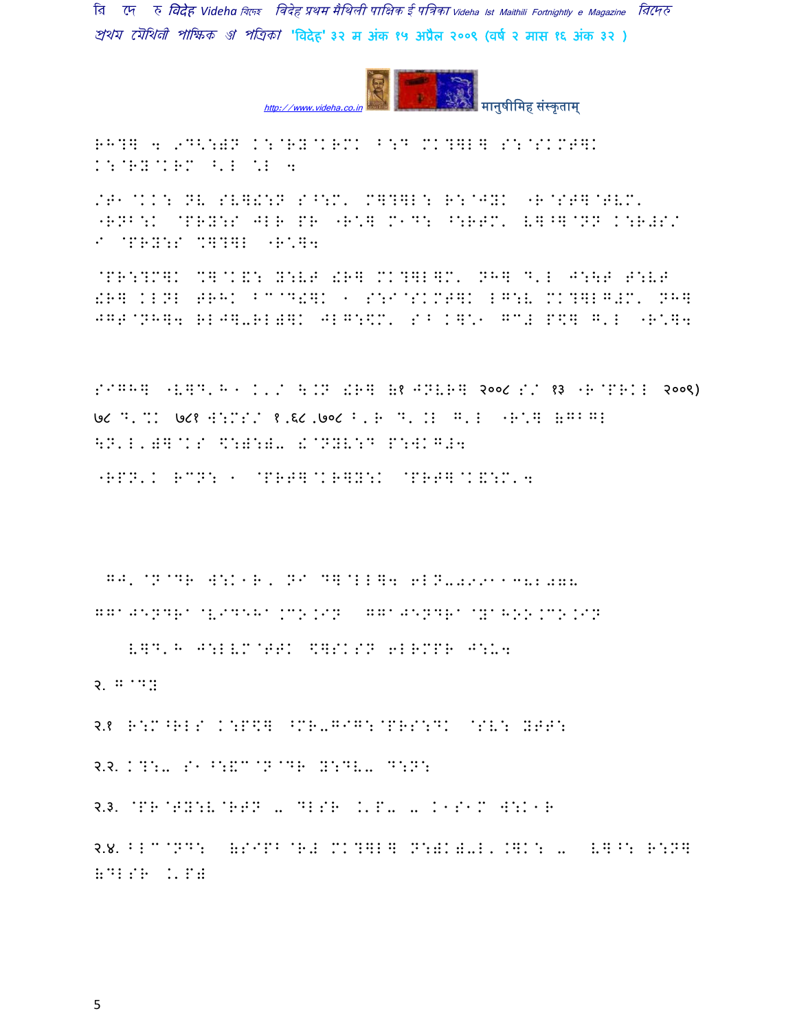RH?][ 4 9D<:)N K:@RY@KRMK ^:P MK?]L] S:@SKMT]K K:@RY@KRM ^'L {L 4

/T1@KK: NV SV]!:N S^:M' M]?]L: R:@JYK -R@ST]@TVM' "RNB:K @PRY:S JLR PR "R{] M1D: ^:RTM' V]^]@NN K:R#S/ I @PRY:S %]?]L "R{]4

@PR:?M]K %]@K&: Y:VT !R] MK?]L]M' NH] D'L J:\T T:VT !R] KLNL TRHK B@D!]K 1 S:I@SKMT]K LG:V MK?]LG#M' NH] JGT@NH]4 RLJ]-RL)]K JLG:\$M' S^ K]{1 G{# P\$] G'L "R{]4

SIGH] "V]D'H 1 K'/ \.N !R] (१ JNVR] २००८ S/ १३ "R@PRKL २००९) ७८ D' %K ७८१ W:MS/ १.६८.७०८ B'R D' .L G'L "R{] (GBGL \N'L')]@KS \$:):)- !@NYV:D P:WKG#4

"RPN'K RCN: 1 @PRT]@KR]Y:K @PRT]@K&:M'4

GJ'@N@DR W:K1R, NI D]@LL]4 6LN-09911382078 GGAJENDRA@VIDEHA.CO.IN GGAJENDRA@YAHOO.CO.IN

V]D'H J:LVM@TTK \$]SKSN 6LRMPR J:U4

२. G@DY

२.१ R:M^RLS K:P\$] ^MR-GIG:@PRS:DK @SV: YTT:

२.२. K?:- S1^:&C@N@DR Y:DV- D:N:

२.३. @PR@TY:V@RTN - DLSR .'P- - K1S1M W:K1R

२.४. BLC@ND: (SIPB@R# MK?]L] N:)K)-L'.]K: - V]^: R:N] (DLSR .'P)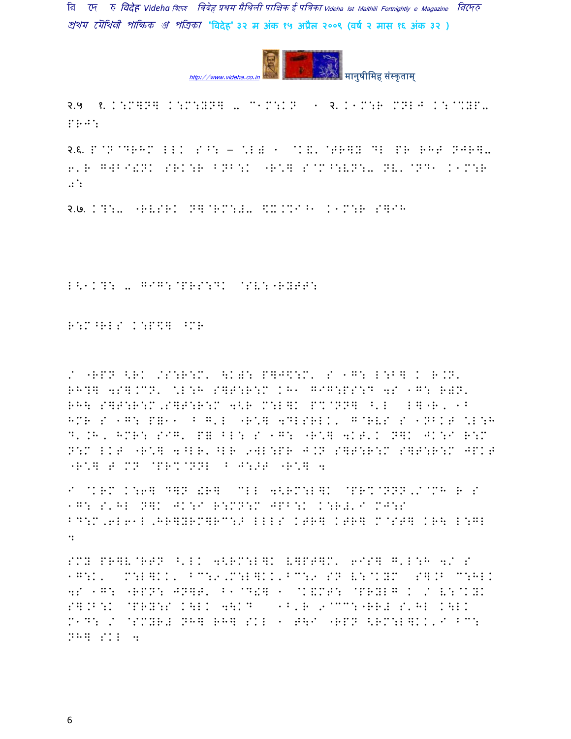२.५ १. K:M]N] K:M:YN] - C1M:KN १ २. K1M:R MNLJ K:@%YP- PRJ:

२.६. P@N@DRHM LLK S^: – \*L) १ @K&' @TR]Y DL PR RHT NJR]- 6'R G]B I!NK SRK:R BNB:K "R\*] S@M^:VN:- NV' @ND१ K१M:R .i:

२.७. K?:- "RVSRK N]@RM:#- \$X.M7^१ K१M:R S]IH

L<१K?: - GIG:@PRS:DK @SV:"RYTT:

R:M^RLS K:P\$] ^MR

/ "RPN <RK /S:R:M' \K): P]J\$:M' S १G: L:B] K R.N' RH?] 4S].CN' \*L:H S]T:R:M KH१ GIG:PS:D 4S १G: R)N' RH\ S]T:R:M,S]T:R:M 4<R M:L]K P%@NN] ^'L L]"R, १B HMR S १G: P=११ B G'L "R\*] 4DLSRLK' G@RVS S १NBKT \*L:H D'.H, HMR: SIG' P= BL: S १G: "R\*] 4KT'K N]K JK:I R:M N:M LKT "R\*] 4^LR'^LR 9WL:PR J.N S]T:R:M S]T:R:M JPKT "R\*] T MN @PR%@NNL B J:>T "R\*] 4

I @KRM K:6] D]N !R] CLL 4<RM:L]K @PR%@NNN,/@MH R S १G: S'HL N]K JK:I R:MN:M JPB:K K:R#'I MJ:S BD:M,6L6१L,HR]YRM]RC:> LLLS KTR] KTR] M@ST] KR\ L:GL 4

SMY PR]V@RTN ^'LK 4<RM:L]K V]PT]M' 6IS] G'L:H 4/ S १G:K' M:L]KK' BC:9,M:L]KK'BC:9 SN V:@KYM S].B C:HLK 4S १G: "RPN: JN]T' B१@D!] १ @K&MT: @PRYLG K / V:@KYK S].B:K @PRY:S K\LK 4\KD १B'R 9@CC:"RR# S'HL K\LK M१D: / @SMYR# NH] RH] SKL १ T\I "RPN <RM:L]KK'I BC: NH] SKL 4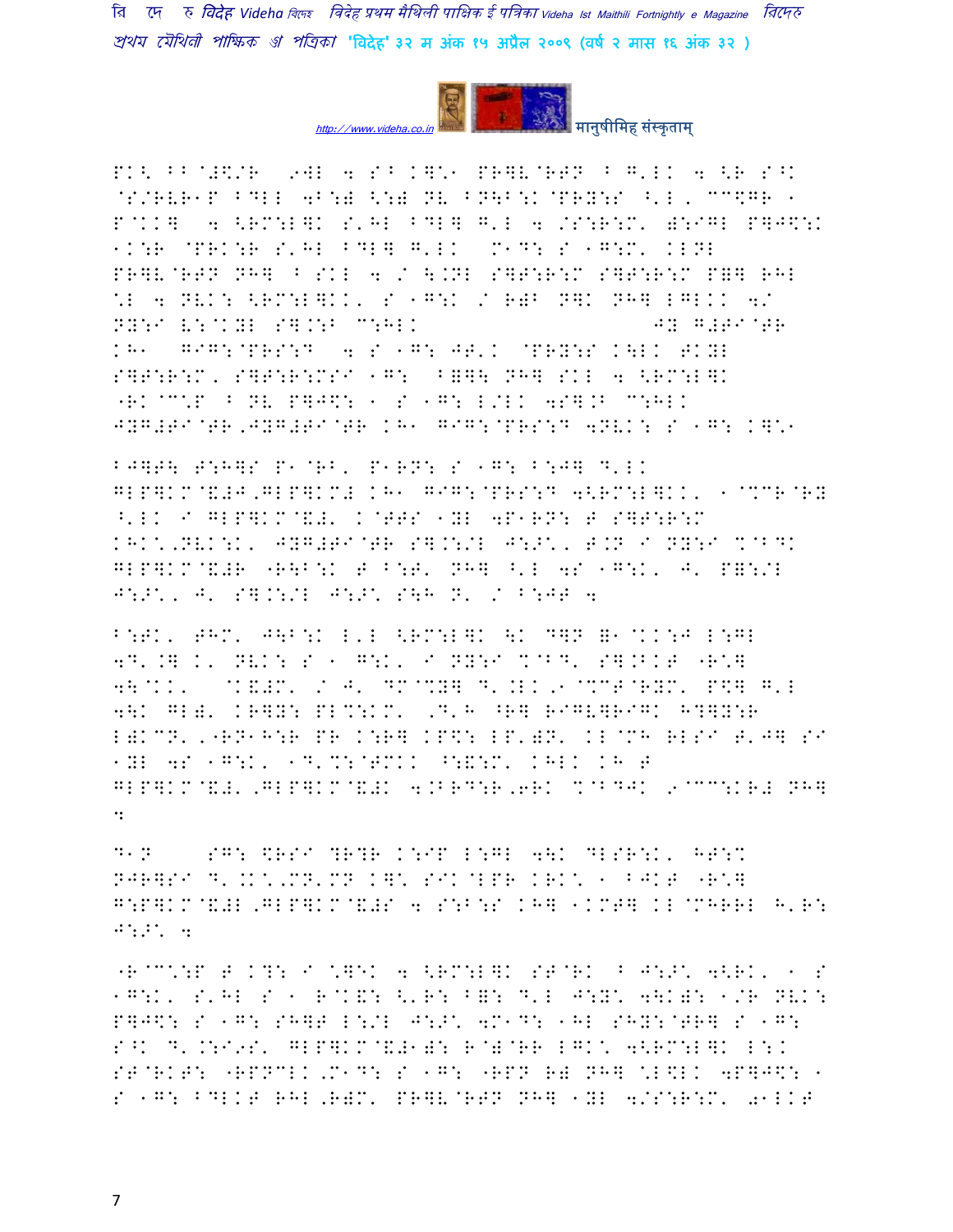PK< BB@#$/R 9WL 4 S^B K]*1 PR]V@RTN B G'LK 4 <R S^K
@S/RVR1P BDLL 4B:) <:) NV BN\B:K@PRY:S ^'L, CC$GR 1
P@KK] 4 <RM:L]K S'HL BDL] G'L 4 /S:R:M' ):IGL P]J$:K
1K:R @PRK:R S'HL BDL] G'LK M1D: S 1G:M' KLNL
PR]V@RTN NH] B SKL 4 / \.NL S]T:R:M S]T:R:M P]] RHL
*L 4 NVK: <RM:L]KK' S 1G:K / R)B N]K NH] LGLKK 4/
NY:I V:@KYL S].:B C:HLK JY G#TI@TR
KH1 GIG:@PRS:D 4 S 1G: JT'K @PRY:S K\LK TKYL
S]T:R:M, S]T:R:MSI 1G: B]]\ NH] SKL 4 <RM:L]K
"RK@C*P B NV P]J$: 1 S 1G: L/LK 4S].B C:HLK
JYG#TI@TR,JYG#TI@TR KH1 GIG:@PRS:D 4NVK: S 1G: K]*1

BJ]T\ T:H]S P1@RB' P1RN: S 1G: B:J] D'LK
GLP]KM@&#J,GLP]KM# KH1 GIG:@PRS:D 4<RM:L]KK' 1@%CR@RY
^'LK I GLP]KM@&#' K@TTS 1YL 4P1RN: T S]T:R:M
KHK*,NVK:K' JYG#TI@TR S].:/L J:>*' T.N I NY:I %@BDK
GLP]KM@&#R "R\B:K T B:T' NH] ^'L 4S 1G:K' J' P=:/L
J:>*' J' S].:/L J:>* S\H N' / B:JT 4

B:TK' THM' J\B:K L'L <RM:L]K \K D]N =1@KK:J L:GL
4D'.] K' NVK: S 1 G:K' I NY:I %@BD' S].BKT "R*]
4\@KK' @K&#M' / J' DM@%Y] D'.LK,9@%CT@RYM' P$] G'L
4\K GL)' KR]Y: PL%:KM' ,D'H ^R] RIGV]RIGK H?]Y:R
L)KCN',"RN1H:R PR K:R] KP$: LP')N' KL@MH RLSI T'J] SI
1YL 4S 1G:K' 1D'%:@TMKK ^:&:M' KHLK KH T
GLP]KM@&#',GLP]KM@&#K 4.BRD:R,6RK %@BDJK 9@CC:KR# NH]
4

D1N SG: $RSI ?R?R K:IP L:GL 4\K DLSR:K' HT:%
NJR]SI D'.K*,MN'MN K]* SIK@LPR KRK* 1 BJKT "R*]
G:P]KM@&#L,GLP]KM@&#S 4 S:B:S KH] 1KMT] KL@MHRRL H'R:
J:>* 4

"R@C*:P T K?: I *]EK 4 <RM:L]K ST@RK B J:>* 4<RK' 1 S
1G:K' S'HL S 1 R@K&: <'R: B=: D'L J:Y* 4\K): 1/R NVK:
P]J$: S 1G: SH]T L:/L J:>* 4M1D: 1HL SHY:@TR] S 1G:
S^K D'.:I9S' GLP]KM@&#1): R@)@RR LGK* 4<RM:L]K L:K
ST@RKT: "RPNCLK,M1D: S 1G: "RPN R) NH] *L$LK 4P]J$: 1
S 1G: BDLKT RHL,R)M' PR]V@RTN NH] 1YL 4/S:R:M' 01LKT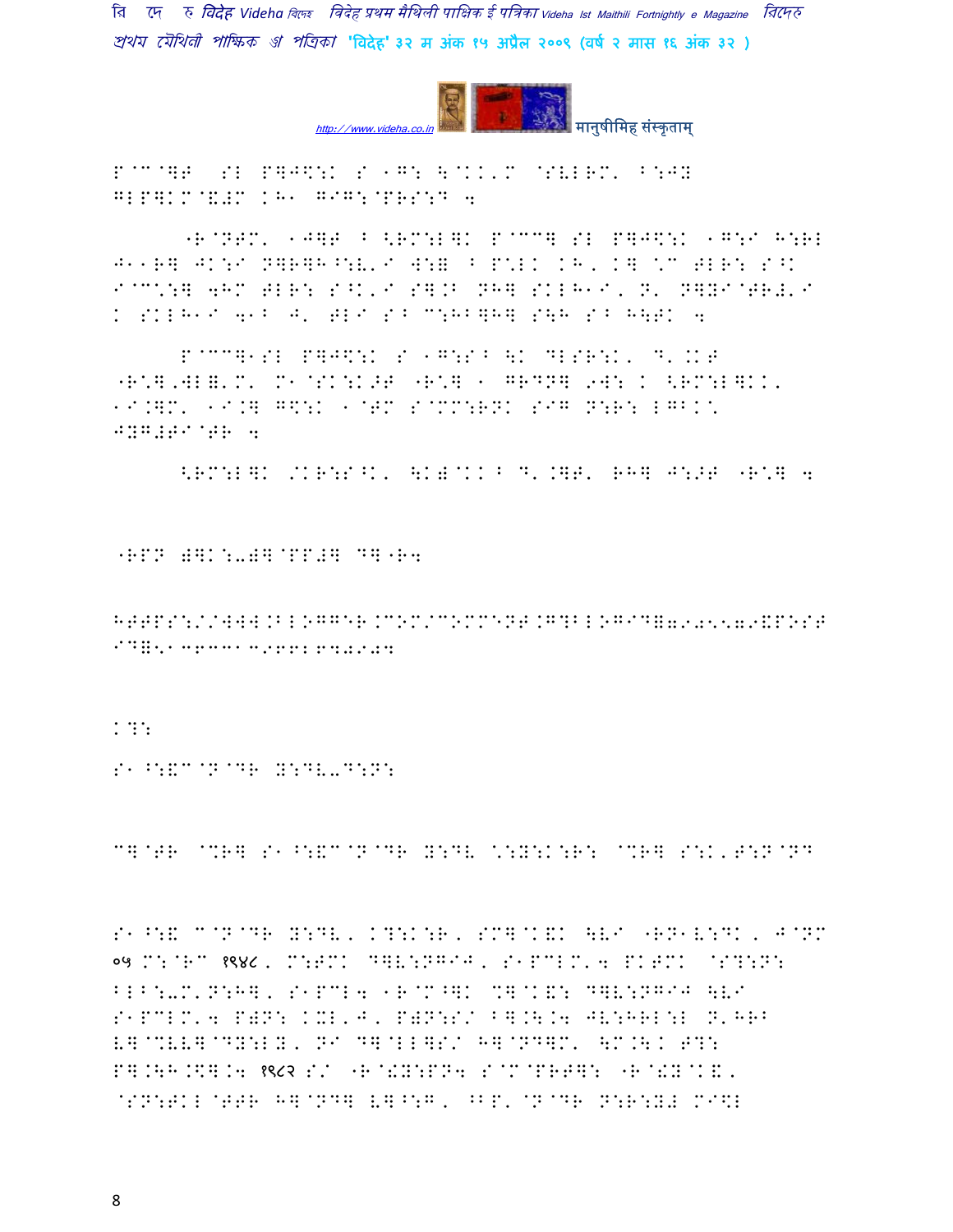P@C@]T SL P]J$:K S 1G: \@KK'M @SVLRM' B:JY
GLP]KM@&#M KH1 GIG:@PRS:D 4

<R@NTM' 1J]T B <RM:L]K P@CC] SL P]J$:K 1G:I H:RL J11R] JK:I N]R]H^:V'I W:= B P*LK KH, K] *C TLR: S^K I@C*:] 4HM TLR: S^K'I S].B NH] SKLH1I, N' N]YI@TR#'I K SKLH1I 41B J' TLI SB C:HB]H] S\H SB H\TK 4

P@CC]1SL P]J$:K S 1G:SB \K DLSR:K' D'.KT <R*],WL='M' M1@SK:K>T <R*] 1 GRDN] 9W: K <RM:L]KK' 1I.]M' 1I.] G$:K 1@TM S@MM:RNK SIG N:R: LGBK* JYG#TI@TR 4

<RM:L]K /KR:S^K' \K)@KK B D'.]T' RH] J:>T <R*] 4

<RPN )]K:-)]@PP#] D]<R4

HTTPS://WWW.BLOGGER.COM/COMMENT.G?BLOGID=7905579&POST ID=5136331396628429204

K?:

S1^:&C@N@DR Y:DV-D:N:

C]@TR @%R] S1^:&C@N@DR Y:DV *:Y:K:R: @%R] S:K'T:N@ND

S1^:& C@N@DR Y:DV, K?:K:R, SM]@K&K \VI <RN1V:DK, J@NM ०५ M:@RC १९४८, M:TMK D]V:NGIJ, S1PCLM'4 PKTMK @S?:N: BLB:-M'N:H], S1PCL4 1R@M^]K %]@K&: D]V:NGIJ \VI S1PCLM'4 P)N: KXL'J, P)N:S/ B].\.4 JV:HRL:L N'HRB V]@%VV]@DY:LY, NI D]@LL]S/ H]@ND]M' \M.\.K T?: P].\H.\$].4 १९८२ S/ <R@!Y:PN4 S@M@PRT]: <R@!Y@K&, @SN:TKL@TTR H]@ND] V]^:G, ^BP'@N@DR N:R:Y# MI$L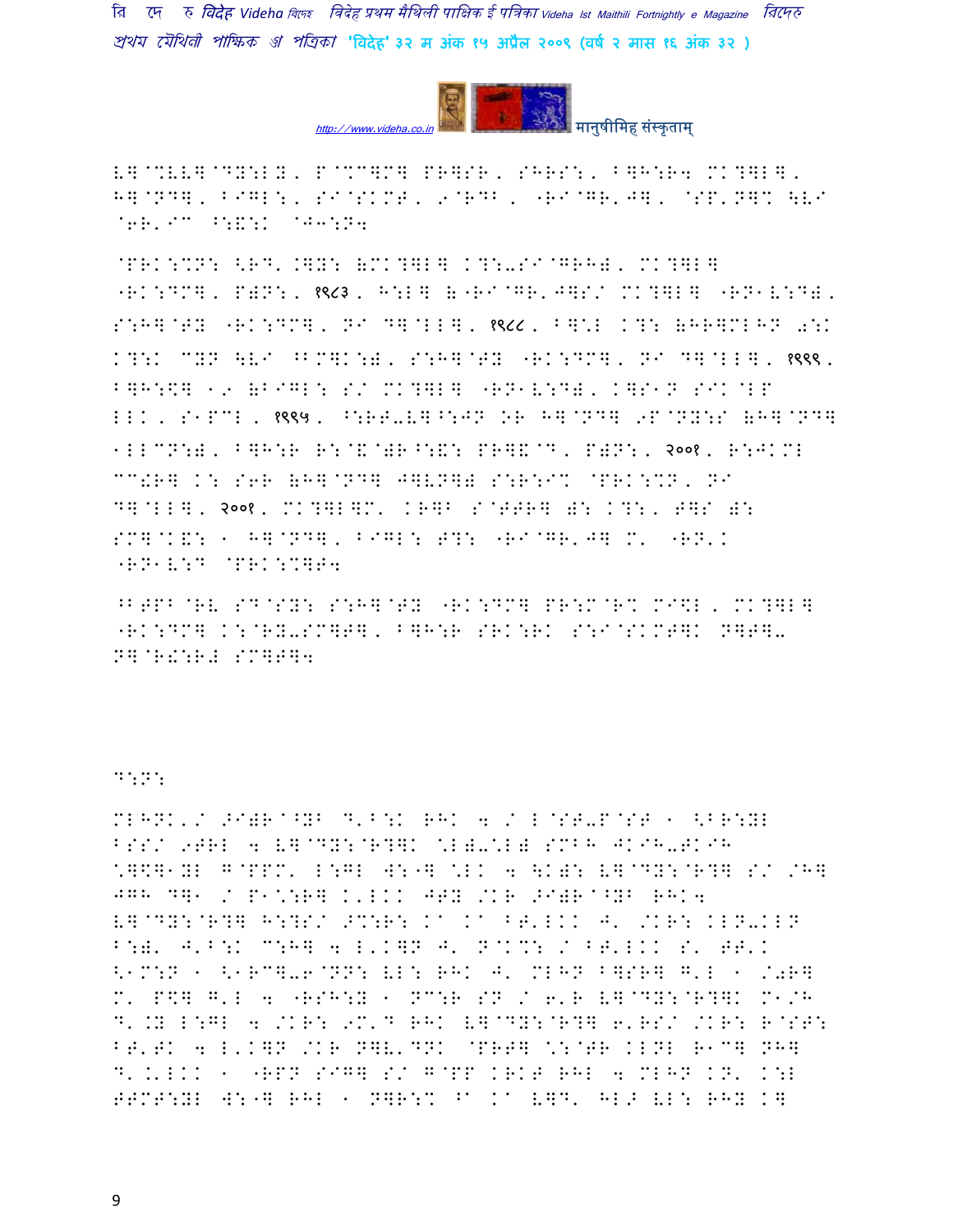V]@%VV]@DY:LY, P@%C]M] PR]SR, SHRS:, B]H:R4 MK?]L],
H]@ND], BIGL:, SI@SKMT, 9@RDB, "RI@GR'J], @SP'N]% \LI
@6R'IC ^:&:K @J3:N4

@PRK:%N: <RD'.]Y: (MK?]L] K?:-SI@GRH), MK?]L]
"RK:DM], P)N:, १९८३, H:L] ("RI@GR'J]S/ MK?]L] "RN1V:D),
S:H]@TY "RK:DM], NI D]@LL], १९८८, B]%L K?: (HR]MLHN 0:K
K?:K CYN \LI ^BM]K:), S:H]@TY "RK:DM], NI D]@LL], १९९९,
B]H:\$] 19 (BIGL: S/ MK?]L] "RN1V:D), K]S1N SIK@LP
LLK, S1PCL, १९९५, ^:RT-V]^:JN OR H]@ND] 9P@NY:S (H]@ND]
1LLCN:), B]H:R R:@&@)R^:&: PR]&@D, P)N:, २००१, R:JKML
CC!R] K: S6R (H]@ND] J]VN]) S:R:I% @PRK:%N, NI
D]@LL], २००१, MK?]L]M' KR]B S@TTR] ): K?:, T]S ):
SM]@K&: 1 H]@ND], BIGL: T?: "RI@GR'J] M' "RN'K
"RN1V:D @PRK:%]T4

^BTPB@RV SD@SY: S:H]@TY "RK:DM] PR:M@R% MI\$L, MK?]L]
"RK:DM] K:@RY-SM]T], B]H:R SRK:RK S:I@SKMT]K N]T]-
N]@R!:R# SM]T]4

D:N:

MLHNK'/ >I)R@^YB D'B:K RHK 4 / L@ST-P@ST 1 <BR:YL
BSS/ 9TRL 4 V]@DY:@R?]K *L)-*L) SMBH JKIH-TKIH
*]\$]1YL G@PPM' L:GL W:"] *LK 4 \K): V]@DY:@R?] S/ /H]
JGH D]1 / P1*:R] K'LKK JTY /KR >I)R@^YB RHK4
V]@DY:@R?] H:?S/ >%:R: KA KA BT'LKK J' /KR: KLN-KLN
B:)' J'B:K C:H] 4 L'K]N J' N@K%: / BT'LKK S' TT'K
<1M:N 1 <1RC]-6@NN: VL: RHK J' MLHN B]SR] G'L 1 /0R]
M' P\$] G'L 4 "RSH:Y 1 NC:R SN / 6'R V]@DY:@R?]K M1/H
D'.Y L:GL 4 /KR: 9M'D RHK V]@DY:@R?] 6'RS/ /KR: R@ST:
BT'TK 4 L'K]N /KR N]V'DNK @PRT] *:@TR KLNL R1C] NH]
D'.'LKK 1 "RPN SIG] S/ G@PP KRKT RHL 4 MLHN KN' K:L
TTMT:YL W:"] RHL 1 N]R:% ^A KA V]D' HL> VL: RHY K]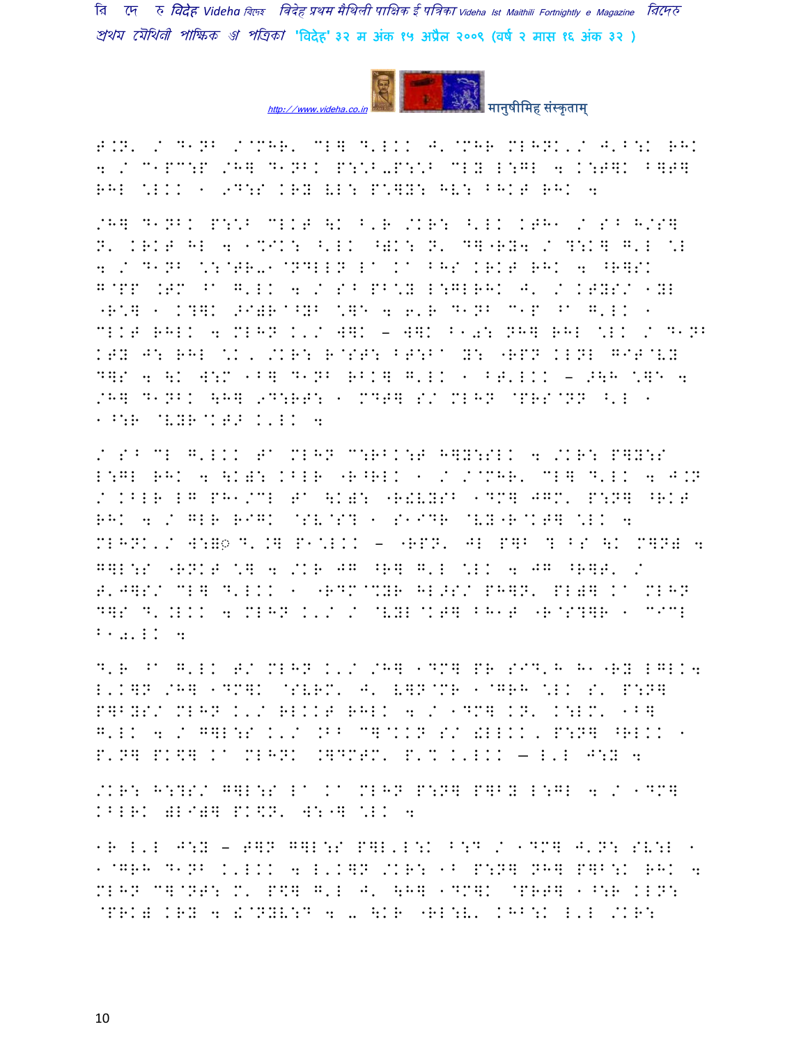T.N' / D1NB /@MHR' CL] D'LKK J'@MHR MLHNK'/ J'B:K RHK 4 / C1PC:P /H] D1NBK P:\B-P:\B CLY L:GL 4 K:T]K B]T] RHL \LKK 1 9D:S KRY VL: P\]Y: HV: BHKT RHK 4

/H] D1NBK P:\B CLKT \K B'R /KR: ^'LK KTH1 / S^ H/S] N' KRKT HL 4 1%IK: ^'LK ^WK: N' D]"RY4 / ?:K] G'L \L 4 / D1NB \:@TR-1@NDLLN La Ka BHS KRKT RHK 4 ^R]SK G@PP .TM ^a G'LK 4 / S^ PB\Y L:GLRHK J' / KTYS/ 1YL "R\] 1 K?]K >I)R^BYB \]E 4 6'R D1NB C1P ^a G'LK 1 CLKT RHLK 4 MLHN K'/ W]K – W]K B10: NH] RHL \LK / D1NB KTY J: RHL \K, /KR: R@ST: BT:Ba Y: "RPN KLNL GIT@VY D]S 4 \K W:M 1B] D1NB RBK] G'LK 1 BT'LKK – >\H \]E 4 /H] D1NBK \H] 9D:RT: 1 MDT] S/ MLHN @PRS@NN ^'L 1 1^:R @VYR@KT> K'LK 4

/ S^ CL G'LKK Ta MLHN C:RBK:T H]Y:SLK 4 /KR: P]Y:S L:GL RHK 4 \K): KBLR "R^RLK 1 / /@MHR' CL] D'LK 4 J.N / KBLR LG PH1/CL Ta \K): "R!VYSB 1DM] JGM' P:N] ^RKT RHK 4 / GLR RIGK @SV@S? 1 S1IDR @VY"R@KT] \LK 4 MLHNK'/ W:H◌ D'.] P1\LKK – "RPN' JL P]B ? BS \K M]N) 4 G]L:S "RNKT \] 4 /KR JG ^R] G'L \LK 4 JG ^R]T' / T'J]S/ CL] D'LKK 1 "RDM@%YR HL>S/ PH]N' PL)] Ka MLHN D]S D'.LKK 4 MLHN K'/ / @VYL@KT] BH1T "R@S?]R 1 CICL B10'LK 4

D'R ^a G'LK T/ MLHN K'/ /H] 1DM] PR SID'H H1"RY LGLK4 L'K]N /H] 1DM]K @SVRM' J' V]N@MR 1@GRH \LK S' P:N] P]BYS/ MLHN K'/ RLKKT RHLK 4 / 1DM] KN' K:LM' 1B] G'LK 4 / G]L:S K'/ .BB C]@KKN S/ !LLKK, P:N] ^RLKK 1 P'N] PK$] Ka MLHNK .]DMTM' P'% K'LKK – L'L J:Y 4

/KR: H:?S/ G]L:S La Ka MLHN P:N] P]BY L:GL 4 / 1DM] KBLRK )LI)] PK$N' W:"] \LK 4

1R L'L J:Y – T]N G]L:S P]L'L:K B:D / 1DM] J'N: SV:L 1 1@GRH D1NB K'LKK 4 L'K]N /KR: 1B P:N] NH] P]B:K RHK 4 MLHN C]@NT: M' P$] G'L J' \H] 1DM]K @PRT] 1^:R KLN: @PRK) KRY 4 !@NYV:D 4 -' \KR "RL:V' KHB:K L'L /KR: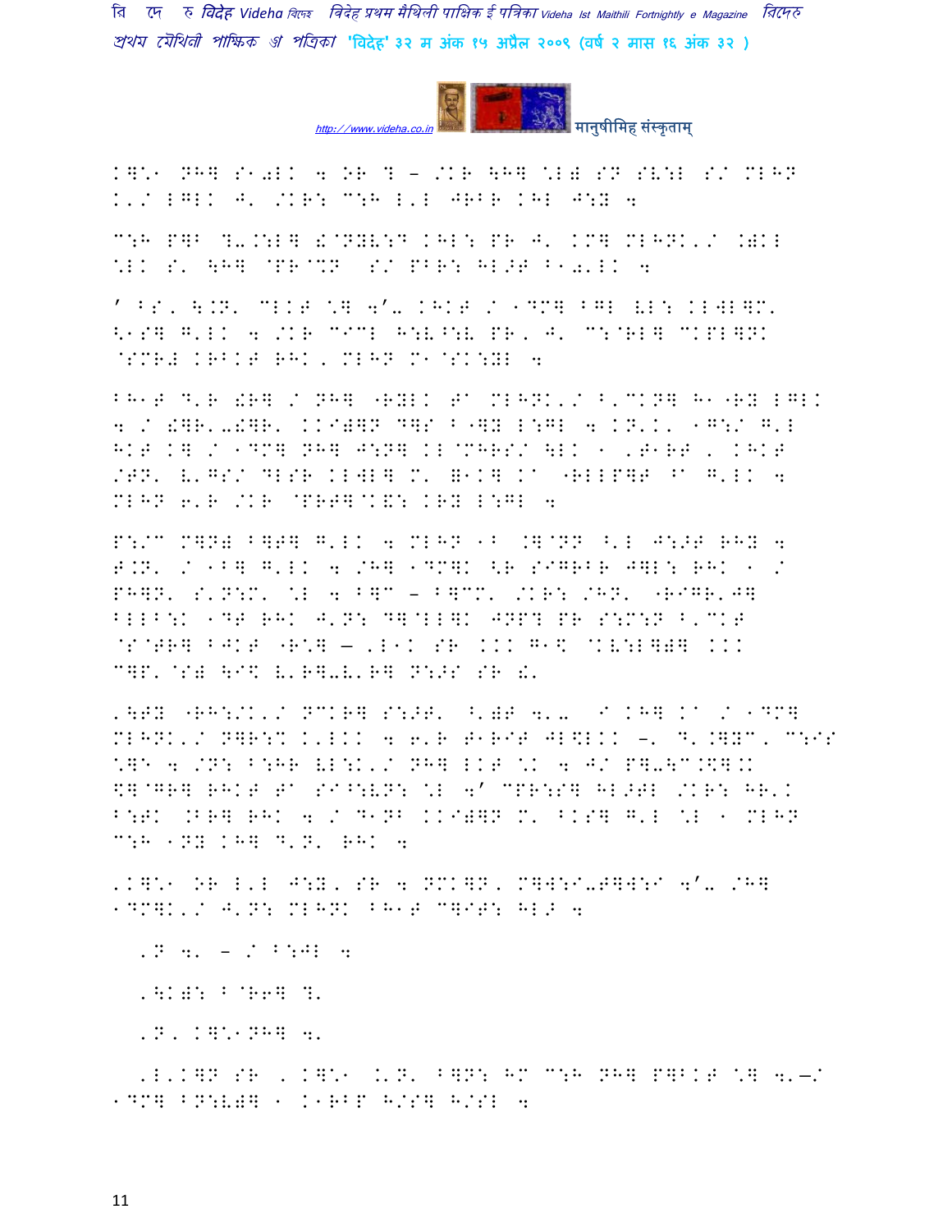K]\1 NH] S1get 4 OR ? – /KR \H] \L) SN SV:L S/ MLHN K'/ LGLK J' /KR: C:H L'L JRBR KHL J:Y 4

C:H P]B ?-.:L] **\# 2@NYV:D KHL: PR J' KM] MLHNK'/ .)KL \LK S' \H] @PR@%N S/ PBR: HL>T B10'LK 4

' BS, \.N' CLKT \] 4'- KHKT / 1DM] BGL VL: KLWL]M' <1S] G'LK 4 /KR C smallestC H:V^:V PR, J' C:@RL] CKPL]NK @SMR# KRBKT RHK, MLHN M1@SK:YL 4

BH1T D'R !R] / NH] "RYLK Ta MLHNK'/ B'CKN] H1"RY LGLK 4 / !]R'-!]R' KKI)]N D]S B"]Y L:GL 4 KN'K' 1G:/ G'L HKT K] / 1DM] NH] J:N] KL@MHRS/ \LK 1 'T1RT , KHKT /TN' V'GS/ DLSR KLWL] M' =1K] Ka "RLLP]T ^a G'LK 4 MLHN 6'R /KR @PRT]@K&: KRY L:GL 4

P:/C M]N) B]T] G'LK 4 MLHN 1B .]@NN ^'L J:>T RHY 4 T.N' / 1B] G'LK 4 /H] 1DM]K <R SIGRBR J]L: RHK 1 / PH]N' S'N:M' \L 4 B]C – B]CM' /KR: /HN' "RIGR'J] BLLB:K 1DT RHK J'N: D]@LL]K JNP? PR S:M:N B'CKT @S@TR] BJKT "R\] — 'L1K SR KKK G1\ @KV:L]8] KKK C]P' @S) \I\ V'R]-V'R] N:>S SR !'

'\TY "RH:/K'/ NCKR] S:>T' ^')T 4'- I KH] Ka / 1DM] MLHNK'/ N]R:% K'LKK 4 6'R T1RIT JL\$LKK –' D'.]YC' C:IS \]H 4 /N: B:HR VL:K'/ NH] LKT \K 4 J/ P]-\C.\$].K \$]@GR] RHKT Ta SI^:VN: \L 4' CPR:S] HL>TL /KR: HR'K B:TK .BR] RHK 4 / D1NB KKI)]N M' BKS] G'L \L 1 MLHN C:H 1NY KH] D'N' RHK 4

'K]\1 OR L'L J:Y, SR 4 NMK]N, M]W:I-T]W:I 4'- /H] 1DM]K'/ J'N: MLHNK BH1T C]IT: HL> 4

'N 4' – / B:JL 4

'\K): B@R6] ?'

'N, K]\1NH] 4'

'L'K]N SR , K]\1 .'N' B]N: HM C:H NH] P]BKT \] 4'—/ 1DM] BN:V)] 1 K1RBP H/S] H/SL 4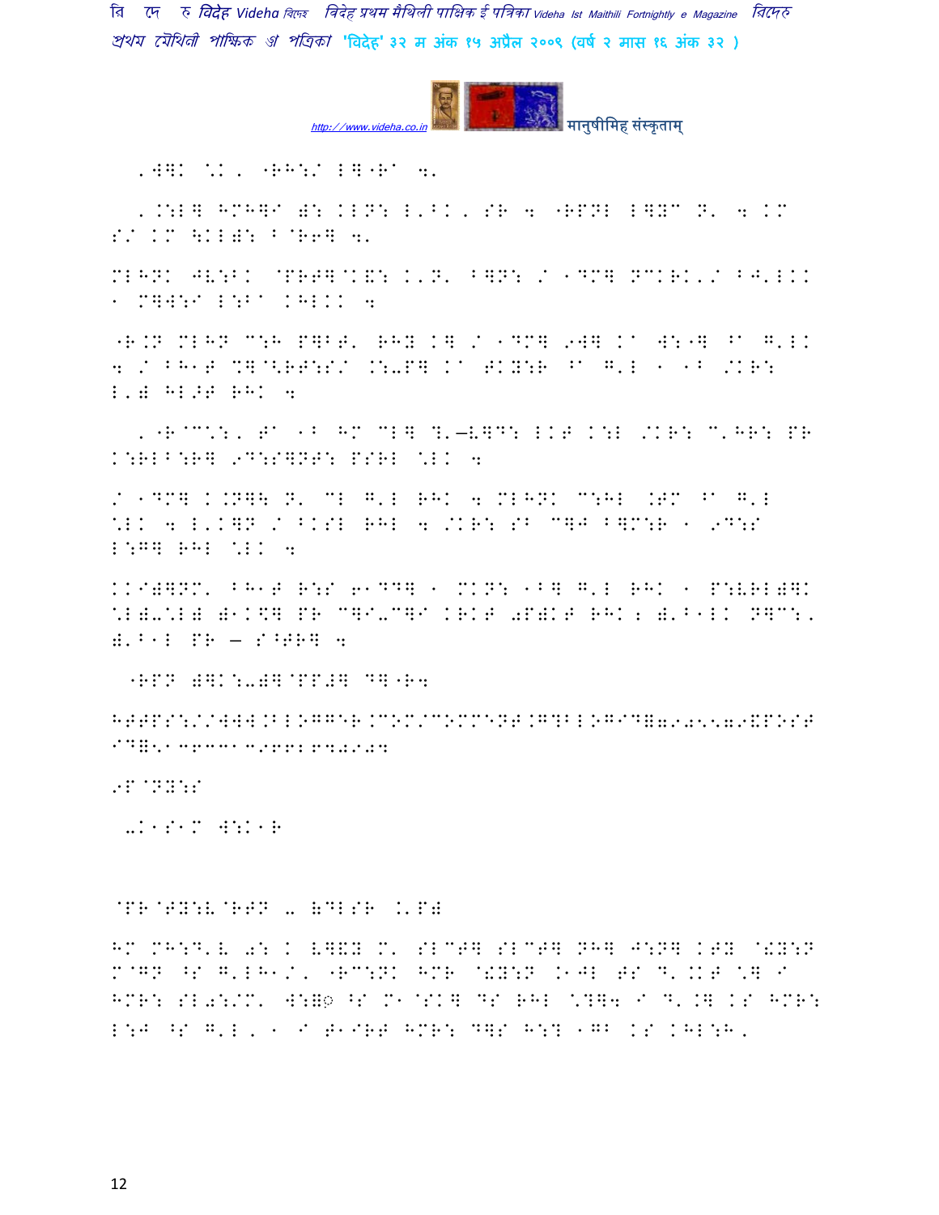'W]K \K, "RH:/ L]"R' 4'

'.:L] HM^]I ): KLN: L'BK, SR 4 "RPNL L]YC N' 4 KM S/ KM \KL): B@R6] 4'

MLHNK JV:BK @PRT]@K&: K'N' B]N: / 1DM] NCKRK'/ BJ'LKK 1 M]W:I L:B' KHLKK 4

"R.N MLHN C:H P]BT' RHY K] / 1DM] 9W] K' W:"] ^' G'LK 4 / BH1T %]@<RT:S/ .:-P] K' TKY:R ^' G'L 1 1B /KR: L') HL>T RHK 4

'"R@C\:, T' 1B HM CL] ?'—V]D: LKT K:L /KR: C'HR: PR K:RLB:R] 9D:S]NT: PSRL \LK 4

/ 1DM] K.N]\ N' CL G'L RHK 4 MLHNK C:HL .TM ^' G'L \LK 4 L'K]N / BKSL RHL 4 /KR: SB C]J B]M:R 1 9D:S L:G] RHL \LK 4

KKI)]NM' BH1T R:S 61DD] 1 MKN: 1B] G'L RHK 1 P:VRL)]K \L)-\L) )1K\$] PR C]I-C]I KRKT 0P)KT RHK; )'B1LK N]C:, )'B1L PR — S^TR] 4

"RPN )]K:-)]@PP#] D]"R4

HTTPS://WWW.BLOGGER.COM/COMMENT.G?BLOGID=7905579&POST ID=5136331396612840904

9P@NY:S

-K1S1M W:K1R

@PR@TY:V@RTN - =DLSR .'P)

HM MH:D'V 0: K V]&Y M' SLCT] SLCT] NH] J:N] KTY @!Y:N M@GN ^S G'LH1/, "RC:NK HMR @!Y:N .1JL TS D'.KT \] I HMR: SL0:/M' W:=◌़ ^S M1@SK] DS RHL \?]4 I D'.] KS HMR: L:J ^S G'L, 1 I T1IRT HMR: D]S H:? 1GB KS KHL:H,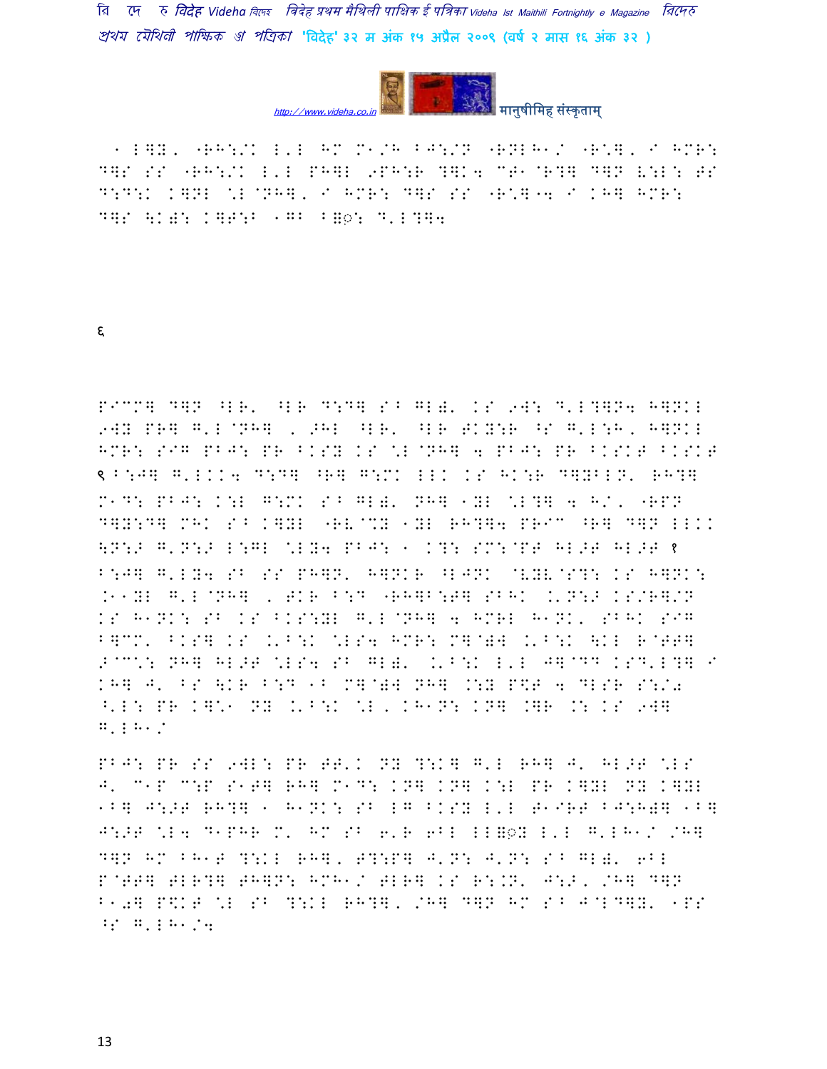1 L]Y, "RH:/K L'L HM M1/H BJ:/N "RNLH1/ "R\], I HMR: D]S SS "RH:/K L'L PH]L 9PH:R ?]K4 CT1@R?] D]N V:L: BS D:D:K K]NL \L@NH], I HMR: D]S SS "R\]"4 I KH] HMR: D]S \K): K]T:B 1GB B]◌़: D'L?]4

६

P1CM] D]N ^LR' ^LR D:D] S^ GL)' KS 9W: D'L?]N4 H]NKL 9WY PR] G'L@NH] , >HL ^LR' ^LR TKY:R ^S G'L:H, H]NKL HMR: SIG PBJ: PR BKSY KS \L@NH] 4 PBJ: PR BKSKT BKSKT ९ B:J] G'LKK4 D:D] ^R] G:MK LLK KS HK:R D]YBLN' RH?] M1D: PBJ: K:L G:MK S^ GL)' NH] 1YL \L?] 4 H/, "RPN D]Y:D] MHK S^ K]YL "RV@%Y 1YL RH?]4 PR1C ^R] D]N LLKK \N:> G'N:> L:GL \LY4 PBJ: 1 K?: SM:@PT HL>T HL>T १ B:J] G'LY4 SB SS PH]N' H]NKR ^LJNK @VYV@S?: KS H]NK: .11YL G'L@NH] , TKR B:D "RH]B:T] SBHK .'N:> KS/R]/N KS H1NK: SB KS BKS:YL G'L@NH] 4 HMRL H1NK' SBHK SIG B]CM' BKS] KS .'B:K \LS4 HMR: M]@)W .'B:K \KL R@TT] >@C\: NH] HL>T \LS4 SB GL)' .'B:K L'L J]@DD KSD'L?] I KH] J' BS \KR B:D 1B M]@)W NH] .:Y P$T 4 DLSR S:/0 ^'L: PR K]\1 NY .'B:K \L, KH1N: KN] .]R .: KS 9W] G'LH1/

PBJ: PR SS 9WL: PR TT'K NY ?:K] G'L RH] J' HL>T \LS J' C1P C:P S1T] RH] M1D: KN] KN] K:L PR K]YL NY K]YL 1B] J:>T RH?] 1 H1NK: SB LG BKSY L'L T1IRT BJ:H)] 1B] J:>T \L4 D1PHR M' HM SB 6'R 6BL LL]◌़Y L'L G'LH1/ /H] D]N HM BH1T ?:KL RH], T?:P] J'N: J'N: S^ GL)' 6BL P@TT] TLR?] TH]N: HMH1/ TLR] KS R:.N' J:>, /H] D]N B10] P$KT \L SB ?:KL RH?], /H] D]N HM S^ J@LD]Y' 1PS ^S G'LH1/4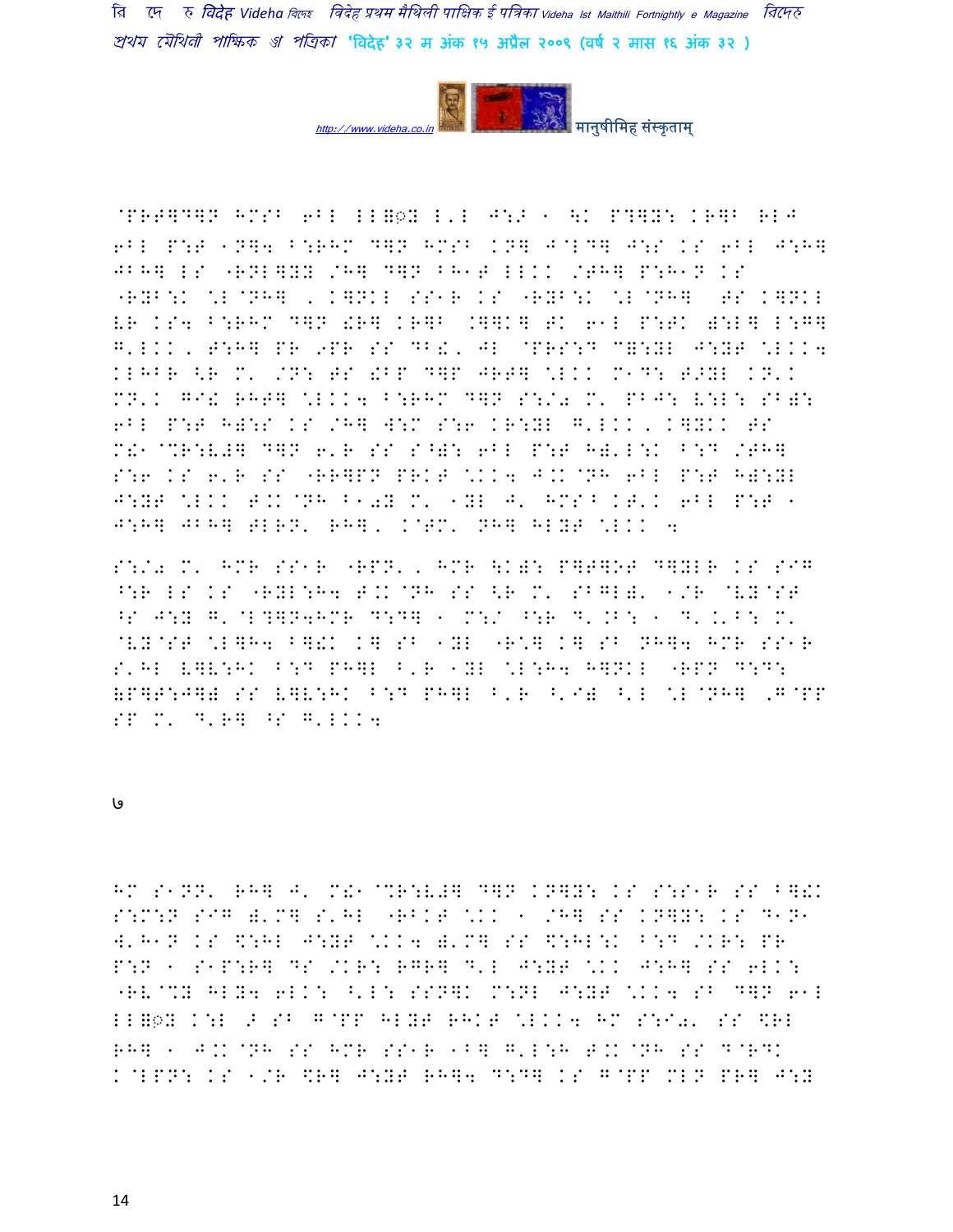@PRT]D]N HMSB 6BL LL=◌Y L'L J:> 1 \K P?]Y: KR]B RLJ 6BL P:T 1N]4 B:RHM D]N HMSB KN] J@LD] J:S KS 6BL J:H] JBH] LS "RNL]YY /H] D]N BH1T LLKK /TH] P:H1N KS "RYB:K \L@NH] , K]NKL SS1R KS "RYB:K \L@NH] TS K]NKL VR KS4 B:RHM D]N !R] KR]B .]]K] TK 61L P:TK ):L] L:G] G'LKK, T:H] PR 9PR SS DB!, JL @PRS:D C]:YL J:YT \LKK4 KLHBR <R M' /N: TS !BP D]P JRT] \LKK M1D: T>YL KN'K MN'K G1! RHT] \LKK4 B:RHM D]N S:/0 M' PBJ: V:L: SB): 6BL P:T H):S KS /H] W:M S:6 KR:YL G'LKK, K]YKK TS M!1@%R:V#] D]N 6'R SS S^): 6BL P:T H)'L:K B:D /TH] S:6 KS 6'R SS "RR]PN PRKT \KK4 J.K@NH 6BL P:T H):YL J:YT \LKK T.K@NH B10Y M' 1YL J' HMSB KT'K 6BL P:T 1 J:H] JBH] TLRN' RH], K@TM' NH] HLYT \LKK 4

S:/0 M' HMR SS1R "RPN', HMR \K): P]T]OT D]YLR KS SIG ^:R LS KS "RYL:H4 T.K@NH SS <R M' SBGL)' 1/R @VY@ST ^S J:Y G'@L?]N4HMR D:D] 1 M:/ ^:R D'.B: 1 D'.'B: M' @VY@ST \L]H4 B]!K K] SB 1YL "R\] K] SB NH]4 HMR SS1R S'HL V]V:HK B:D PH]L B'R 1YL \L:H4 H]NKL "RPN D:D: (P]T:J]) SS V]V:HK B:D PH]L B'R ^'I) ^'L \L@NH] ,G@PP SP M' D'R] ^S G'LKK4

७

HM S1NN' RH] J' M!1@%R:V#] D]N KN]Y: KS S:S1R SS B]!K S:M:N SIG )'M] S'HL "RBKT \KK 1 /H] SS KN]Y: KS D1N1 W'H1N KS \$:HL J:YT \KK4 )'M] SS \$:HL:K B:D /KR: PR P:N 1 S1P:R] DS /KR: RGR] D'L J:YT \KK J:H] SS 6LK: "RV@%Y HLY4 6LK: ^'L: SSN]K M:NL J:YT \KK4 SB D]N 61L LL=◌Y K:L > SB G@PP HLYT RHKT \LKK4 HM S:I0' SS \$RL RH] 1 J.K@NH SS HMR SS1R 1B] G'L:H T.K@NH SS D@RDK K@LPN: KS 1/R \$R] J:YT RH]4 D:D] KS G@PP MLN PR] J:Y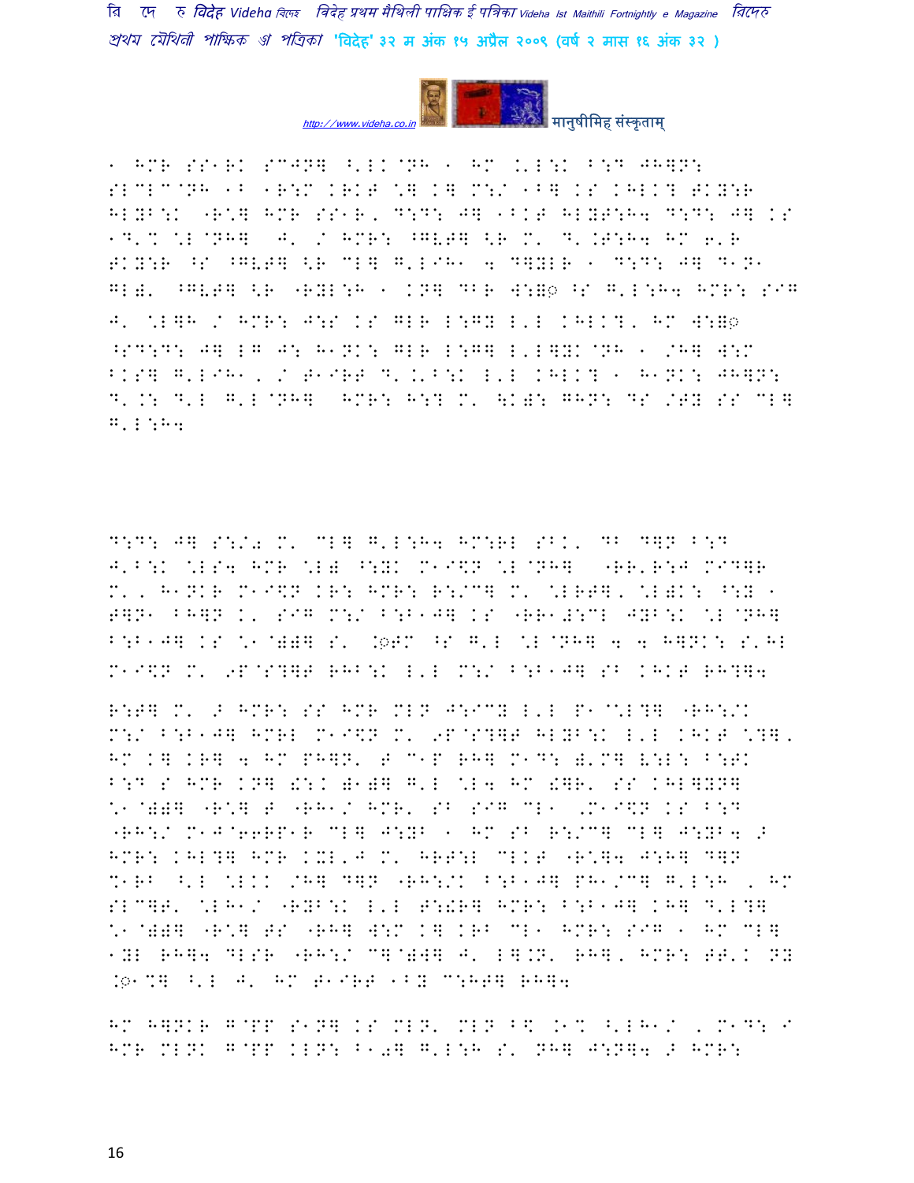1 HMR SS1RK SCJN] ^'LK@NH 1 HM .'L:K B:D JH]N: SLCLC@NH 1B 1R:M KRKT \] K] M:/ 1B] KS KHLK? TKY:R HLYB:K "R\] HMR SS1R, D:D: J] 1BKT HLYT:H4 D:D: J] KS 1D'% \L@NH] J' / HMR: ^GVT] <R M' D'.T:H4 HM 6'R TKY:R ^S ^GVT] <R CL] G'LIH1 4 D]YLR 1 D:D: J] D1N1 GL).' ^GVT] <R "RYL:H 1 KN] DBR W:={ ^S G'L:H4 HMR: SIG J' \L]H / HMR: J:S KS GLR L:GY L'L KHLK?' HM W:={ ^SD:D: J] LG J: H1NK: GLR L:G] L'L]YK@NH 1 /H] W:M BKS] G'LIH1, / T1IRT D' .'B:K L'L KHLK? 1 H1NK: JH]N: D'.: D'L G'L@NH] HMR: H:? M' <K): GHN: DS /TY SS CL] G'L:H4

D:D: J] S:/2 M' CL] G'L:H4 HM:RL SBK' DB D]N B:D J'B:K \LS4 HMR \L) ^:YK M1I\$N \L@NH] "RR'R:J MID]R M', H1NKR M1I\$N KR: HMR: R:/C] M' \LRT], \L)K: ^:Y 1 T]N1 BH]N K' SIG M:/ B:B1J] KS "RR1#:CL JYB:K \L@NH] B:B1J] KS \1@))] S' .{TM ^S G'L \L@NH] 4 4 H]NK: S'HL M1I\$N M' 9P@S?]T RHB:K L'L M:/ B:B1J] SB KHKT RH?]4

R:T] M' 2 HMR: SS HMR MLN J:ICY L'L P1@\L?] "RH:/K M:/ B:B1J] HMRL M1I\$N M' 9P@S?]T HLYB:K L'L KHKT \?], HM K] KR] 4 HM PH]N' T C1P RH] M1D: )'M] V:L: B:TK B:D S HMR KN] !:K )1)] G'L \L4 HM !]R' SS KHL]YN] \1@))] "R\] T "RH1/ HMR' SB SIG CL1 ,M1I\$N KS B:D "RH:/ M1J@66RP1R CL] J:YB 1 HM SB R:/C] CL] J:YB4 2 HMR: KHL?] HMR KXL'J M' HRT:L CLKT "R\]4 J:H] D]N %1RB ^'L \LKK /H] D]N "RH:/K B:B1J] PH1/C] G'L:H , HM SLC]T' \LH1/ "RYB:K L'L T:!R] HMR: B:B1J] KH] D'L?] \1@))] "R\] TS "RH] W:M K] KRB CL1 HMR: SIG 1 HM CL] 1YL RH]4 DLSR "RH:/ C]@)W] J' L].N' RH], HMR: TT'K NY .{1%] ^'L J' HM T1IRT 1BY C:HT] RH]4

HM H]NKR G@PP S1N] KS MLN' MLN B\$ .1% ^'LH1/ , M1D: I HMR MLNK G@PP KLN: B1#] G'L:H S' NH] J:N]4 2 HMR: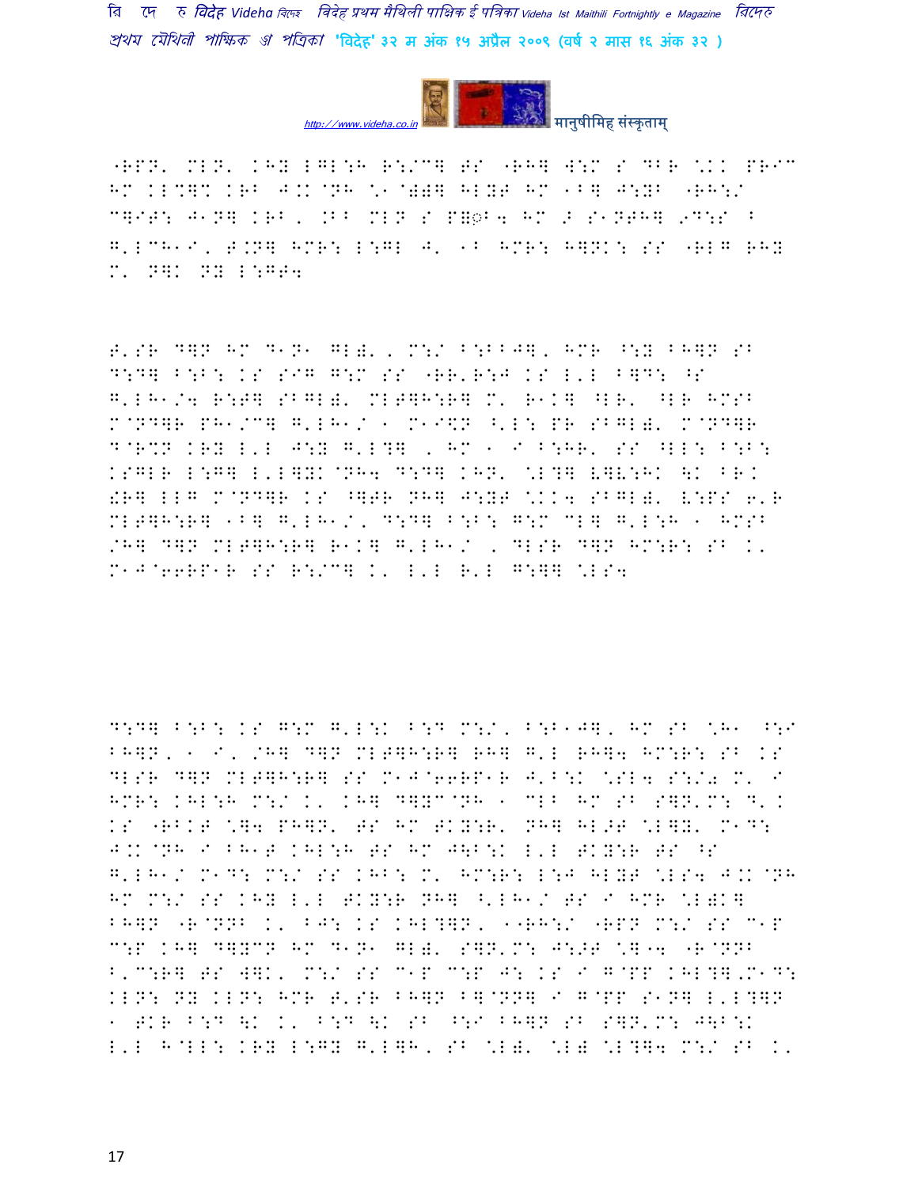"RPN' MLN' KHY LGL:H R:/C] HS "RH] W:M S DBR \KK PR"C HM KL%]% KRB J.K@NH \1@))] HLYH HM 1B] J:YB "RH:/ C]IT: J1N] KRB, .BB MLN S P]◌B4 HM > S1NTH] 9D:S B G'LCH1I, T.N] HMR: L:GL J' 1B HMR: H]NK: SS "RLG RHY M' N]K NY L:GT4

T'SR D]N HM D1N1 GL)', M:/ B:BBJ], HMR ^:Y BH]N SB D:D] B:B: KS SIG G:M SS "RR'R:J KS L'L B]D: ^S G'LH1/4 R:T] SBGL)' MLT]H:R] M' R1K] ^LR' ^LR HMSB M@ND]R PH1/C] G'LH1/ 1 M1I\$N ^'L: PR SBGL)' M@ND]R D@R%N KRY L'L J:Y G'L?] , HM 1 I B:HR' SS ^LL: B:B: KSGLR L:G] L'L]YK@NH4 D:D] KHN' \L?] V]V:HK \K BR. !R] LLG M@ND]R KS ^]TR NH] J:YT \KK4 SBGL)' V:PS 6'R MLT]H:R] 1B] G'LH1/, D:D] B:B: G:M CL] G'L:H 1 HMSB /H] D]N MLT]H:R] R1K] G'LH1/ , DLSR D]N HM:R: SB K' M1J@66RP1R SS R:/C] K' L'L R'L G:]] \LS4

D:D] B:B: KS G:M G'L:K B:D M:/, B:B1J], HM SB \H1 ^:I BH]N, 1 I, /H] D]N MLT]H:R] RH] G'L RH]4 HM:R: SB KS DLSR D]N MLT]H:R] SS M1J@66RP1R J'B:K \SL4 S:/) M' I HMR: KHL:H M:/ K' KH] D]YC@NH 1 CLB HM SB S]N'M: D'K KS "RBKT \]4 PH]N' TS HM TKY:R' NH] HL>T \L]Y' M1D: J.K@NH I BH1T KHL:H TS HM J\B:K L'L TKY:R TS ^S G'LH1/ M1D: M:/ SS KHB: M' HM:R: L:J HLYT \LS4 J.K@NH HM M:/ SS KHY L'L TKY:R NH] ^'LH1/ TS I HMR \L)K] BH]N "R@NNB K' BJ: KS KHL?]N, 1"RH:/ "RPN M:/ SS C1P C:P KH] D]YCN HM D1N1 GL)' S]N'M: J:>T \]"4 "R@NNB B'C:R] TS W]K' M:/ SS C1P C:P J: KS I G@PP KHL?]'M1D: KLN: NY KLN: HMR T'SR BH]N B]@NN] I G@PP S1N] L'L?]N 1 TKR B:D \K K' B:D \K SB ^:I BH]N SB S]N'M: J\B:K L'L H@LL: KRY L:GY G'L]H, SB \L)' \L) \L?]4 M:/ SB K'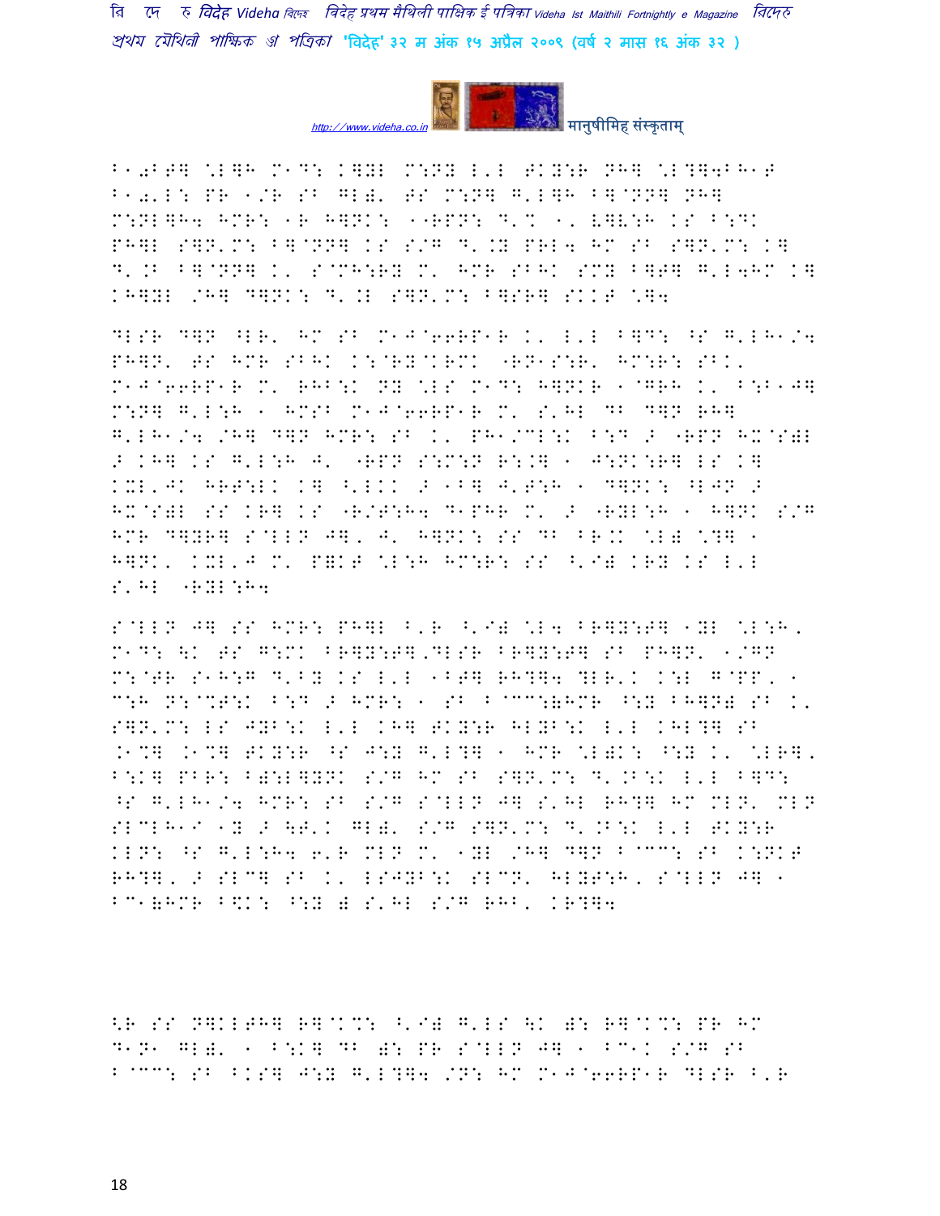B1 0BT] \L]H M1D: K]YL M:NY L'L TKY:R NH] \L?]4BH1T
B1 0'L: PR 1/R SB GL)' TS M:N] G'L]H B]@NN] NH]
M:NL]H4 HMR: 1R H]NK: 1"RPN: D'% 1' V]V:H KS B:DK
PH]L S]N'M: B]@NN] KS S/G D'.Y PRL4 HM SB S]N'M: K]
D'.B B]@NN] K' S@MH:RY M' HMR SBHK SMY B]T] G'L4HM K]
KH]YL /H] D]NK: D'.L S]N'M: B]SR] SKKT \]4

DLSR D]N ^LR' HM SB M1J@66RP1R K' L'L B]D: ^S G'LH1/4
PH]N' TS HMR SBHK K:@RY@KRMK "RN1S:R' HM:R: SBK'
M1J@66RP1R M' RHB:K NY \LS M1D: H]NKR 1@GRH K' B:B1J]
M:N] G'L:H 1 HMSB M1J@66RP1R M' S'HL DB D]N RH]
G'LH1/4 /H] D]N HMR: SB K' PH1/CL:K B:D > "RPN HX@S)L
> KH] KS G'L:H J' "RPN S:M:N R:.] 1 J:NK:R] LS K]
KXL'JK HRT:LK K] ^'LKK > 1B] J'T:H 1 D]NK: ^LJN >
HX@S)L SS KR] KS "R/T:H4 D1PHR M' > "RYL:H 1 H]NK S/G
HMR D]YR] S@LLN J], J' H]NK: SS DB BR.K \L) \?] 1
H]NK' KXL'J M' P)KT \L:H HM:R: SS ^'I) KRY KS L'L
S'HL "RYL:H4

S@LLN J] SS HMR: PH]L B'R ^'I) \L4 BR]Y:T] 1YL \L:H'
M1D: \K TS G:MK BR]Y:T]'DLSR BR]Y:T] SB PH]N' 1/GN
M:@TR S1H:G D'BY KS L'L 1BT] RH?]4 ?LR'K K:L G@PP' 1
C:H N:@CT:K B:D > HMR: 1 SB B@CC:(HMR ^:Y BH]N) SB K'
S]N'M: LS JYB:K L'L KH] TKY:R HLYB:K L'L KHL?] SB
.1%] .1%] TKY:R ^S J:Y G'L?] 1 HMR \L)K: ^:Y K' \LR]'
B:K] PBR: B):L]YNK S/G HM SB S]N'M: D'.B:K L'L B]D:
^S G'LH1/4 HMR: SB S/G S@LLN J] S'HL RH?] HM MLN' MLN
SLCLH1I 1Y > \T'K GL)' S/G S]N'M: D'.B:K L'L TKY:R
KLN: ^S G'L:H4 6'R MLN M' 1YL /H] D]N B@CC: SB K:NKT
RH?], > SLC] SB K' LSJYB:K SLCN' HLYT:H' S@LLN J] 1
BC1(HMR B\K: ^:Y ) S'HL S/G RHB' KR?]4

<R SS N]KLTH] R]@K%: ^'I) G'LS \K ): R]@K%: PR HM
D1N1 GL)' 1 B:K] DB ): PR S@LLN J] 1 BC1K S/G SB
B@CC: SB BKS] J:Y G'L?]4 /N: HM M1J@66RP1R DLSR B'R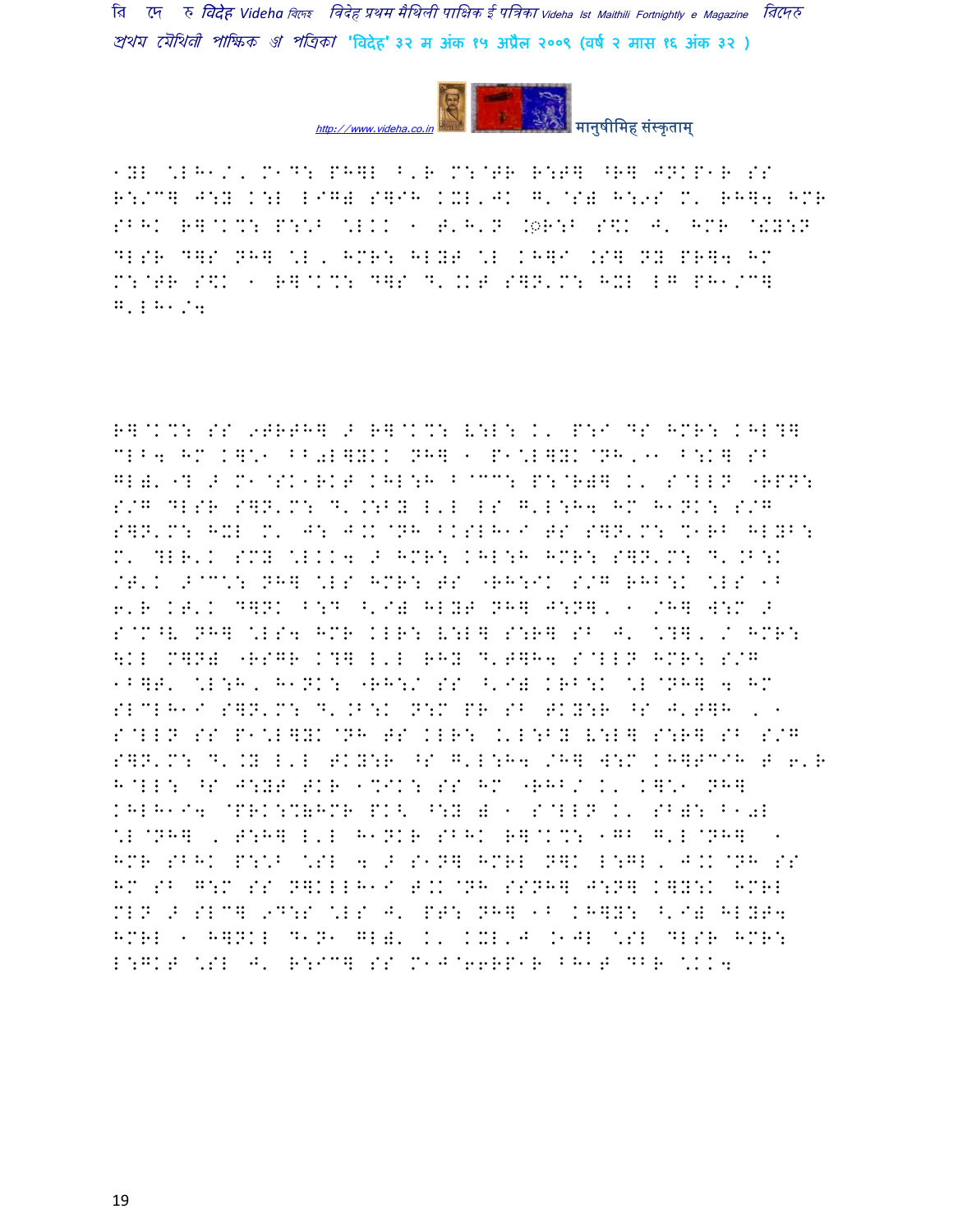1YL \*LH1/, M1D: PH]L B'R M:@TR R:T] ^R] JNKP1R SS R:/C] J:Y K:L LIG) S]IH KXL'JK G'@S) H:9S M' RH]4 HMR SBHK R]@K%: P:\*B \*LKK 1 T'H'N .◌R:B S\$K J' HMR @!Y:N DLSR D]S NH] \*L, HMR: HLYT \*L KH]I .S] NY PR]4 HM M:@TR S\$K 1 R]@K%: D]S D'.KT S]N'M: HXL LG PH1/C] G'LH1/4

R]@K%: SS 9TRTH] > R]@K%: V:L: K' P:I DS HMR: KHL?] CLB4 HM K]\*1 BB0L]YKK NH] 1 P1\*L]YK@NH,11 B:K] SB GL)'1? > M1@SK1RKT KHL:H B@C%: P:@R)] K' S@LLN "RPN: S/G DLSR S]N'M: D'.:BY L'L LS G'L:H4 HM H1NK: S/G S]N'M: HXL M' J: J.K@NH BKSLH1I TS S]N'M: %1RB HLYB: M' ?LR'K SMY \*LKK4 > HMR: KHL:H HMR: S]N'M: D'.B:K /T'K >@C\*: NH] \*LS HMR: TS "RH:IK S/G RHB:K \*LS 1B 6'R KT'K D]NK B:D ^'I) HLYT NH] J:N], 1 /H] W:M > S@M^V NH] \*LS4 HMR KLR: V:L] S:R] SB J' \*?], / HMR: \KL M]N) "RSGR K?] L'L RHY D'T]H4 S@LLN HMR: S/G 1B]T' \*L:H, H1NK: "RH:/ SS ^'I) KRB:K \*L@NH] 4 HM SLCLH1I S]N'M: D'.B:K N:M PR SB TKY:R ^S J'T]H , 1 S@LLN SS P1\*L]YK@NH TS KLR: .'L:BY V:L] S:R] SB S/G S]N'M: D'.Y L'L TKY:R ^S G'L:H4 /H] W:M KH]TCIH T 6'R H@LL: ^S J:YT TKR 1%IK: SS HM "RHB/ K' K]\*1 NH] KHLH1I4 @PRK:%(HMR PK< ^:Y ) 1 S@LLN K' SB): B10L \*L@NH] , T:H] L'L H1NKR SBHK R]@K%: 1GB G'L@NH] 1 HMR SBHK P:\*B \*SL 4 > S1N] HMRL N]K L:GL, J.K@NH SS HM SB G:M SS N]KLLH1I T.K@NH SSNH] J:N] K]Y:K HMRL MLN > SLC] 9D:S \*LS J' PT: NH] 1B KH]Y: ^'I) HLYT4 HMRL 1 H]NKL D1N1 GL)' K' KXL'J K1JL \*SL DLSR HMR: L:GKT \*SL J' R:IC] SS M1J@66RP1R BH1T DBR \*KK4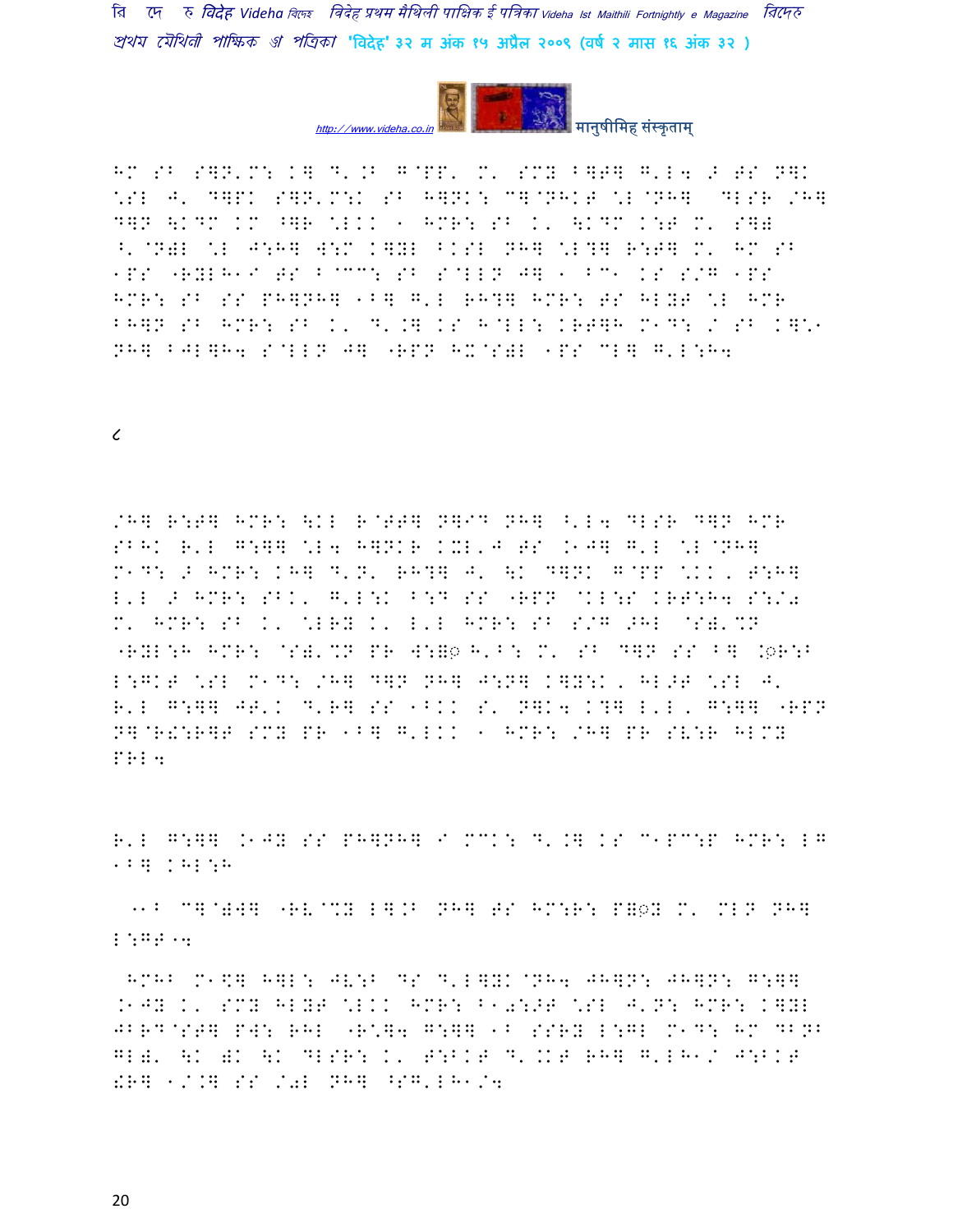HM SB S]N'M: K] D'.B G@PP' M' SMY B]T] G'L4 > TS N]K \*SL J' D]PK S]N'M:K SB H]NK: C]@NHKT \*L@NH] DLSR /H] D]N \KDM KM  ]R \*LKK 1 HMR: SB K' \KDM K:T M' S]) ^'@N)L \*L J:H] W:M K]YL BKSL NH] \*L?] R:T] M' HM SB 1PS "RYLH1I TS B@CC: SB S@LLN J] 1 BC1 KS S/G 1PS HMR: SB SS PH]NH] 1B] G'L RH?] HMR: TS HLYT \*L HMR BH]N SB HMR: SB K' D'.] KS H@LL: KRT]H M1D: / SB K]\*1 NH] BJL]H4 S@LLN J] "RPN HX@S)L 1PS CL] G'L:H4

८

/H] R:T] HMR: \KL R@TT] N]ID NH] ^'L4 DLSR D]N HMR SBHK R'L G:]] \*L4 H]NKR KXL'J TS .1J] G'L \*L@NH] M1D: > HMR: KH] D'N' RH?] J' \K D]NK G@PP \*KK, T:H] L'L > HMR: SBK' G'L:K B:D SS "RPN @KL:S KRT:H4 S:/0 M' HMR: SB K' \*LRY K' L'L HMR: SB S/G >HL @S)'%N "RYL:H HMR: @S)'%N PR W:=◌ H'B: M' SB D]N SS B] .◌R:B L:GKT \*SL M1D: /H] D]N NH] J:N] K]Y:K, HL>T \*SL J' R'L G:]] JT'K D'R] SS 1BKK S' N]K4 K?] L'L, G:]] "RPN N]@R!:R]T SMY PR 1B] G'LKK 1 HMR: /H] PR SV:R HLMY PRL4

R'L G:]] .1JY SS PH]NH] I MCK: D'.] KS C1PC:P HMR: LG 1B] KHL:H

"1B C]@)W] "RV@%Y L].B NH] TS HM:R: P=◌Y M' MLN NH] L:GT"4

HMHB M1\$] H]L: JV:B DS D'L]YK@NH4 JH]N: JH]N: G:]] .1JY K' SMY HLYT \*LKK HMR: B10:>T \*SL J'N: HMR: K]YL JBRD@ST] PW: RHL "R\*]4 G:]] 1B SSRY L:GL M1D: HM DBNB GL)' \K )K \K DLSR: K' T:BKT D'KKT RH] G'LH1/ J:BKT !R] 1/.] SS /0L NH] ^SG'LH1/4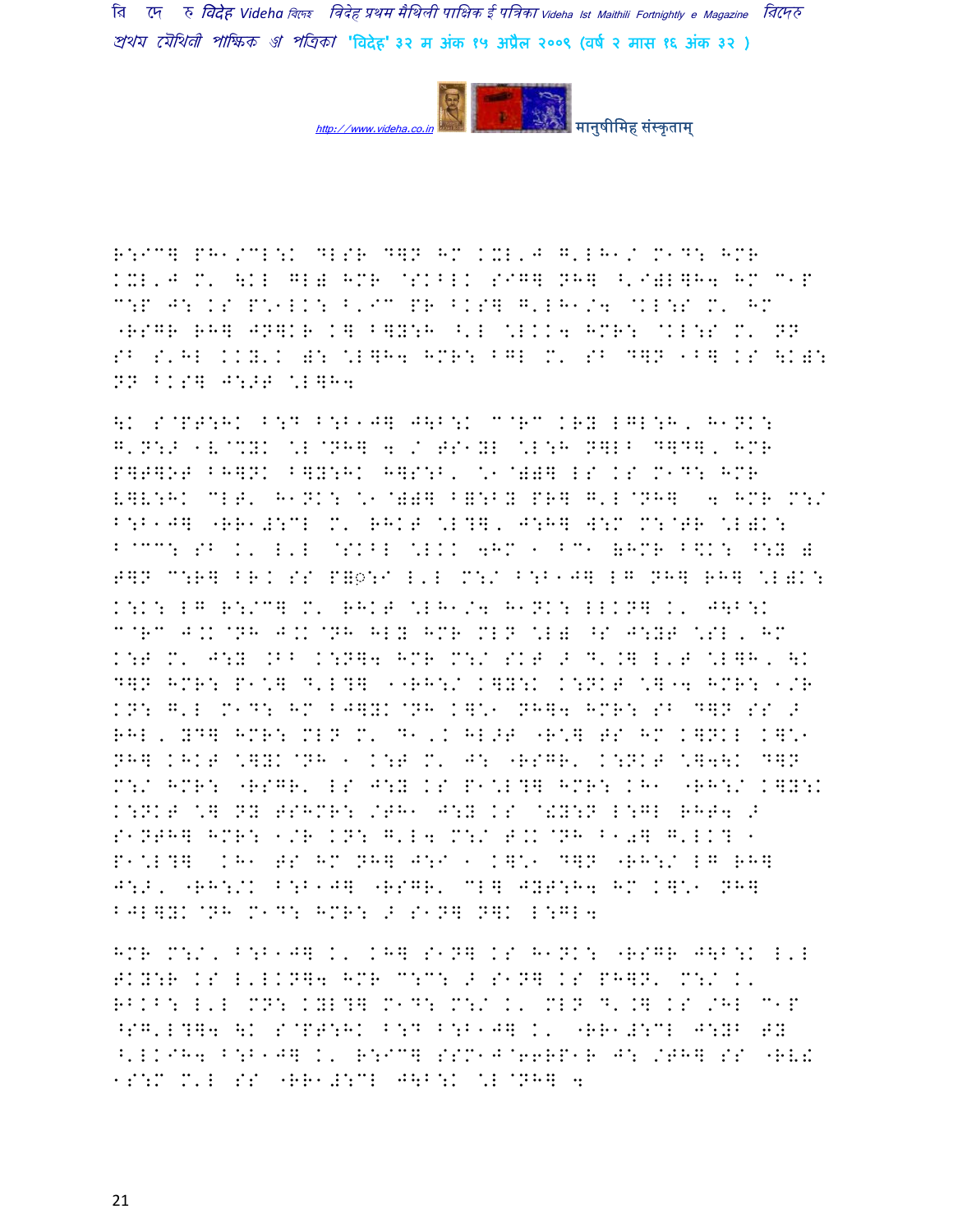R:IC] PH1/CL:K DLSR D]N HM KXL'J G'LH1/ M1D: HMR KXL'J M' \KL GL) HMR @SKBLK SIG] NH] ^'I)L]H4 HM C1P C:P J: KS P\*1LK: B'IC PR BKS] G'LH1/4 @KL:S M' HM "RSGR RH] JN]KR K] B]Y:H ^'L \*LKK4 HMR: @KL:S M' NN SB S'HL KKY'K ): \*L]H4 HMR: BGL M' SB D]N 1B] KS \K): NN BKS] J:+T \*L]H4

\K S@PT:HK B:D B:B1J] J\B:K C@RC KRY LGL:H, H1NK: G'N:+ 1V@%YK \*L@NH] 4 / TS1YL \*L:H N]LB D]D], HMR P]T]OT BH]NK B]Y:HK H]S:B, \*1@))] LS KS M1D: HMR V]V:HK CLT, H1NK: \*1@))] B=:BY PR] G'L@NH] 4 HMR M:/ B:B1J] "RR1#:CL M' RHKT \*L?], J:H] W:M M:@TR \*L)K: B@CC: SB K' L'L @SKBL \*LKK 4HM 1 BC1 (HMR B\$K: ^:Y ) T]N C:R] BR. SS P=◌ःI L'L M:/ B:B1J] LG NH] RH] \*L)K: K:K: LG R:/C] M' RHKT \*LH1/4 H1NK: LLKN] K' J\B:K C@RC J.K@NH J.K@NH HLY HMR MLN \*L) ^S J:YT \*SL, HM K:T M' J:Y .BB K:N]4 HMR M:/ SKT + D'.] L'T \*L]H, \K D]N HMR: P1\*] D'L?] 11RH:/ K]Y:K K:NKT \*]"4 HMR: 1/R KN: G'L M1D: HM BJ]YK@NH K]\*1 NH]4 HMR: SB D]N SS + RHL, YD] HMR: MLN M' D1,K HL+T "R\*] TS HM K]NKL K]\*1 NH] KHKT \*]YK@NH 1 K:T M' J: "RSGR' K:NKT \*]4\K D]N M:/ HMR: "RSGR' LS J:Y KS P1\*L?] HMR: KH1 "RH:/ K]Y:K K:NKT \*] NY TSHMR: /TH1 J:Y KS @!Y:N L:GL RHT4 + S1NTH] HMR: 1/R KN: G'L4 M:/ T.K@NH B1◌] G'LK? 1 P1\*L?] KH1 TS HM NH] J:I 1 K]\*1 D]N "RH:/ LG RH] J:+, "RH:/K B:B1J] "RSGR' CL] JYT:H4 HM K]\*1 NH] BJL]YK@NH M1D: HMR: + S1N] N]K L:GL4

HMR M:/, B:B1J] K' KH] S1N] KS H1NK: "RSGR J\B:K L'L TKY:R KS L'LKN]4 HMR C:C: + S1N] KS PH]N' M:/ K' RBKB: L'L MN: KYL?] M1D: M:/ K' MLN D'.] KS /HL C1P ^SG'L?]4 \K S@PT:HK B:D B:B1J] K' "RR1#:CL J:YB TY ^'LKIH4 B:B1J] K' R:IC] SSM1J@66RP1R J: /TH] SS "RV! 1S:M M'L SS "RR1#:CL J\B:K \*L@NH] 4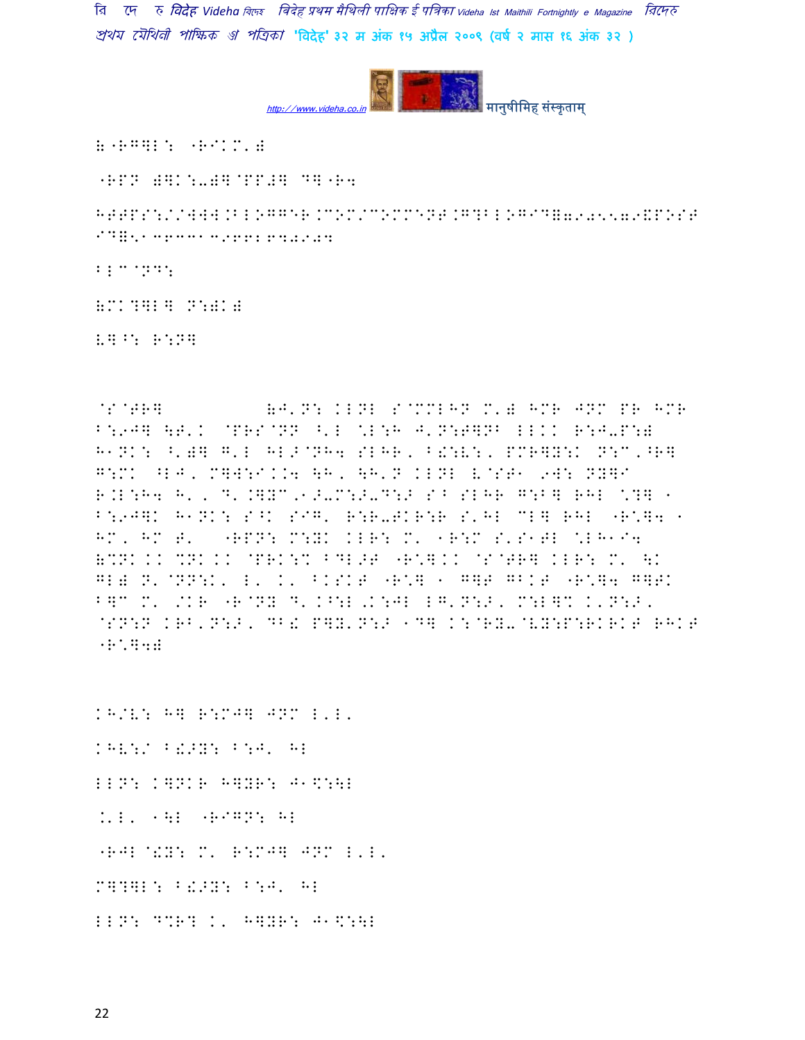(ऐ"RG]L: "RIKM'") 

"RPN )]K:-)]@PP#] D]"R4

HTTPS://WWW.BLOGGER.COM/COMMENT.G?BLOGID=7905579&POST ID=5136331396628409

BLC@ND:

(MK?]L] N:)K)

V]^: R:N]

@S@TR] (J'N: KLNL S@MMLHN M') HMR JNM PR HMR B:9J] \T'K @PRS@NN ^'L \*L:H J'N:T]NB LLKK R:J-P:) H1NK: ^')] G'L HL>@NH4 SLHR, B!:V:, PMR]Y:K N:C,^R] G:MK ^LJ, M]W:IKK4 \H, \H'N KLNL V@ST1 9W: NY]I R.L:H4 H', D'.]YC,1>-M:>-D:> S^ SLHR G:B] RHL \*?] 1 B:9J]K H1NK: S^K SIG' R:R-TKR:R S'HL CL] RHL "R\*]4 1 HM, HM T' "RPN: M:YK KLR: M' 1R:M S'S1TL \*LH1I4 (%NK KK %NK KK @PRK:% BDL>T "R\*]KK @S@TR] KLR: M' \K GL) N'@NN:K' L' K' BKSKT "R\*] 1 G]T GBKT "R\*]4 G]TK B]C M' /KR "R@NY D'K^:L,K:JL LG'N:>, M:L]% K'N:>, @SN:N KRB'N:>, DB! P]Y'N:> 1D] K:@RY-@VY:P:RKRKT RHKT "R\*]4)

KH/V: H] R:MJ] JNM L'L'

KHV:/ B!>Y: B:J' HL

LLN: K]NKR H]YR: J1\$:\L

.'L' 1\L "R1GN: HL

"RJL@!Y: M' R:MJ] JNM L'L'

M]?]L: B!>Y: B:J' HL

LLN: D%R? K' H]YR: J1\$:\L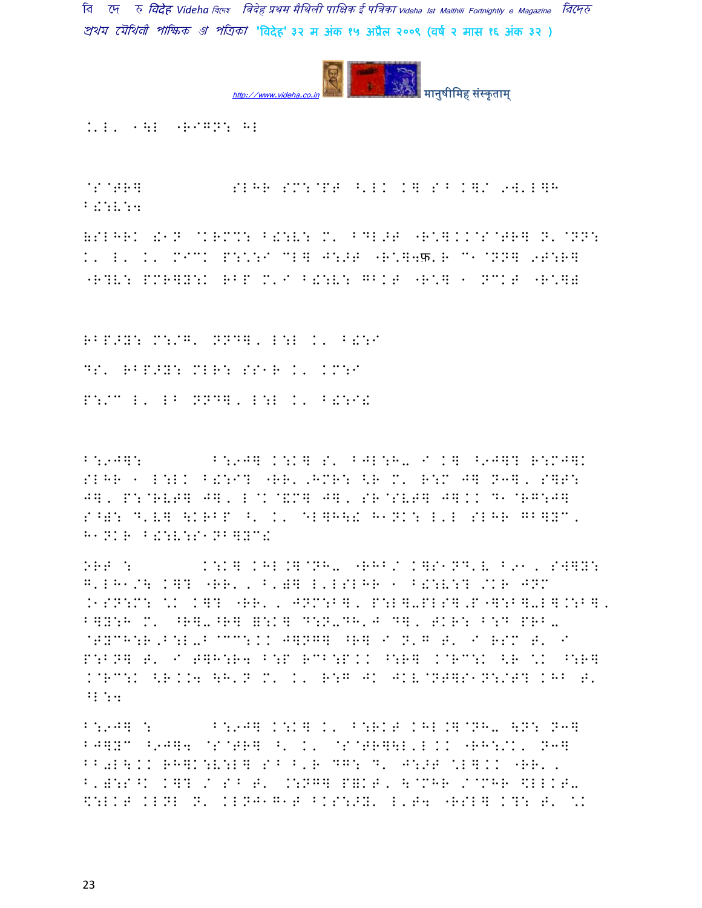.'L' 1\L -R1G6: HL

@S@TR] SLHR SM:@PT ^'LK K] S^ K]/ 9W'L]H B!:V:4

(SLHRK !1N @KRM%: B!:V: M' ^DL>T -R\*].K@S@TR] N'@NN: K' L' K' MI- P:\*:I CL] J:>T -R\*]4फ़'R C1@NN] 9T:R] -R?V: PMR]Y:K RBP M'I B!:V: GBKT -R\*] 1 NCKT -R\*])

RBP>Y: M:/G' NND], L:L K' B!:I

DS' RBP>Y: MLR: SS1R K' KM:I

P:/C L' LB NND], L:L K' B!:I!

B:9J]: B:9J] K:K] S' BJL:H-, I K] ^9J]? R:MJ]K SLHR 1 L:LK B!:I? -RR',HMR: <R M' R:M J] N3], S]T: J], P:@RVT] J], L@K@&M] J], SR@SVT] J]KK D1@RG:J] S^): D'V] \KRBP ^' K' EL]H\! H1NK: L'L SLHR GB]YC, H1NKR B!:V:S1NB]YC!

ORT : K:K] KHL.]@NH-, -RHB/ K]S1ND'V B91, S]]Y: G'LH1/\ K]? -RR', B')] L'LSLHR 1 B!:V:? /KR JNM .1SN:M: \*K K]? -RR', JNM:B], P:L]-PLS],P-]:B]-L].:B], B]Y:H M' ^R]-^R] =:K] D:N-DH'J D], TKR: B:D PRB- @TYCH:R,B:L-B@CC:KK J]NG] ^R] I N'G T' I RSM T' I P:BN] T' I T]H:R4 B:P RCB:PKK ^:R] K@RC:K <R \*K ^:R] .@RC:K <R.K4 \H'N M' K' R:G JK JKV@NT]S1N:/T? KHB T' ^L:4

B:9J] : B:9J] K:K] K' B:RKT KHL.]@NH- \N: N3] BJ]YC ^9J]4 @S@TR] ^' K' @S@TR]\L'LKK -RH:/K' N3] BB-L\KK RH]K:V:L] S^ B'R DG: D' J:>T \*L]KK -RR', B')::S^K K]? / S^ T' .:NG] P&KT, \@MHR /@MHR \$LLKT- \$:LKT KLNL N' KLNJ1G1T BKS:>Y' L'T4 -RSL] K?: T' \*K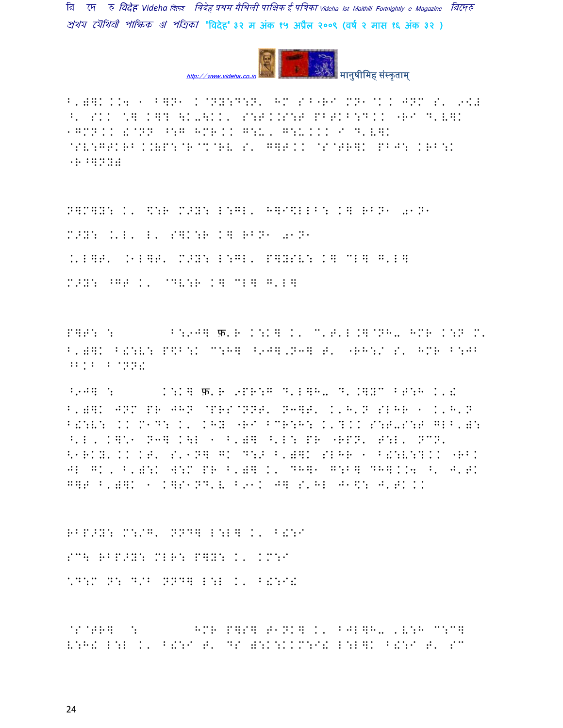B')]K K.4 1 B]N1 K@NY:D:N' HM S^B various...

B')]K K.4 1 B]N1 K@NY:D:N' HM S^B"R I MN1@K K JNM S' 9[#
^' SKK \] K]? \K-\KK' S:T.KS:T PBTKB:DKK "RI D'V]K
1GMN KK !@NN ^:G HMR KK G:U, G:U KKK I D'V]K
@SV:GTKRB K.)P:@R@%@RV S' G]T KK @S@TR]K PBJ: KRB:K
"R^]NY)

N]M]Y: K' \$:R M>Y: L:GL' H]I\$LLB: K] RBN1 0 1N1
M>Y: .'L' L' S]K:R K] RBN1 0 1N1
.'L]T' .1L]T' M>Y: L:GL' P]YSV: K] CL] G'L]
M>Y: ^GT K' @DV:R K] CL] G'L]

P]T: : B:9J] फ़'R K:K] K' C'T'L.]@NH- HMR K:N M'
B')]K B!:V: P\$B:K C:H] ^9J].N3] T' "RH:/ S' HMR B:JB
^BKB B@NN!

^9J] : K:K] फ़'R 9PR:G D'L]H- D'.]YC BT:H K'!
B')]K JNM PR JHN @PRS@NNT' N3]T' K'H'N SLHR 1 K'H'N
B!:V: KK M1D: K' KHY "RI BCR:H: K'?KK S:T-S:T GLB')
^'L, K]\*1 N3] K\L 1 B')] ^'L: PR "RPN' T:L' NCN'
<1RKY' KK KT' S'1N] GK D:> B')]K SLHR 1 B!:V:?KK "RBK
JL GK, B'):K W:M PR B')] K' DH]1 G:B] DH] K.4 ^' J'TK
G]T B')]K 1 K]S1ND'V B91K J] S'HL J1\$: J'TK KK

RBP>Y: M:/G' NND] L:L] K' B!:I
SC: RBP>Y: MLR: P]Y: K' KM:I
\*D:M N: D/B NND] L:L K' B!:I!

@S@TR] : HMR P]S] T1NK] K' BJL]H- 'V:H C:C]
V:H! L:L K' B!:I T' DS ):K:KKM:I! L:L]K B!:I T' SC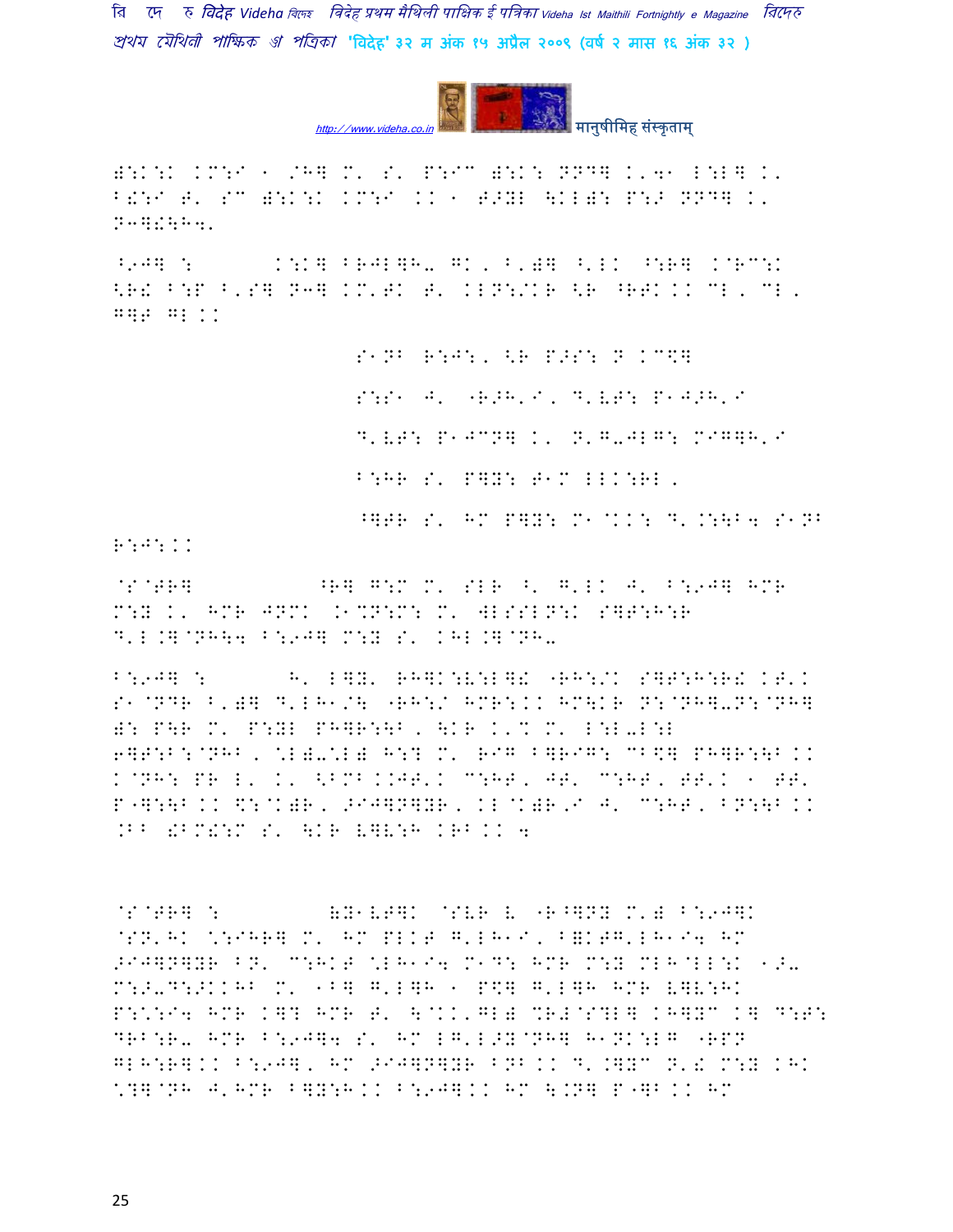):K:K KM:I 1 /H] M' S' P:IC ):K: NND] K'41 L:L] K'
B!:I T' SC ):K:K KM:I KK 1 T>YL \KL): P:> NND] K'
N3]!\H4'

^9J] :        K:K] BRJL]H- GK, B')] ^'LK ^:R] K@RC:K
<R! B:P B'S] N3] KM'TK T' KLN:/KR <R ^RTK KK CL, CL,
G]T GL KK

S1NB R:J:, <R P>S: N KC$]

S:S1 J' "R>H'I, D'VT: P1J>H'I

D'VT: P1JCN] K' N'G-JLG: MIG]H'I

B:HR S' P]Y: T1M LLK:RL,

^]TR S' HM P]Y: M1@KK: D' K:\B4 S1NB

R:J:KK

@S@TR]         ^R] G:M M' SLR ^' G'LK J' B:9J] HMR
M:Y K' HMR JNMK .1%N:M: M' WLSSLN:K S]T:H:R
D'L.]@NH\4 B:9J] M:Y S' KHL.]@NH-

B:9J] :        H' L]Y' RH]K:V:L]! "RH:/K S]T:H:R! KT'K
S1@NDR B')] D'LH1/\ "RH:/ HMR:KK HM\KR N:@NH]-N:@NH]
): P\R M' P:YL PH]R:\B, \KR K'% M' L:L-L:L
6]T:B:@NHB, *L)-*L) H:? M' RIG B]RIG: CB$] PH]R:\B KK
K@NH: PR L' K' <BMB.KJT'K C:HT, JT' C:HT, TT'K 1 TT'
P"]:\B KK $:@K)R, >IJ]N]YR, KL@K)R'I J' C:HT, BN:\B KK
.BB !BM!:M S' \KR V]V:H KRB KK 4

@S@TR] :         6Y1VT]K @SVR V "R^]NY M') B:9J]K
@SN'HK *:IHR] M' HM PLKT G'LH1I, B=KTG'LH1I4 HM
>IJ]N]YR BN' C:HKT *LH1I4 M1D: HMR M:Y MLH@LL:K 1>-
M:>-D:>KKHB M' 1B] G'L]H 1 P$] G'L]H HMR V]V:HK
P:*:I4 HMR K]? HMR T' \@KK'GL) %R)@S?L] KH]YC K] D:T:
DRB:R- HMR B:9J]4 S' HM LG'L>Y@NH] H1NK:LG "RPN
GLH:R]KK B:9J], HM >IJ]N]YR BNB KK D'.]YC N'! M:Y KHK
*?]@NH J'HMR B]Y:H KK B:9J]KK HM \.N] P"]B KK HM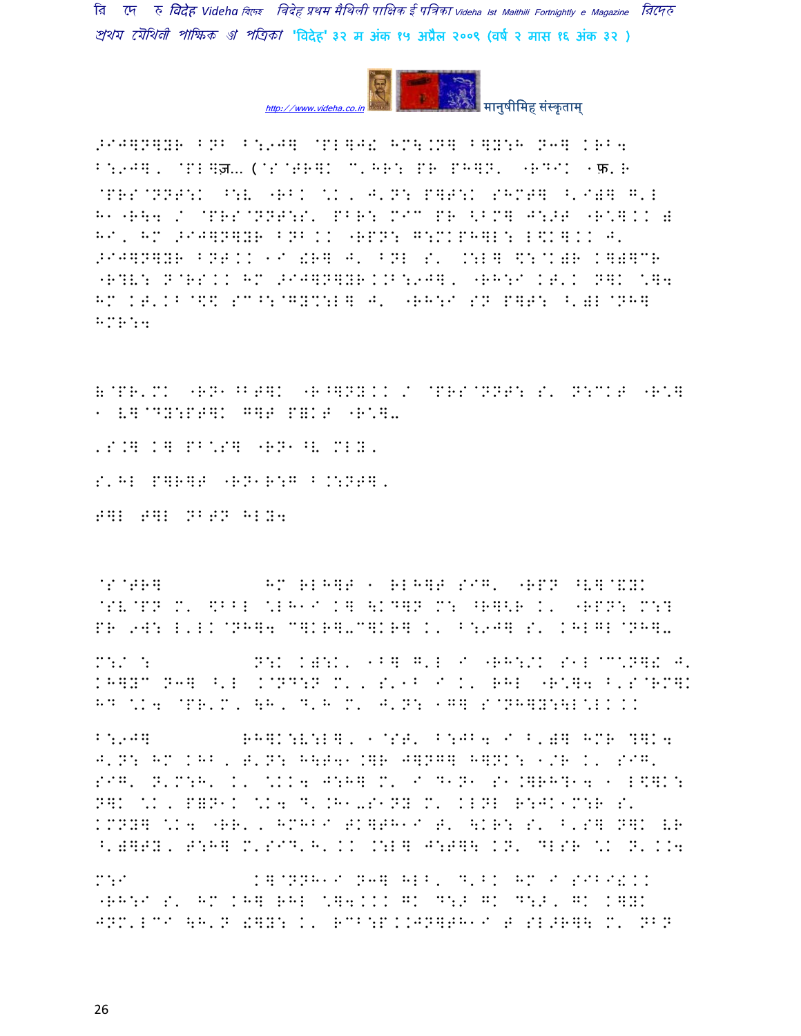>IJ]N]YR BNB B:9J] @PL]J! HM\.N] B]Y:H N3] KRB4 B:9J], @PL]ज... (@S@TR]K C'HR: PR PH]N' "RDIK 1फ़'R @PRS@NNT:K ^:V "RBK \*K, J'N: P]T:K SHMT] ^'I)] G'L H1"R\4 / @PRS@NNT:S' PBR: MIC PR <BM] J:>T "R\*]KK) HI, HM >IJ]N]YR BNBKK "RPN: G:MKPH]L: L\$K]KK J' >IJ]N]YR BNTKK 1I !R] J' BNL S' .:L] \$:@K)R K]))CR "R?V: N@RSKK HM >IJ]N]YRKKB:9J], "RH:I KT'K N]K \*]4 HM KT'KB@\$\$ SC^:@GY%:L] J' "RH:I SN P]T: ^')L@NH] HMR:4

)@PR'MK "RN1^BT]K "R^]NYKK / @PRS@NNT: S' N:CKT "R\*] 1 V]@DY:PT]K G]T P=KT "R\*]–

'S.] K] PB\*S] "RN1^V MLY,

S'HL P]R]T "RN1R:G B.:NT],

T]L T]L NBTN HLY4

@S@TR] HM RLH]T 1 RLH]T SIG' "RPN ^V]@&YK @SV@PN M' \$BBL \*LH1I K] \KD]N M: ^R]<R K' "RPN: M:? PR 9W: L'LK@NH]4 C]KR]–C]KR] K' B:9J] S' KHLGL@NH]–

M:/ : N:K K):K' 1B] G'L I "RH:/K S1L@C\*N]! J' KH]YC N3] ^'L .@ND:N M', S'1B I K' RHL "R\*]4 B'S@RM]K HD \*K4 @PR'M, \H, D'H M' J'N: 1G] S@NH]Y:\L\*LKK

B:9J] RH]K:V:L], 1@ST' B:JB4 I B')] HMR ?]K4 J'N: HM KHB, T'N: H\T41.]R J]NG] H]NK: 1/R K' SIG' SIG' N'M:H' K' \*KK4 J:H] M' I D1N1 S1.]RH?14 1 L\$]K: N]K \*K, P=N1K \*K4 D'.H1–S1NY M' KLNL R:JK1M:R S' KMNY] \*K4 "RR', HMHBI TK]TH1I T' \KR: S' B'S] N]K VR ^')]TY, T:H] M'SID'H'KK .:L] J:T]\ KN' DLSR \*K N'KK4

M:I K]@NNH1I N3] HLB, D'BK HM I SIBI!KK "RH:I S' HM KH] RHL \*]4KKK GK D:> GK D:>, GK K]YK JNM'LCI \H'N !]Y: K' RCB:PKKJN]TH1I T SL>R]\ M' NBN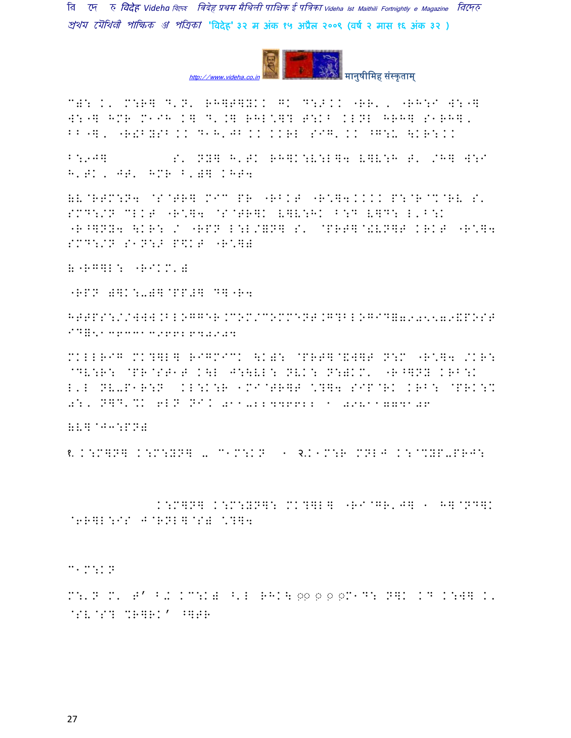C): K' M:R] D'N' RH]T]YKK GK D:>KK "RR' ' "RH:I W:"] W:"] HMR M1IH K] D'.] RHL\]? T:KB KLNL HRH] S1RH]' BB"]' "R!BYSB KK D1H'JB KK KKRL SIG' KK ^G:U \KR:KK

B:9J] S' NY] H'TK RH]K:V:L]4 V]V:H T' /H] W:I H'TK ' JT' HMR B')] KHT4

(V@RTM:N4 @S@TR] MIC PR "RBKT "R\]4KKKK P:@R@%@RV S' SMD:/N CLKT "R\]4 @S@TR]K V]V:HK B:D V]D: L'B:K "R^]NY4 \KR: / "RPN L:L/=N] S' @PRT]@!VN]T KRKT "R\]4 SMD:/N S1N:> P\$KT "R\]]

(a"RG]L: "RIKM')

"RPN )]K:-)]@PP#] D]"R4

HTTPS://WWW.BLOGGER.COM/COMMENT.G?BLOGID=7905579&POST ID=5136331392662843904

MKLLRIG MK?]L] RIGMICK \K): @PRT]@&W]T N:M "R\]4 /KR: @DV:R: @PR@ST1T K\L J:\VL: NVK: N:)KM' "R^]NY KRB:K L'L NV-P1R:N KL:K:R 1MI@TR]T \?]4 SIP@RK KRB: @PRK:% 0:' N]D'%K 6LN NIK 011-22446622 1 09811774108

(V]@J3:PN)

१. K:M]N] K:M:YN] - C1M:KN 1 २.K1M:R MNLJ K:@%YP-PRJ:

K:M]N] K:M:YN]: MK?]L] "RI@GR'J] 1 H]@ND]K @6R]L:IS J@RNL]@S) \?]4

C1M:KN

M:'N M' T' B+ KC:K) ^'L RHK\ ०० ० ० ०M1D: N]K KD K:W] K' @SV@S? %R]RK' ^]TR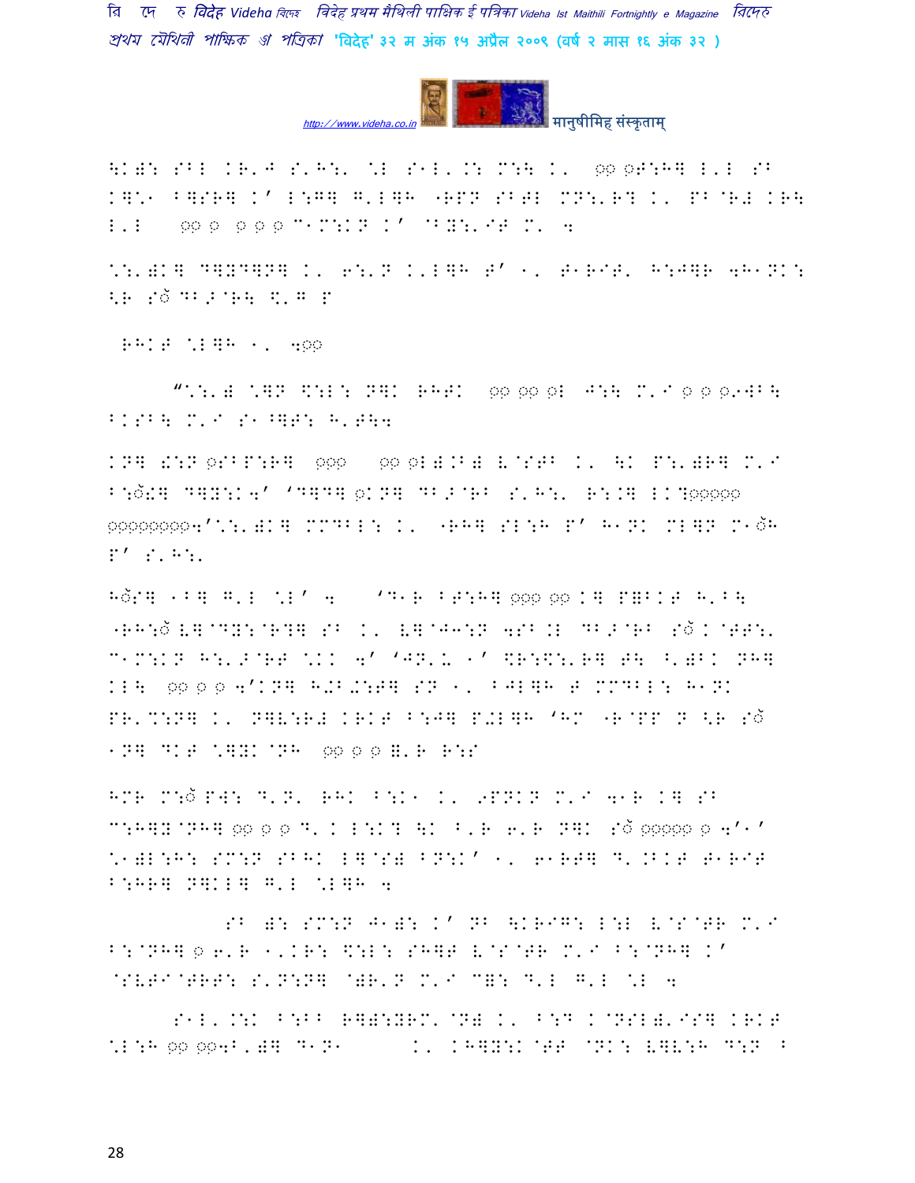\K)D: SBL KR'J S'H:' \*L S1L'.: M:\ K' 0ⵯ 0F:H] L'L SB K]\*1 B]SR] K' L:G] G'L]H "RPN SBTL MN:'R? K' PB@R# KR\ L'L ⵯⵯ ⵯ ⵯⵯⵯ C1M:KN K' @BY:'IT M' 4

\*:')K] D]YD]N] K' 6:'N K'L]H T' 1' T1RIT' H:J]R 4H1NK: <R Sॅ DB>@R\ \$'G P

RHKT \*L]H 1' 4ⵯⵯ

"\*:')K \*]N \$:L: N]K RHTK ⵯⵯ ⵯⵯ ⵯL J:\ M'I ⵯ ⵯ ⵯ9WB\ BKSB\ M'I S1^]T: H'T\4

KN] !:N ⵯSBP:R] ⵯⵯⵯ ⵯⵯ ⵯL).B) L@STB K' \K P:')R] M'I B:ॅ!] D]Y:K4' 'D]D] ⵯKN] DB>@RB S'H:' R:.] LK?ⵯⵯⵯⵯⵯ ⵯⵯⵯⵯⵯⵯⵯⵯ4'\*:')K] MMDBL: K' "RH] SL:H P' H1NK ML]N M1ॅH P' S'H:'

Hॅ S] 1B] G'L \*L' 4 'D1R BT:H] ⵯⵯⵯ ⵯⵯ K] P=BKT H'B\ "RH:ॅ L]@DY:@R?] SB K' L]@J3:N 4SB.L DB>@RB Sॅ K@TT:' C1M:KN H:'>@RT \*KK 4' 'JN'U 1' \$R:\$:'R] T\ ^')BK NH] KL\ ⵯⵯ ⵯ ⵯ 4'KN] H+B.:T] SN 1' BJL]H T MMDBL: H1NK PR'M:N] K' N]L:R# KRKT B:J] P+L]H 'HM "R@PP N <R Sॅ 1N] DKT \*]YK@NH ⵯⵯ ⵯ ⵯ =')R R:S

HMR M:ॅ PW: D'N' RHK B:K1 K' 9PNKN M'I 41R K] SB C:H]Y@NH] ⵯⵯ ⵯ ⵯ D' K L:K? \K ^'R 6'R N]K Sॅ ⵯⵯⵯⵯⵯ ⵯ 4'1' \*1)L:H: SM:N SBHK L]@S) BN:K' 1' 61RT] D'.BKT T1RIT B:HR] N]KL] G'L \*L]H 4

SB ): SM:N J1): K' NB \KRIG: L:L L@S@TR M'I B:@NH] ⵯ 6'R 1'KR: \$:L: SH]T L@S@TR M'I B:@NH] K' @SLTI@TRT: S'N:N] @)R'N M'I C=: D'L G'L \*L 4

S1L'.:K B:BB R]):YRM'@N) K' B:D K@NSL)'IS] KRKT \*L:H ⵯⵯ ⵯⵯ4B')] D1N1 K' KH]Y:K@TT @NK: L]L:H D:N B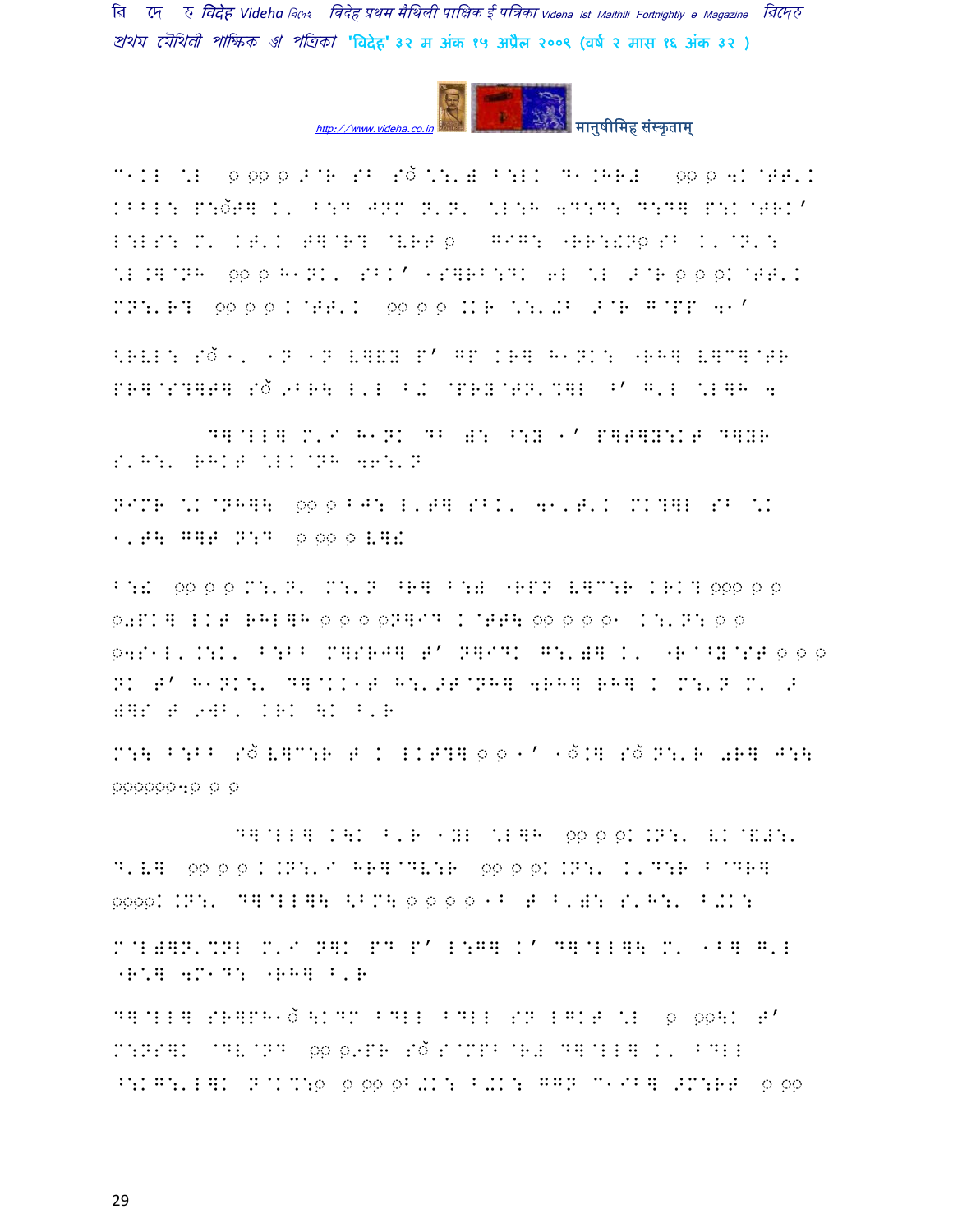C1KL \*L ◌ ◌◌ ◌ ♂@R SB S◌ \*:'a B:LK D1.HR# ◌◌ ◌ 4K@TT'K KBBL: P:◌T] K' B:D JNM N'N' \*L:H 4D:D: D:D] P:K@TRK' L:LS: M' KT'K T]@R? @VRT ◌ GIG: "RR:!N◌ SB K'@N': \*L.]@NH ◌◌ ◌ H1NK' SBK' 1S]RB:DK 6L \*L ♂@R ◌ ◌ ◌K@TT'K MN:'R? ◌◌ ◌ ◌ K@TT'K ◌◌ ◌ ◌ .KR \*:'.B ♂@R G@PP 4'

<RVL: S◌ 1' 1N 1N V]!Y P' GP KR] H1NK: "RH] V]C]@TR PR]@S?]T] S◌ 9BR\ L'L B. @PRY@TN'%]L ^' G'L \*L]H 4

D]@LL] M'I H1NK DB ): ^:Y 1' P]T]Y:KT D]YR S'H:' RHKT \*LK@NH 46:'N

NIMR \*K@NH]\ ◌◌ ◌ BJ: L'T] SBK' 41'T'K MK?]L SB \*K 1'T\ G]T N:D ◌ ◌◌ ◌ V]!

B:! ◌◌ ◌ ◌ M:'N' M:'N ^R] B:) "RPN V]C:R KRK? ◌◌◌ ◌ ◌ ◌.PK] LKT RHL]H ◌ ◌ ◌ ◌N]ID K@TT\ ◌◌ ◌ ◌ ◌1 K:'N: ◌ ◌ ◌4S1L'.:K' B:BB M]SRJ] T' N]IDK G:')] K' "R@^Y@ST ◌ ◌ ◌ NK T' H1NK:' D]@KK1T H:'♂T@NH] 4RH] RH] K M:'N M' ♂ )]S T 9WB' KRK \K B'R

M:\ B:BB S◌ V]C:R T K LKT?] ◌ ◌ 1' 1◌.] S◌ N:'R 0R] J:\ ◌◌◌◌◌◌4◌ ◌ ◌

D]@LL] K\K B'R 1YL \*L]H ◌◌ ◌ ◌K.N:' VK@&#:' D'V] ◌◌ ◌ ◌ K.N:'I HR]@DV:R ◌◌ ◌ ◌K.N:' K'D:R B@DR] ◌◌◌◌K.N:' D]@LL]\ <BM\ ◌ ◌ ◌ ◌ 1B T B')' S'H:' B.KK:

M@L)]N'%NL M'I N]K PD P' L:G] K' D]@LL]\ M' 1B] G'L "R\*] 4M1D: "RH] B'R

D]@LL] SR]PH1◌ \KDM BDLL BDLL SN LGKT \*L ◌ ◌◌\K T' M:NS]K @DV@ND ◌◌ ◌9PR S◌ S@MPB@R# D]@LL] K' BDLL ^:KG:'L]K N@K%:◌ ◌ ◌◌ ◌B.KK: B.KK: GGN C1IB] ♂M:RT ◌ ◌◌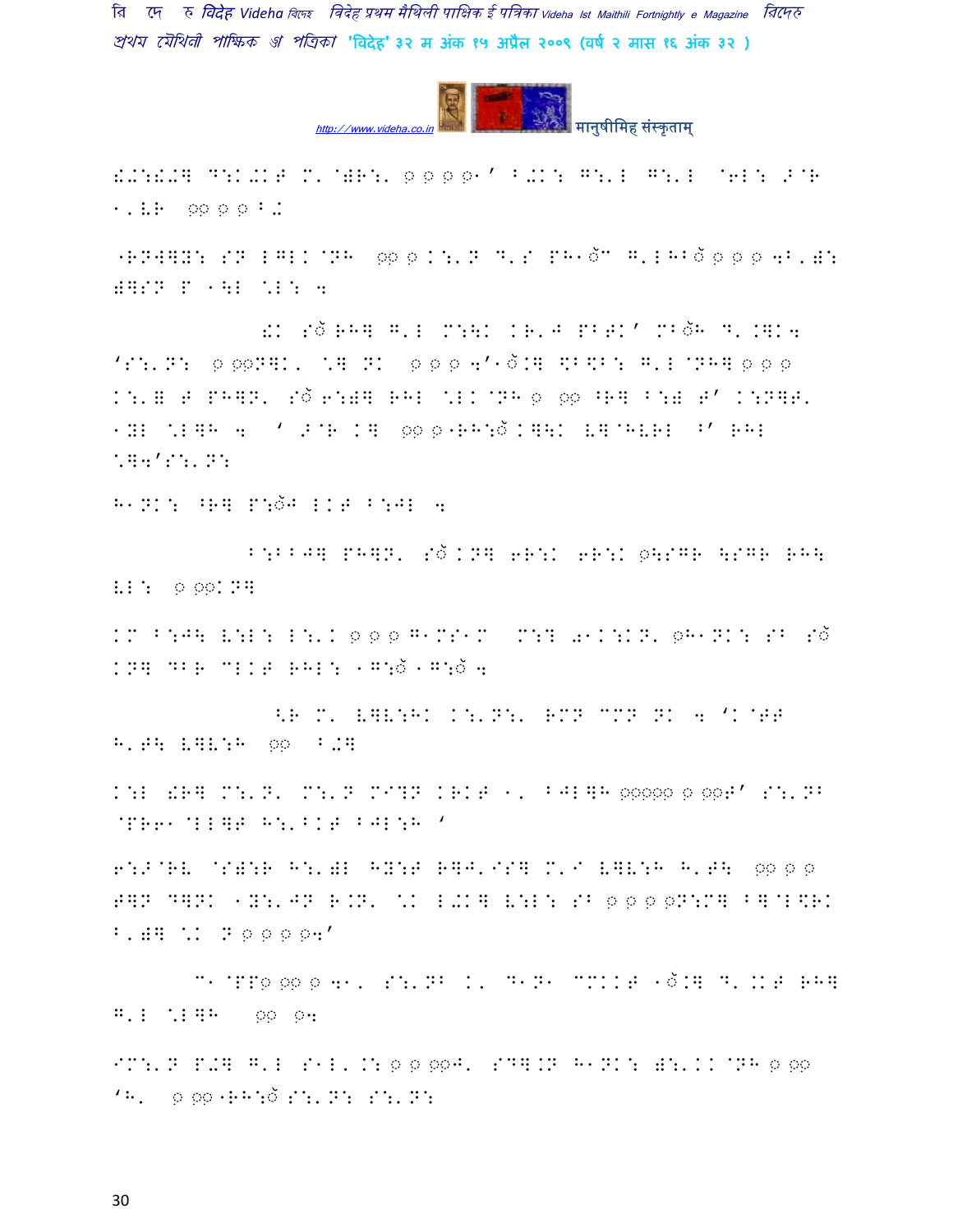!↓:!↓4 D:K.KT M' @)R:' ◌़ ◌़ ◌़ ◌़1' B.K: G:'L G:'L @6L: >@R
1'VR ◌़◌़ ◌़ ◌़ B.

"RNW]Y: SN LGLK @NH ◌़◌़ ◌़ K:'N D'S PH1◌॑M G'LHB◌॑ ◌़ ◌़ ◌़ 4B')S
)]SN P 1\L \*L: 4

!K S◌॑ RH] G'L M:\K KR'J PBTK' MB◌॑H D'.]K4
'S:'N: ◌़ ◌़◌़N]K' \*] NK ◌़ ◌़ ◌़ 4'1◌॑.] \$B\$B: G'L@NH] ◌़ ◌़ ◌़
K:'= T PH]N' S◌॑ 6:)] RHL \*LK@NH ◌़ ◌़◌़ ^R] B:) T' K:N]T'
1YL \*L]H 4 ' >@R K] ◌़◌़ ◌़ "RH:◌॑ K]\K V]@HVRL ^' RHL
\*]4'S:'N:

H1NK: ^R] P:◌॑J LKT B:JL 4

B:BBJ] PH]N' S◌॑ KN] 6R:K 6R:K ◌़\SGR \SGR RH\
VL: ◌़ ◌़◌़KN]

KM B:J\ V:L: L:'K ◌़ ◌़ ◌़ G1MS1M M:? 'a1K:KN' ◌़H1NK: SB S◌॑
KN] DBR CLKT RHL: 1G:◌॑ 1G:◌॑ 4

<R M' V]V:HK K:'N:' RMN CMN NK 4 'K@TT
H'T\ V]V:H ◌़◌़ B.]

K:L !R] M:'N' M:'N MI?N KRKT 1' BJL]H ◌़◌़◌़◌़◌़ ◌़ ◌़◌़T' S:'NB
@PR61@LL]T H:'BKT BJL:H '

6:>@RV @S):R H:')L HY:T R]J'IS] M'I V]V:H H'T\ ◌़◌़ ◌़ ◌़
T]N D]NK 1Y:'JN R.N' \*K L.K] V:L: SB ◌़ ◌़ ◌़ ◌़N:M] B]@L\$RK
B')] \*K N ◌़ ◌़ ◌़ ◌़4'

C1@PP◌़ ◌़◌़ ◌़ 41' S:'NB K' D1N1 CMKKT 1◌॑.] D'.KT RH]
G'L \*L]H ◌़◌़ ◌़4

IM:'N P.] G'L S1L'.: ◌़ ◌़ ◌़◌़J' SD].N H1NK: ):'KK@NH ◌़ ◌़◌़
'H' ◌़ ◌़◌़ "RH:◌॑ S:'N: S:'N: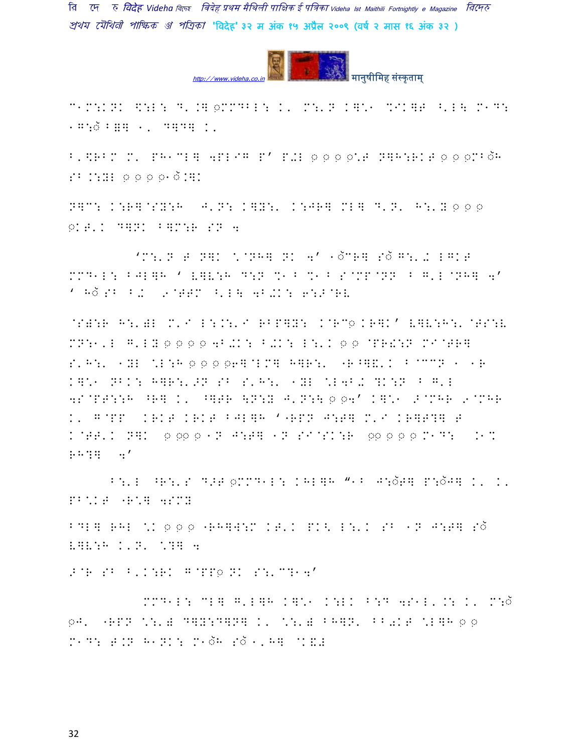C1M:KNK \:L: D'.K ◌MMDBL: K' M:'N KH\*1 %IKHG ^'L\ M1D:
1G:ŏ B=H 1' DHDH K'

B'\RBM M' PH1CLH 4PLIG P' P+L ◌ ◌ ◌ ◌\*G NHH:RKG ◌ ◌ ◌MBŏH
SB.:YL ◌ ◌ ◌ ◌1ŏ.HK

NHC: K:RH@SY:H J'N: KHY:' K:JRH MLH D'N' H:'Y ◌ ◌ ◌
◌KG'K DHNK BHM:R SN 4

'M:'N G NHK \*@NHH NK 4' 1ŏCRH Sŏ G:'+ LGKG
MMD1L: BJLHH ' LHL:H D:N %1B %1B S@MP@NN B G'L@NHH 4'
' Hŏ SB B+ 9@GGM ^'L\ 4B+K: 6:J@RL

@SY:R H:'WL M'I L:.:'I RBPHY: K@RC◌KRHK' LHL:H:' @GS:L
MN:1'L G'LY ◌ ◌ ◌ ◌ 4B+K: B+K: L:'K ◌ ◌ @PR!:N MI@GRH
S'H:' 1YL \*L:H ◌ ◌ ◌ ◌6H@LMH HHR:' "R^HE'K B@CCN 1 1R
KH\*1 NBK: HHR:'>N SB S'H:' 1YL \*L4B+ ?K:N B G'L
4S@PG::H ^RH K' ^HGR \N:Y J'N:\ ◌ ◌4' KH\*1 >@MHR 9@MHR
K' G@PP KRKG KRKG BJLHH '"RPN J:GH M'I KRHG?H G
K@GG'K NHK ◌ ◌◌ ◌ 1N J:GH 1N SI@SK:R ◌◌ ◌ ◌ ◌ M1D: .1%
RH?H 4'

B:'L ^R:'S D>G ◌MMD1L: KHLHH "1B J:ŏGH P:ŏJH K' K'
PB\*KG "R\*H 4SMY

BDLH RHL \*K ◌ ◌ ◌ "RHHW:M KG'K PK\ L:'K SB 1N J:GH Sŏ
LHL:H K'N' \*?H 4

>@R SB B'K:RK G@PP◌ NK S:'C?14'

MMD1L: CLH G'LHH KH\*1 K:LK B:D 4S1L'.: K' M:ŏ
◌J' "RPN \*:'W DHY:DHNH K' \*:'W BHHN' BB+KG \*LHH ◌ ◌
M1D: G.N H1NK: M1ŏH Sŏ 1'HH @KE+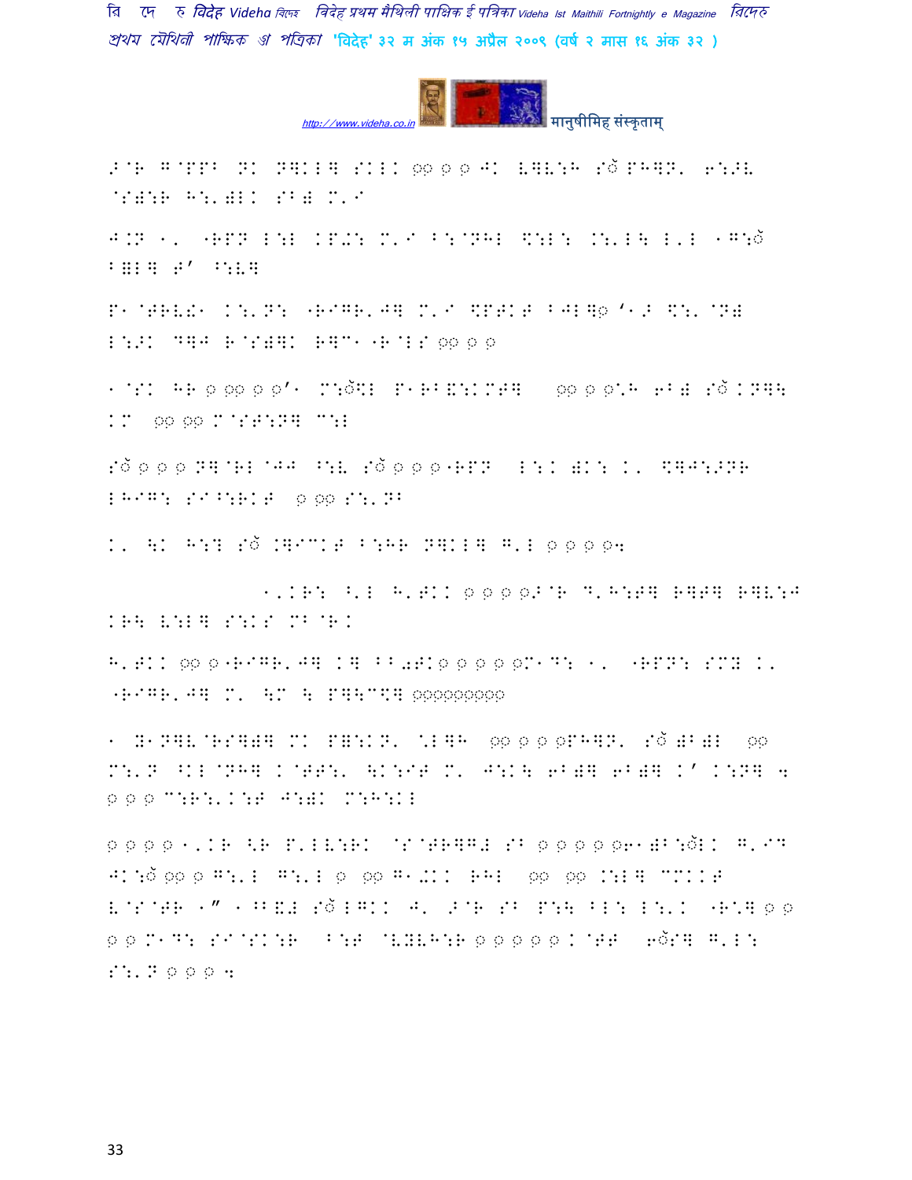>@R G@PPB NK N]KL] SKLK '' ' ' JK V]V:H Sॅ PH]N' 6:>V @S)[:R H:')LK SB) M'I

J.N ⁄' "RPN L:L KP further M'I B:@NHL \$:L: .:'L\ L'L ⁄G:ॅ B=L] T' ^:V]

P⁄@TRV!⁄ K:'N: "RIGR'J] M'I \$PTKT BJL]◌ '⁄> \$:' @N) L:>K D]J R@S)]K R]C⁄ "R@LS '' ' '

⁄@SK HR ' '' ' '' M:ॅ\$L P⁄RB☐:KMT] '' ' '\*H 6B) Sॅ KN]\ KM '' '' M@ST:N] C:L

Sॅ ' ' ' N]@RL@JJ ^:V Sॅ ' ' '"RPN L:K )K: K' \$]J:>NR LHIG: SI^:RKT ' '' S:'NB

K' \K H:? Sॅ .]ICKT B:HR N]KL] G'L ' ' ' '4

⁄'KR: ^'L H'TKK ' ' ' '>@R D'H:T] R]T] R]V:J KR\ V:L] S:KS MB@RK

H'TKK '' '"RIGR'J] K] BB◌TK' ' ' ' 'M⁄D: ⁄' "RPN: SM} K' "RIGR'J] M' \M \ P]\C\$] ''''''''''

⁄ }⁄N]V@RS]() MK P=:KN' \*L]H '' ' ' 'PH]N' Sॅ )B)L '' M:'N ^KL@NH] K@TT:' \K:IT M' J:K\ 6B)] 6B)] K' K:N] 4 ' ' ' C:R:'K:T J:)K M:H:KL

' ' ' ' ⁄'KR <R P'LV:RK @S@TR]G# SB ' ' ' ' '6⁄)B:ॅLK G'ID JK:ॅ '' ' G:'L G:'L ' '' G⁄.KK RHL '' '' .:L] CMKKT V@S@TR ⁄" ⁄^B☐# Sॅ LGKK J' >@R SB P:\ BL: L:'K "R\*] ' ' ' ' M⁄D: SI@SK:R B:T @V}VH:R ' ' ' ' ' K@TT 6ॅS] G'L: S:'N ' ' ' 4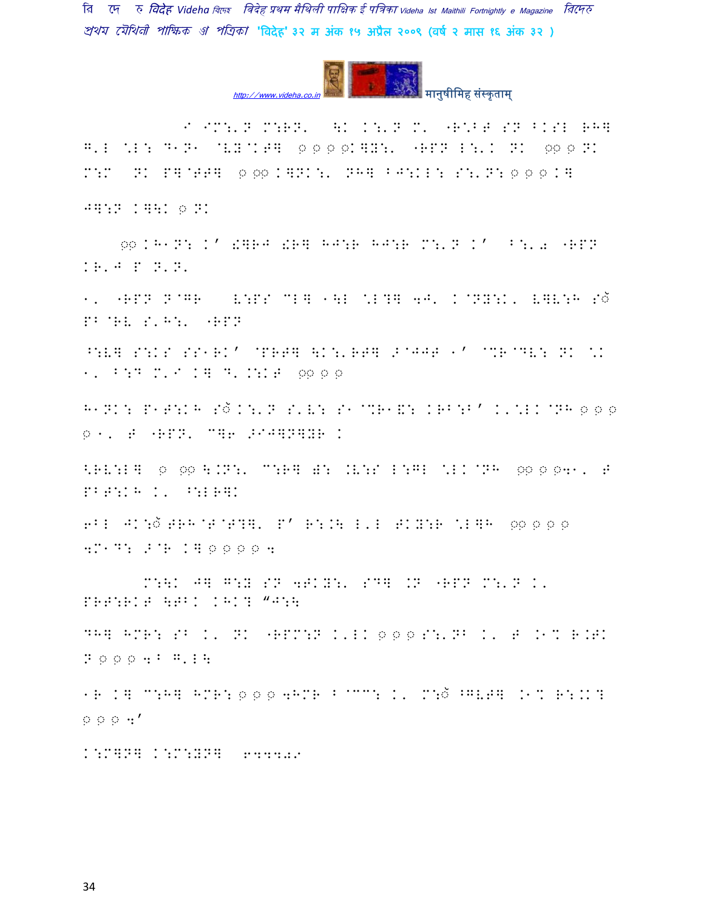मानुषीमिह संस्कृताम्

१ आमाक मोहन; बा दोसर ठाम "हमरा" सँ घुरि गेलै। बाल बाल मजदूर सब खेत मे काम करैत छल। ओ सब भूखल-प्यासल रहैत छल। "हमर" लोकनिक बात मानि "हमर" नामक ओ छल।

२ "हमर" कहल गेल जे ओ सब मिलि कऽ बाल मजदूर छल। ओकरा सभकेँ कोनो अधिकार नहि।

३ "हमर" सँ मुक्ति भेटल "हमर" केर माध्यम सँ काज करै बला सभ लोकनि।

४ बाल मजदूरी सँ मुक्ति।

५ ओ सभ पढ़ि-लिखि कऽ आगाँ बढ़त।

६ आब जे सभ आबि गेल अछि।

मोहन जी आब बाल मजदूर नहि रहल।

हमर जीवन सेहो बदलि गेल "हमर" सँ।

१२ आब ओ सभ सुखी अछि।

सम्पादक मण्डल ८४४४८२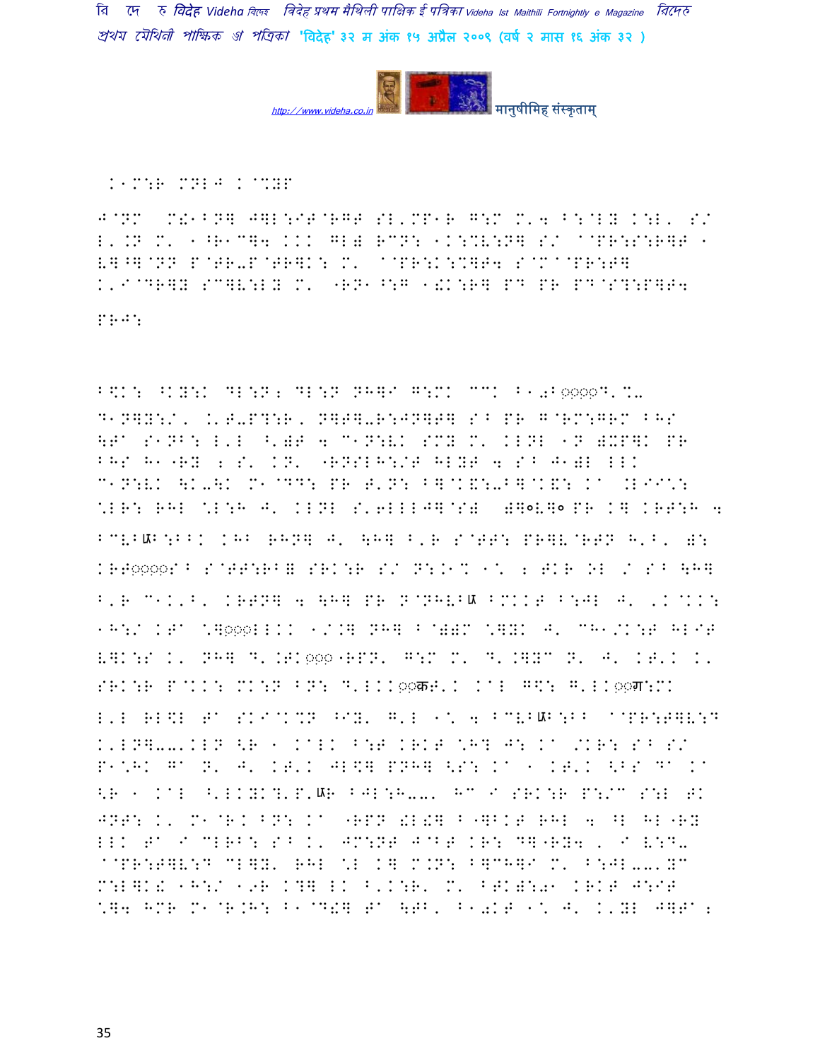K1M:R MNL- K@%YF

J@NM M!1BN] J]L:IT@RGT SL'MP1R G:M M'4 B:@LY K:L' S/ L'.N M' 1^R1C]4 KKK GL) RCN: 1K:%V:N] S/ @@PR:S:R]T 1 V]^]@NN P@TR-P@TR]K: M' @@PR:K:%]T4 S@M@@PR:T] K'I@DR]Y SC]V:LY M' "RN1^:G 1!K:R] PD PR PD@S?:P]T4

PRJ:

B\$K: ^KY:K DL:N; DL:N NH]I G:MK CCK B10B◌◌◌D'%- D1N]Y:/, K'T-P?:R, N]T]-R:JN]T] S^ PR G@RM:GRM BHS \T@ S1NB: L'L ^'@T 4 C1N:VK SMY M' KLNL 1N )XP]K PR BHS H1"RY ; S' KN' "RNSLH:/T HLYT 4 S^ J1)L LLK C1N:VK \K-\K M1@DD: PR T'N: B]@K&:-B]@K&: K@ .LIIC: \*LR: RHL \*L:H J' KLNL S'6LLLJ]@S) )]◌V]◌ PR K] KRT:H 4 BCVBШB:BBK KHB RHN] J' \H] B'R S@TT: PR]V@RTN H'B' ): KRT◌◌◌S^ S@TT:RB8 SRK:R S/ N:.1% 1\* ; TKR OL / S^ \H] B'R C1K'B' KRTN] 4 \H] PR N@NHVBШ BMKKT B:JL J' 'K@KK: 1H:/ KT@ \*]◌◌◌LLKK 1/.] NH] B@))M \*]YK J' CH1/K:T HLIT V]K:S K' NH] D'.TK◌◌◌"RPN' G:M M' D'.]YC N' J' KT'K K' SRK:R P@KK: MK:N BN: D'LKK◌◌कT'K KAL G\$: G'LK◌◌ग:MK L'L RL\$L T@ SKI@K%N ^IY' G'L 1\* 4 BCVBШB:BB @@PR:T]V:D K'LN]--'KLN <R 1 KALK B:T KRKT \*H? J: K@ /KR: S^ S/ P1\*HK G@ N' J' KT'K JL\$] PNH] <S: K@ 1 KT'K <BS D@ K@ <R 1 KAL ^'LKYK?'P'ШR BJL:H--' HC I SRK:R P:/C S:L TK JNT: K' M1@R.K BN: K@ "RPN !L!] B"]BKT RHL 4 ^L HL"RY LLK T@ I CLRB: S^ K' JM:NT J@BT KR: D]"RY4 , I V:D- @@PR:T]V:D CL]Y' RHL \*L K] M.N: B]CH]I M' B:JL--'YC M:L]K! 1H:/ 1९R K?] LK B'K:R' M' BTK):01 KRKT J:IT \*]4 HMR M1@R.H: B1@D!] T@ \TB' B10KT 1\* J' K'YL J]T@ ;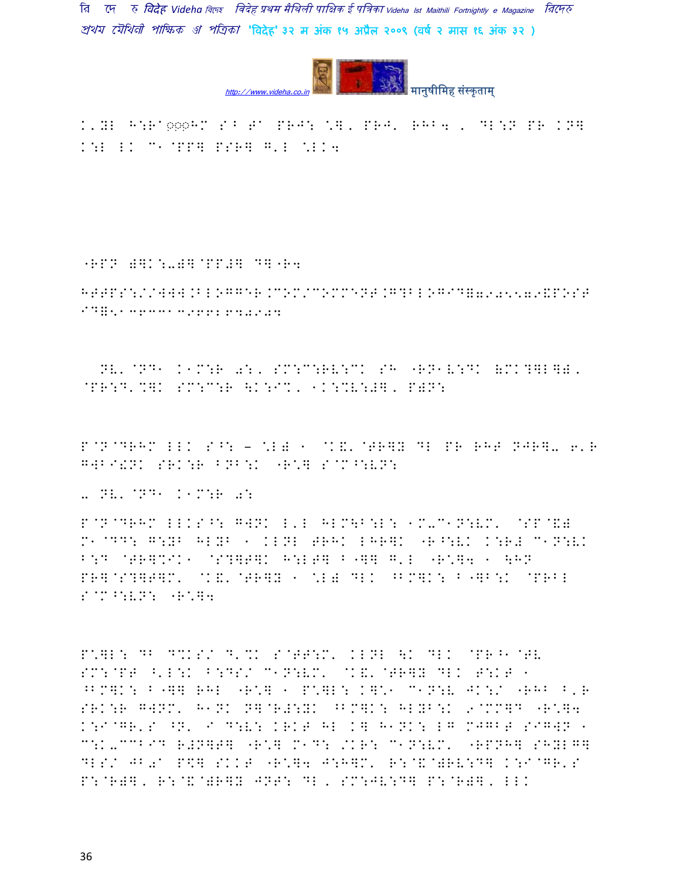K'YL H:Ra◌◌◌HM S^ Ga PRJ: \], PRJ' RHB4 , DL:N PR KN]
K:L LK C1@PP] PSR] G'L \LK4

"RPN ->K:-]- @PP#] D]"R4

HTTPS://WWW.BLOGGER.COM/COMMENT.G?BLOGID=7905579&POST
ID=5136331396612F40947

NV'@ND1 K1M:R 0:, SM:C:RV:CK SH "RN1V:DK -MK?]L]-,
@PR:D'%]K SM:C:R \K:I%, 1K:%V:#], P-N:

P@N@DRHM LLK S^: – \L) 1 @K&'@TR]Y DL PR RHT NJR]- 6'R
GWBI!NK SRK:R BNB:K "R\] S@M^:VN:

- NV'@ND1 K1M:R 0:

P@N@DRHM LLKS^: GWNK L'L HLM\B:L: 1M-C1N:VM' @SP@&)
M1@DD: G:YB HLYB 1 KLNL TRHK LHR]K "R^:VK K:R# C1N:VK
B:D @TR]%IK1 @S?]T]K H:LT] B"]] G'L "R\]4 1 \HN
PR]@S?]T]M' @K&'@TR]Y 1 \L) DLK ^BM]K: B"]B:K @PRBL
S@M^:VN: "R\]4

P\]L: DB D%KS/ D'%K S@TT:M' KLNL \K DLK @PR^1@TV
SM:@PT ^'L:K B:DS/ C1N:VM' @K&'@TR]Y DLK T:KT 1
^BM]K: B"]] RHL "R\] 1 P\]L: K]\1 C1N:V JK:/ "RHB B'R
SRK:R GWNM' H1NK N]@R#:YK ^BM]K: HLYB:K 9@MM]D "R\]4
K:I@GR'S ^N' I D:V: KRKT HL K] H1NK: LG MJGBT SIGWN 1
C:K-CCBID R#N]T] "R\] M1D: /KR: C1N:VM' "RPNH] SHYLG]
DLS/ JB0a P\$] SKKT "R\]4 J:H]M' R:@&@)RV:D] K:I@GR'S
P:@R)], R:@&@)R]Y JNT: DL, SM:JV:D] P:@R)], LLK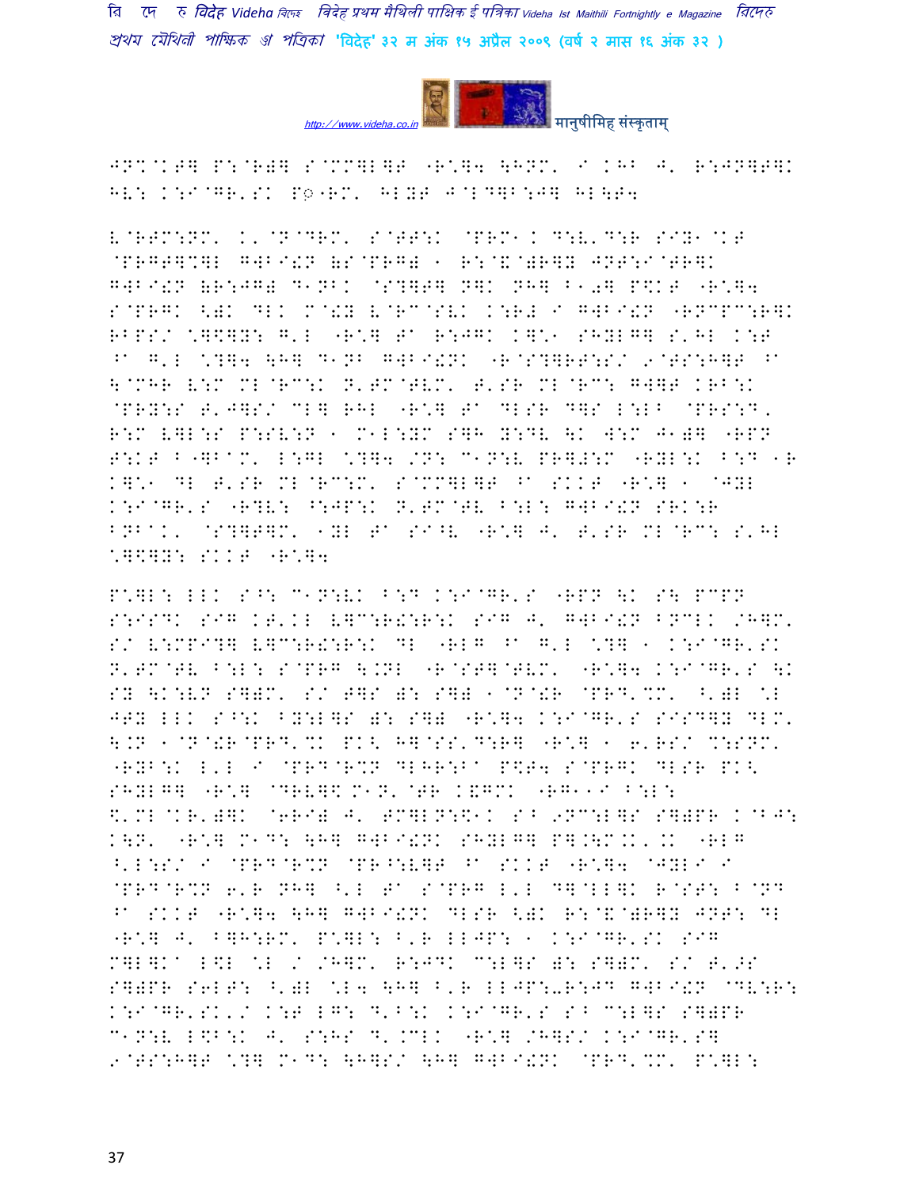JN%@KT] P:@R)] S@MM]L]T "R\*]4 \HNM' I KHB J' R:JN]T]K HV: K:I@GR'SK P◌"RM' HLYT J@L'D]B:J] HL\T4

V@RTM:NM' K'@N@DRM' S@TT:K @PRM1K D:V'D:R SIY1@KT @PRGT]%]L GWBI!N (S@PRG) 1 R:@&@)R]Y JNT:I@TR]K GWBI!N (R:JG) D1NBK @S?]T] N]K NH] B1=] P\$KT "R\*]4 S@PRGK <)K DLK M@!Y V@RC@SVK K:R# I GWBI!N "RNCPC:R]K RBPS/ \*]\$]Y: G'L "R\*] TA R:JGK K]\*1 SHYLG] S'HL K:T ^A G'L \*?]4 \H] D1NB GWBI!NK "R@S?]RT:S/ 9@TS:H]T ^A \@MHR V:M ML@RC:K N'TM@TVM' T'SR ML@RC: GW]T KRB:K @PRY:S T'J]S/ CL] RHL "R\*] TA DLSR D]S L:LB @PRS:D' R:M V]L:S P:SV:N 1 M1L:YM S]H Y:DV \K W:M J1)] "RPN T:KT B"]BAM' L:GL \*?]4 /N: C1N:V PR]#:M "RYL:K B:D 1R K]\*1 DL T'SR ML@RC:M' S@MM]L]T ^A SKKT "R\*] 1 @JYL K:I@GR'S "R?V: ^:JP:K N'TM@TV B:L: GWBI!N SRK:R BNBAK' @S?]T]M' 1YL TA SI^V "R\*] J' T'SR ML@RC: S'HL \*]\$]Y: SKKT "R\*]4

P\*]L: LLK S^: C1N:VK B:D K:I@GR'S "RPN \K S\ PCPN S:ISDK SIG KT'KL V]C:R!:R:K SIG J' GWBI!N BNCLK /H]M' S/ V:MPI?] V]C:R!:R:K DL "RLG ^A G'L \*?] 1 K:I@GR'SK N'TM@TV B:L: S@PRG \.NL "R@ST]@TVM' "R\*]4 K:I@GR'S \K SY \K:VN S])M' S/ T]S ): S]) 1@N@!R @PRD'%M' ^')L \*L JTY LLK S^:K BY:L]S ): S]) "R\*]4 K:I@GR'S SISD]Y DLM' \.N 1@N@!R@PRD'%K PK< H]@SS'D:R] "R\*] 1 6'RS/ %:SNM' "RYB:K L'L I @PRD@R%N DLHR:BA P\$T4 S@PRGK DLSR PK< SHYLG] "R\*] @DRV]\$ M1N'@TR K&GMK "RG11I B:L: \$'ML@KR')]K @6RI# J' TM]LN:\$1K S^ 9NC:L]S S])PR K@BJ: K\N' "R\*] M1D: \H] GWBI!NK SHYLG] P].\M.K'.K "RLG ^'L:S/ I @PRD@R%N @PR^:V]T ^A SKKT "R\*]4 @JYLI I @PRD@R%N 6'R NH] ^'L TA S@PRG L'L D]@LL]K R@ST: B@ND ^A SKKT "R\*]4 \H] GWBI!NK DLSR <)K R:@&@)R]Y JNT: DL "R\*] J' B]H:RM' P\*]L: B'R LLJP: 1 K:I@GR'SK SIG M]L]KA L\$L \*L / /H]M' R:JDK C:L]S ): S])M' S/ T'>S S])PR S6LT: ^')L \*L4 \H] B'R LLJP:-R:JD GWBI!N @DV:R: K:I@GR'SK'/ K:T LG: D'B:K K:I@GR'S S^ C:L]S S])PR C1N:V L\$B:K J' S:HS D'.CLK "R\*] /H]S/ K:I@GR'S] 9@TS:H]T \*?] M1D: \H]S/ \H] GWBI!NK @PRD'%M' P\*]L: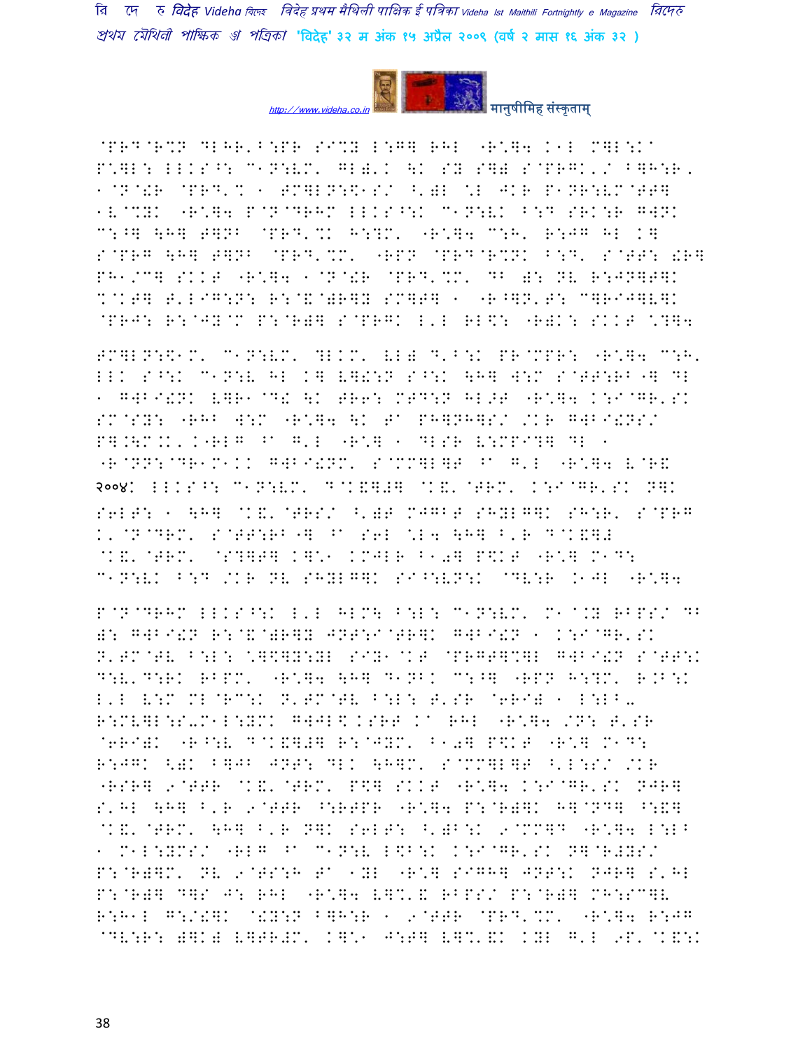@PRD@R%N DLHR'B:PR SI%Y L:G] RHL "R\*]4 K1L M]L:K^
P\*]L: LLKS^: C1N:VM' GL)'K \K SY S]) S@PRGK'/ B]H:R,
1@N@!R @PRD'% 1 EM]LN:\$1S/ ^')L \*L JKR P1NR:VM@TT]
1V@%YK "R\*]4 P@N@DRHM LLKS^:K C1N:VK B:D SRK:R GWNK
C:^] \H] T]NB @PRD'%K H:?M' "R\*]4 C:H' R:JG HL K]
S@PRG \H] T]NB @PRD'%M' "RPN @PRD@R%NK B:D' S@TT: !R]
PH1/C] SKKT "R\*]4 1@N@!R @PRD'%M' DB ): NV R:JN]T]K
%@KT] T'LIG:N: R:@&@)R]Y SM]T] 1 "R^]N'T: C]RIJ]V]K
@PRJ: R:@JY@M P:@R)] S@PRGK L'L RL\$: "R)K: SKKT \*?]4

EM]LN:\$1M' C1N:VM' ?LKM' VL) D'B:K PR@MPR: "R\*]4 C:H'
LLK S^:K C1N:V HL K] V]!:N S^:K \H] W:M S@TT:RB"] DL
1 GWBI!NK V]R1@D! \K TR6: MTD:N HL>T "R\*]4 K:I@GR'SK
SM@SY: "RHB W:M "R\*]4 \K T^ PH]NH]S/ /KR GWBI!NS/
P].\M.K'K"RLG ^^ G'L "R\*] 1 DLSR V:MPI?] DL 1
"R@NN:@DR1M1KK GWBI!NM' S@MM]L]T ^^ G'L "R\*]4 V@R&
२००४K LLKS^: C1N:VM' D@K&]#] @K&'@TRM' K:I@GR'SK N]K
S6LT: 1 \H] @K&'@TRS/ ^')T MJGBT SHYLG]K SH:R' S@PRG
K'@N@DRM' S@TT:RB"] ^^ S6L \*L4 \H] B'R D@K&]#
@K&'@TRM' @S?]T] K]\*1 KMJLR B10] P\$KT "R\*] M1D:
C1N:VK B:D /KR NV SHYLG]K SI^:VN:K @DV:R .1JL "R\*]4

P@N@DRHM LLKS^:K L'L HLM\ B:L: C1N:VM' M1@.Y RBPS/ DB
): GWBI!N R:@&@)R]Y JNT:I@TR]K GWBI!N 1 K:I@GR'SK
N'TM@TV B:L: \*]\$]Y:YL SIY1@KT @PRGT]%]L GWBI!N S@TT:K
D:V'D:RK RBPM' "R\*]4 \H] D1NBK C:^] "RPN H:?M' R.B:K
L'L V:M ML@RC:K N'TM@TV B:L: T'SR @6RI) 1 L:LB-
R:MV]L:S-M1L:YMK GWJL\$ KSRT K^ RHL "R\*]4 /N: T'SR
@6RI)K "R^:V D@K&]#] R:@JYM' B10] P\$KT "R\*] M1D:
R:JGK <)K B]JB JNT: DLK \H]M' S@MM]L]T ^'L:S/ /KR
"RSR] 9@TTR @K&'@TRM' P\$] SKKT "R\*]4 K:I@GR'SK NJR]
S'HL \H] B'R 9@TTR ^:RTPR "R\*]4 P:@R)]K H]@ND] ^:&]
@K&'@TRM' \H] B'R N]K S6LT: ^')B:K 9@MM]D "R\*]4 L:LB
1 M1L:YMS/ "RLG ^^ C1N:V L\$B:K K:I@GR'SK N]@R)YS/
P:@R)]M' NV 9@TS:H T^ 1YL "R\*] SIGH] JNT:K NJR] S'HL
P:@R)] D]S J: RHL "R\*]4 V]%'& RBPS/ P:@R)] MH:SC]V
R:H1L G:/!]K @!Y:N B]H:R 1 9@TTR @PRD'%M' "R\*]4 R:JG
@DV:R: )]K) V]TR#M' K]\*1 J:T] V]%'&K KYL G'L 9P'@K&:K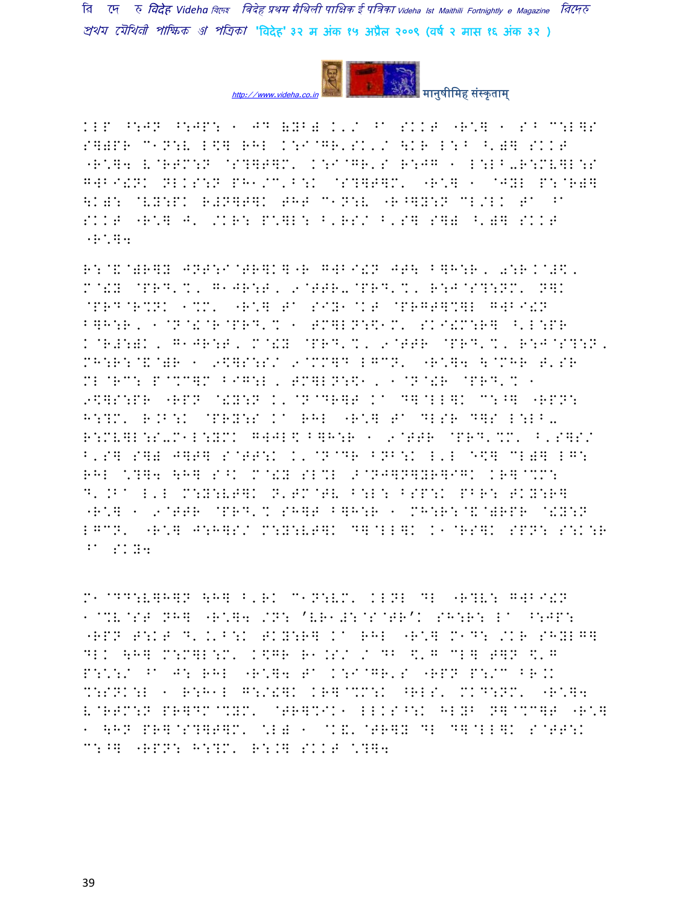KLP ^:JN ^:JP: 1 JD (YB( K'/ ^a SKKT "R\*] 1 S^ C:L]S S](PR C1N:V L\$] RHL K:I@GR'SK'/ \KR L:^ ^')] SKKT "R\*]4 V@RTM:N @S?]T]M' K:I@GR'S R:JG 1 L:LB-R:MV]L:S G+B^I!NK NLKS:N PH1/C'B:K @S?]T]M' "R\*] 1 @JYL P:@R)] \K): @VY:PK R#N]T]K THT C1N:V "R^]Y:N CL/LK Ta ^a SKKT "R\*] J' /KR: P\*]L: ^'RS/ ^'S] S]( ^')] SKKT "R\*]4

R:@&@)R]Y JNT:I@TR]K]"R G+B^I!N JT\ B]H:R, 0:R.@#\$, M@!Y @PRD'%, G1JR:T, 9@TTR-@PRD'%, R:J@S?:NM' N]K @PRD@R%NK 1%M' "R\*] Ta SIY1@KT @PRGT]%]L G+B^I!N B]H:R, 1@N@!@R@PRD'% 1 TM]LN:\$1M' SKI!M:R] ^'L:PR K@R#:)K, G1JR:T, M@!Y @PRD'%, 9@TTR @PRD'%, R:J@S?:N, MH:R:@&@)R 1 9\$]S:S/ 9@MM]D LGCN' "R\*]4 \@MHR T'SR ML@RC: P@%C]M BIG:L, TM]LN:\$1, 1@N@!R @PRD'% 1 9\$]S:PR "RPN @!Y:N K'@N@DR]T Ka D]@LL]K C:^] "RPN: H:?M' R.B:K @PRY:S Ka RHL "R\*] Ta DLSR D]S L:LB- R:MV]L:S-M1L:YMK G+JL\$ B]H:R 1 9@TTR @PRD'%M' ^'S]S/ B'S] S]( J]T] S@TT:K K'@N@DR BNB:K L'L E\$] CL)] LG: RHL \*?]4 \H] S^K M@!Y SL%L >@NJ]N]YR]IGK KR]@%M: D'.Ba L'L M:Y:VT]K N'TM@TV B:L: BSP:K PBR: TKY:R] "R\*] 1 9@TTR @PRD'% SH]T B]H:R 1 MH:R:@&@)RPR @!Y:N LGCN' "R\*] J:H]S/ M:Y:VT]K D]@LL]K K1@RS]K SPN: S:K:R ^a SKY4

M1@DD:V]H]N \H] ^'RK C1N:VM' KLNL DL "R?V: G+B^I!N 1@%V@ST NH] "R\*]4 /N: 'VR1#:@S@TR'K SH:R: La ^:JP: "RPN T:KT D'.'B:K TKY:R] Ka RHL "R\*] M1D: /KR SHYLG] DLK \H] M:M]L:M' K\$GR R1.S/ / DB \$'G CL] T]N \$'G P:\*:/ ^a J: RHL "R\*]4 Ta K:I@GR'S "RPN P:/C BR.K %:SNK:L 1 R:H1L G:/!]K KR]@%M:K ^RLS' MKD:NM' "R\*]4 V@RTM:N PR]DM@%YM' @TR]%IK1 LLKS^:K HLYB N]@%C]T "R\*] 1 \HN PR]@S?]T]M' \*L) 1 @K&'@TR]Y DL D]@LL]K S@TT:K C:^] "RPN: H:?M' R:.] SKKT \*?]4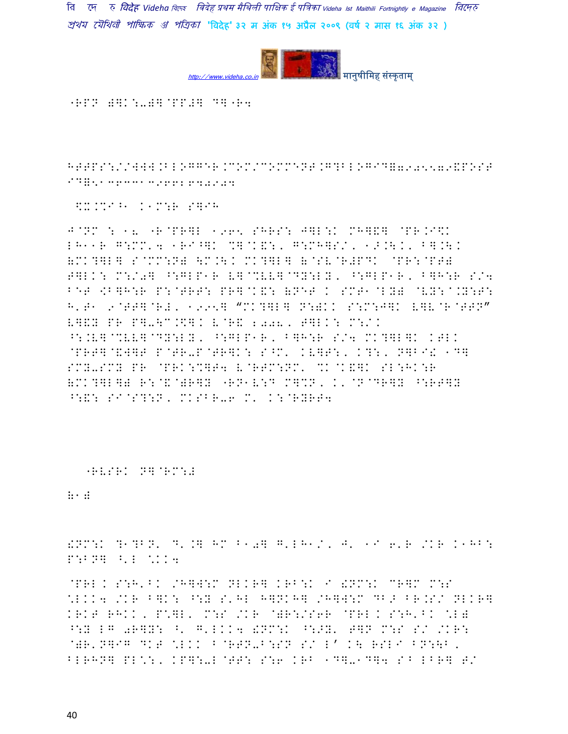"RPN )]K:-)]@PP#] D]"R4

HTTPS://WWW.BLOGGER.COM/COMMENT.G?BLOGID=7905579&POSTID=5136331396628740904

$X.%I^1 K1M:R S]IH

J@NM : 18 "R@PR]L 1965 SHRS: J]L:K MH]&] @PR.I\$K LH11R G:MM,4 1RI^]K %]@K&:, G:MH]S/, 1>.\K, B].\K (MK?]L] S@MM:N) \M.\K MK?]L] (@SV@R#PDK @PR:@PT) T]LK: M:/0] ^:GLP1R V]@%VV]@DY:LY, ^:GLP1R, B]H:R S/4 BET <B]H:R P:@TRT: PR]@K&: (NET K SMT1@LY) @VY:^.Y:T: H'T1 9@TT]@R#, 1995] "MK?]L] N:)KK S:M:J]K V]V@R@TTN" V]&Y PR P]-\C.\$]K V@R& 2008, T]LK: M:/K ^:.V]@%VV]@DY:LY, ^:GLP1R, B]H:R S/4 MK?]L]K KTLK @PRT]@&W]T P@TR-P@TR]K: S^M' KV]T:, K?:, N]BI! 1D] SMY-SMY PR @PRK:%]T4 V@RTM:NM' %K@K&]K SL:HK:R (MK?]L]) R:@&@)R]Y "RN1V:D M]%N, K'@N@DR]Y ^:RT]Y ^:&: SI@S?:N, MKSBR-6 M' K:@RYRT4

"RVSRK N]@RM:#

\1)

!NM:K ?1?BN' D'.] HM B10] G'LH1/, J' 1I 6'R /KR K1HB: P:BN] ^'L \KK4

@PRL K S:H'BK /H]W:M NLKR] KRB:K I !NM:K CR]M M:S \LKK4 /KR B]K: ^:Y S'HL H]NKH] /H]W:M DB> BR.S/ NLKR] KRKT RHKK, P\]L, M:S /KR @)R:/S6R @PRL K S:H'BK \L) ^:Y LG 0R]Y: ^' G'LKK4 !NM:K ^:>Y' T]N M:S S/ /KR: @)R'N]IG DKT \LKK B@RTN-B:SN S/ L' K\ RSLI BN:\B, BLRHN] PL\:, KP]:-L@TT: S:6 KRB 1D]-1D]4 SB LBR] T/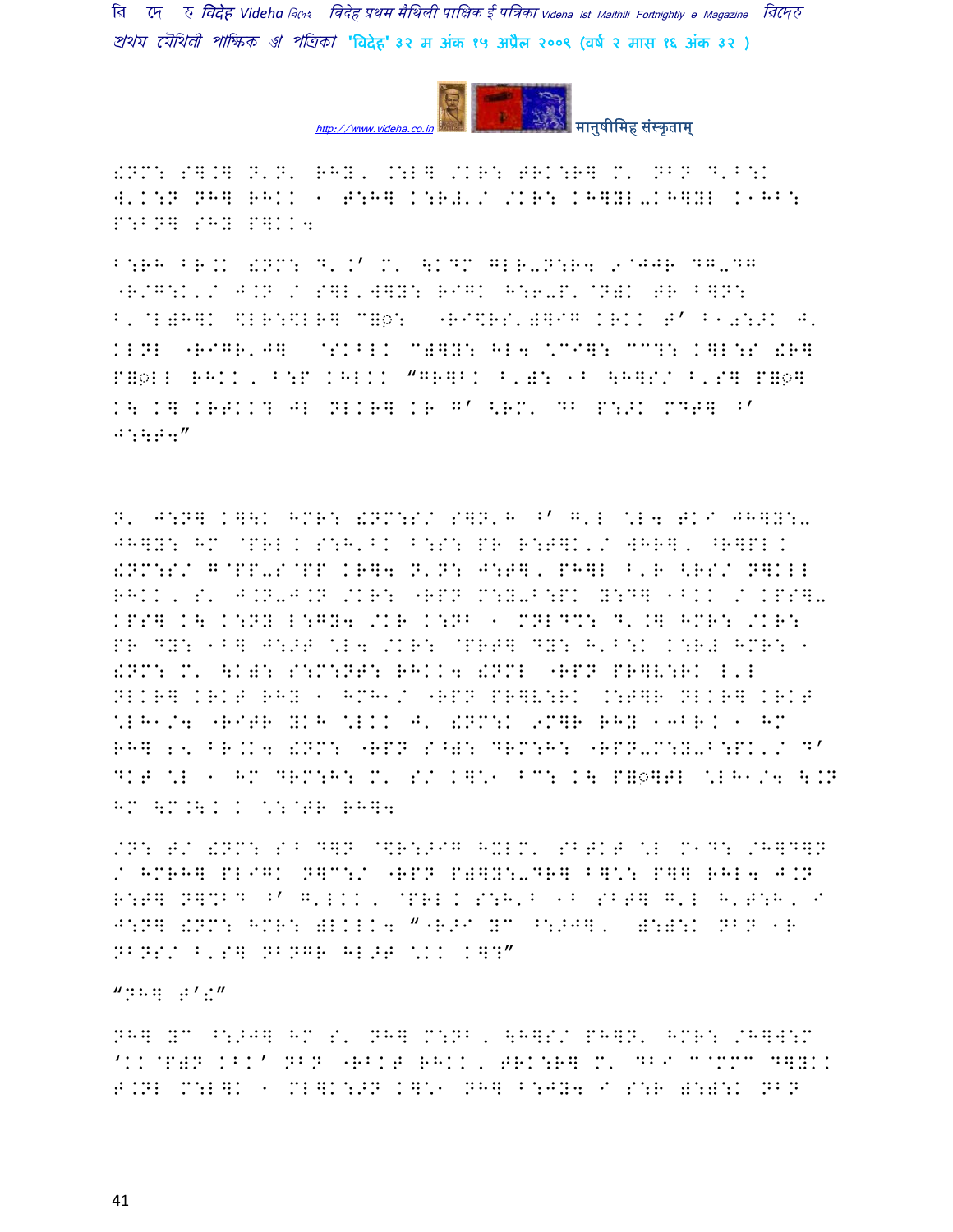!NM: S].] N'N' RHY, .:L] /KR: ARK:R] M' NBN D'B:K W'K:N NH] RHKK 1 T:H] K:R#'/ /KR: KH]YL-KH]YL K1HB: P:BN] SHY P]KK4

B:RH BR.K !NM: D'.' M' \KDM GLR-N:R4 9@JJR DG-DG "R/G:K'/ J.N / S]L'W]Y: RIGK H:6-P' @N)K TR B]N: B'@L)H]K \$LR:\$LR] C==: "RI\$RS')]IG KRKK T' B10:>K J' KLNL "RIGR'J] @SKBLK C)]Y: HL4 \*CI]: CC?: K]L:S !R] P=LL RHKK, B:P KHLKK "GR]BK B')I 1B \H]S/ B'S] P=] K\ K] KRTKK? JL NLKR] KR G' <RM' DB P:>K MDT] ^' J:\T4"

N' J:N] K]\K HMR: !NM:S/ S]N'H ^' G'L \*L4 TKI JH]Y:- JH]Y: HM @PRL K S:H'BK B:S: PR R:T]K'/ WHR], ^R]PL K !NM:S/ G@PP-S@PP KR]4 N'N: J:T], PH]L B'R <RS/ N]KLL RHKK, S' J.N-J.N /KR: "RPN M:Y-B:PK Y:D] 1BKK / KPS]- KPS] K\ K:NY L:GY4 /KR K:NB 1 MNLD%: D'.] HMR: /KR: PR DY: 1B] J:>T \*L4 /KR: @PRT] DY: H'B:K K:R# HMR: 1 !NM: M' \K): S:M:NT: RHKK4 !NML "RPN PR]V:RK L'L NLKR] KRKT RHY 1 HMH1/ "RPN PR]V:RK .:T]R NLKR] KRKT \*LH1/4 "RITR YKH \*LKK J' !NM:K 9M]R RHY 13BRK 1 HM RH] 25 BR.K4 !NM: "RPN S^): DRM:H: "RPN-M:Y-B:PK'/ D' DKT \*L 1 HM DRM:H: M' S/ K]\*1 BC: K\ P=]TL \*LH1/4 \.N HM \M.\K K \*:@TR RH]4

/N: T/ !NM: S^ D]N @\$R:>IG HXLM' SBTKT \*L M1D: /H]D]N / HMRH] PLIGK N]C:/ "RPN P)]Y:-DR] B]\*: P]] RHL4 J.N R:T] N]%BD ^' G'LKK, @PRL K S:H'B 1B SBT] G'L H'T:H, I J:N] !NM: HMR: )LKLK4 "+R>I YC ^:>J], ):):K NBN 1R NBNS/ B'S] NBNGR HL>T \*KK K]?"

"NH] T'!"

NH] YC ^:>J] HM S' NH] M:NB, \H]S/ PH]N' HMR: /H]W:M 'KK@P)N KBK' NBN "RBKT RHKK, TRK:R] M' DBI C@MMC D]YKK T.NL M:L]K 1 ML]K:>N K]\*1 NH] B:JY4 I S:R ):):K NBN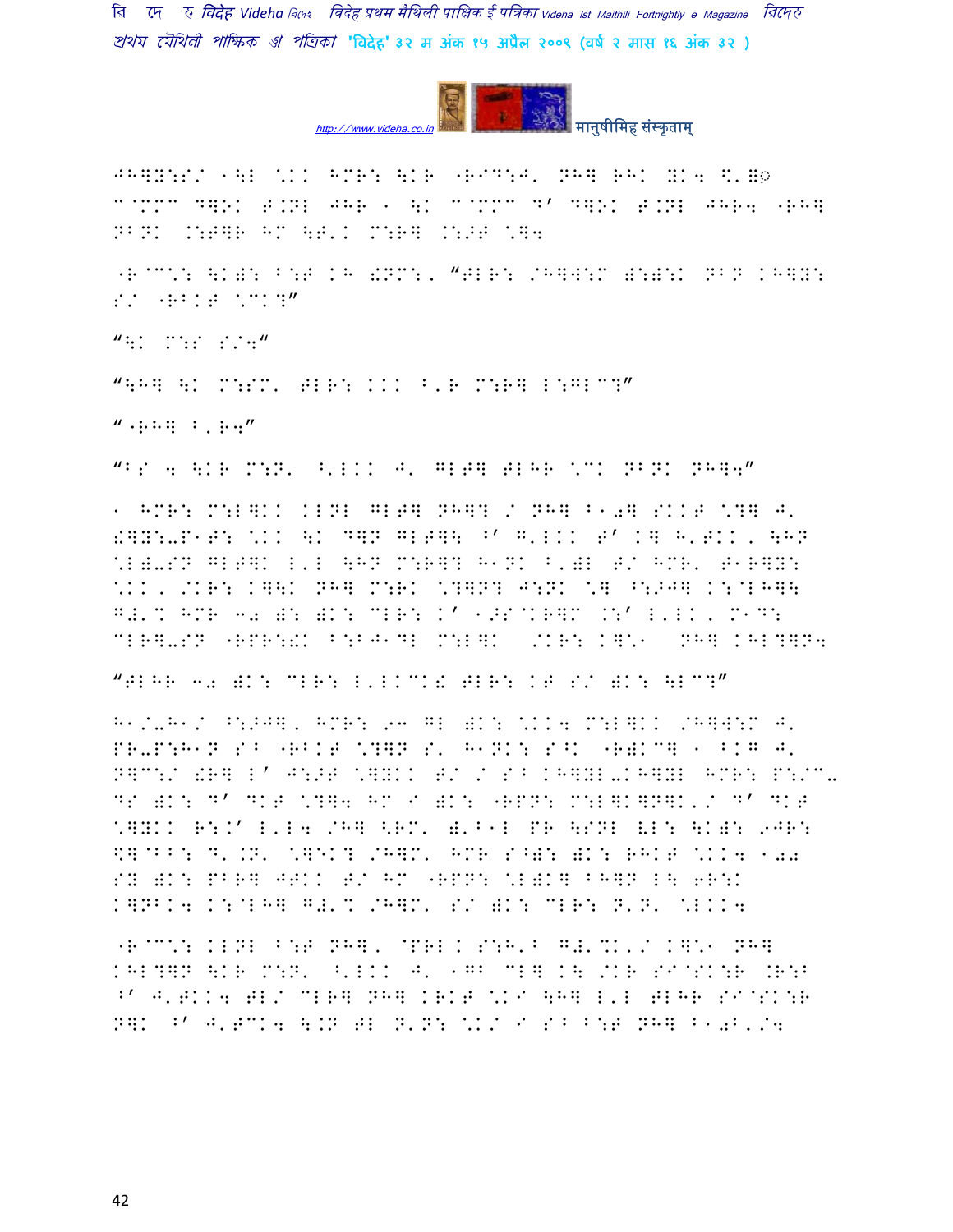JH]Y:S/ 1\L \KK HMR: \KR "RIT:J' NH] RHK YK4 \$'=़
C@MMC D]OK T.NL JHR 1 \K C@MMC D' D]OK T.NL JHR4 "RH]
NBNK .:T]R HM \T'K M:R] .:>T \]4

"R@C\: \K): B:T KH !NM:, "TLR: /H]W:M ):):K NBN KH]Y:
S/ "RBKT \CK?"

"\K M:S S/4"

"\H] \K M:SM' TLR: KKK B'R M:R] L:GLC?"

"'RH] B'R4"

"BS 4 \KR M:N' ^'LKK J' GLT] TLHR \CK NBNK NH]4"

1 HMR: M:L]KK KLNL GLT] NH]? / NH] B10] SKKT \?] J'
!]Y:-P1T: \KK \K D]N GLT]\ ^' G'LKK T' K] H'TKK, \HN
\L)-SN GLT]K L'L \HN M:R]? H1NK B')L T/ HMR' T1R]Y:
\KK, /KR: K]\K NH] M:RK \?]N? J:NK \] ^:>J] K:@LH]\
G#'% HMR 30 ): )K: CLR: K' 1>S@KR]M .:' L'LK, M1D:
CLR]-SN "RPR:!K B:BJ1DL M:L]K /KR: K]\1 NH] KHL?]N4

"TLHR 30 )K: CLR: L'LKCK! TLR: KT S/ )K: \LC?"

H1/-H1/ ^:>J], HMR: 93 GL )K: \KK4 M:L]KK /H]W:M J'
PR-P:H1N S^ "RBKT \?]N S' H1NK: S^K "R)KC] 1 BKG J'
N]C:/ !R] L' J:>T \]YKK T/ / S^ KH]YL-KH]YL HMR: P:/C-
DS )K: D' DKT \?]4 HM I )K: "RPN: M:L]K]N]K'/ D' DKT
\]YKK R:K' L'L4 /H] <RM' )'B1L PR \SNL VL: \K): 9JR:
\$]@BB: D'.N' \]EK? /H]M' HMR S^): )K: RHKT \KK4 100
SY )K: PBR] JTKK T/ HM "RPN: \L)K] BH]N L\ 6R:K
K]NBK4 K:@LH] G#'% /H]M' S/ )K: CLR: N'N' \LKK4

"R@C\: KLNL B:T NH], @PRL K S:H'B G#'%K'/ K]\1 NH]
KHL?]N \KR M:N' ^'LKK J' 1GB CL] K\ /KR SI@SK:R .R:B
^' J'TKK4 TL/ CLR] NH] KRKT \KI \H] L'L TLHR SI@SK:R
N]K ^' J'TCK4 \.N TL N'N: \K/ I S^ B:T NH] B10B'/4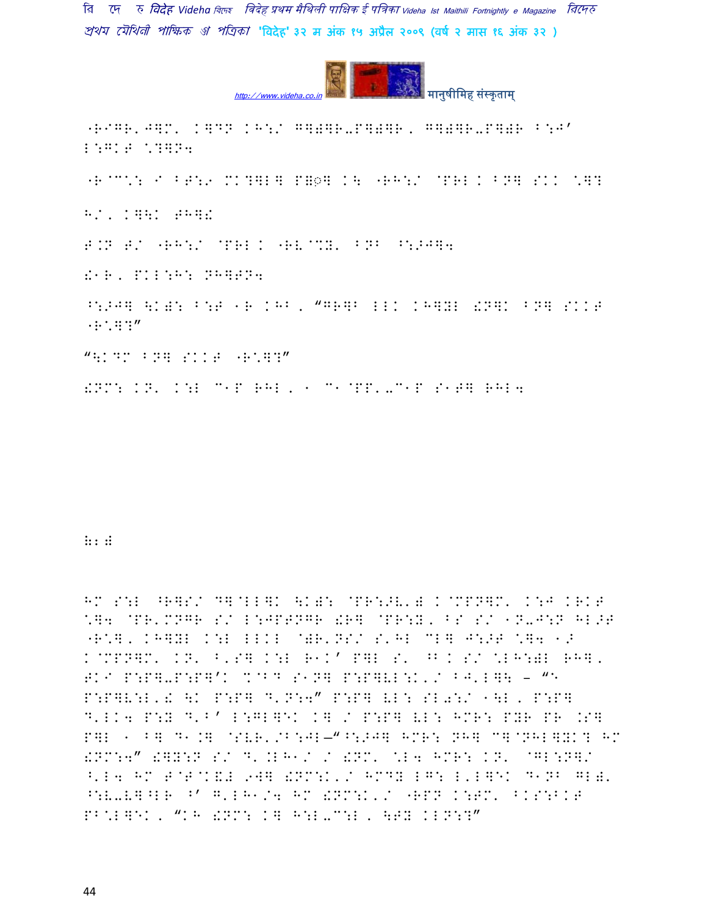"RIGR'J]M' K]DN KH:/ G](]R-P](]R, G](]R-P](R B:J'
L:GKT \?]N4

"R@C\: I BT:9 MK?]L] P]◌] K\ "RH:/ @PRL K BN] SKK \]?

H/, K]\K TH]!

T.N T/ "RH:/ @PRL K "RV@%Y' BNB ^:>J]4

!1R, PKL:H: NH]TN4

^:>J] \K): B:T 1R KHB, "GR]B LLK KH]YL !N]K BN] SKKT
"R\]?"

"\KDM BN] SKKT "R\]?"

!NM: KN' K:L C1P RHL, 1 C1@PP'-C1P S1T] RHL4

?2)

HM S:L ^R]S/ D]@LL]K \K): @PR:>V') K@MPN]M' K:J KRKT \]4 @PR'MNGR S/ L:JPTNGR !R] @PR:Y, BS S/ 1N-J:N HL>T "R\], KH]YL K:L LLKL @)R'NS/ S'HL CL] J:>T \]4 1> K@MPN]M' KN' B'S] K:L R1K' P]L S' ^B K S/ \LH:)L RH], TKI P:P]-P:P]'K %@BD S1N] P:P]VL:K'/ BJ'L]\ – "1 P:P]V:L'! \K P:P] D'N:4" P:P] VL: SL◌:/ 1\L, P:P] D'LK4 P:Y D'B' L:GL]EK K] / P:P] VL: HMR: PYR PR .S] P]L 1 B] D1.] @SVR'/B:JL–"^:>J] HMR: NH] C]@NHL]YK? HM !NM:4" !]Y:N S/ D'.LH1/ / !NM' \L4 HMR: KN' @GL:N]/ ^'L4 HM T@T@K&! 9W] !NM:K'/ HMDY LG: L'L]EK D1NB GL)' ^:V-V]^LR ^' G'LH1/4 HM !NM:K'/ "RPN K:TM' BKS:BKT PB\L]EK, "KH !NM: K] H:L-C:L, \TY KLN:?"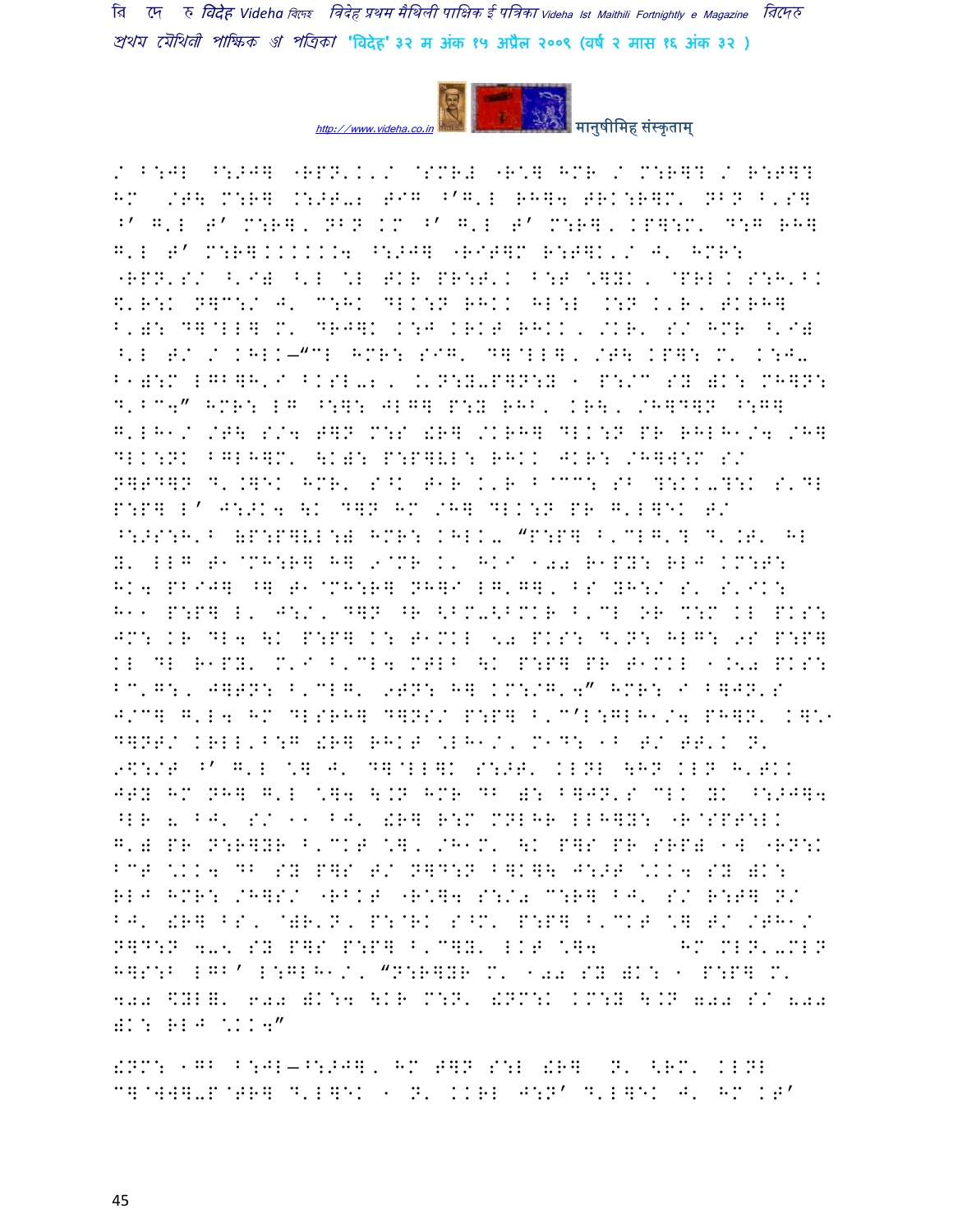/ B:JL ^:>J] "RPN'K'/ @SMR# "R*] HMR / M:R]? / R:T]?
HM /T\ M:R] .:>T-2 TIG ^'G'L RH]4 TRK:R]M' NBN B'S]
^' G'L T' M:R]K NBN KM ^' G'L T' M:R]K KP]:M' D:G RH]
G'L T' M:R]KKKKKK4 ^:>J] "RIT]M R:T]K'/ J' HMR:
"RPN'S/ ^'I) ^'L *L TKR PR:T'K B:T *]YK, @PRL K S:H'BK
$'R:K N]C:/ J' C:HK DLK:N RHKK HL:L .:N K'R, TKRH]
B')I D]@LL] M' DRJ]K K:J KRKT RHKK, /KR' S/ HMR ^'I)
^'L T/ / KHLK–"CL HMR: SIG' D]@LL], /T\ KP]: M' K:J-
B1):M LGB]H'I BKSL-2, K'N:Y-P]N:Y 1 P:/C SY )K: MH]N:
D'BC4" HMR: LG ^:]: JLG] P:Y RHB' KR\, /H]D]N ^:G]
G'LH1/ /T\ S/4 T]N M:S !R] /KRH] DLK:N PR RHLH1/4 /H]
DLK:NK BGLH]M' \K): P:P]VL: RHKK JKR: /H]W:M S/
N]TD]N D'.]EK HMR' S^K T1R K'R B@CC: SB ?:KK-?:K S'DL
P:P] L' J:>K4 \K D]N HM /H] DLK:N PR G'L]EK T/
^:>S:H'B )P:P]VL:) HMR: KHLK- "P:P] B'CLG'? D'.T' HL
Y' LLG T1@MH:R] H] 9@MR K' HKI 100 R1PY: RLJ KM:T:
HK4 PBIJ] ^] T1@MH:R] NH]I LG'G], BS YH:/ S' S'IK:
H11 P:P] L' J:/, D]N ^R <BM-<BMKR B'CL OR %:M KL PKS:
JM: KR DL4 \K P:P] K: T1MKL <0 PKS: D'N: HLG: 9S P:P]
KL DL R1PY' M'I B'CL4 MTLB \K P:P] PR T1MKL 1.<0 PKS:
BC'G:, J]TN: B'CLG' 9TN: H] KM:/G'4" HMR: I B]JN'S
J/C] G'L4 HM DLSRH] D]NS/ P:P] B'C'L:GLH1/4 PH]N' K]*1
D]NT/ KRLL'B:G !R] RHKT *LH1/, M1D: 1B T/ TT'K N'
9$:/T ^' G'L *] J' D]@LL]K S:>T' KLNL \HN KLN H'TKK
JTY HM NH] G'L *]4 \.N HMR DB ): B]JN'S CLK YK ^:>J]4
^LR 2 BJ' S/ 11 BJ' !R] R:M MNLHR LLH]Y: "R@SPT:LK
G') PR N:R]YR B'CKT *], /H1M' \K P]S PR SRP) 1W "RN:K
BCT *KK4 DB SY P]S T/ N]D:N B]K]\ J:>T *KK4 SY )K:
RLJ HMR: /H]S/ "RBKT "R*]4 S:/0 C:R] BJ' S/ R:T] N/
BJ' !R] BS, @)R'N, P:@RK S^M' P:P] B'CKT *] T/ /TH1/
N]D:N 4-5 SY P]S P:P] B'C]Y' LKT *]4 HM MLN'-MLN
H]S:B LGB' L:GLH1/, "N:R]YR M' 100 SY )K: 1 P:P] M'
400 $YL]' 600 )K:4 \KR M:N' !NM:K KM:Y \.N 800 S/ 800
)K: RLJ *KK4"

!NM: 1GB B:JL–^:>J], HM T]N S:L !R] N' <RM' KLNL
C]@W]]-P@TR] D'L]EK 1 N' KKRL J:N' D'L]EK J' HM KT'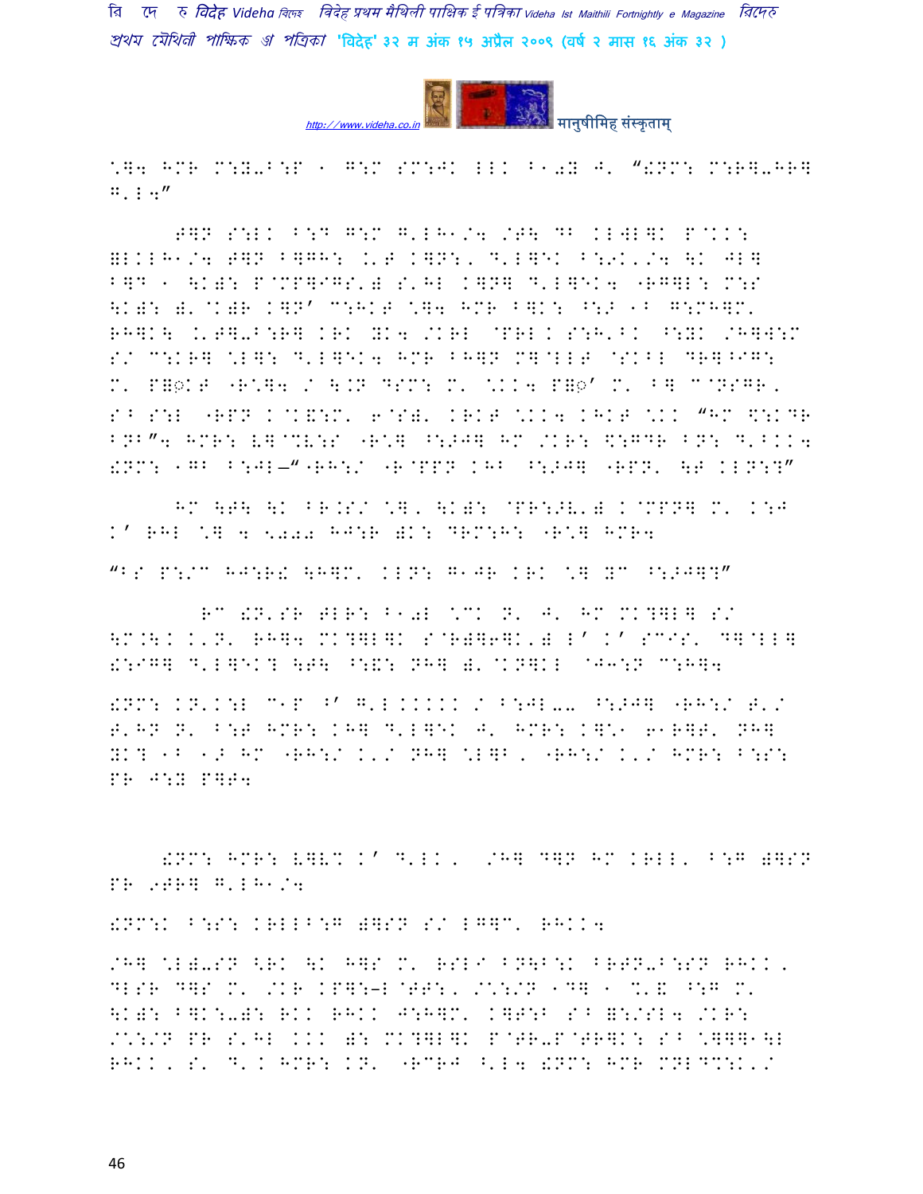\.]4 HMR M:Y-B:P 1 G:M SM:JK LLK B10Y J' "!NM: M:R]-HR] G'L4"

T]N S:LK B:D G:M G'LH1/4 /T\ DB KLWL]K P@KK: =LKLH1/4 T]N B]GH: .'T K]N:, D'L]EK B:9K'/4 \K JL] B]D 1 \K): P@MP]IGS') S'HL K]N] D'L]EK4 "RG]L: M:S \K): )'@K)R K]N' C:HKT \.]4 HMR B]K: ^:P 1B G:MH]M' RH]K\ .'T]-B:R] KRK YK4 /KRL @PRL K S:H'BK ^:YK /H]W:M S/ C:KR] \L]: D'L]EK4 HMR BH]N M]@LLT @SKBL DR]^IG: M' P=◌ҫKT "R\.]4 / \.N DSM: M' \.KK4 P=◌ҫ' M' B] C@NSGR, SB S:L "RPN K@K&:M' 6@S)' KRKT \.KK4 KHKT \.KK "HM $:KDR BNB"4 HMR: V]@[V:S "R\.] ^:>J] HM /KR: $:GDR BN: D'BKK4 !NM: 1GB B:JL—""RH:/ "R@PPN KHB ^:>J] "RPN' \T KLN:?"

HM \T\ \K BR.S/ \.], \K): @PR:>V') K@MPN] M' K:J K' RHL \.] 4 5000 HJ:R )K: DRM:H: "R\.] HMR4

"BS P:/C HJ:R! \H]M' KLN: G1JR KRK \.] YC ^:>J]?"

RC !N'SR TLR: B10L \.CK N' J' HM MK?]L] S/ \M.\K K'N' RH]4 MK?]L]K S@R)]6]K') L' K' SCIS' D]@LL] !:IG] D'L]EK? \T\ ^:&: NH] )'@KN]KL @J3:N C:H]4

!NM: KN'K:L C1P ^' G'L KKKKK / B:JL-- ^:>J] "RH:/ T'/ T'HN N' B:T HMR: KH] D'L]EK J' HMR: K]\.1 61R]T' NH] YK? 1B 1> HM "RH:/ K'/ NH] \.L]B, "RH:/ K'/ HMR: B:S: PR J:Y P]T4

!NM: HMR: V]VM K' D'LK, /H] D]N HM KRLL' B:G )]SN PR 9TR] G'LH1/4

!NM:K B:S: KRLLB:G )]SN S/ LG]C' RHKK4

/H] \.L)-SN <RK \K H]S M' RSL/ BN\B:K BRTN-B:SN RHKK, DLSR D]S M' /KR KP]:-L@TT:, /\.:/N 1D] 1 %'& ^:G M' \K): B]K:-): RKK RHKK J:H]M' K]T:B SB =:/SL4 /KR: /\.:/N PR S'HL KKK ): MK?]L]K P@TR-P@TR]K: SB \.]]]1\L RHKK, S' D'K HMR: KN' "RCRJ ^'L4 !NM: HMR MNLDC:K'/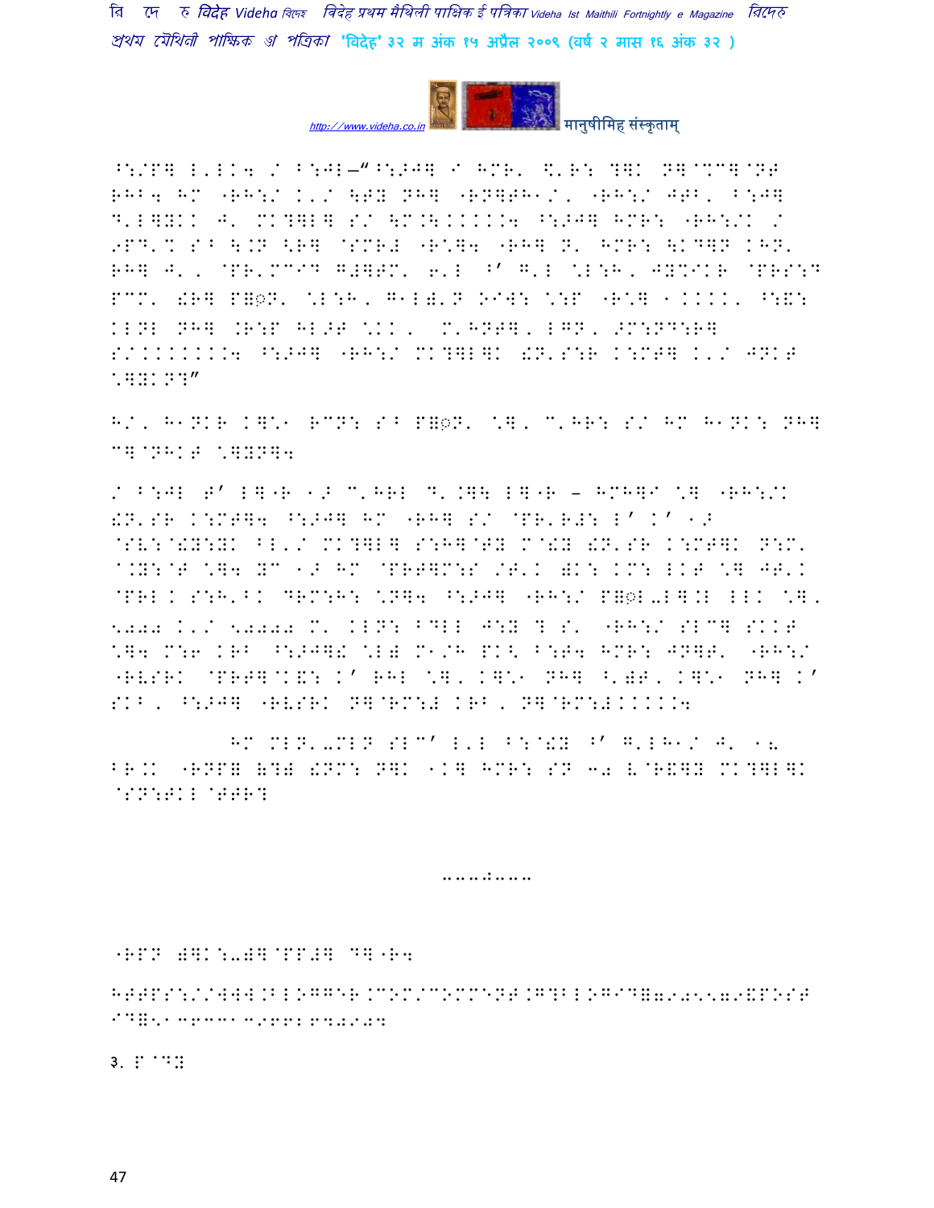^:/P] L'LK4 / B:JL—"^:>J] I HMR' \$'R: ?]K N]@%C]@NT RHB4 HM "RH:/ K'/ \TY NH] "RN]TH1/, "RH:/ JTB, B:J] D'L]YKK J' MK?]L] S/ \M.\KKKKK4 ^:>J] HMR: "RH:/K / 9PD'% S^ \.N <R] @SMR# "R\*]4 "RH] N' HMR: \K D]N KHN' RH] J', @PR'MCID G#]TM' 6'L ^' G'L \*L:H, JY%IKR @PRS:D PCM' !R] P]◌N' \*L:H, G1L)'N OIW: \*:P "R\*] 1KKKK' ^:&: KLNL NH] .R:P HL>T \*KK, M'HNT], LGN, >M:ND:R] S/KKKKKKK4 ^:>J] "RH:/ MK?]L]K !N'S:R K:MT] K'/ JNKT \*]YKN?"

H/, H1NKR K]\*1 RCN: S^ P]◌N' \*], C'HR: S/ HM H1NK: NH] C]@NHKT \*]YN]4

/ B:JL T' L]"R 1> C'HRL D'.]\ L]"R – HMH]I \*] "RH:/K !N'SR K:MT]4 ^:>J] HM "RH] S/ @PR'R#: L' K' 1> @SV:@!Y:YK BL'/ MK?]L] S:H]@TY M@!Y !N'SR K:MT]K N:M' ^.Y:@T \*]4 YC 1> HM @PRT]M:S /T'K )K: KM: LKT \*] JT'K @PRL K S:H'BK DRM:H: \*N]4 ^:>J] "RH:/ P]◌L-L].L LLK \*], 5000 K'/ 50000 M' KLN: BDLL J:Y ? S' "RH:/ SLC] SKKT \*]4 M:6 KRB ^:>J]! \*L) M1/H PK\ B:T4 HMR: JN]T' "RH:/ "RVSRK @PRT]@K&: K' RHL \*], K]\*1 NH] ^')T, K]\*1 NH] K' SKB, ^:>J] "RVSRK N]@RM:# KRB, N]@RM:#KKKKK4

HM MLN'-MLN SLC' L'L B:@!Y ^' G'LH1/ J' 1= BR.K "RNP] (?) !NM: N]K 1K] HMR: SN 30 V@R&]Y MK?]L]K @SN:TKL@TTR?

----:----

"RPN )]K:-)]@PP#] D]"R4

HTTPS://WWW.BLOGGER.COM/COMMENT.G?BLOGID=7905579&POST ID=5136331396628940904

3. P@DY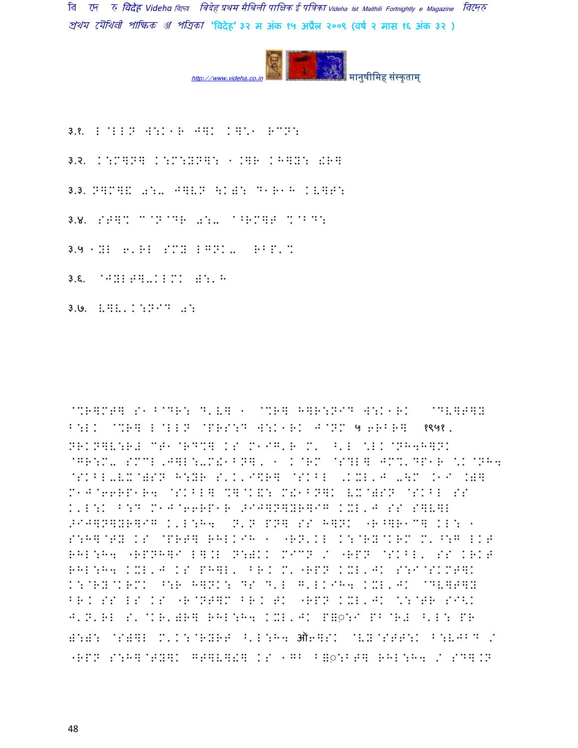३.१. L@LLN W:K1R J]K K]\* RCN:

३.२. K:M]N] K:M:YN]: 1.]R KH]Y: !R]

३.३. N]M]& a:- J]VN \K): D1R1H KV]F:

३.४. SF]% C@N@DR a:- ^^RM]F %@BD:

३.५ 1YL 6'RL SMY LGNK- RBP'%

३.६. @JYLF]-KLMK ):'H

३.७. V]V'K:NID a:

@%R]MF] S1 B@DR: D'V] 1 @%R] H]R:NID W:K1RK @DV]F]Y B:LK @%R] L@LLN @PRS:D W:K1RK J@NM ५ 6RBR] १९५१, NRKN]V:R# CF1@RD%] KS M1IG'R M' ^'L \*LK@NH4H]NK @GR:M- SMCL,J]L:-M!1BN], 1 K@RM @S?L] JM%'DP1R \*K@NH4 @SKBL-VX@)SN H:YR S'K'I\$R] @SKBL ,KXL'J -\M .1I .)] M1J@66RP1R4 @SKBL] %]@K&: M!1BN]K VX@)SN @SKBL SS K'L:K B:D M1J@66RP1R >IJ]N]YR]IG KXL'J SS S]V]L >IJ]N]YR]IG K'L:H4 N'N PN] SS H]NK "R^]R1C] KL: 1 S:H]@TY KS @PRT] RHLKIH 1 "RN'KL K:@RY@KRM M'^:G LKT RHL:H4 "RPNH]I L].L N:)KK MICN / "RPN @SKBL' SS KRKT RHL:H4 KXL'J KS PH]L' BR.K M'"RPN KXL'JK S:I@SKMT]K K:@RY@KRMK ^:R H]NK: DS D'L G'LKIH4 KXL'JK @DV]F]Y BR.K SS LS KS "R@NT]M BR.K TK "RPN KXL'JK \*:@TR SI<K J'N'RL S'@KR')R] RHL:H4 KXL'JK P]◌:I PB@R# ^'L: PR ):): @S)]L M'K:@RYRT ^'L:H4 ऑ6]SK @VY@STT:K B:VJBD / "RPN S:H]@TY]K GT]V]!] KS 1GB B]◌:BT] RHL:H4 / SD].N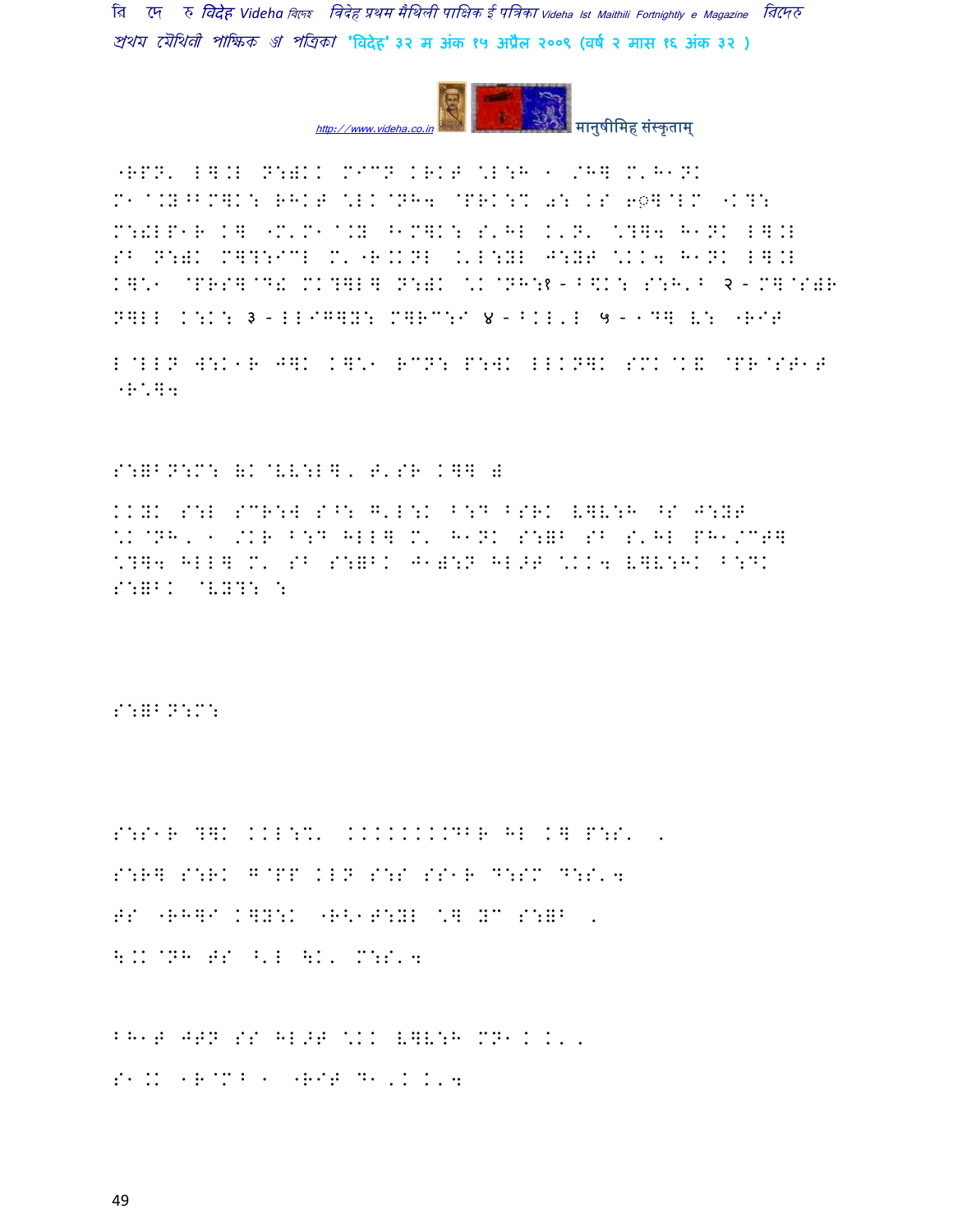"RPN' L].L N:)KK MICN KRKT \L:H 1 /H] M'H1NK M1@.Y^BM]K: RHKT \LK@NH4 @PRK:% a: KS 6◌]@LM "K?: M:!LP1R K] "M'M1@.Y ^1M]K: S'HL K'N' \?]4 H1NK L].L SB N:)K M]?:ICL M'"R.KNL .'L:YL J:YT \KK4 H1NK L].L K]\1 @PRS]@D! MK?]L] N:)K \K@NH:१ - B\K: S:H'B २ - M]@S)R N]LL K:K: ३ - LLIG]Y: M]RC:I ४ - BKL'L ५ - 1D] L: "RIT

L@LLN W:K1R J]K K]\1 RCN: P:WK LLKN]K SMK@K& @PR@ST1T "R'M]4

S:=BN:M: &K@VV:L], T'SR K]] )

KKYK S:L SCR:W S^: G'L:K B:D BSRK V]V:H ^S J:YT \K@NH, 1 /KR B:D HLL] M' H1NK S:=B SB S'HL PH1/CT] \?]4 HLL] M' SB S:=BK J1):N HL>T \KK4 V]V:HK B:DK S:=BK @VY?: :

S:=BN:M:

S:S1R ?]K KKL:%' KKKKKKKDBR HL K] P:S' ,
S:R] S:RK G@PP KLN S:S SS1R D:SM D:S'4
TS "RH]I K]Y:K "R<1T:YL \] YC S:=B ,
\$.K@NH TS ^'L \$K' M:S'4

BH1T JTN SS HL>T \KK V]V:H MN1K K' ,
S1.K 1R@MB 1 "RIT D1,K K'4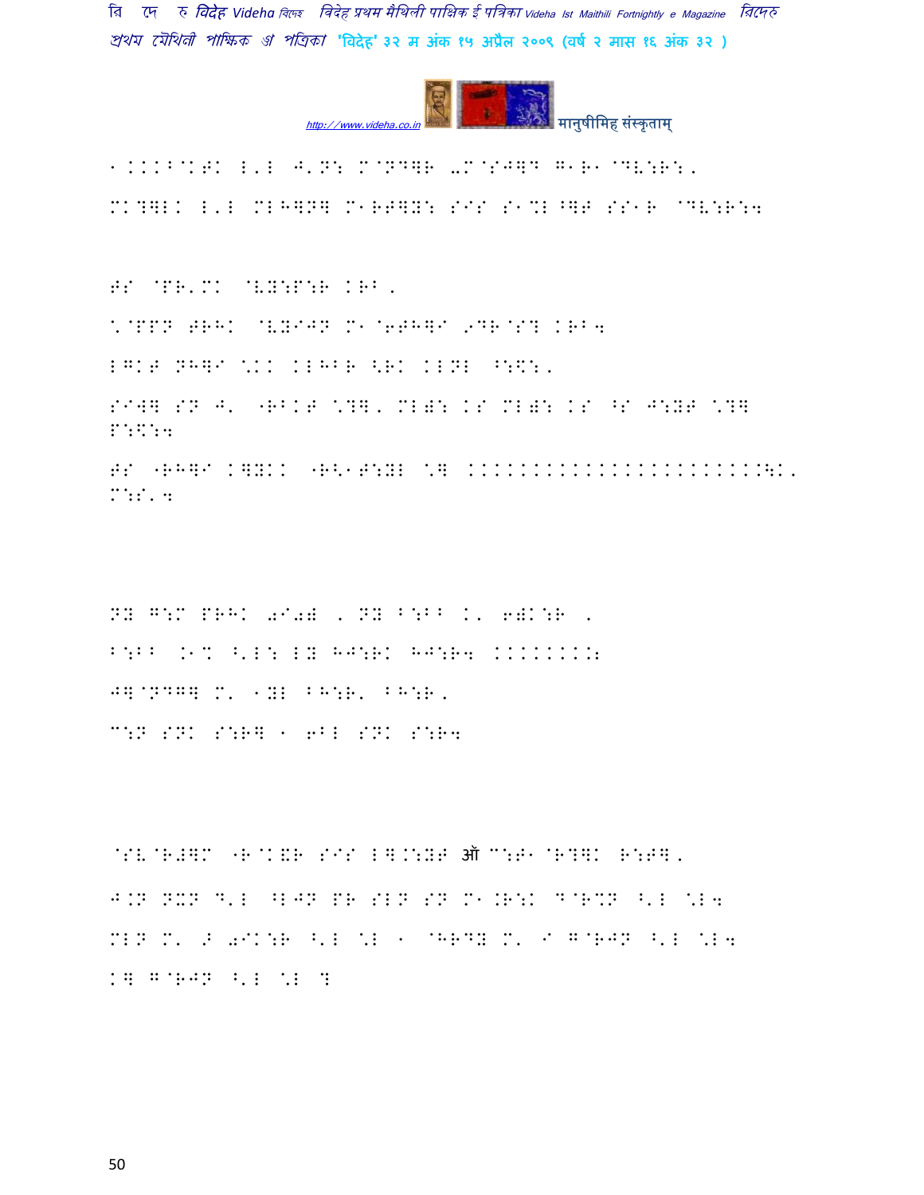1 KKKB@KTK L'L J'N: M@ND]R -M@SJ]D G1R1 @DV:R:, MK?]LK L'L ML H]N] M1RT]Y: SIS S1%L ^]T SS1R @DV:R:4

TS @PR'MK @VY:P:R KRB,

\@PPN TRHK @VYIJN M1@6TH]I 9DR@S? KRB4

LGKT NH]I \KK KLHBR <RK KLNL ^:\$:,

SIW] SN J' "RBKT \?], ML): KS ML): KS ^S J:YT \?] P:\$:4

TS "RH]I K]YKK "R<1T:YL \] KKKKKKKKKKKKKKKKKKKKKK:\K' M:S'4

NY G:M PRHK 0I0) , NY B:BB K' 6)K:R ,

B:BB .1% ^'L: LY HJ:RK HJ:R4 KKKKKKK:

J]@ND@] M' 1YL BH:R' BH:R,

C:N SNK S:R] 1 6BL SNK S:R4

@SV@R#]M "R@K&R SIS L].:YT ऑ C:T1@R?]K R:T],

J.N NXN D'L ^LJN PR SLN SN M1.R:K D@R%N ^'L \L4

MLN M' > 0IK:R ^'L \L 1 @HRDY M' I G@RJN ^'L \L4

K] G@RJN ^'L \L ?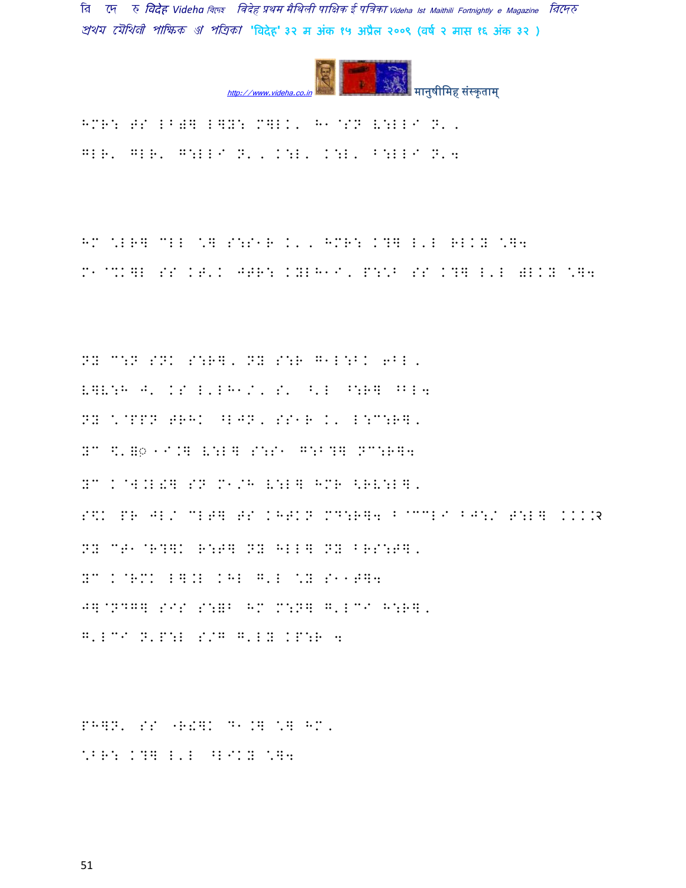HMR: T' LOW LOW: MAN: H1@SN V:LLI N', GLR' GLR' G:LLI N', K:L' K:L' B:LLI N'4

HM \*LR] CLL \*] S:S1R K', HMR: K?] L'L RLKY \*]4
M1@%K]L SS KT'K JTR: KYLH1I' P:\*B SS K?] L'L )LKY \*]4

NY C:N SNK S:R], NY S:R G1L:BK 6BL,
V]V:H J' KS L'LH1/' S' ^'L ^:R] ^BL4
NY \*@PPN ^LJN, SS1R K' L:C:R],
YC \$'=◌1I.] V:L] S:S1 G:B?] NC:R]4
YC K@W.L!] SN M1/H V:L] HMR <RV:L],
S\$K PR JL/ CLT] TS KHTKN MD:R]4 B@CCLI BJ:/ T:L] ...२
NY CT1@R?]K R:6] NY HLL] NY BRS:T],
YC K@RMK L].L KHL G'L \*Y S11T]4
J]@NDG] SIS S:=B HM M:N] G'LCI H:R],
G'LCI N'P:L S/G G'LY KP:R 4

PH]N' SS -R!]K D1.] \*] HM,
\*BR: K?] L'L ^LIKY \*]4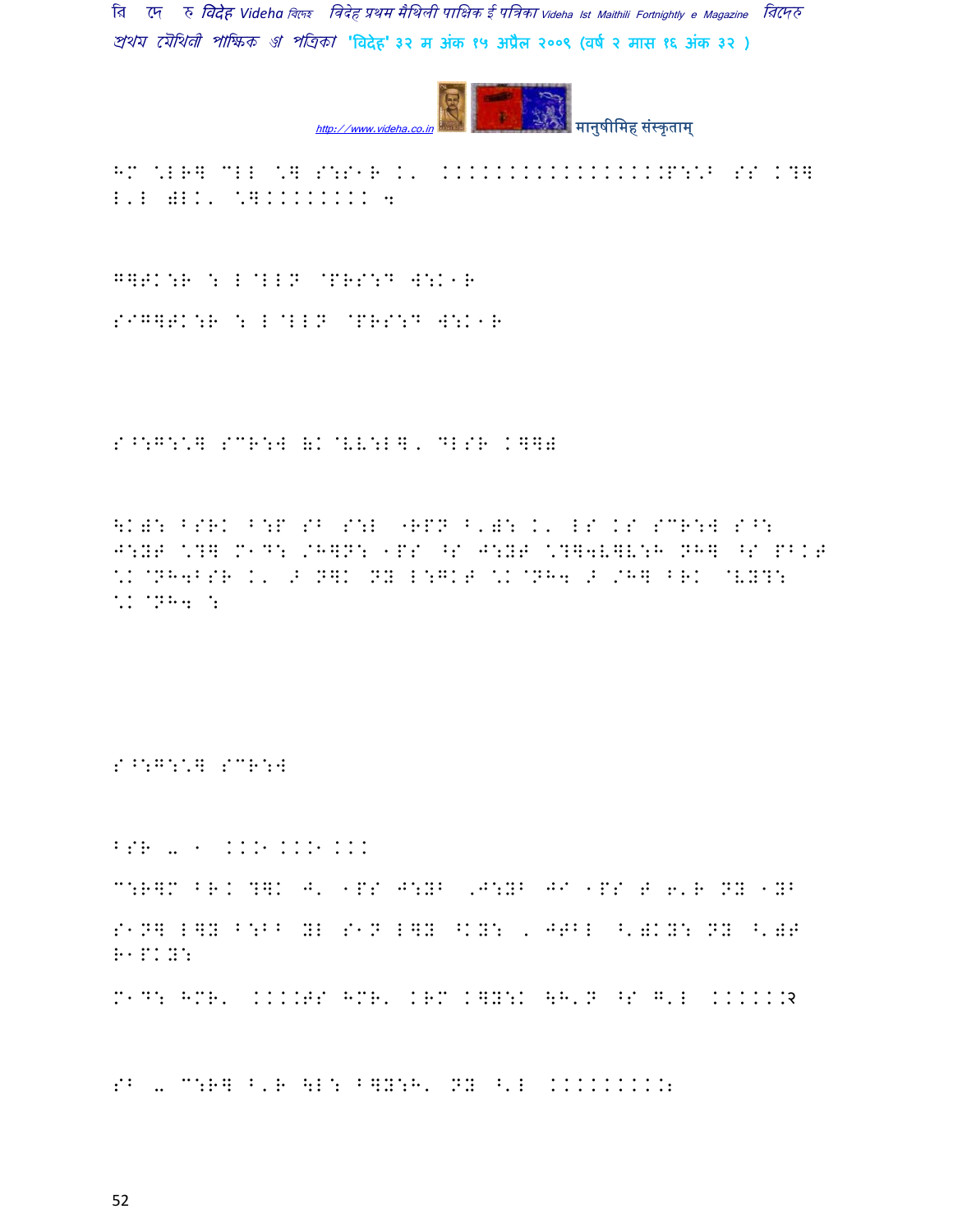HM \LR] CLL \] S:S1R K' KKKKKKKKKKKKKKKKP:\B SS K?] L'L )LK' \]KKKKKKKK 4

G]TK:R : L@LLN @PRS:D W:K1R

SIG]TK:R : L@LLN @PRS:D W:K1R

S^:G:\] SCR:W (K@VV:L], DLSR K]]B

\K): BSRK B:P SB S:L "RPN B')B: K' LS KS SCR:W S^:
J:YT \?] M1D: /H]N: 1PS ^S J:YT \?]4V]V:H NH] ^S PBKT
\K@NH4BSR K' > N]K NY L:GKT \K@NH4 > /H] BRK @VY?:
\K@NH4 :

S^:G:\] SCR:W

BSR -- 1 KKK1KKK1KKK

C:R]M BRK ?]K J' 1PS J:YB ,J:YB JI 1PS T 6'R NY 1YB

S1N] L]Y B:BB YL S1N L]Y ^KY: , JTBL ^')KY: NY ^')T
R1PKY:

M1D: HMR' KKKKTS HMR' KRM K]Y:K \H'N ^S G'L KKKKKK२

SB -- C:R] B'R \L: B]Y:H' NY ^'L KKKKKKKK: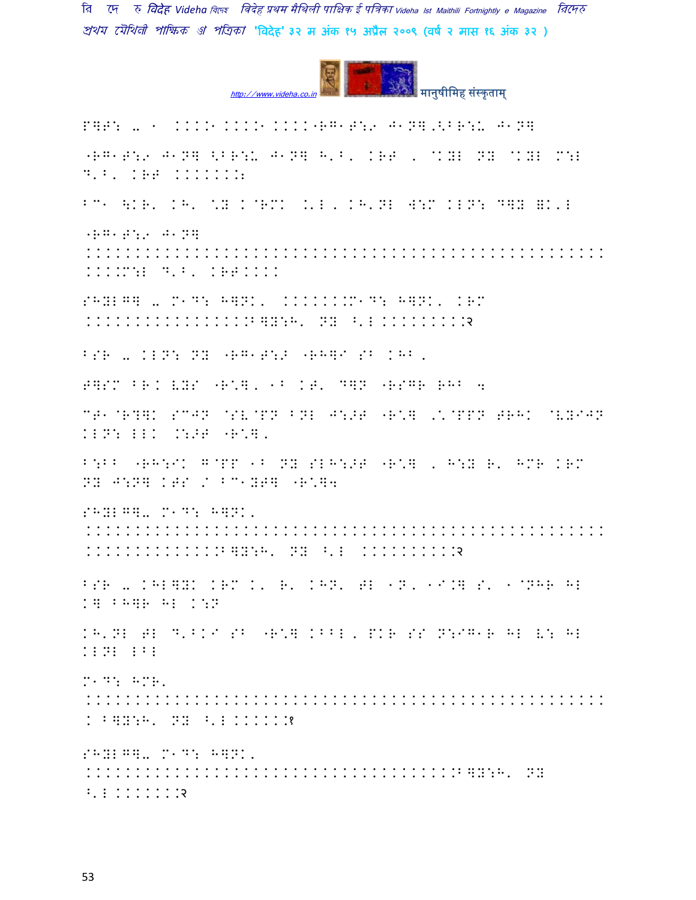P]T: - 1 ....1....1...."RG1T:9 J1N],<Bb:. J1N]

"RG1T:9 J1N] <Bb:. J1N] H'B, KRT , @KYL NY @KYL M:L D'B, KRT .......:

BC1 \KR' KH' \*Y K@RMK .'L, KH'NL W:M KLN: D]Y =K'L

"RG1T:9 J1N]
.....................................................
....M:L D'B, KRT....

SHYLG] - M1D: H]NK, ........M1D: H]NK, KRM
.................B]Y:H' NY ^'L ..........२

BSR - KLN: NY "RG1T:Ĵ "RH]I SB KHB,

T]SM BR K VYS "R\*], 1B KT' D]N "RSGR RHB 4

CT1@R?]K SCJN @SV@PN BNL J:ĴT "R\*] ,\*@PPN TRHK @VYIJN KLN: LLK .:ĴT "R\*],

B:BB "RH:IK G@PP 1B NY SLH:ĴT "R\*] , H:Y R' HMR KRM NY J:N] KTS / BC1YT] "R\*]4

SHYLG]- M1D: H]NK,
.....................................................
..............B]Y:H' NY ^'L ...........२

BSR - KHL]YK KRM K' R' KHN' TL 1N, 1I.] S' 1@NHR HL K] BH]R HL K:N

KH'NL TL D'BKI SB "R\*] KBBL, PKR SS N:IG1R HL V: HL KLNL LBL

M1D: HMR,
.....................................................
. B]Y:H' NY ^'L .......१

SHYLG]- M1D: H]NK,
.......................................B]Y:H' NY
^'L .......२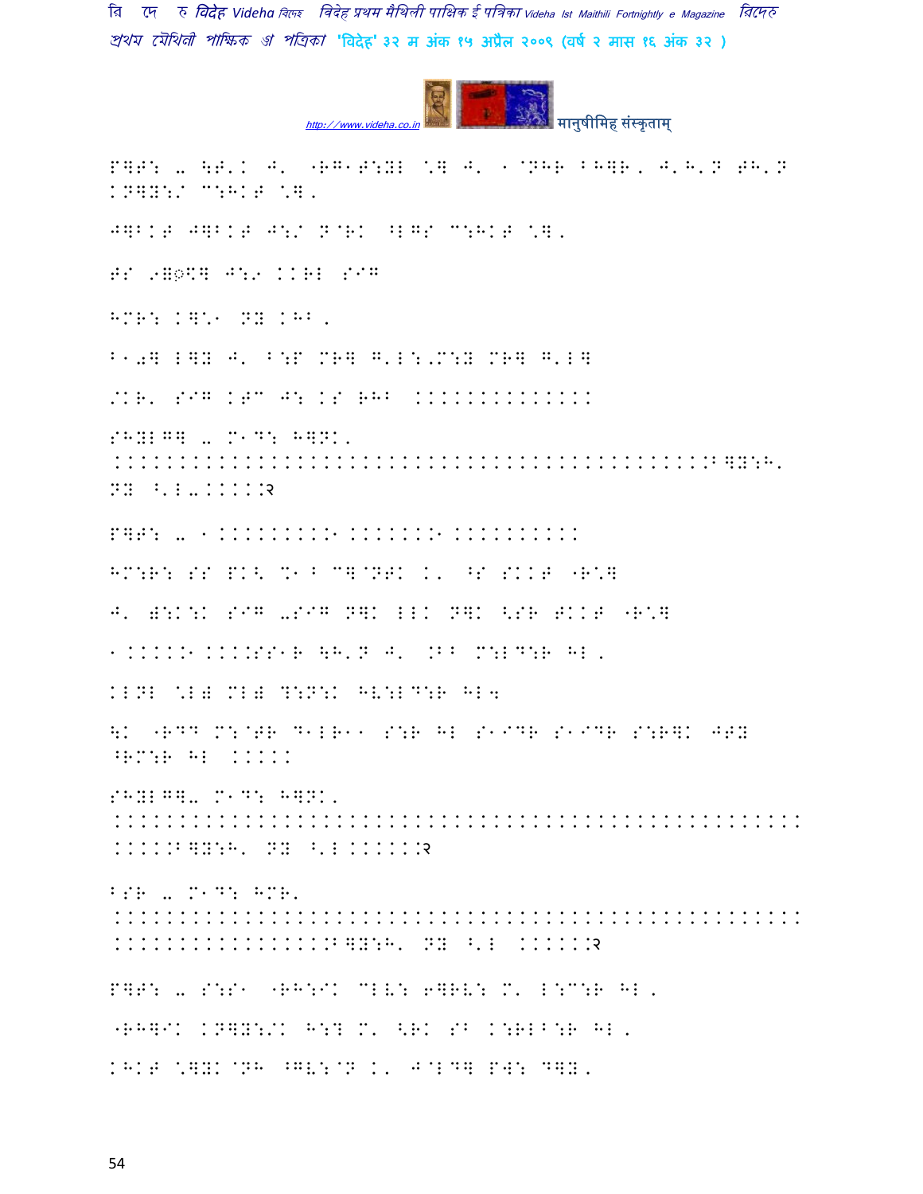P][F: - \T'K J' "RG1T:YL \] J' 1@NHR BH]R, J'H'N TH'N KN]Y:/ C:HKT \].

J]BKT J]BKT J:/ N@RK ^LGS C:HKT \].

TS 9]◌़ST] J:9 KKRL SIG

HMR: K]\1 NY KHB.

B10] L]Y J' B:P MR] G'L:,M:Y MR] G'L]

/KR' SIG KTC J: KS RHB ..............

SHYLG] - M1D: H]NK'

..............................................B]Y:H' NY ^'L-.....२

P][F: - 1..........1........1..........

HM:R: SS PK< %1 B C]@NTK K' ^S SKKT "R\]

J' W:K:K SIG -SIG N]K LLK N]K <SR TKKT "R\]

1.....1....SS1R \H'N J' .BB M:LD:R HL.

KLNL \L) ML) ?:N:K HV:LD:R HL4

\K "RDD M:@TR D1LR11 S:R HL S1IDR S1IDR S:R]K JTY ^RM:R HL .....

SHYLG]- M1D: H]NK'

.....................................................B]Y:H' NY ^'L......२

BSR - M1D: HMR'

.....................................................................B]Y:H' NY ^'L ......२

P][F: - S:S1 "RH:IK CLV: 6]RV: M' L:C:R HL.

"RH]IK KN]Y:/K H:? M' <RK SB K:RLB:R HL.

KHKT \]YK@NH ^GV:@N K' J@LD] PW: D]Y.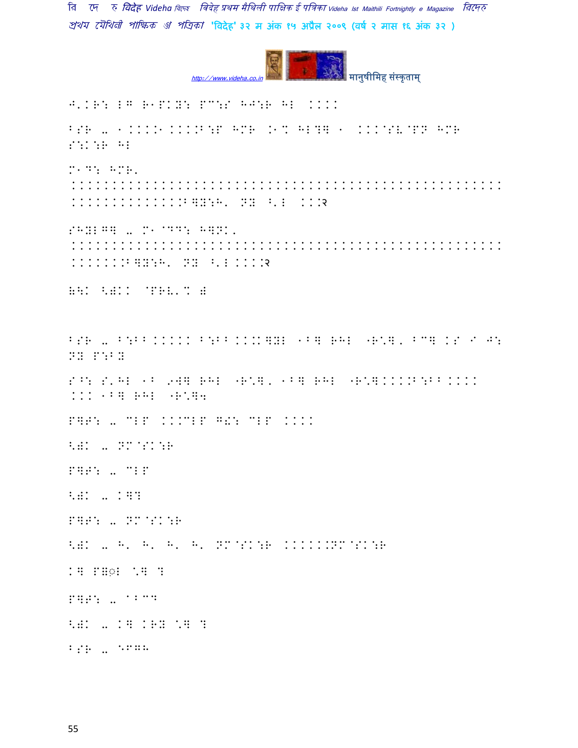J'KR: LG R1PKY: PC:S HJ:R HL ....

B:R - 1....1....B:P HMR .1% HL?] 1 ...@SV@PN HMR S:K:R HL

M1D: HMR' ................................................................ ...............B]Y:H' NY ^'L ...२

SHYL G] - M1@DD: H]NK' ................................................................ .......B]Y:H' NY ^'L ....२

\\K <)KK @PRV'% )

B:R - B:BB ..... B:BB ...K]YL 1B] RHL "R\*], BC] KS I J: NY P:BY

S^: S'HL 1B 9W] RHL "R\*], 1B] RHL "R\*]....B:BB .... ... 1B] RHL "R\*]4

P]F: - CLP ...CLP G!: CLP ....

<)K - NM@SK:R

P]F: - CLP

<)K - K]?

P]F: - NM@SK:R

<)K - H' H' H' H' NM@SK:R ......NM@SK:R

K] P\\ॅL \*] ?

P]F: - ^BC(

<)K - K] KRY \*] ?

B:R - \*PGH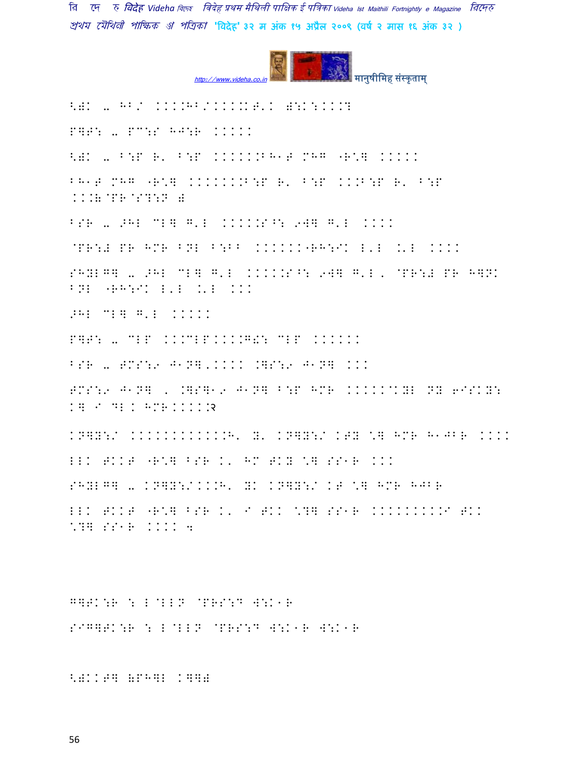<)K .. HB/ KKKKHB/KKKKKT'K )\K\KKK?

P]T\ .. PC\S HJ\R KKKKK

<)K .. B\P R' B\P KKKKKKBH1T MHG "R\] KKKKK

BH1T MHG "R\] KKKKKKKB\P R' B\P KKKB\P R' B\P KKK&@PR@S?\N )

BSR .. >HL CL] G'L KKKKKS^\ 9W] G'L KKKK

@PR\# PR HMR BNL B\BB KKKKKK"RH\IK L'L .'L KKKK

SHYLG] .. >HL CL] G'L KKKKKS^\ 9W] G'L, @PR\# PR H]NK BNL "RH\IK L'L .'L KKK

>HL CL] G'L KKKKK

P]T\ .. CLP KKKCLPKKKKG!\ CLP KKKKKK

BSR .. TMS\9 J1N]'KKKK .]S\9 J1N] KKK

TMS\9 J1N] , .]S]19 J1N] B\P HMR KKKKK@KYL NY 6ISKY\ K] I DL K HMRKKKKK२

KN]Y\/ KKKKKKKKKKKKH' Y' KN]Y\/ KTY \] HMR H1JBR KKKK

LLK TKKT "R\] BSR K' HC TKY \] SS1R KKK

SHYLG] .. KN]Y\/KKKH' YK KN]Y\/ KT \] HMR HJBR

LLK TKKT "R\] BSR K' I TKK \?] SS1R KKKKKKKKKI TKK \?] SS1R KKKK ४

G]TK\R \ L@LLN @PRS\D W\K1R

SIG]TK\R \ L@LLN @PRS\D W\K1R W\K1R

<)KKT] &PH]L K]]#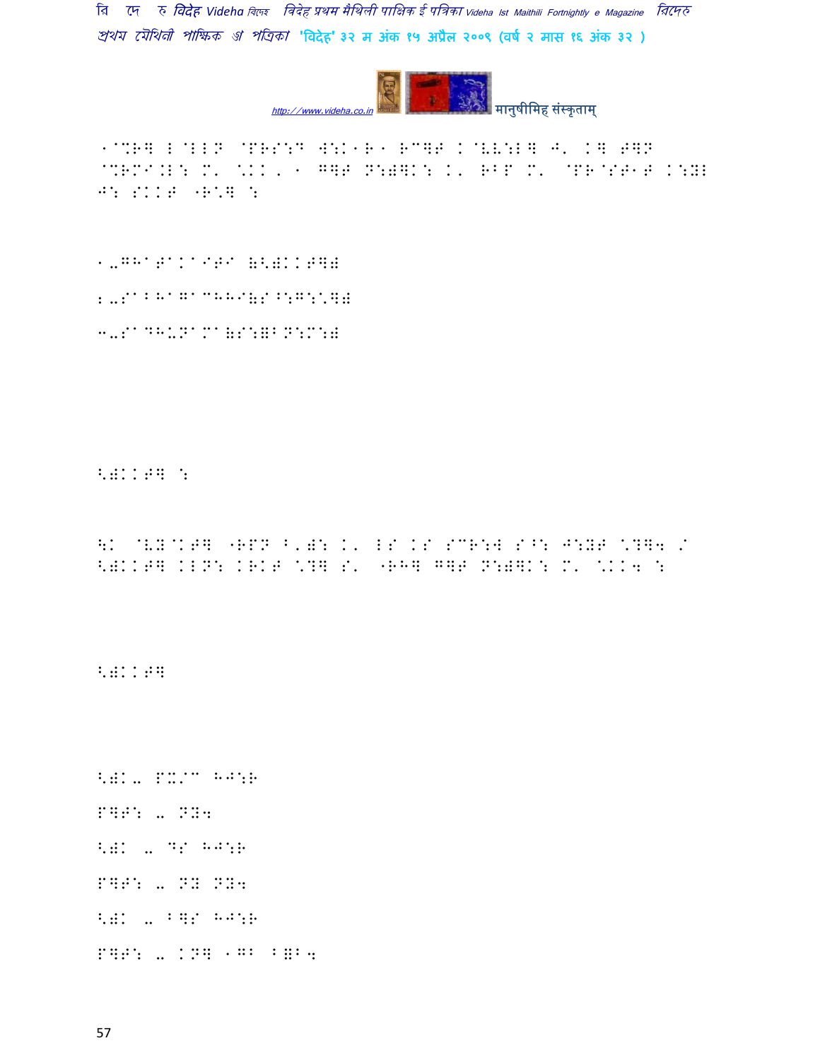१^%R] L@LLN @PRS:D W:K1R1 RC]T K@VV:L] J' K] approximately

1@%R] L@LLN @PRS:D W:K1R1 RC]T K@VV:L] J' K] T]N @%RM^.L: M' \KK, 1 G]T N:)]K: K' RBP M' @PR@ST1T K:YL J: SKKT "R\] :

1.GHaTaKaITI (<)KKT])

2.SaBHaGaCHHI(S^:G:\])

3.SaDHUNaMa(S:=BN:M:)

<)KKT] :

\K @VY@KT] "RPN B'): K' LS KS SCR:W S^: J:YT \?]4 / <)KKT] KLN: KRKT \?] S' "RH] G]T N:)]K: M' \KK4 :

<)KKT]

<)K. PX/C HJ:R

P]T: . NY4

<)K . DS HJ:R

P]T: . NY NY4

<)K . B]S HJ:R

P]T: . KN] 1GB B=B4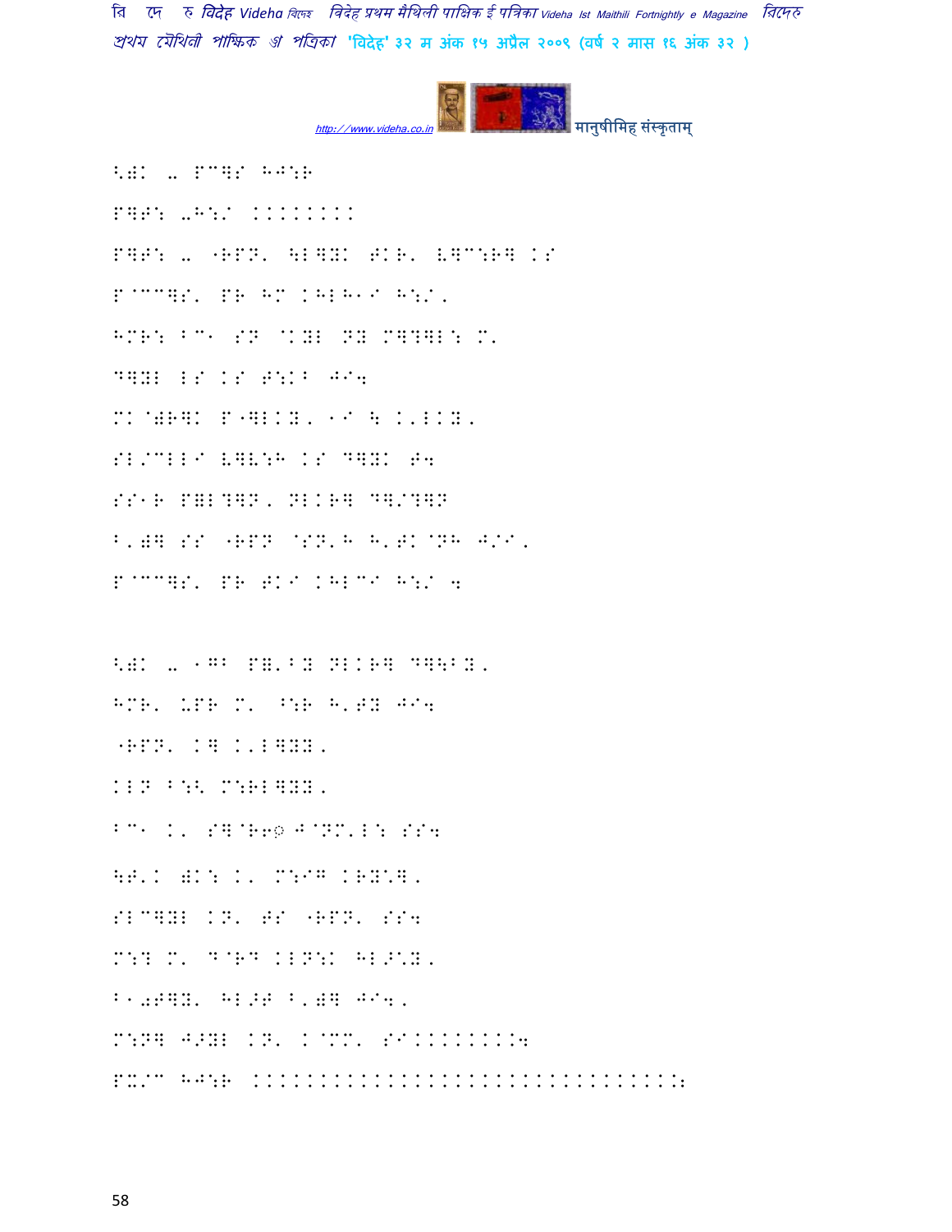<): -. P@]S H.":R

P]F: -H:/ ........

P]F: -. "RPN' \B]YK THR' V]C:R] KS

P@CC]S' PR HM KHBH1I H:/,

HMR: BC1 SN @KYB NY M]?]B: M'

D]YB BS KS T:KB J?4

MK@)R]K P"]BKY, 1I \ K'BKY,

SB/CBBI V]V:H KS D]YK T4

SS1R P=B?]N, NBKR] D]/?]N

B')] SS "RPN @SN'H H'TK@NH J/I,

P@CC]S' PR TKI KHBCI H:/ 4

<): -. 1GB P='BY NBKR] D]\BY,

HMR' UPR M' ^:R H'TY J?4

"RPN' K] K'B]YY,

KBN B:< M:RB]YY,

BC1 K' S]@R6◌ J@NM'B: SS4

\T'K )K: K' M:IG KRY:],

SBC]YB KN' TS "RPN' SS4

M:? M' D@RD KBN:K HB>:Y,

B1ळT]Y' HB>T B')] J?4,

M:N] J>YB KN' K@MM' SI.........4

PX/C HJ:R ..............................: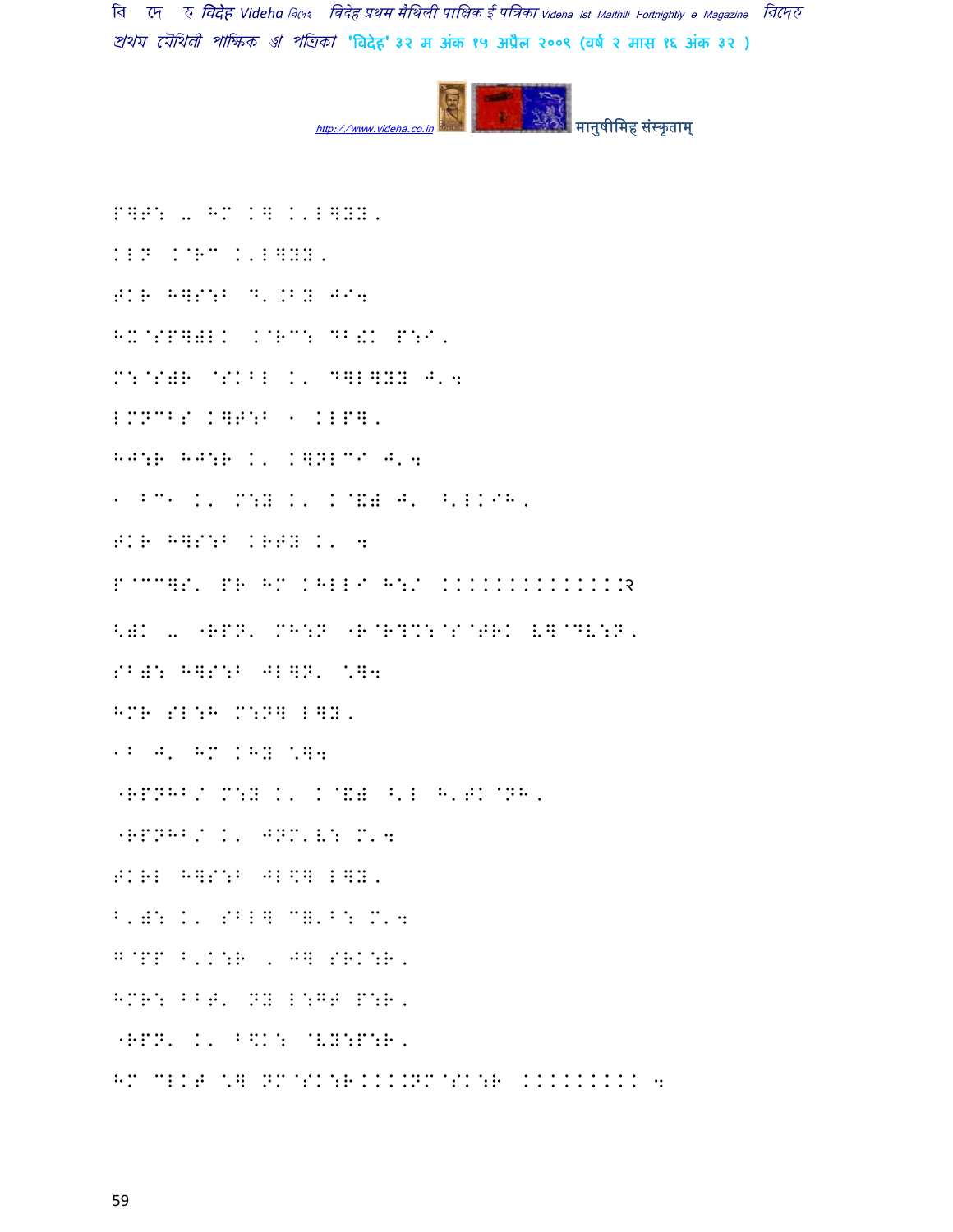P◌P: .. HM K◌ K'L◌YY,

KLN K@RM K'L◌YY,

TKR H◌S:B D'.BY JI;

HX@SP◌)LK K@RM: DB!K P:I,

M:@S)R @SKBL K' D◌L◌YY J';

LMNMBS K◌T:B 1 KLP◌,

HJ:R HJ:R K' K◌NLMI J';

1 BM1 K' M:Y K' K@&) J' ^'LKIH,

TKR H◌S:B KRTY K' ;

P@MM◌S' PR HM KHLLI H:/ KKKKKKKKKKKKK.२

<)K .. "RPN' MH:N "R@R?%:@S@TRK U◌@DV:N,

SB): H◌S:B JL◌N' \◌;

HMR SL:H M:N◌ L◌Y,

1B J' HM KHY \◌;

"RPNHB/ M:Y K' K@&) ^'L H'TK@NH,

"RPNHB/ K' JNM'V: M';

TKRL H◌S:B JL\$◌ L◌Y,

B')\: K' SBL◌ C=']: M';

G@PP B'K:R , J◌ SRK:R,

HMR: BBT' NY L:GT P:R,

"RPN' K' B\%K: @VY:P:R,

HM CLKT \◌ NM@SK:R...NM@SK:R KKKKKKKK ;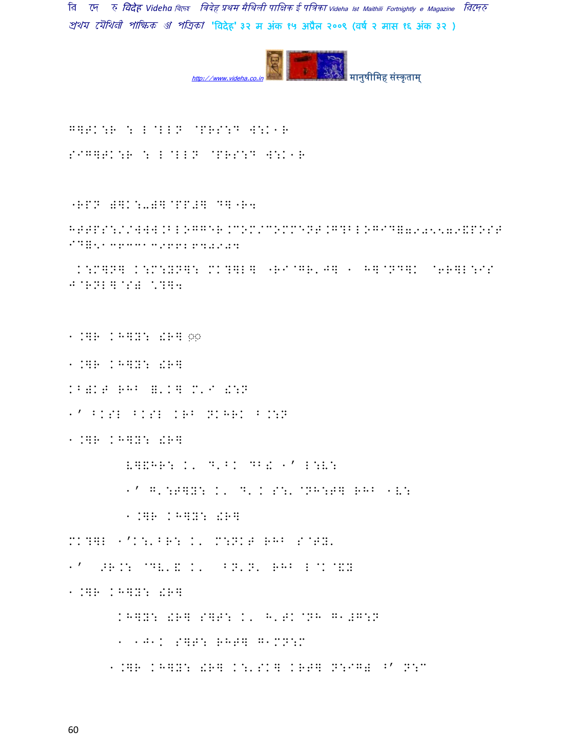G]TK:R : L@LLN @PRS:D W:K1R

SIG]TK:R : L@LLN @PRS:D W:K1R

"RPN え]K:-え]@PP#] D]"R4

HTTPS://WWW.BLOGGER.COM/COMMENT.G?BLOGID=7905579&POSTID=5136331396628740904

K:M]N] K:M:YN]: MK?]L] "RI@GR'J] 1 H]@ND]K @6R]L:IS J@RNL]@Sえ \?]4

1.]R KH]Y: !R] ☺☺

1.]R KH]Y: !R]

KBえKT RHB ]'K] M'I !:N

1' BKSL BKSL KRB NKHRK B.:N

1.]R KH]Y: !R]

L]&HR: K' D'BK DB! 1' L:V:

1' G':T]Y: K' D' K S:'@NH:T] RHB 1V:

1.]R KH]Y: !R]

MK?]L 1'K:'BR: K' M:NKT RHB S@TY'

1' >R.: @DV'& K' BN'N' RHB L@K@&Y

1.]R KH]Y: !R]

KH]Y: !R] S]T: K' H'TK@NH G1#G:N

1 1J1K S]T: RHT] G1MN:M

1.]R KH]Y: !R] K:'SK] KRT] N:IGえ B' N:M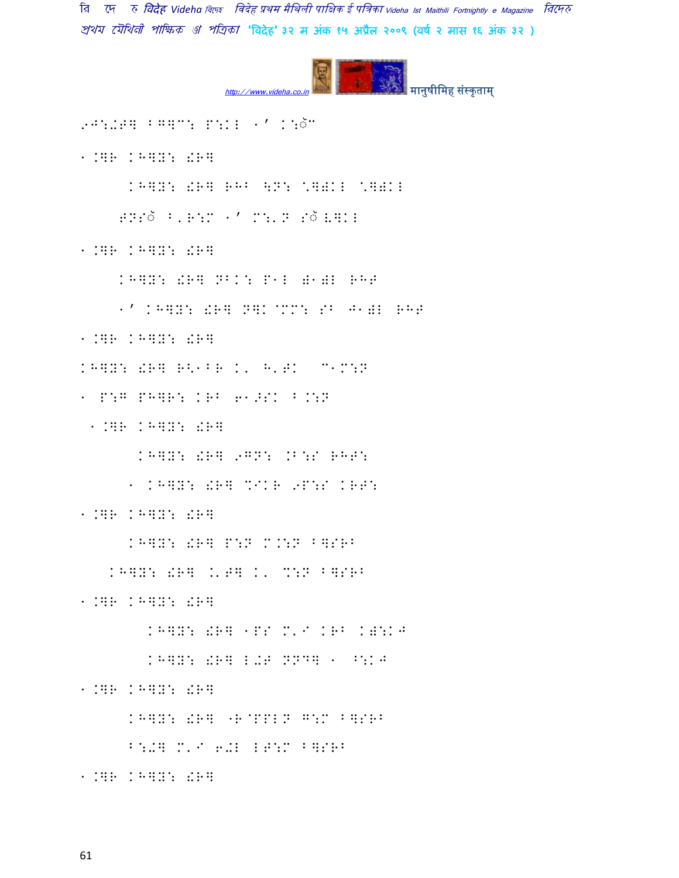9J:.T] ^G]C: P:KL "' K:ॅC

".]R KH]Y: !R]

KH]Y: !R] RH^ \N: \]):KL \]):KL

T N S ॅ ^'R:M "' M:'N Sॅ V]KL

".]R KH]Y: !R]

KH]Y: !R] NBK: P"L )")L RHT

"' KH]Y: !R] N]K@MM: S^ J")L RHT

".]R KH]Y: !R]

KH]Y: !R] R<"^R K' H'TK C"M:N

" P:G PH]R: KR^ 6".SK ^.:N

".]R KH]Y: !R]

KH]Y: !R] 9GN: .B:S RHT:

" KH]Y: !R] %IKR 9P:S KRT:

".]R KH]Y: !R]

KH]Y: !R] P:N M.:N ^]SR^

KH]Y: !R] .'T] K' %:N ^]SR^

".]R KH]Y: !R]

KH]Y: !R] "PS M'I KR^ K):KJ

KH]Y: !R] L-T NND] " ^:KJ

".]R KH]Y: !R]

KH]Y: !R] -R@PPLN G:M ^]SR^

^:-] M'I 6-L LT:M ^]SR^

".]R KH]Y: !R]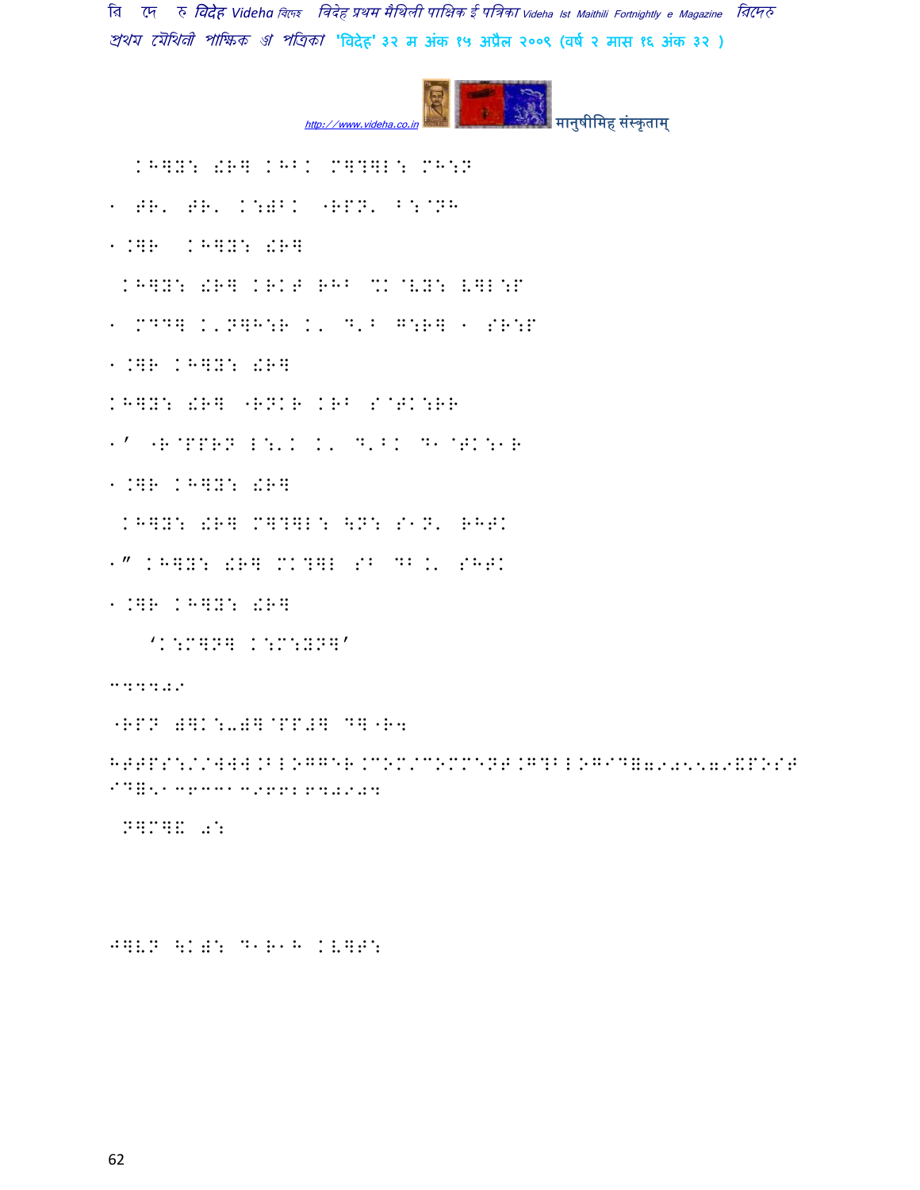KH]Y: !R] KHBK M]?]L: MH:N

1 TR' TR' K:)BK "RPN' B:@NH

1.]R KH]Y: !R]

KH]Y: !R] KRKT RHB %K@VY: V]L:P

1 MDD] K'N]H:R K' D'B G:R] 1 SR:P

1.]R KH]Y: !R]

KH]Y: !R] "RNKR KRB S@TK:RR

1' "R@PPRN L:'K K' D'BK D1@TK:1R

1.]R KH]Y: !R]

KH]Y: !R] M]?]L: \N: S1N' RHTK

1" KH]Y: !R] MK?]L SB DB.' SHTK

1.]R KH]Y: !R]

'K:M]N] K:M:YN]'

C4424:

"RPN E]K:-E]@PP#] D]"R4

HTTPS://WWW.BLOGGER.COM/COMMENT.G?BLOGID=7905579&POST ID=5136331396626840904

N]M]& 0:

J]VN \KE: D1R1H KV]T: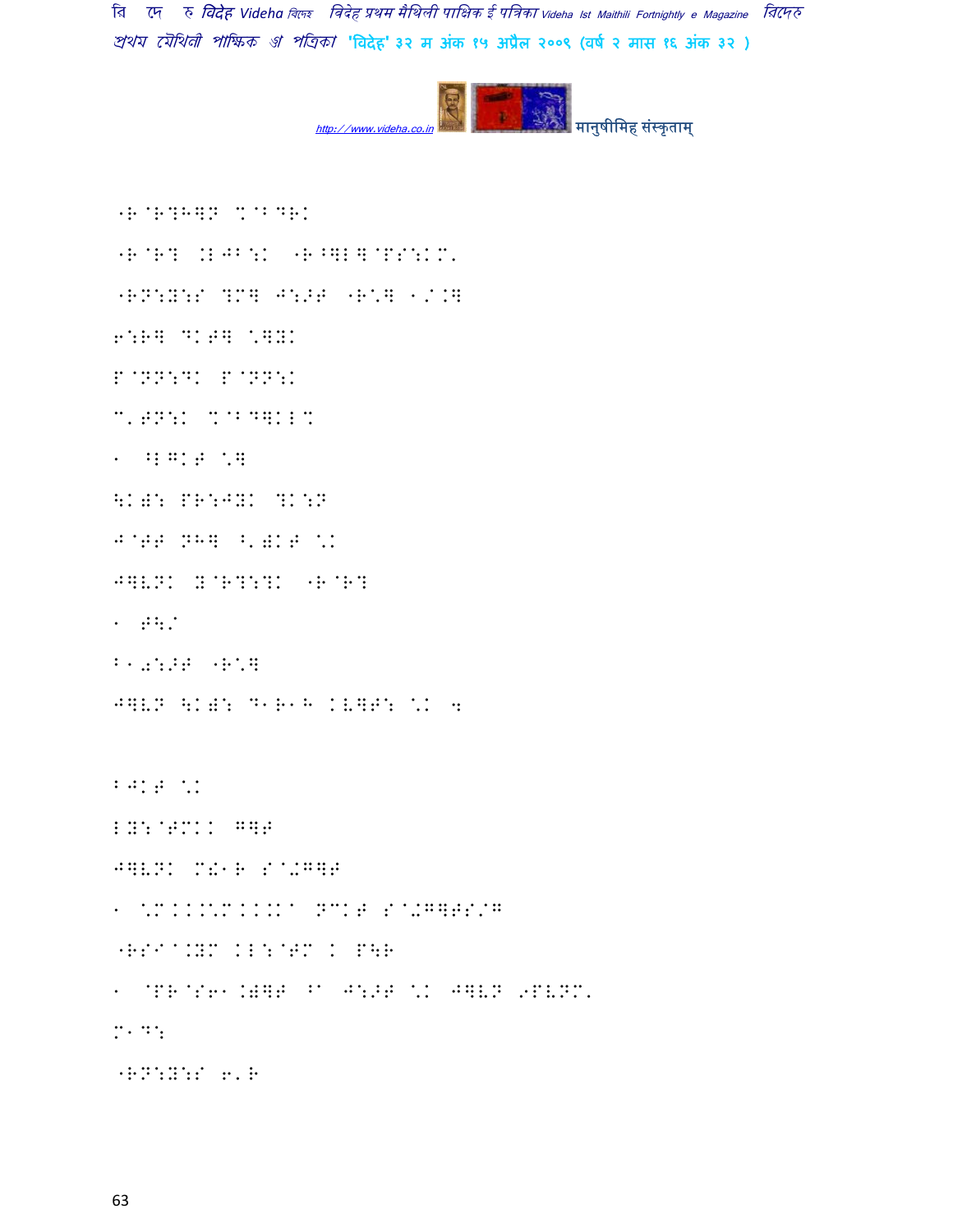"R@R?H]N %@B DRK

"R@R? .LJB:K "R^]L]@PS:KM'

"RN:Y:S ?M] J:>T "R\] 1/.]

6:R] DKT] \]YK

P@NN:DK P@NN:K

C'TN:K %@B D]KL%

1 ^LGKT \]

\K)\ PR:JYK ?K:N

J@TT NH] ^')KT \K

J]VNK Y@R?:?K "R@R?

1 T\'

B10:>T "R\]

J]VN \K)\ D1R1H KV]T: \K 4

BJKT \K

LY:@TMKK G]T

J]VNK M!1R S@-G]T

1 \MKKK\MKK.K^ NCKT S@-G]TS/G

"RSI^.YM KL:@TM K P\R

1 @PR@S61.)]T ^^ J:>T \K J]VN 9PVNM'

M1D:

"RN:Y:S 6'R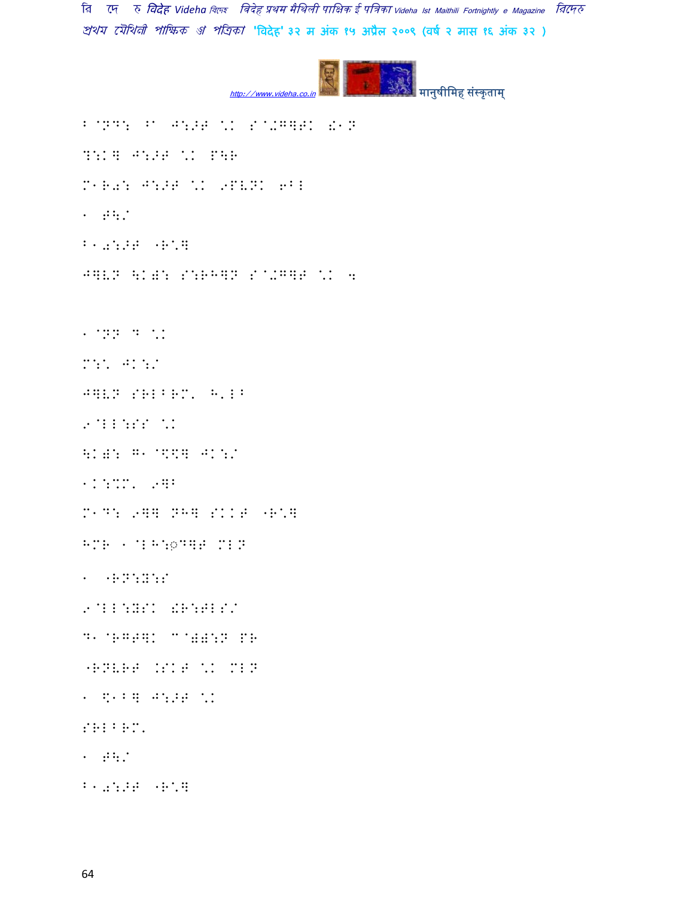B@ND: ^@ J:>T \K S@> G]TK !1N

?:K] J:>T \K P\R

M1R further J:>T \K 9PVNK 6BL

1 T\/

B1further:>T -R\]

J]VN \K further: S:RH]N S@> G]T \K 4

1@NN D \K

M:\ JK:/

J]VN SRLBRM\ H'LB

9@LL:SS \K

\K further: G1 @\$] JK:/

1K:MM\ 9]B

M1D: 9]] NH] SKKT -R\]

HMR 1@LH:◌D]T MLN

1 -RN:X:S

9@LL:XSK !R:TLS/

D1@RGT]K M@ further:N PR

-RNVRT .SKT \K MLN

1 \$1B] J:>T \K

SRLBRM\

1 T\/

B1further:>T -R\]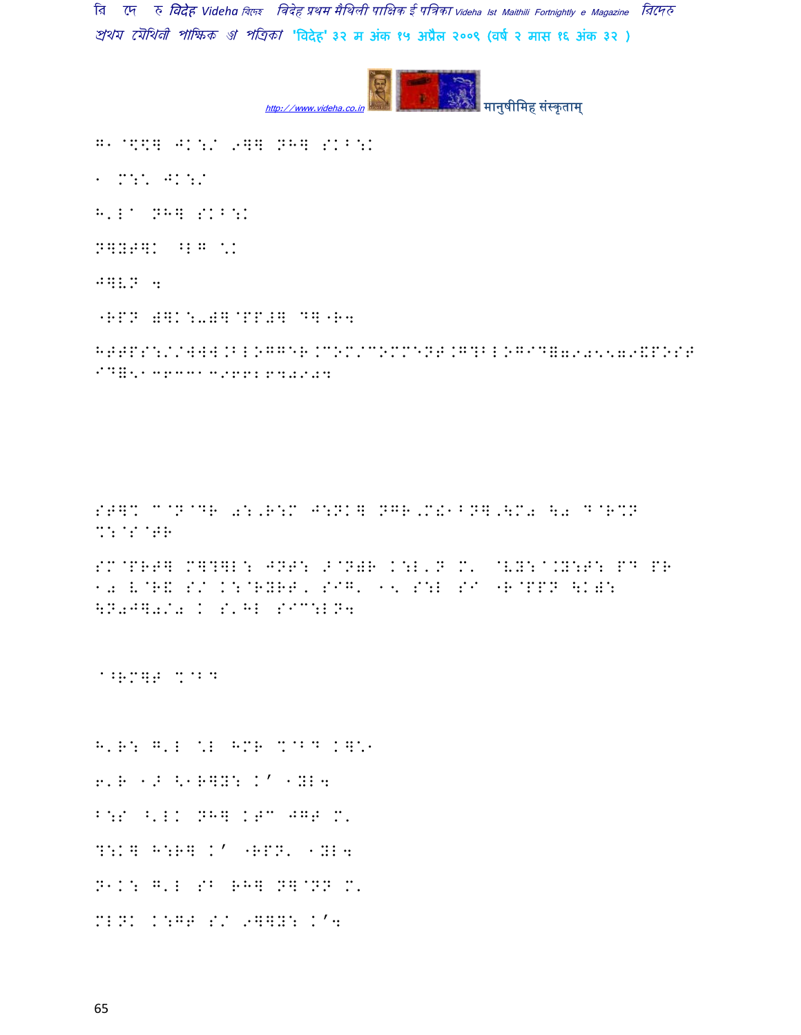G1@\$\$ JK:/ 9] NH] SKB:K

1 M:\ JK:/

H'La NH] SKB:K

N]YT]K ^LG \K

J]VN 4

"RPN既K:-既@PP#] D]"R4

HTTPS://WWW.BLOGGER.COM/COMMENT.G?BLOGID=7959579&POST ID=5136331396628404

ST]K C@N@DR 0:,R:M J:NK] NGR,M!1BN],\M0 \0 D@R%N %:@S@TR

SM@PRT] M]?]L: JNT: , ^@N+R K:L'N M' @VY:@.Y:T: PD PR 10 V@R& S/ K:@RYRT, SIG' 15 S:L SI "R@PPN \K+: \N0J]0/0 K S'HL SIC:LN4

@^RM]T %@BD

H'R: G'L \L HMR %@BD K]\1

6'R 1> <1R]Y: K' 1YL4

B:S <'LK NH] KTC JGT M'

?:K] H:R] K' "RPN' 1YL4

N1K: G'L SB RH] N]@NN M'

MLNK K:GT S/ 9]]Y: K'4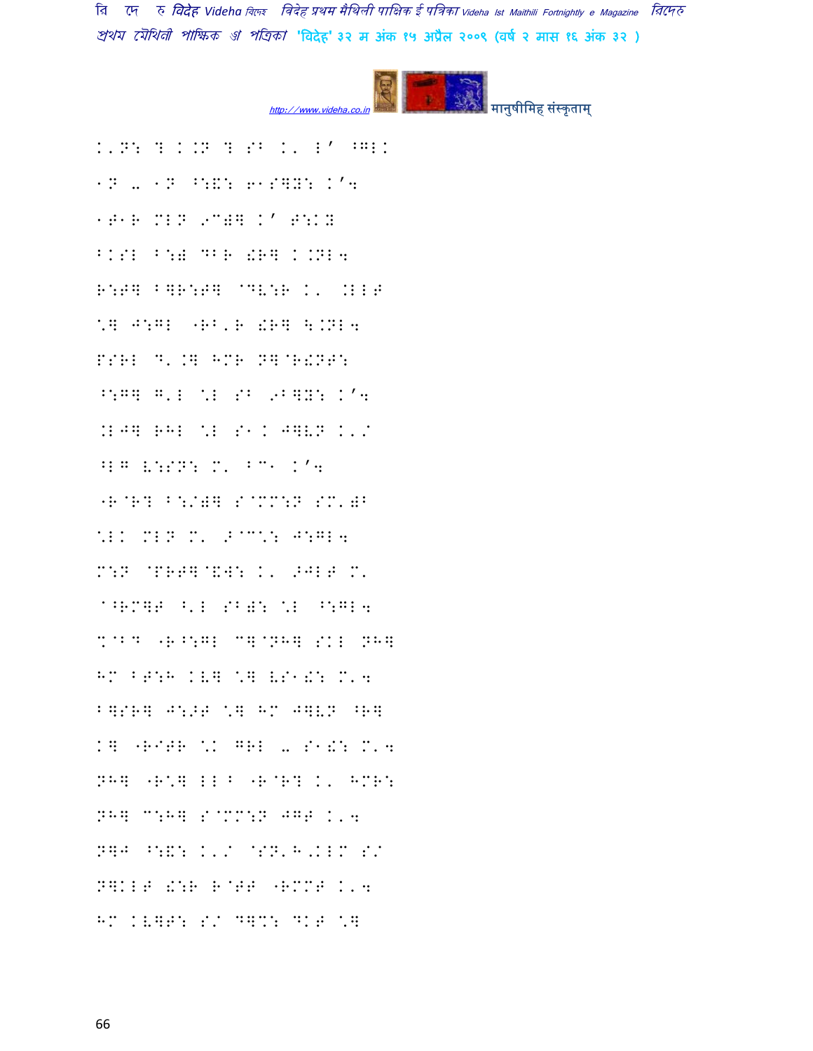K'N: ? K.N ? SB K' L' ^GLK

1N -ा 1N ^:&: 61S]Y: K'4

1T1R MLN 9C(] K' T:KY

BKSL B:) DBR !R] K.NL4

R:T] B]R:T] @DV:R K' .LLT

\] J:GL "RB'R !R] \.NL4

PSRL D'.] HMR N]@R!NT:

^:G] G'L \L SB 9B]Y: K'4

.LJ] RHL \L S1K J]VN K'/

^LG V:SN: M' BC1 K'4

"R@R? B:/(] S@MM:N SM'(B

\LK MLN M' #@C\: J:GL4

M:N @PRT]@&W: K' >JLT M'

@^RM]T ^'L SB): \L ^:GL4

%@BD "R^:GL C]@NH] SKL NH]

HM BT:H KV] \] VS1!: M'4

B]SR] J:>T \] HM J]VN ^R]

K] "R@TR \K GRL -ा S1!: M'4

NH] "R\] LLB "R@R? K' HMR:

NH] C:H] S@MM:N JGT K'4

N]J ^:&: K'/ @SN'H'KLM S/

N]KLT !:R R@TT "RMMT K'4

HM KV]T: S/ D]%: DKT \]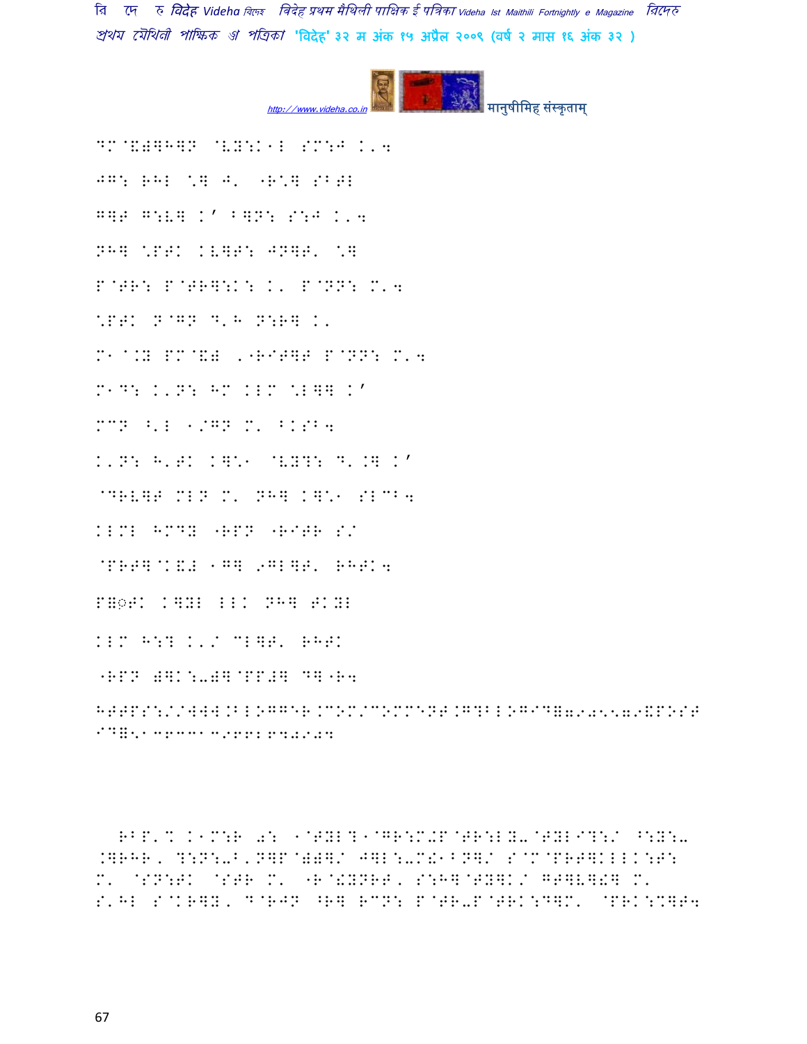DM@&=]H]N @VY:K1L SM:J K'4

JG: RHL \] J' "R\] SBTL

G]T G:V] K' B]N: S:J K'4

NH] \PTK KV]T: JN]T' \]

P@TR: P@TR]:K: K' P@NN: M'4

\PTK N@GN D'H N:R] K'

M1@.Y PM@&# '"RIT]T P@NN: M'4

M1D: K'N: HM KLM \L]] K'

MCN ^'L 1/GN M' BKSB4

K'N: H'TK K]\1 @VY?: D'.] K'

@DRV]T MLN M' NH] K]\1 SLCB4

KLML HMDY "RPN "RITR S/

@PRT]@K&# 1G] 9GL]T' RHTK4

P=◌़TK K]YL LLK NH] TKYL

KLM H:? K'/ CL]T' RHTK

"RPN #]K:-#]@PP#] D]"R4

HTTPS://WWW.BLOGGER.COM/COMMENT.G?BLOGID=7905579&POSTID=5136331396626840904

RBP'% K1M:R 0: 1@TYL?1@GR:M+P@TR:LY-@TYLI?:/ ^:Y:- .]RHR, ?:N:-B'N]P@#]/ J]L:-M!1BN]/ S@M@PRT]KLLK:T: M' @SN:TK @STR M' "R@!YNRT, S:H]@TY]K/ GT]V]!] M' S'HL S@KR]Y, D@RJN ^R] RCN: P@TR-P@TRK:D]M' @PRK:C]T4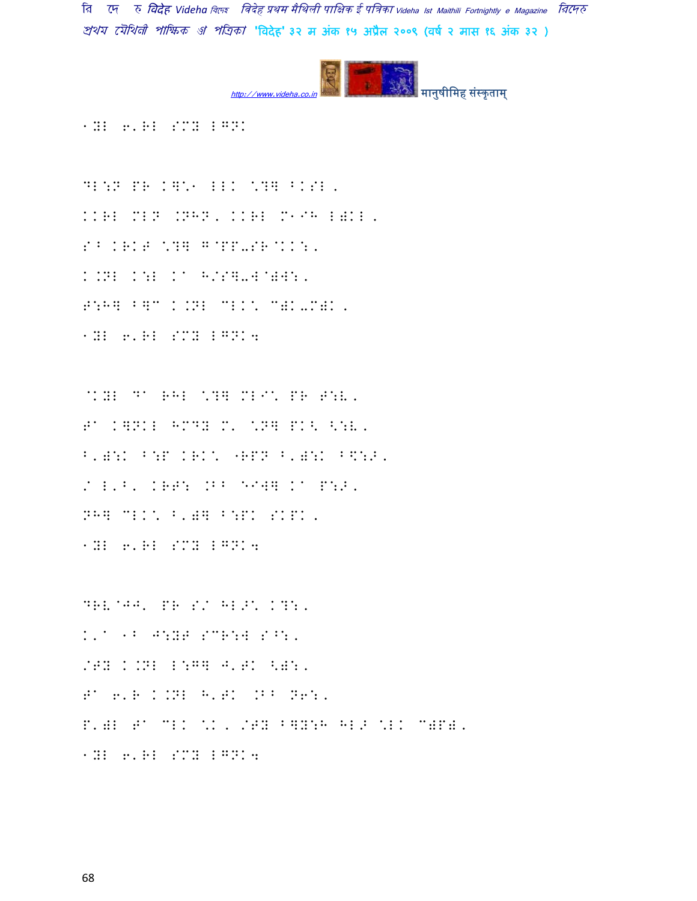1YL 6'RL SMY LGNK

DL:N PR K]\1 LLK \?] BKSL,
KKRL MLN .NHN, KKRL M1IH L)KL,
S^ KRKT \?] G@PP-SR@KK:,
K.NL K:L Ka H/S]-W@)W:,
T:H] B]C K.NL CLK\ C)K-M)K,
1YL 6'RL SMY LGNK4

@KYL Da RHL \?] MLI\ PR T:V,
Ta K]NKL HMDY M' \N] PK< <:V,
B')\K B:P KRK\ "RPN B')\K B\$:\,
/ L'B' KRT: .BB EIW] Ka P:>,
NH] CLK\ B')] B:PK SKPK,
1YL 6'RL SMY LGNK4

DRV@JJ' PR S/ HL>\ K?:,
K'a 1B J:YT SCR:W S^:,
/TY K.NL L:G] J'TK <):,
Ta 6'R K.NL H'TK .BB N6:,
P')L Ta CLK \K, /TY B]Y:H HL> \LK C)P),
1YL 6'RL SMY LGNK4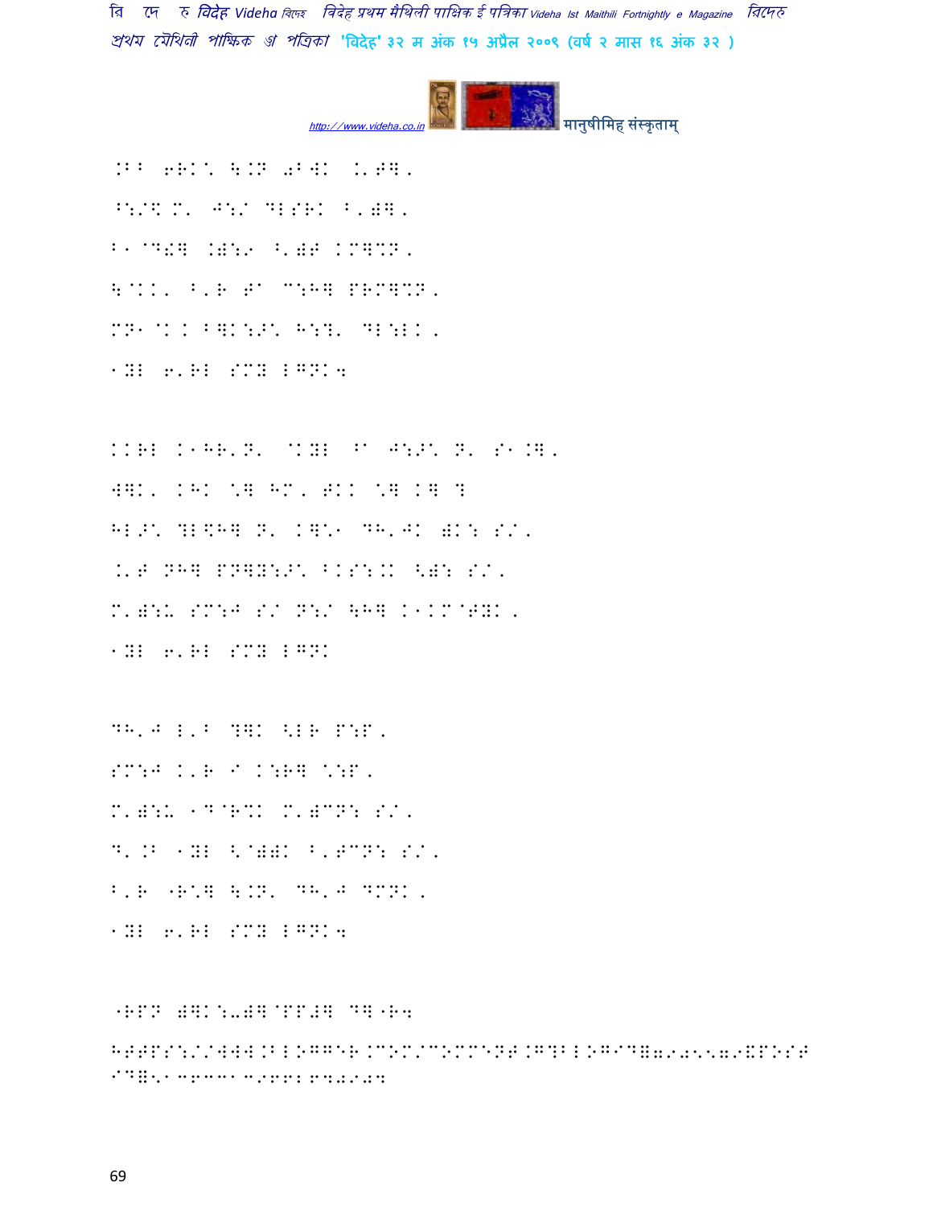.BB 6RK' \.N 0BWK .'T]. ^:/[ M' J:/ DL[RK B'‌)]. B1@D!] .):9 ^')T KM]%N. \@KK' B'R T' C:H] PRM]%N. MN1@K. B]K:>' H:?' DL:LK. 1YL 6'RL SMY LGNK4

KKRL K1HR'N' @KYL ^' J:>' N' S1.]. W]K' KHK \] HM' TKK \] K] ? HL>' ?L\H] N' K]'1 DH'JK )K: S/. .'T NH] PN]Y:>' BKS:.K <): S/. M'):U SM:J S/ N:/ \H] K1KM@TYK. 1YL 6'RL SMY LGNK

DH'J L'B ?]K <LR P:P. SM:J K'R I K:R] ':P. M'):U 1D@R%K M')CN: S/. D'.B 1YL <@))K B'TCN: S/. B'R "R'] \.N' DH'J DMNK. 1YL 6'RL SMY LGNK4

"RPN )]K:-)]@PP#] D]"R4
HTTPS://WWW.BLOGGER.COM/COMMENT.G?BLOGID=7905579&POSTID=51363313966164080804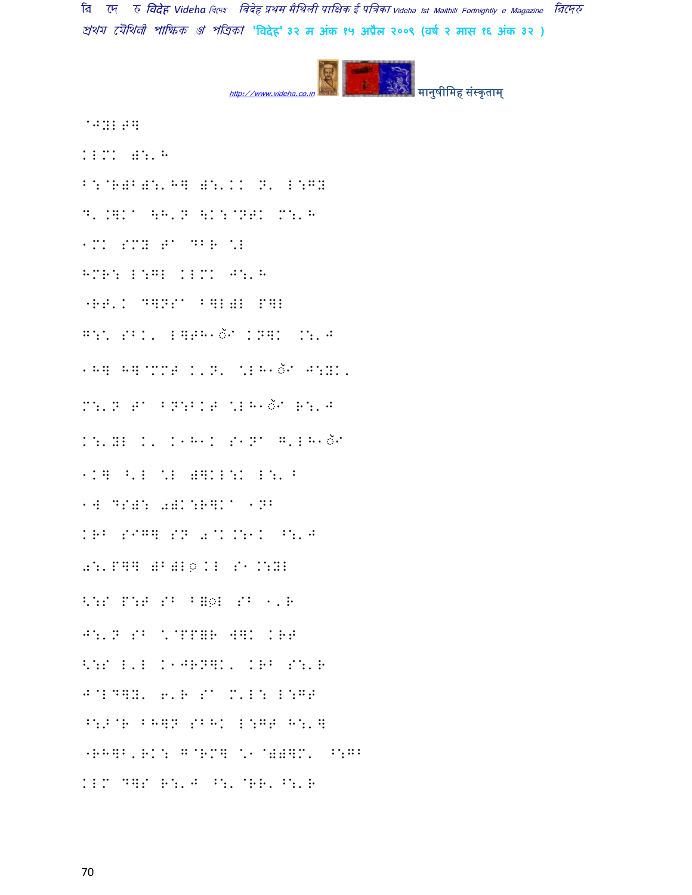^JY2#]

K2MK ):'H

B:@R)B):'H] ):'KK N' L:GY

D'.]K" \H'N \K:@NTK M:'H

1MK SMY T" DBR \*2

HMR: L:G2 K2MK J:'H

"RT'K D]NS" B]2)2 P]2

G:\* SBK' L]TH1ॅ KN]K .:'J

1H] H]@MMT K'N' \*2H1ॅ J:YK'

M:'N T" BN:BKT \*2H1ॅ R:'J

K:'Y2 K' K1H1K S1N" G'2H1ॅ

1K] ^'2 \*2 )]K2:K 2:' B

1W DS): 0)K:R]K" 1NB

KRB SIG] SN 0@K.:1K ^:'J

0:'P]] )B)2◌ KL S1.:Y2

<:S P:T SB B]◌2 SB 1'R

J:'N SB \*@PP]R W]K KRT

<:S L'2 K1JRN]K' KRB S:'R

J@2D]Y' 6'R S" M'2: L:GT

^:>@R BH]N SBHK L:GT H:']

"RH]B'RK: G@RM] \*1@))]M' ^:GB

K2M D]S R:'J ^:'@RR'^:'R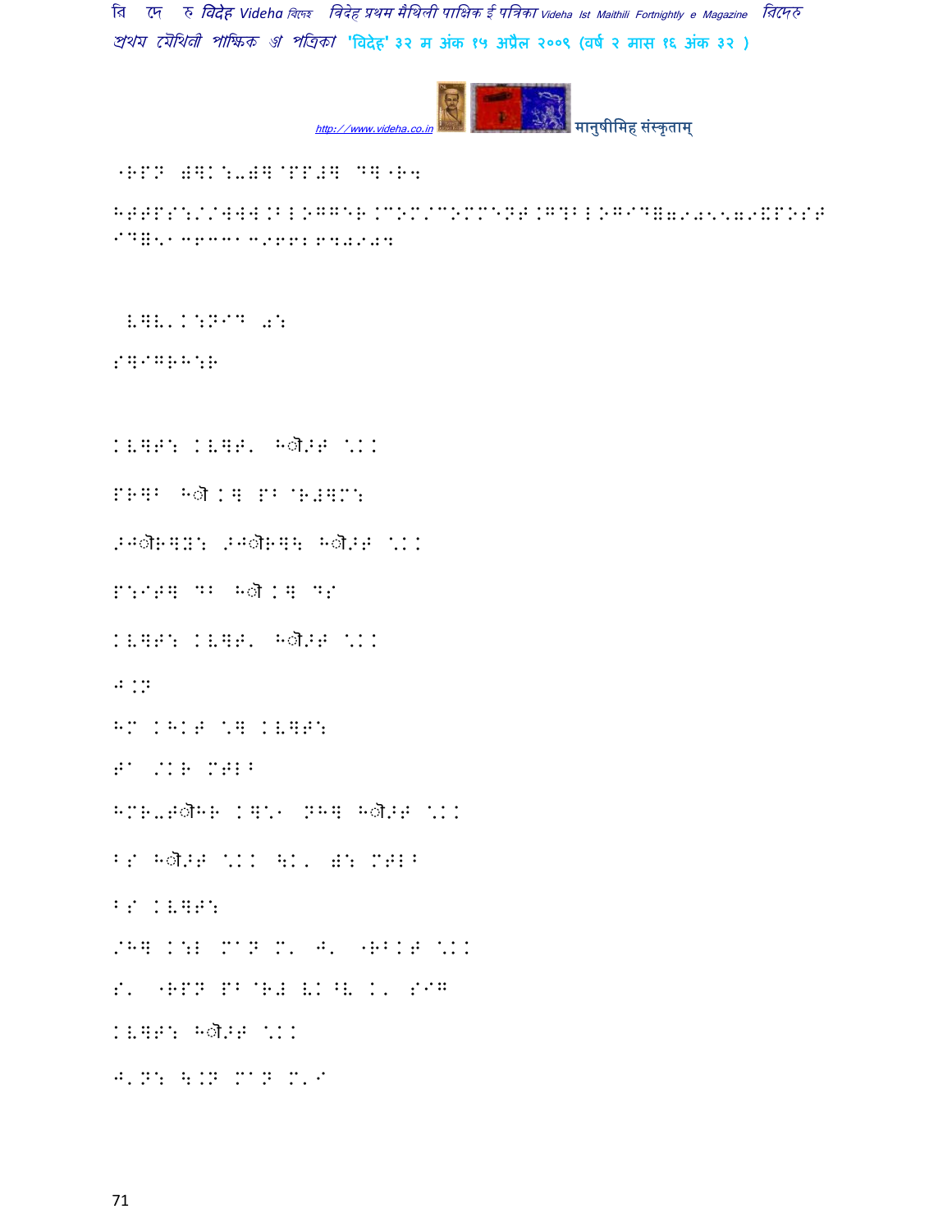"RPN 8]K:-8]@PP#] D]"R4

HTTPS://WWW.BLOGGER.COM/COMMENT.G?BLOGID=7905579&POST ID=5136331326628405

 L]V.K:NID a:

S]IGRH:R

KL]T: KL]T. Hौ?T \*KK

PR]B Hौ K] PB @R#]M:

>Jौ R]Y: >Jौ R]\ Hौ?T \*KK

P:IT] DB Hौ K] DS

KL]T: KL]T. Hौ?T \*KK

J.N

HM KHKT \*] KL]T:

T^ /KR MTLB

HMR-Tौ HR K]\*A NH] Hौ?T \*KK

BS Hौ?T \*KK \K. 8: MTLB

BS KL]T:

/H] K:L M^N M. J. "RBKT \*KK

S. "RPN PB@R# LK^V K. SIG

KL]T: Hौ?T \*KK

J.N: \.N M^N M.I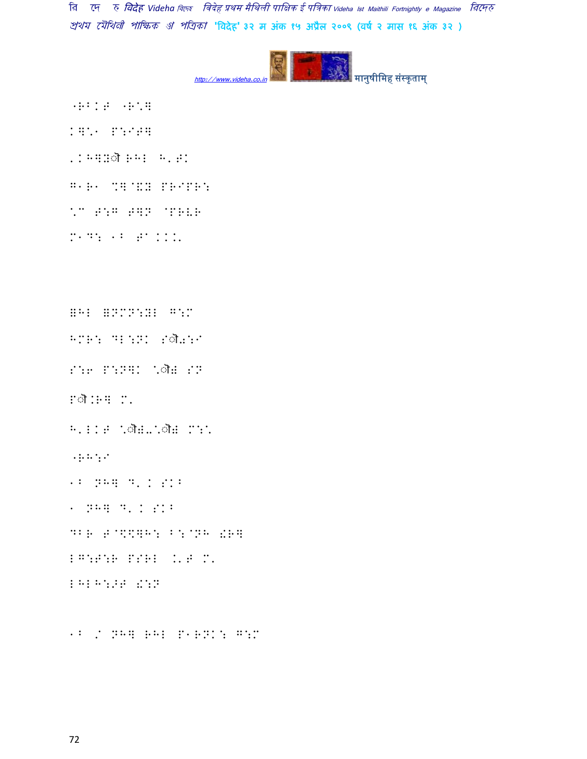"RB0T "R'].

K]'1 P:IT].

'KH]#ौ RHL H'TK

G1R1 %]@&X PRIPR:

\* T:G T]N @PRVR

M1D: 1B T" KKK'

=HL =NMN:XL G:M

HMR: DL:NK Sौ\:I

S:6 P:N]K \ौ= SN

Pौ.R] M'

H'LKT \ौ=-\ौ= M:'

"RH:I

1B NH] D' K SKB

1 NH] D' K SKB

DBR T@\$\$]H: B:@NH !R]

LG:T:R PSRL .'T M'

LHLH:>T !:N

1B / NH] RHL P1RNK: G:M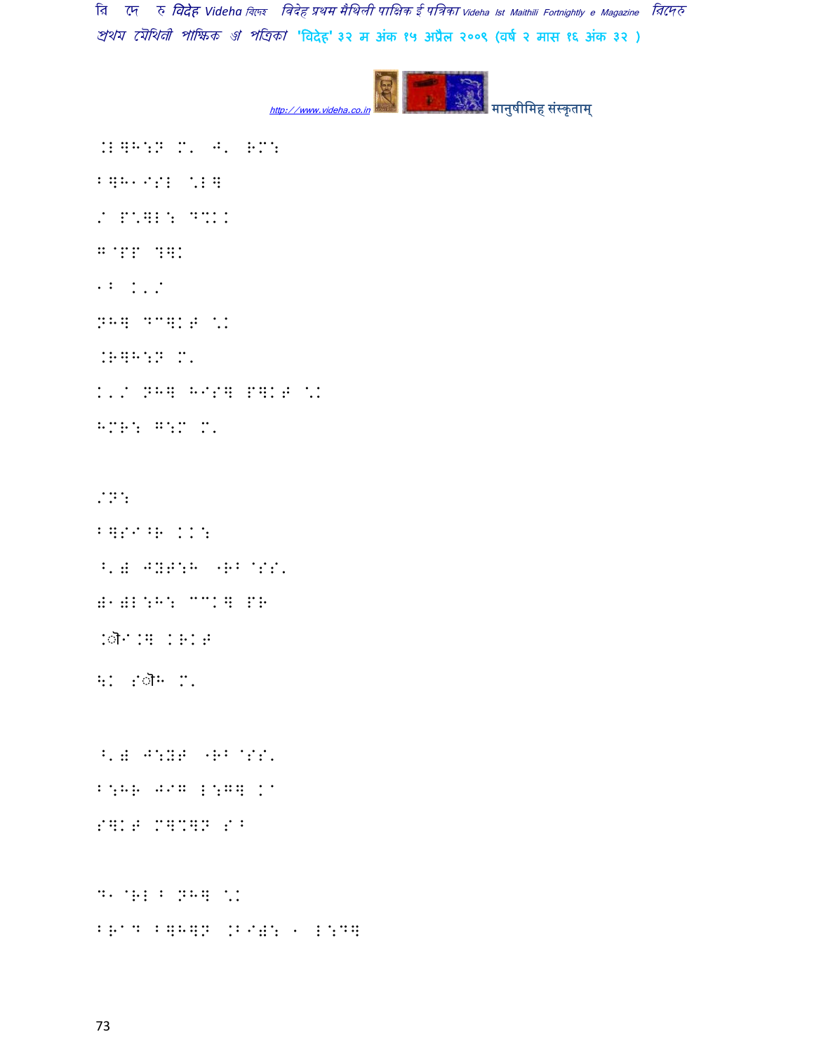.B?H:N M' J' RM:

B?H\IS: \*B?

/ P'?L: D%KK

G@PP ?]K

\B K'/

NH? D"]KT \K

.R?H:N M'

K'/ NH? H\S? P?KT \K

HMR: G:M M'

/N:

B?S)^R KK:

^')) JN T:H `RB@SS'

)1)L:H: ""K? PR

.ॏ/.? KRKT

۹K Sॏ H M'

^')) J:NT `RB@SS'

B:HR J/G L:G? K/

S?KT M?%?N SB

D1@RL B NH? \K

BR^D B?H?N .B/): \ L:D?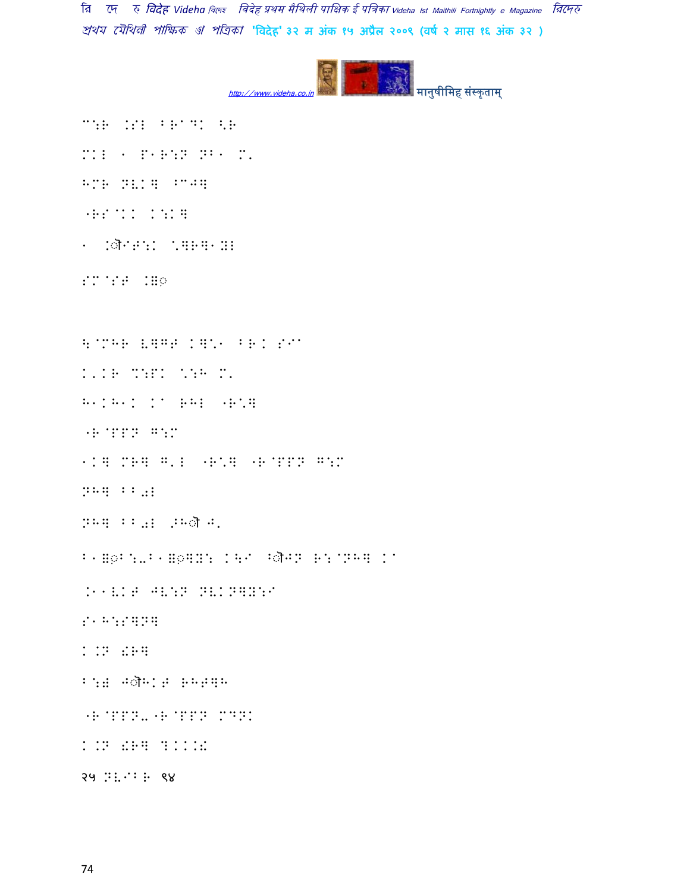मानुषीमिह संस्कृताम्

C:R .S?L BR@D? <R

M?L 1 P1R:N NB1 M'

HMR NVK]^CJ]

"RS@KK K:K]

1 .ौIT:K \*]R]1XL

SM@ST .]◌

\@MHR V]GT K]\*1 BR. SI

K'.R M:PK \*:H M'

H1KH1K KA RHL "R\*]

"R@PPN G:M

1K] MR] G'L "R\*] "R@PPN G:M

NH] BB◌L

NH] BB◌L .Hौ J'

B1]◌B:-B1]◌]Y: K\I ^ौJN R:@NH] KA

.11VKT JV:N NVKN]Y:I

S1H:S]N]

K.N !R]

B:! Jौ HKT RHT]H

"R@PPN-"R@PPN MDNK

K.N !R] DKKK.!

२५ NVIBR ९४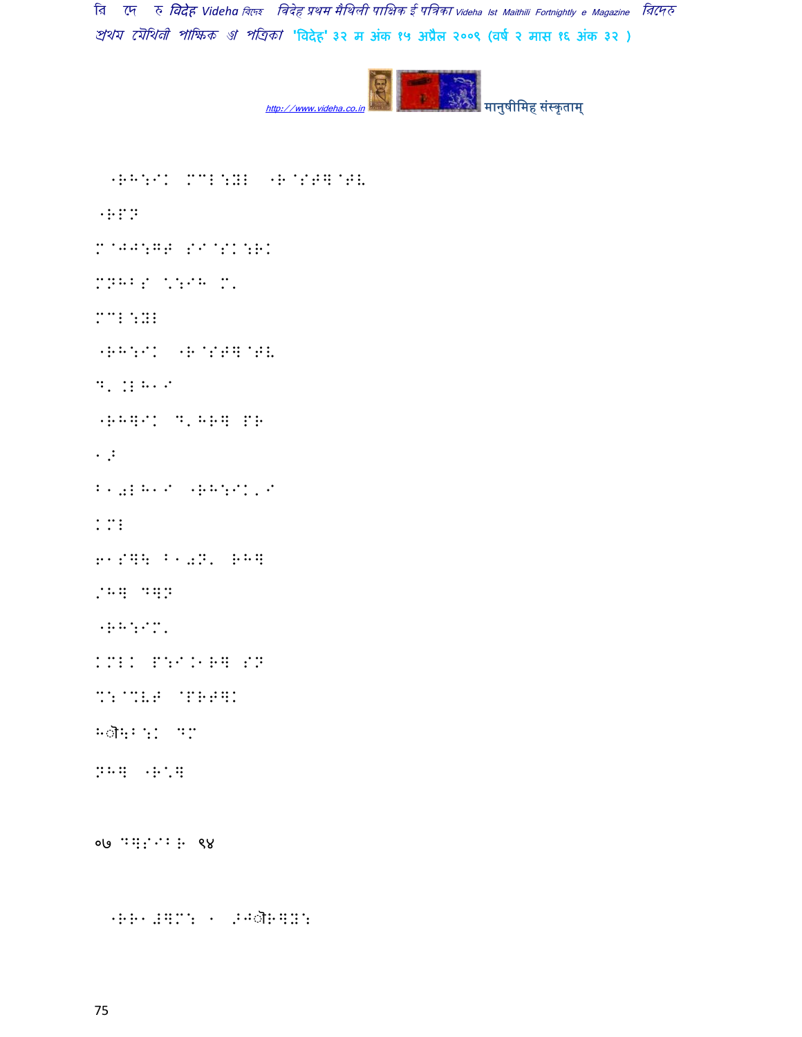.RH:IK MCL:YL .R@ST]@TL

.RP Ð

M@JJ:G T SI@SK:RK

MNHB S \:IH M'

MCL:YL

.RH:IK .R@ST]@TL

D' KLH

.RH]IK D'HR] PR

1Ð

B10LH .RH:IK'I

KML

61S]\ B10N' RH]

/H] D]N

.RH:IM'

KMLK P:IK1R] SN

%:@%VT @PRT]K

Hौ:B:K DM

NH] .R'] 

०७ DWL:IB ९४

.RR1#]M: 1 Ðजौ R]Y: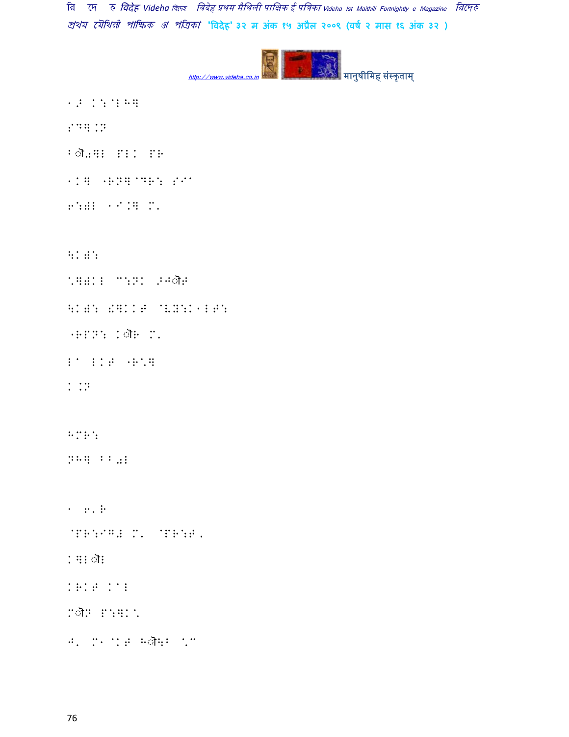1/2 KH:@&H]

;D]. K.N

B◌ौ; ]& P&K PR

1K] "RN]@DR: ;I^

6:)& 1I.] M.

\K): 

.]"K& ^:NK .Hञ◌ौ/

\K): !]KK/ @V. Z:K1&D:

"RPN: K◌ौR M.

&^ &K/ "R.]

K.N

HMR:

NH] BB0&

1 6.R

@PR:I⁄3 M. @PR:/.

K]&◌ौ&

KRK/ K^&

M◌ौN P:]K.

J. M1@K/ H◌ौ\B .^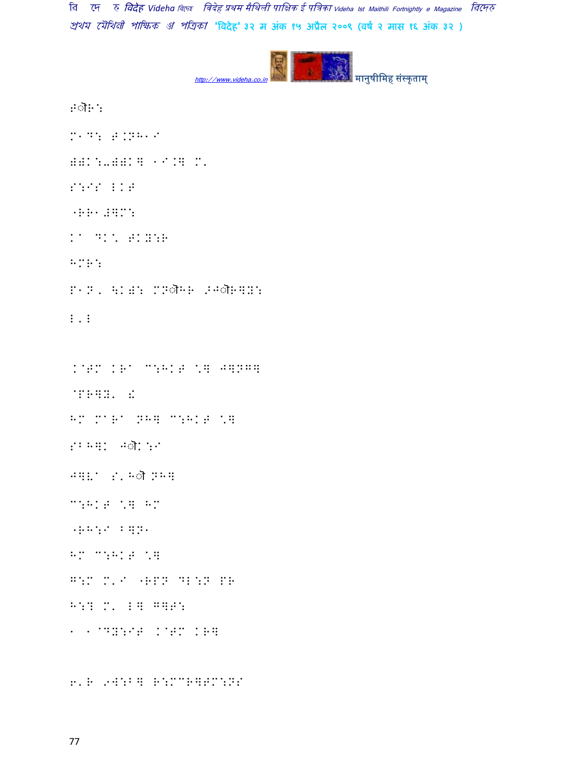हौरः

M1D:J.NH1I

)):-))K] 1I.] M'

S:IS LKJ

"RR1#]M:

KA DK\ JK.:R

HMR:

P1N, \K): MNौHR >HौR]Y:

L'L

K@BM KRA C:HKJ \] J]NG]

@PR]Y' !

HM MARA NH] C:HKJ \]

SBH]K Hौ K:I

J]VA S'Hौ NH]

C:HKJ \] HM

"RH:I B]N1

HM C:HKJ \]

G:M M'I "RPN DL:N PR

H:? M' L] G]J:

1 1@DY:IJ K@BM KR]

6'R 9W:B] R:MCR]PM:NS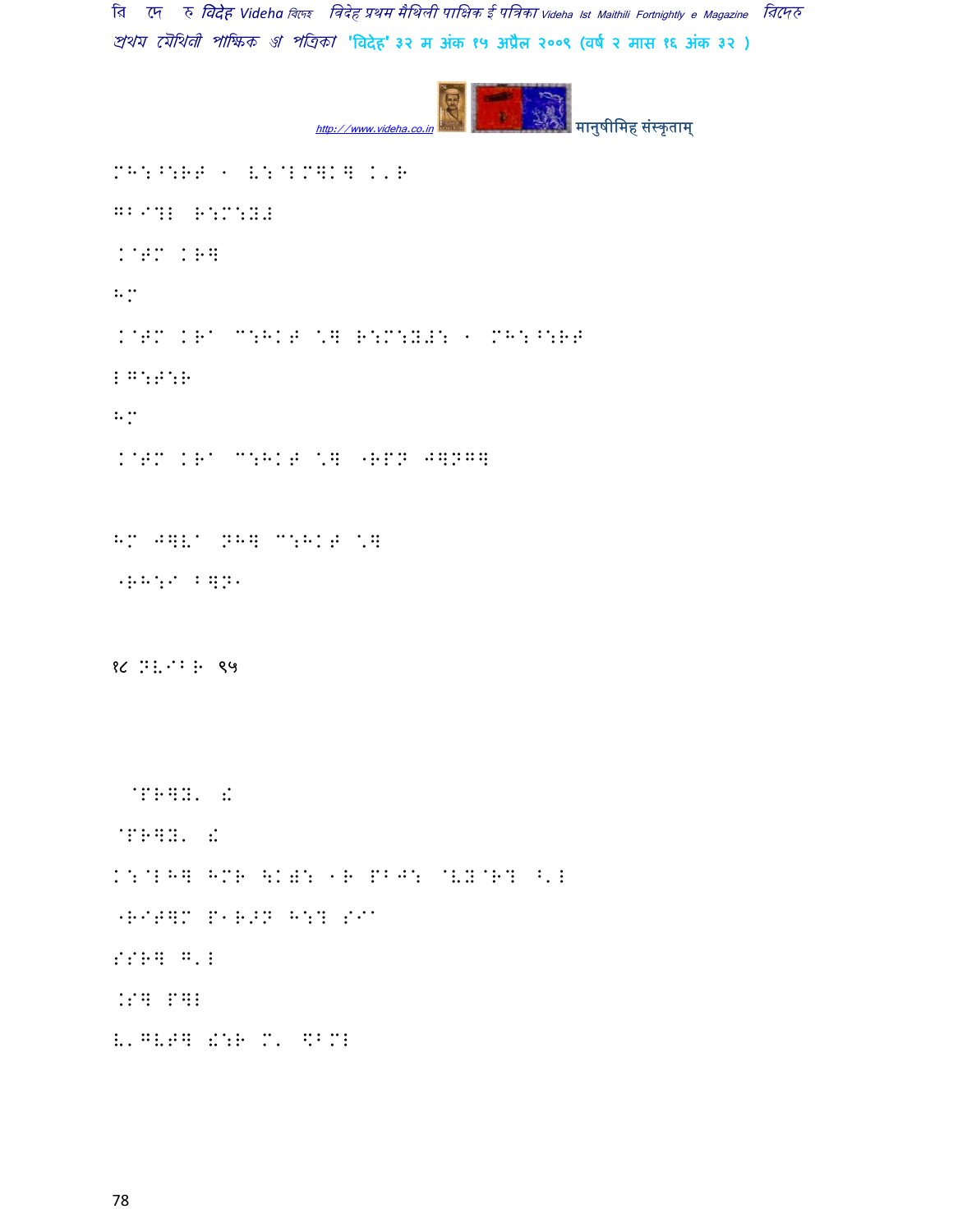MH:^:RT - E:@LM]K] K'R

GBI?L R:M:YJ

.@TM KR]

HM

.@TM KR" could a mass of the contract of the contract of the contract of the contract of the contract of the c

LG:T:R

HM

.@TM KR" M:HKT \*] "RPN J]NG]

HM J]V" NH] M:HKT \*]

"RH:I B]N1

१८ NVIBR ९५

@PR]Y' !

@PR]Y' !

K:@LH] HMR \K): 1R PBJ: @VY@R? ^'L

"RIT]M P1R>N H:? SI"

SSR] G'L

.S] P]L

E'GVT] !:R M' \$BML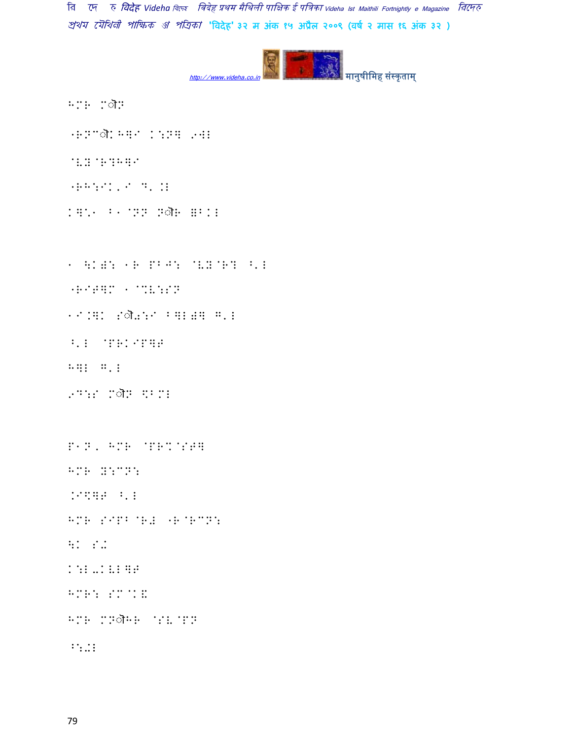HMR MIN

"RN"IK HQI K:NQ 9WL

@VB@R?HQI

"RH:IK'I D' .L

KQ\* B. @NN NIR R=BKL

1 \K=: 1R PBJ: @VB@R? ^'L

"RIWQM 1@%V:SN

1I.QK SI+:I BQLFQ G'L

^'L @PRKIPQF

HQL G'L

9D:S MIN \$BML

P1N, HMR @PR%@SWQ

HMR Y:CN:

.I\$QF ^'L

HMR SIPB@RZ "R@RCN:

\K S.

K:L-KVLQF

HMR: SM@K&

HMR MNIHR @SV@PN

^:.L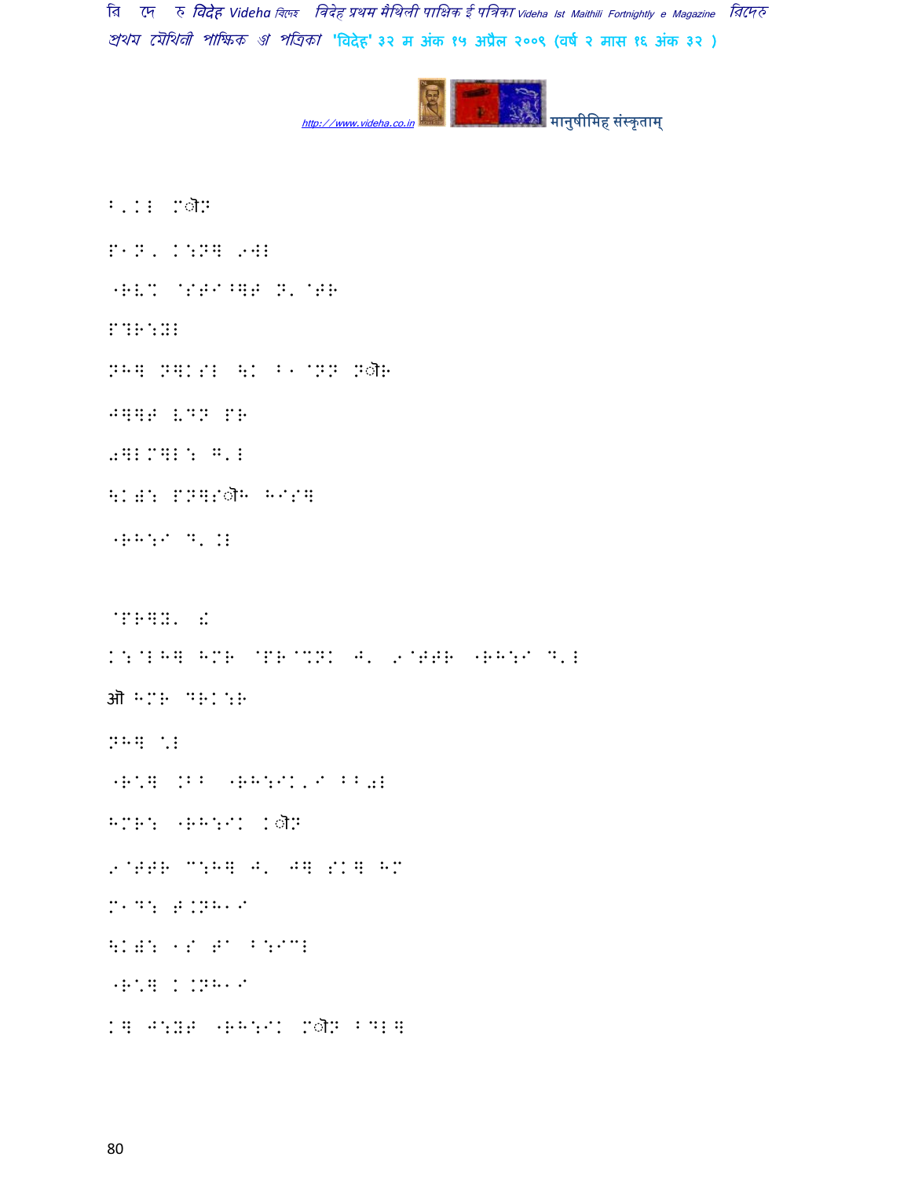B'.I M◌ेN

P1N, K:N4 >WI

"RV. @STA^4F N' @FR

P?R:XI

NH4 N4KSI \K B1@NN N◌ेR

J44F VDN PR

0]IC]I: H'I

\K01: PN4S◌ेH HAS4

"RH:A D'.I

@PR4X' [

K:@IH4 HMR @PR@.NK J' 9@TTR "RH:A D'I

औ HMR DRK:R

NH4 \*I

"R\*4 .BB "RH:AK'A BB0I

HMR: "RH:AK K◌ेN

9@TTR C:H4 J' J4 SK4 HM

M1D: T.NH1A

\K01: 1S TA B:AC

"R\*4 K.NH1A

K4 J:YT "RH:AK M◌ेN BDI4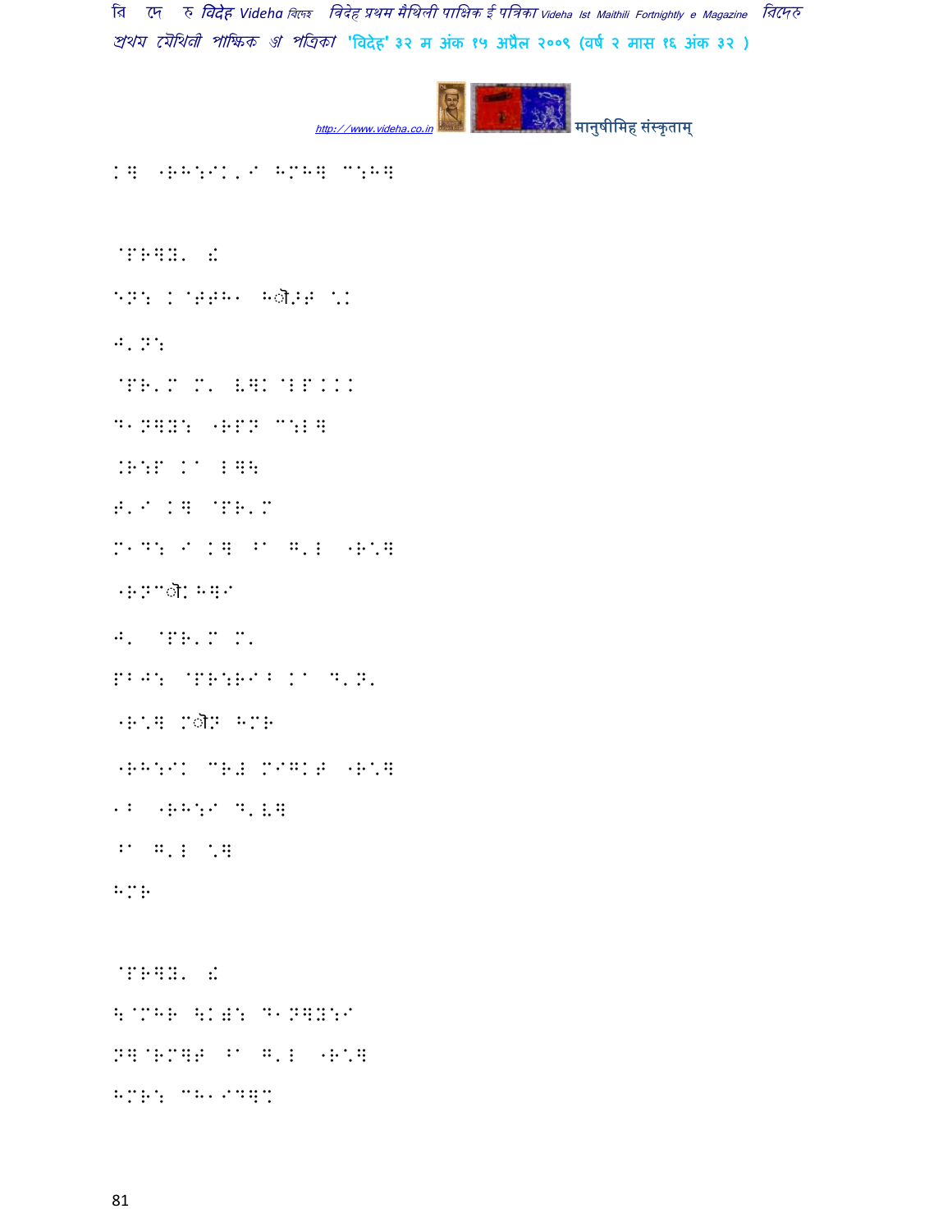K] 'RH:IK,I HMH] C:H]

@PR]B. !

{N: K@JJH1 हौ>J \K

given

@PR'M M. V]K@LPKKK

D1N]Y: 'RPN C:L]

.R:P K^ L]\

J'I K] @PR'M

M1D: I K] ^^ G'L 'R\]

'RN@ौKH]I

given

PBJ: @PR:RI> K^ D'N.

'R\] Mौ N HMR

'RH:IK CR# MIGKJ 'R\]

1B 'RH:I D'V]

^^ G'L \]

HMR

@PR]B. !

\@MHR \K). D1N]Y:I

N]@RM]J ^^ G'L 'R\]

HMR: CH1ID]C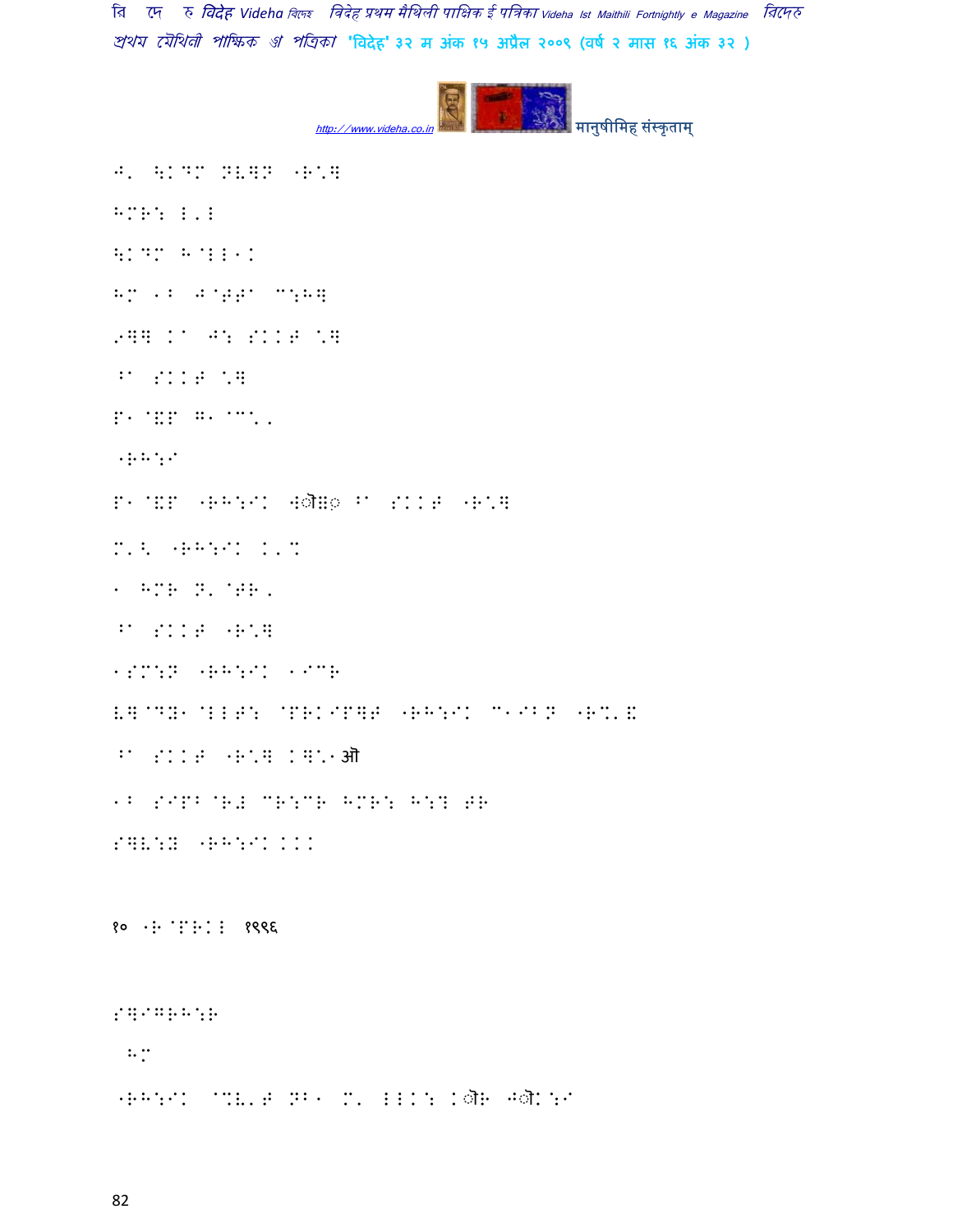H' [KDM NV]N "R'] 

HMR: L'L 

[KDM H@LL1K 

HM 1B J@TT' C:H] 

9]] K' J: SKKT '] 

^' SKKT '] 

P1@&P G1@C'' 

"RH:I 

P1@&P "RH:IK 48ौ:◌ ^' SKKT "R'] 

M'< "RH:IK K'M 

1 HMR N'@TR' 

^' SKKT "R'] 

1SM:N "RH:IK 1ICR 

V]@DY1@LLT: @PRKIP]T "RH:IK C1IBN "R%'& 

^' SKKT "R'] K]'1ऑ 

1B SIPB@R= CR:CR HMR: H:? TR 

S]V:Y "RH:IK KKK 

१० "R@PRKL १९९६ 

S]IGRH:R 

 HM 

"RH:IK @%V'T NB1 M' LLK: Kौ R Jौ K:I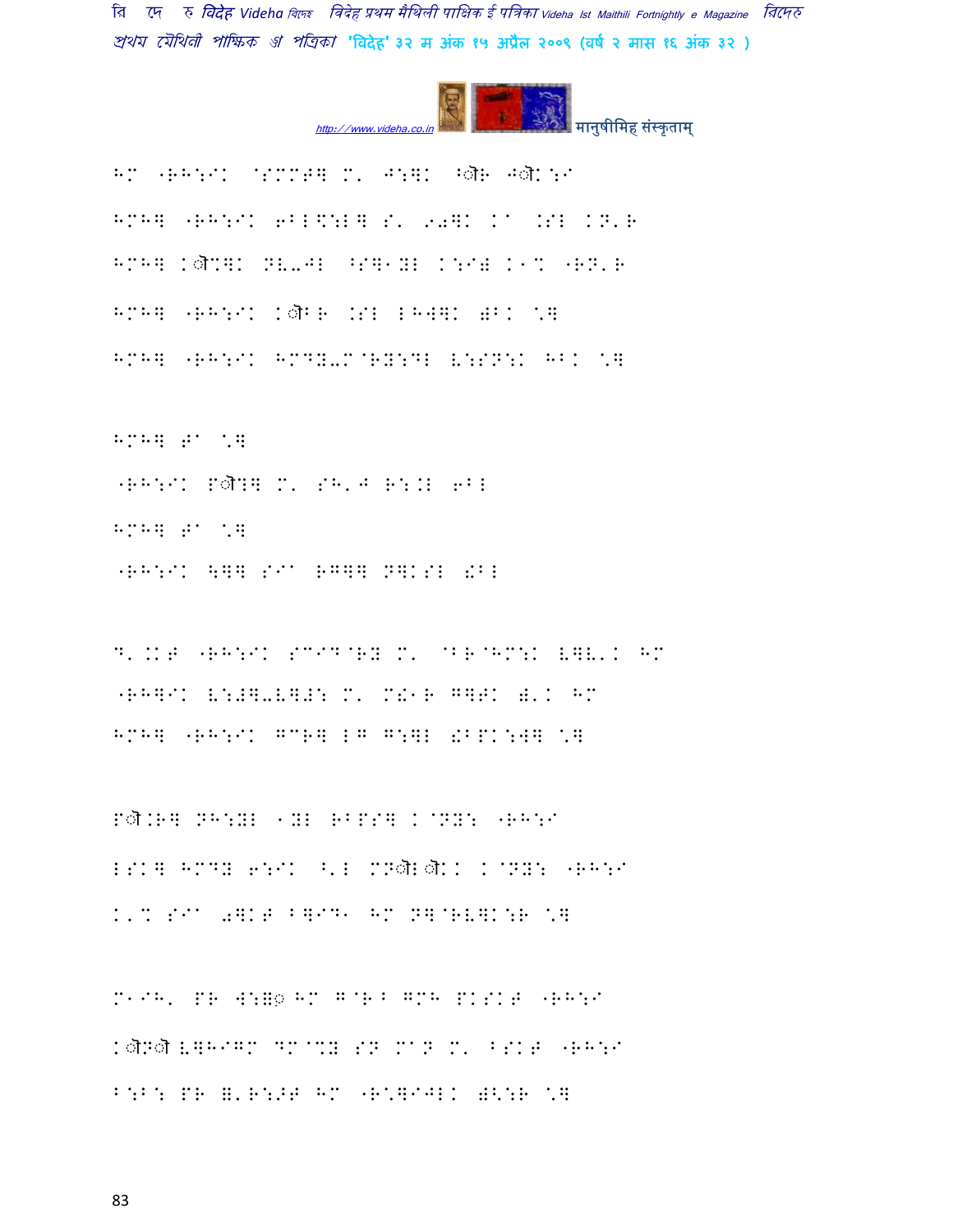HM "RH:I' @SMMT] M' J:]K During JOINT

HMH] "RH:IK 6BL\$:L] S' 902] Ka .SL KN'R

HMH] K|M]K NV-JL ^S]1YL K:I) K1% "RN'R

HMH] "RH:IK KNB .SL LHW]K )BK  $]

HMH] "RH:IK HMDY-M@RY:DL V:SN:K HBK  $]

HMH] Ta  $]

"RH:IK P|?] M' SH'J R:.L 6BL

HMH] Ta  $]

"RH:IK \]] SIa RG]] N]KSL !BL

D'.KT "RH:IK SCID@RY M' @BR@HM:K V]V'K HM

"RH]IK V:#]-V]#: M' M!1R G]PK )'K HM

HMH] "RH:IK GCR] LG G:]L !BPK:W]  $]

P|.R] NH:YL 1YL RBPS] K@NY: "RH:I

LSK] HMDY 6:IK ^'L MN|L|KK K@NY: "RH:I

K'% SIa 0]KT B]ID1 HM N]@RV]K:R  $]

M1IH' PR W:=0 HM G@R^ GMH PKSKT "RH:I

K|N|V]HIGM DM@%Y SN MaN M' BSKT "RH:I

B:B: PR ='R:>T HM "R\$]IJLK )<:R  $]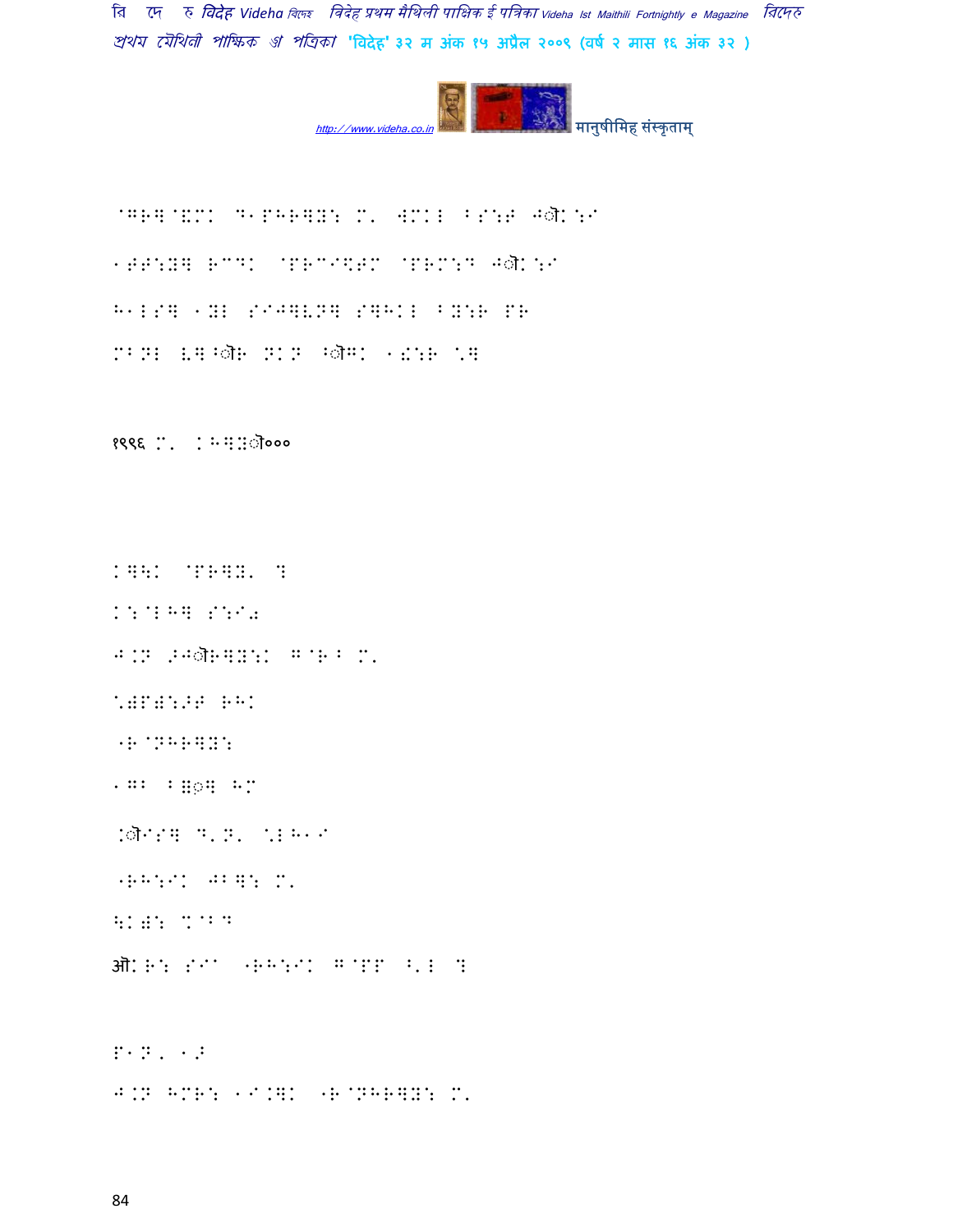@GRQ@\M' D1PHRQY: M' 4M'L BS:T J◌ॉK:I

1TT:YQ RCDK @PRCI\TM @PRM:D J◌ॉK:I

H1LSQ 1YL SIJQVNQ SQHKL BY:R PR

MBNL VQ◌ॉR NKN ◌ॉG' 1!:R [Q

१९९६ M' (HQ:◌ॉ०००

KQ\K @PRQY' ?

K:@LHQ S:I0

J.N [J◌ॉRQY:K G@R B M'

<)P):>T RHK

"R@NHRQY:

1GB B)◌Q HM

.◌ॉISQ D'N' [LH1I

"RH:IK JBQ: M'

\K): %@BD

ऑK R: SIA "RH:IK G@PP ^'L ?

P1N, 1>

J.N HMR: 1I.QK "R@NHRQY: M'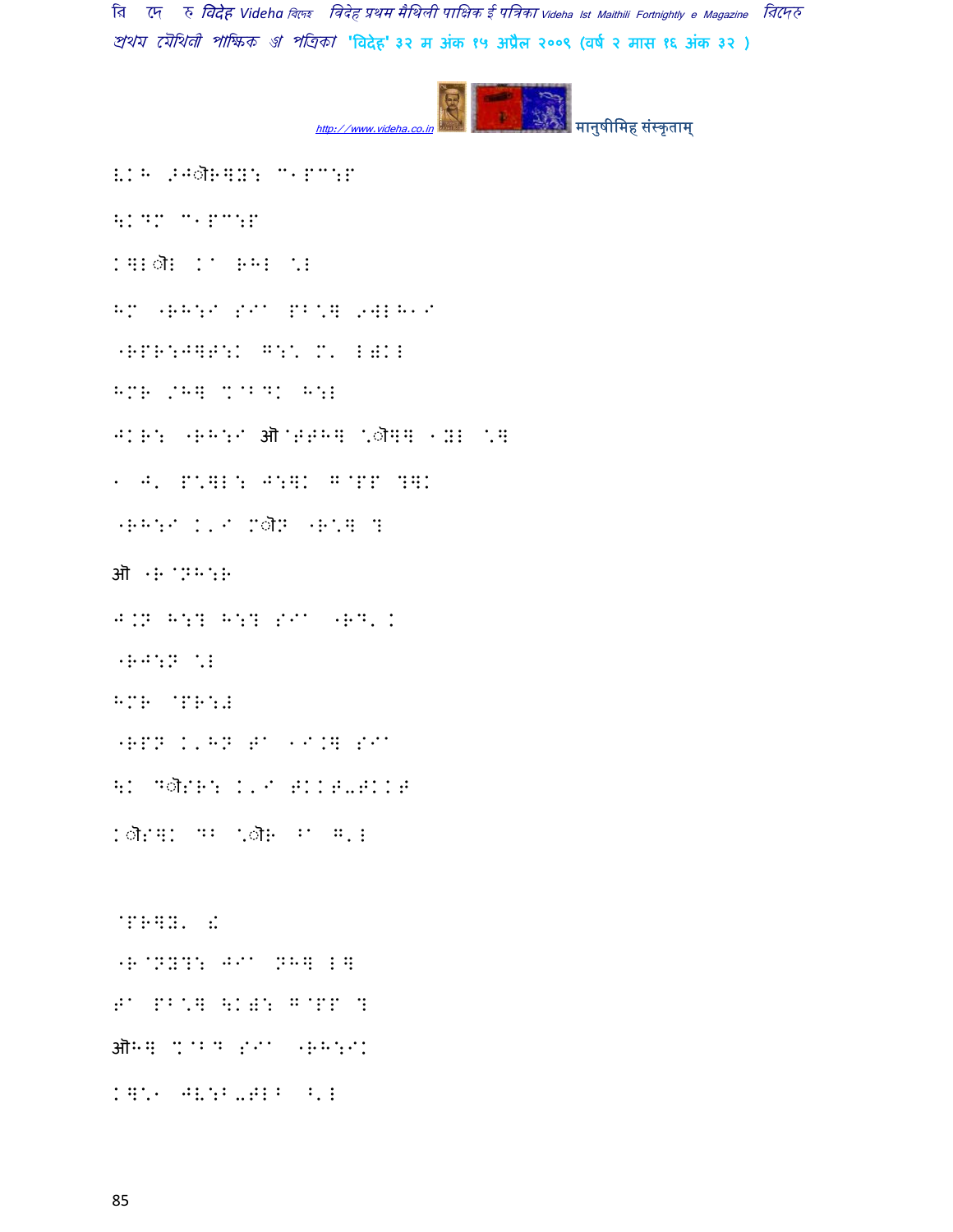'RR:J]T:K G:\ M' E)KE

HMR /H] %@BDK H:E

JKR: "RH:I औ@T≷H] \ौ]] 1YE \]

1 J' P\]E: J:]K G@PP ?]K

"RH:I K'I Mौ≷ "R\] ?

औ "R@NH:R

J.N H:? H:? SIA "RD'.

"RJ:N \E

HMR @PR:doc

"RPN K'HN TA 1I.] SIA

\K Dौ≷R: K'I TKKT-TKKT

Kौ≷]K DB \ौR ^A G'E

@PR]Y' (

"R@NY?: JIA NH] E]

TA PB\] \K): G@PP ?

औH] %@BD SIA "RH:IK

K]\1 JV:B-TEB ^'E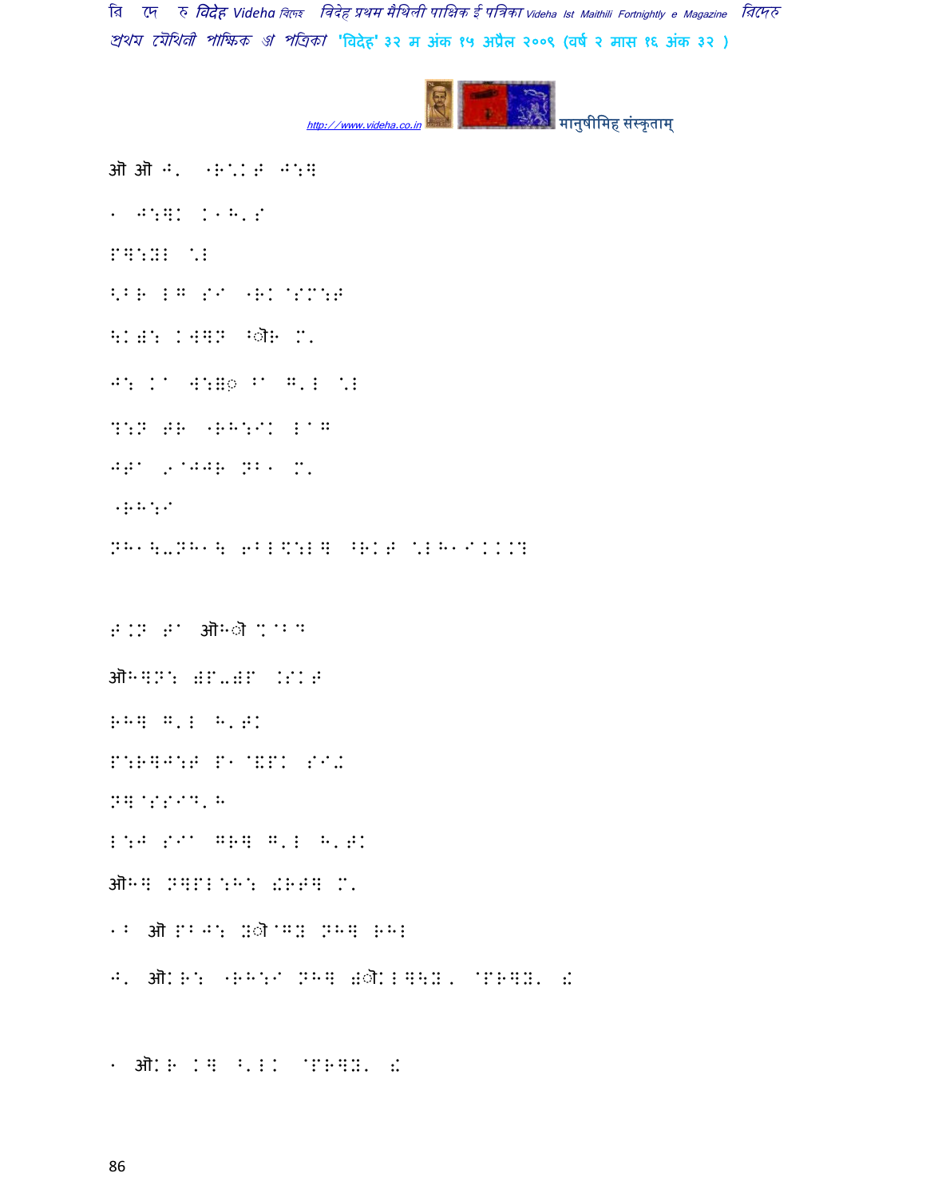ऑ ऑ ⠚⠂ ⠐⠰⠁⠅⠰ ⠚⠶⠻

⠂ ⠚⠶⠻⠅ ⠅⠂⠓⠄⠎

⠏⠻⠶⠭⠇ ⠁⠇

⠱⠃⠰ ⠇⠛ ⠎⠊ ⠐⠰⠅ ⠌⠍⠶⠰

⠳⠅⠡⠶ ⠅⠹⠻⠝ ⠛ौ⠰ ⠍⠂

⠚⠶ ⠅⠁ ⠹⠶⠯ ⠁ ⠛⠄⠇ ⠁⠇

⠝⠶⠝ ⠞⠰ ⠐⠰⠓⠶⠊⠅ ⠇⠁⠛

⠚⠞⠁ ⠠⠁⠚⠚⠰ ⠝⠃⠂ ⠍⠂

⠐⠰⠓⠶⠊

⠝⠓⠂⠳⠤⠝⠓⠂⠳ ⠖⠃⠇⠫⠶⠇⠻ ⠃⠰⠅⠞ ⠁⠇⠓⠂⠊⠅⠅⠅⠹

⠞⠅⠝ ⠞⠁ ऑ⠓ौ ⠉⠁⠃⠙

ऑ⠓⠻⠝⠶ ⠡⠏⠤⠡⠏ ⠅⠎⠅⠞

⠗⠓⠻ ⠛⠄⠇ ⠓⠄⠞⠅

⠏⠶⠗⠻⠚⠶⠞ ⠏⠂ ⠁⠯⠏⠅ ⠎⠊⠤

⠝⠻⠁⠎⠎⠊⠙⠄⠓

⠇⠶⠚ ⠎⠊⠁ ⠛⠗⠻ ⠛⠄⠇ ⠓⠄⠞⠅

ऑ⠓⠻ ⠝⠻⠏⠇⠶⠓⠶ ⠎⠗⠞⠻ ⠍⠂

⠂⠃ ऑ ⠏⠃⠚⠶ ⠭ौ⠁⠛⠭ ⠝⠓⠻ ⠗⠓⠇

⠚⠂ ऑ⠅⠗⠶ ⠐⠰⠓⠶⠊ ⠝⠓⠻ ⠡ौ⠅⠇⠻⠳⠭⠂ ⠁⠏⠗⠻⠭⠂ ⠎

⠂ ऑ⠅⠗ ⠅⠻ ⠃⠄⠇⠅ ⠁⠏⠗⠻⠭⠂ ⠎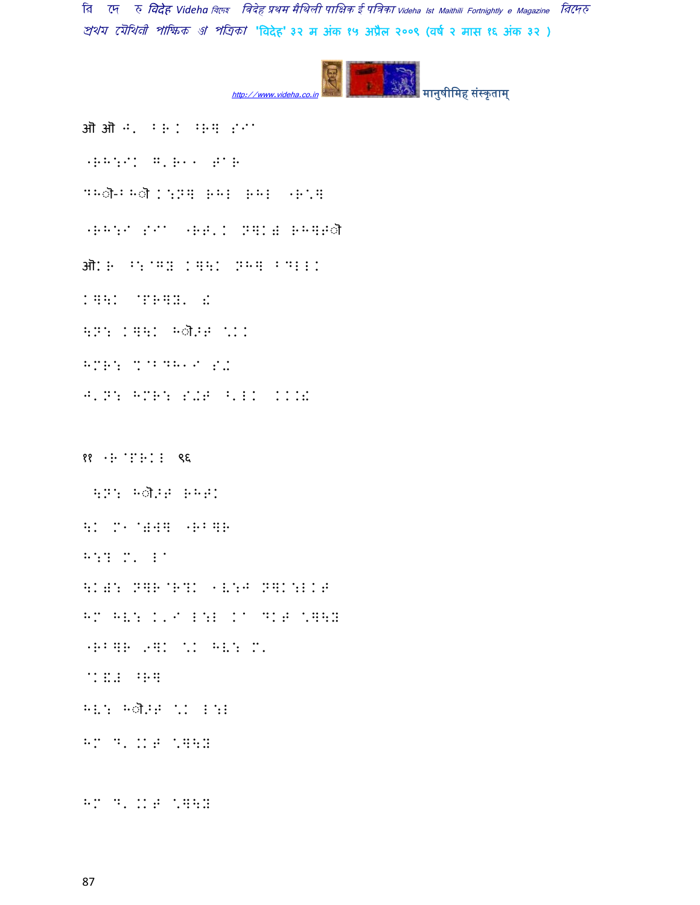ऑ ऑ ⠘⠂ ⠆⠗⠅ ⠖⠗⠛ ⠎⠊⠁

⠐⠗⠍⠎⠊⠅ ⠘⠂⠗⠁⠁ ⠞⠁⠗

⠠⠍ौ-⠃⠍ौ⠅⠎⠝⠛ ⠗⠍⠇ ⠗⠍⠇ ⠐⠗⠄⠛

⠐⠗⠍⠎⠊ ⠎⠊⠁ ⠐⠗⠞⠂⠅ ⠝⠛⠅⠜ ⠗⠍⠛⠞ौ

ऑ⠅⠗ ⠖⠎⠉⠻⠽ ⠅⠛⠓⠅ ⠝⠍⠛ ⠃⠠⠇⠇⠅

⠅⠛⠓⠅ ⠉⠋⠗⠛⠽⠂ ⠎⠁

⠓⠝⠎ ⠅⠛⠓⠅ ⠓ौ�while⠞ ⠄⠅⠅

⠓⠉⠗⠎ ⠙⠉⠃⠠⠓⠁⠊ ⠎�ics

⠘⠂⠝⠎ ⠓⠉⠗⠎ ⠎�ics⠞ ⠖⠂⠇⠅ ⠅⠅⠅⠁

११ ⠐⠗⠉⠋⠗⠅⠇ ९६

⠓⠝⠎ ⠓ौ�while⠞ ⠗⠍⠞⠅

⠓⠅ ⠉⠁⠉⠜⠺⠛ ⠐⠗⠃⠛⠗

⠓⠎⠻ ⠉⠂ ⠇⠁

⠓⠅⠜⠎ ⠝⠛⠗⠉⠗⠻⠅ ⠁⠧⠎⠚ ⠝⠛⠅⠎⠇⠅⠞

⠓⠉ ⠓⠧⠎ ⠅⠂⠊ ⠇⠎⠇ ⠅⠁ ⠙⠅⠞ ⠄⠛⠓⠽

⠐⠗⠃⠛⠗ ⠠⠛⠅ ⠄⠅ ⠓⠧⠎ ⠉⠂

⠉⠅⠩⠇ ⠖⠗⠛

⠓⠧⠎ ⠓ौ�while⠞ ⠄⠅ ⠇⠎⠇

⠓⠉ ⠙⠂⠅⠅⠞ ⠄⠛⠓⠽

⠓⠉ ⠙⠂⠅⠅⠞ ⠄⠛⠓⠽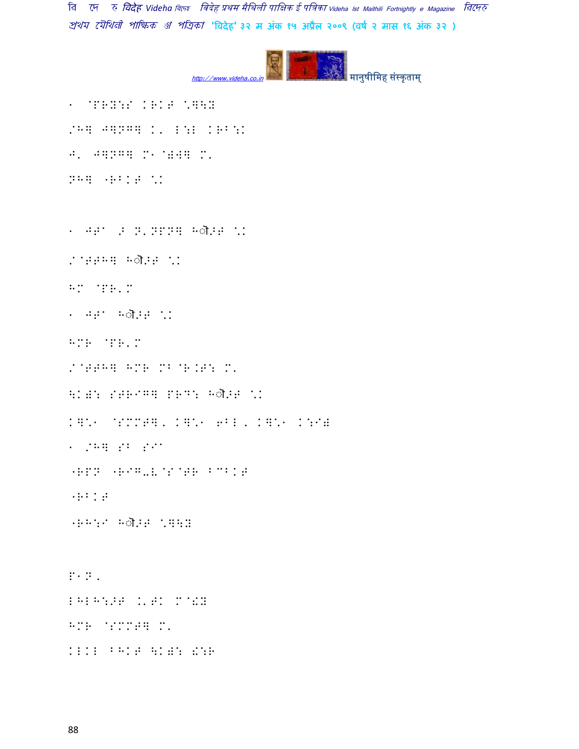१ @PRY:S KRKT "]\Y

/H] J]NG] K' I:I KRB:K

J' J]NG] M१ @=W] M'

NH] "RBKT ":

१ JT^ further N'NPN] हौ >T ":

/@TTH] हौ >T ":

HM @PR'M

१ JT^ हौ >T ":

HMR @PR'M

/@TTH] HMR MB@R.T: M'

\K=: STRIG] PRD: हौ >T ":

K]"१ @SMMT], K]"१ 6BI, K]"१ K:I=

१ /H] SB SI^

"RPN "RIG-E@S@TR BCBKT

"RBKT

"RH:I हौ >T "]\Y

P१N,

IHIH:>T K'TK M@":

HMR @SMMT] M'

KIKI BHKT \K=: (:R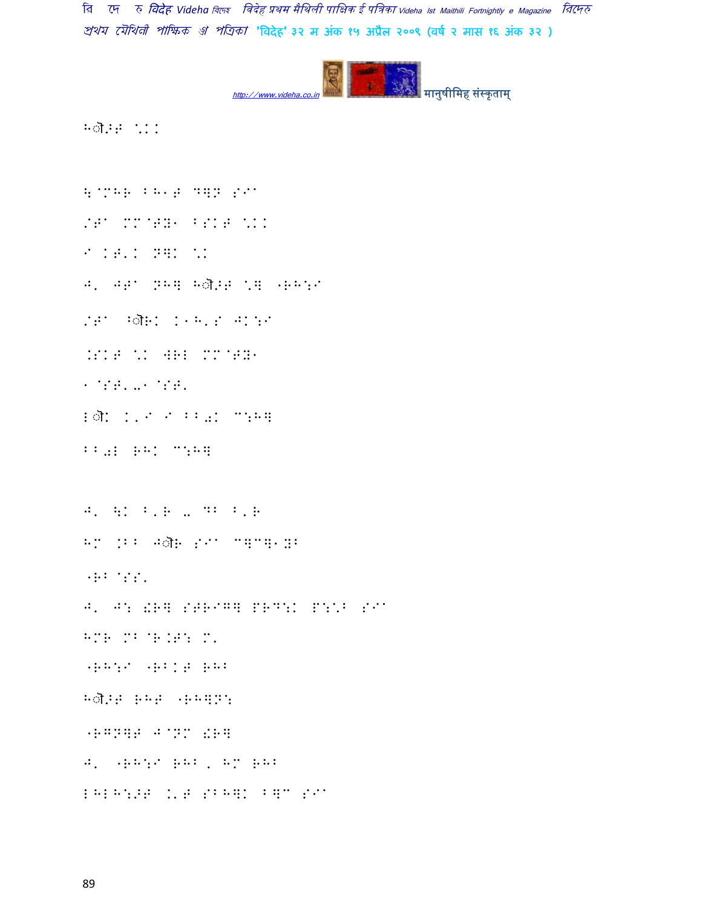H6/B \KK

\$`MHR BH1T DQN SIA

/TA MM@TY1 BSKT \KK

I KT'K NQK \K

J' JTA NHQ H6/T \Q .RH:I

/TA B6RK K1H'S JK:I

.SKT \K WRL MM@TY1

1@ST'-1@ST'

L6K K'I I BB0K C:HQ

BB0L RHK C:HQ

J' \K B'R - DB B'R

HM .BB J6R SIA CQCQ1YB

.RB@SS'

J' J: !RQ SPRIGQ PRD:K P:\B SIA

HMR MB@R.T: M'

.RH:I .RBKT RHB

H6/T RHT .RHQN:

.RGNQT J@NM !RQ

J' .RH:I RHB, HM RHB

LHLH:?T K'T SBHQK BQC SIA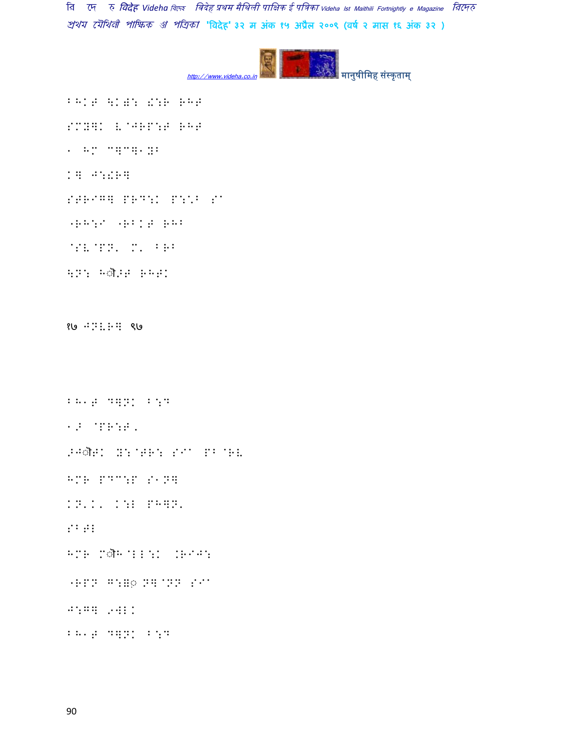BHKT \KD: !:R RHT

SMY]K V@JRP:T RHT

1 HM C]C]1YB

K] J:!R]

STRIG] PRD:K P:\B S@

"RH:I "RBKT RHB

@SV@PN. M. BRB

\N: Hौ>T RHTK

१७ JNVR] ९७

BH1T D]NK B:D

1> @PR:T.

>Jौ?K Y:@TR: SI PB@RV

HMR PDC:P S1N]

KN.K. K:L PH]N.

SBTL

HMR Mौ H@LL:K .RIJ:

"RPN G:={ N]@NN SI

J:G] .4LK

BH1T D]NK B:D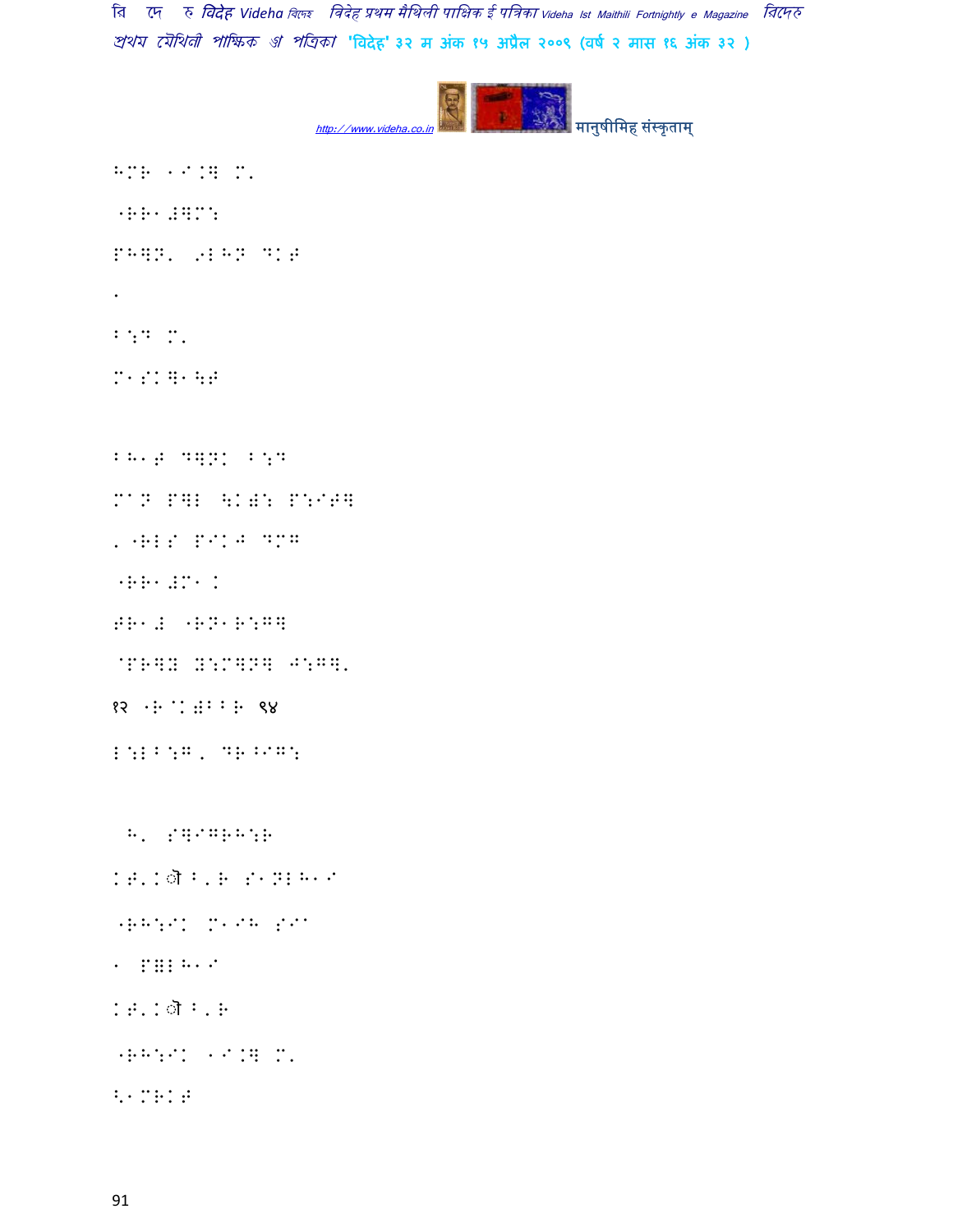HMR 1I.a M.

1RH1.aMS

PHaN. 9LHN DKT

1

BSD M.

M1SKa1\T

BH1T DaNK BSD

MaN Paa \K)S PSIPa

. 1RLS PIKJ DMG

1RH1.M1K

TH1. 1RN1R:Ga

@PRaH HSMaNa JSGa.

१२ 1R@K)BBR ९४

aSLBSG, DR^IGS

H. SaIGRHSR

KT.Kऀ B.R S1NLH1I

1RHSIK M1IH SI^

1 PaLH1I

KT.Kऀ B.R

1RHSIK 1I.a M.

\1MRKT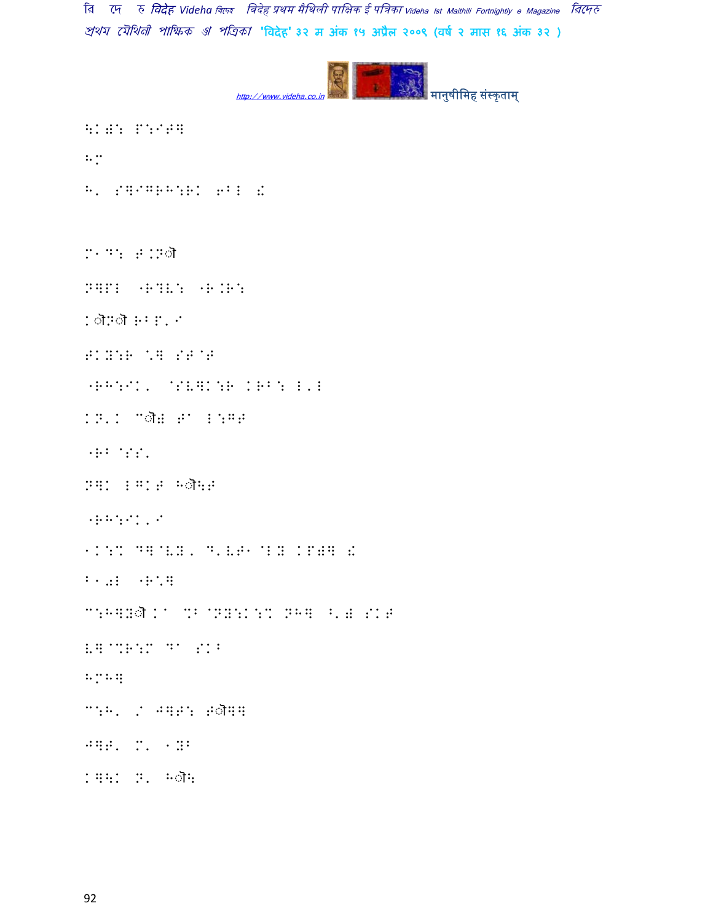\K)B: P:I[G

H/

H. S]@GRH:RK 6BL ٍ

M1D: T.Nौ

N]PL "R?V: "R.R:

Kौ/ौ RBP.I

TKY:R \] ST@T

"RH:IK. @SV]K:R KRB: L.L

KN.K ^ौ# TA L:GT

"RB @SS.

N]K LGKT Hौ\T

"RH:IK.I

1K:% D]@VY. D.VT1@LY KP#] ٍ

B1)L "R\]

^:H]Yौ Ka %B@NY:K:% NH] ^.# SKT

V]@%R:M DA SKB

HMH]

^:H. / J]PS: Tौ?]

J]T. M. 1YB

K]\K N. Hौ\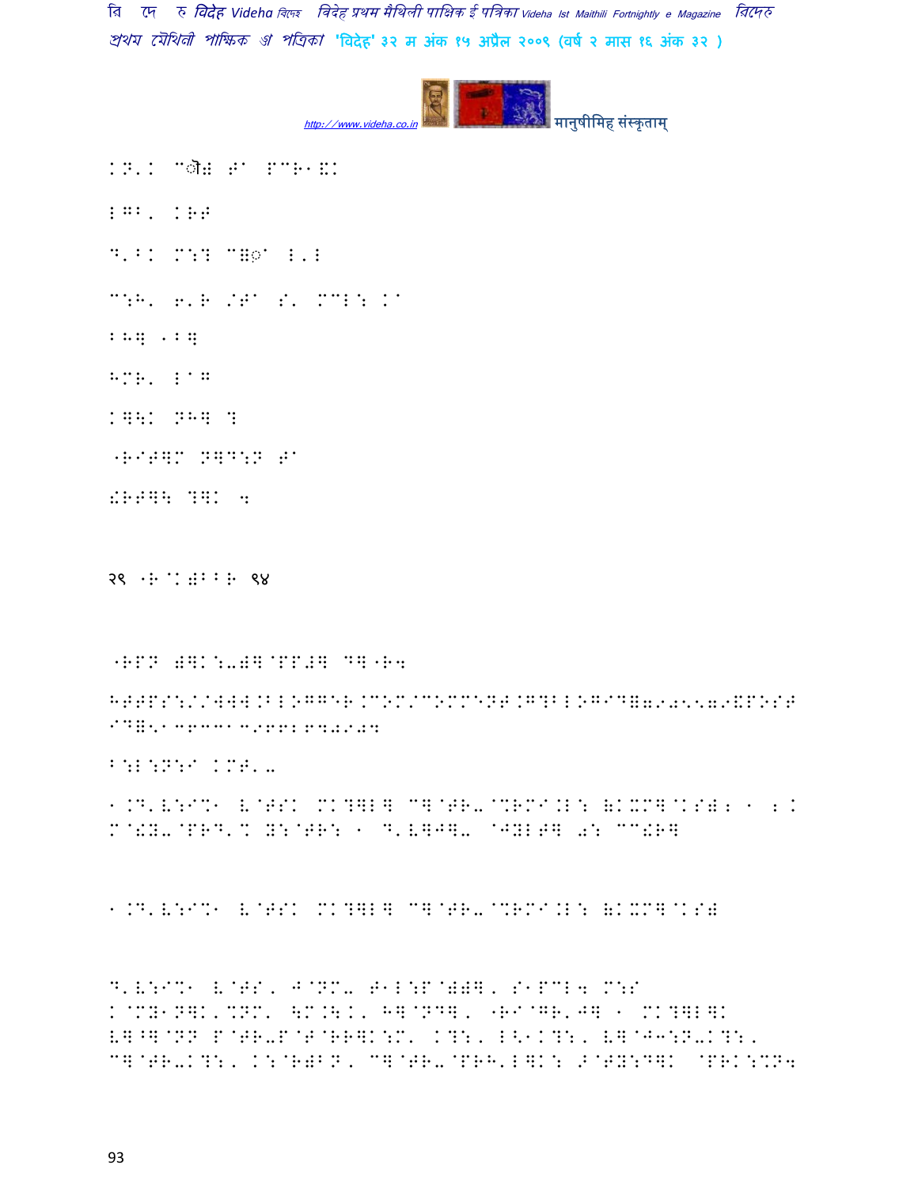KN'K looks like garbled font text...

२९ -R@K)B^R ९४

HTTPS://WWW.BLOGGER.COM/COMMENT.G?BLOGID=7905579&POST ID=5136331396628402034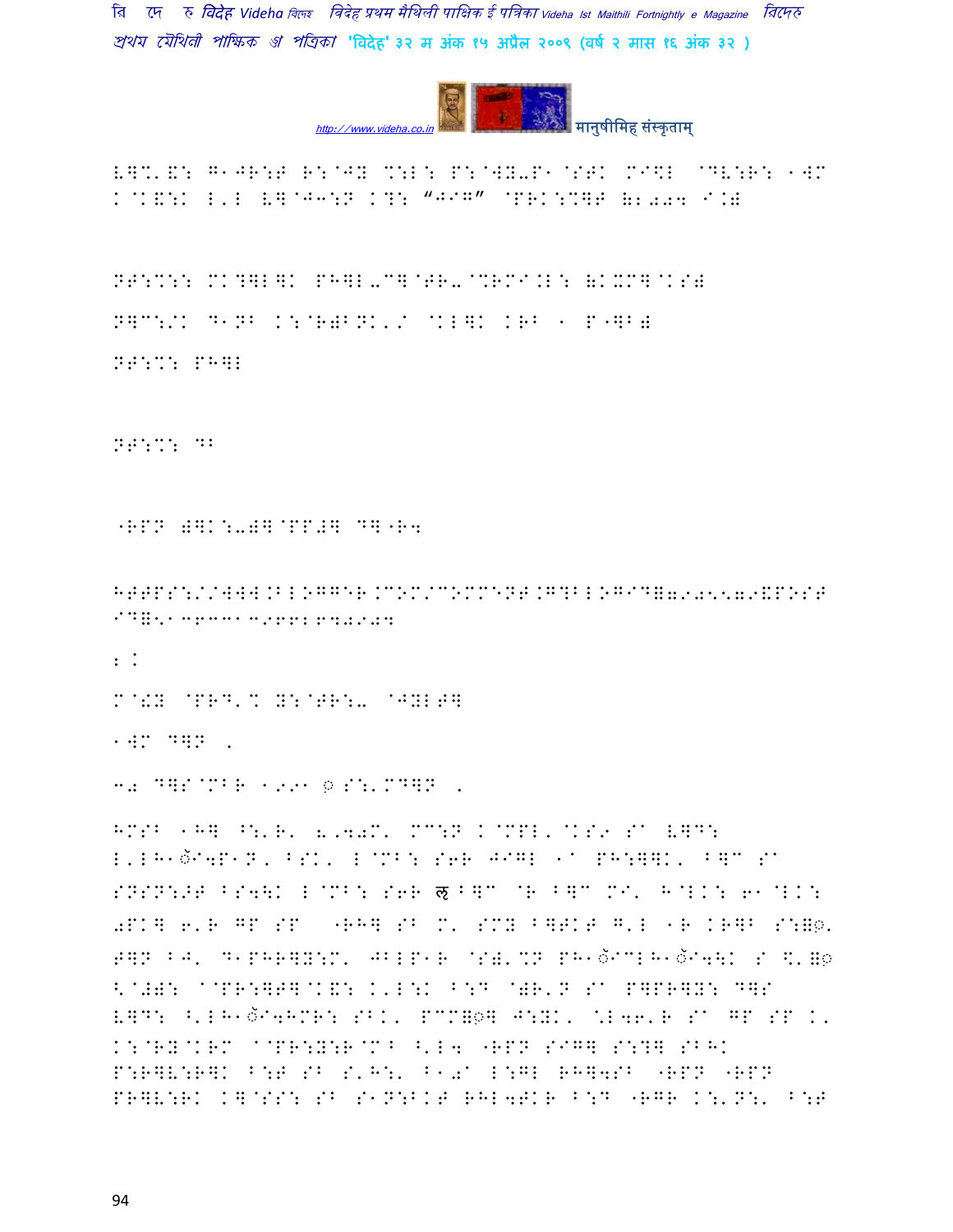L]%'&: G1JR:T R:@JY %:L: P:@WY-P1@STK MI\$L @DV:R: 1W' K@K&:K L'L L]@J3:N K?: "JIG" @PRK:%]F (2004 I.)

NT:%:: MK?]L]K PH]L-C]@TR-@%RMI.L: (KXM]@KS)

N]C:/K D1NB K:@R)BNK'/ @KL]K KRB 1 P"]B)

NT:%: PH]L

NT:%: DB

"RPN )]K:-)]@PP#] D]"R4

HTTPS://WWW.BLOGGER.COM/COMMENT.G?BLOGID=7905579&POST ID=5136331396628940904

2.

M@!Y @PRD'% Y:@TR:- @JYLT]

1W' D]N .

30 D]S@MBR 1991 ◌़ S:'MD]N .

HMSB 1H] ^:'R' 8,40M' MC:N K@MPL'@KS9 Sa L]D: L'LH1ॅI4P1N, BSK' L@MB: S6R JIGL 1a PH:]]K' B]C Sa SNSN:>T BS4\K L@MB: S6R ऌ B]C @R B]C MI' H@LK: 61@LK: 0PK] 6'R GP SP "RH] SB M' SMY B]PKT G'L 1R KR]B S:=◌़' T]N BJ' D1PHR]Y:M' JBLP1R @S)'%N PH1ॅICLH1ॅI4\K S \$'=◌़ <@#): a@PR:]T]@K&: K'L:K B:D @)R'N Sa P]PR]Y: D]S L]D: ^'LH1ॅI4HMR: SBK' PCM=◌़] J:YK' \*L46'R Sa GP SP K' K:@RY@KRM a@PR:Y:R@M^ ^'L4 "RPN SIG] S:?] SBHK P:R]V:R]K B:T SB S'H:' B10a L:GL RH]4SB "RPN "RPN PR]V:RK K]@SS: SB S1N:BKT RHL4TKR B:D "RGR K:'N:' B:T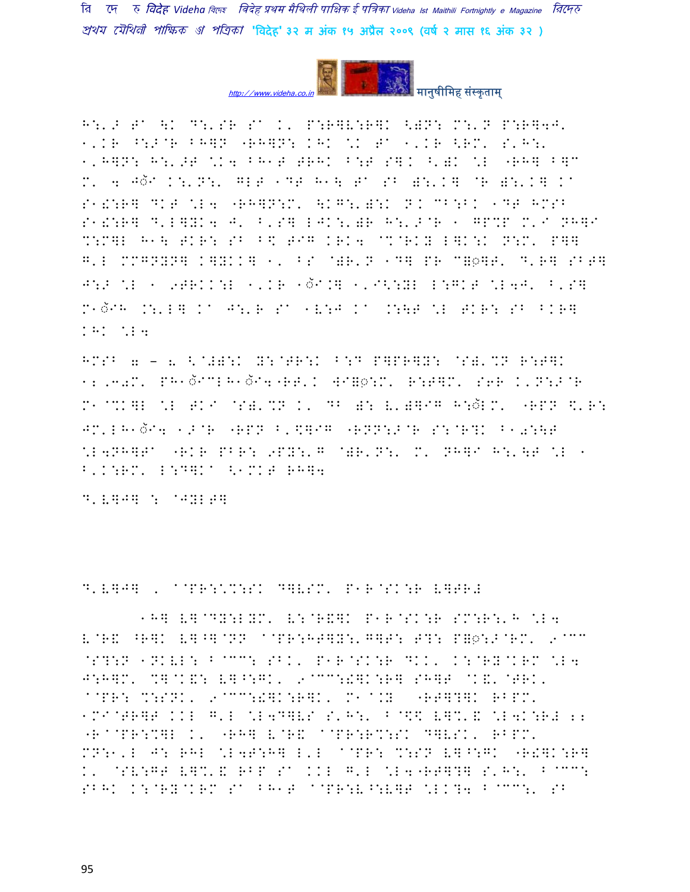H:'> T/ \K D:'SR S/ K' P:R]V:R]K <)N: M:'N P:R]4J'
1'KR ^:>@R BH]N "RH]N: KHK \K T/ 1'KR <RM' S'H:'
1'H]N: H:'>T \K4 BH1T TRHK B:T S]K ^')K \L "RH] B]C
M' 4 Jॅ/ K:'N:' GLT 1DT H1\ T/ SB ):'K] @R ):'K] K/
S1!:R] DKT \L4 "RH]N:M' \KG:'):K N K CB:BK 1DT HMSB
S1!:R] D'L]YK4 J' B'S] LJK:')R H:'>@R 1 GP%P M'I NH]I
%:M]L H1\ TKR: SB B$ TIG KRK4 @%@RKY L]K:K N:M' P]]
G'L MMGNYN] K]YKK] 1' BS @)R'N 1D] PR C=]T' D'R] SBT]
J:> \L 1 9TRKK:L 1'KR 1ॅ/.] 1'I<:YL L:GKT \L4J' B'S]
M1ॅ/H .:'L] K/ J:'R S/ 1V:J K/ .:\T \L TKR: SB BKR]
KHK \L4

HMSB 7 - 8 <@#):K Y:@TR:K B:D P]PR]Y: @S)'%N R:T]K
12,3077' PH1ॅ/CLH1ॅ/4"RT'K W/=:M' R:T]M' S6R K'N:>@R
M1@%K]L \L TKI @S)'%N K' DB ): V')]IG H:ॅLM' "RPN $'R:
JM'LH1ॅ/4 1>@R "RPN B'$]IG "RNN:>@R S:@R?K B10:\T
\L4NH]T/ "RKR PBR: 9PY:'G @)R'N:' M' NH]I H:'\T \L 1
B'K:RM' L:D]K/ <1MKT RH]4

D'V]J] : @JYLT]

D'V]J] , @@PR:<%:SK D]VSM' P1R@SK:R V]TR#

1H] V]@DY:LYM' V:@R&]K P1R@SK:R SM:R:'H \L4
V@R& ^R]K V]^]@NN @@PR:HT]Y:'G]T: T?: P=:>@RM' 9@CC
@S?:N 1NKVL: B@CC: SBK' P1R@SK:R DKK' K:@RY@KRM \L4
J:H]M' %]@K&: V]^:GK' 9@CC:!]K:R] SH]T @K&'@TRK'
@@PR: %:SNK' 9@CC:!]K:R]K' M1@.Y "RT]?]K RBPM'
1MI@TR]T KKL G'L \L4D]VS S'H:' B@$$ V]%'& \L4K:R# 22
"R@@PR:%]L K' "RH] V@R& @@PR:R%:SK D]VSK' RBPM'
MN:1'L J: RHL \L4T:H] L'L @@PR: %:SN V]^:GK "R!]K:R]
K' @SV:GT V]%'& RBP S/ KKL G'L \L4"RT]?] S'H:' B@CC:
SBHK K:@RY@KRM S/ BH1T @@PR:V^:V]T \LK?4 B@CC:' SB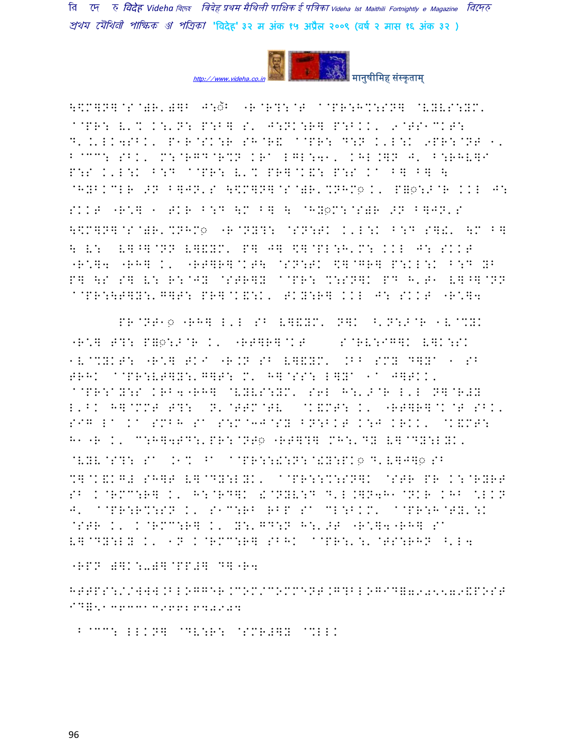\$M]N]@S@)R'‚)]B J:ॅ -R@R?:@T @@PR:H%:SN] @VYVS:YM'
@@PR: V'% K:'N: P:B] S' J:NK:R] P:BKK' 9@TS1CKT:
D'.K'LK4SBK' P1R@SK:R SH@R& @@PR: D:N K'L:K 9PR:@NT 1'
B@CC: SBK' M:@RGD@R%N KR^ LGL:41' KHL.]N J' B:RHV]I
P:S K'L:K B:D @@PR: V'% PR]@K&: P:S K^ B] B] \
@HYBKCLR 9N B]JN'S \$M]N]@S@)R'%NHM◌़ K' P]◌़:>@R KKL J:
SKKT -R\*] 1 TKR B:D \M B] \ @HY◌़M:@S)R 9N B]JN'S
\$M]N]@S@)R'%NHM◌़ -R@NY?: @SN:TK K'L:K B:D S]!' \M B]
\ V: V]^]@NN V]&YM' P] J] \$]@PL:H'M: KKL J: SKKT
-R\*]4 -RH] K' -RT]R]@KT\ @SN:TK \$]@GR] P:KL:K B:D YB
P] \S S] V: R:@JY @STR]Y @@PR: %:SN]K PD H'T1 V]^]@NN
@@PR:\T]Y:'G]T: PR]@K&:K' TKY:R] KKL J: SKKT -R\*]4

PR@NT1◌़ -RH] L'L SB V]&YM' N]K ^'N:>@R 1V@%YK
-R\*] T?: P]◌़:>@R K' -RT]R]@KT S@RV:IG]K V]K:SK
1V@%YKT: -R\*] TKI -R.N SB V]&YM' .BB SMY D]Y^ 1 SB
TRHK @@PR:VT]Y:'G]T: M' H]@SS: L]Y^ 1^ J]TKK'
@@PR:^Y:S KRB4-RH] @VYVS:YM' S6L H:'>@R L'L N]@R#Y
L'BK H]@MMT T?: N'@TTM@TV @K&MT: K' -RT]R]@K@T SBK'
SIG L^ K^ SMBH S^ S:M@3J@SY BN:BKT K:J KRKK' @K&MT:
H1-R K' C:H]4TD:'PR:@NT◌़ -RT]?] MH:'DY V]@DY:LYK'
@VYV@S?: S^ .1% ^^ @@PR::!:N:@!Y:PK◌़ D'V]J]◌़ SB
%]@K&KG# SH]T V]@DY:LYK' @@PR::%:SN]K @STR PR K:@RYRT
SB K@RMC:R] K' H:@RD]K !@NYV:D D'L.]N4H1@NKR KHB %LKN
J' @@PR:R%:SN K' S1C:RB RBP S^ CL:BKM' @@PR:H@TY':K
@STR K' K@RMC:R] K' Y:'GD:N H:'>T -R\*]4-RH] S^
V]@DY:LY K' 1N K@RMC:R] SBHK @@PR:':'@TS:RHN ^'L4

-RPN )]K:-)]@PP#] D]-R4

HTTPS://WWW.BLOGGER.COM/COMMENT.G?BLOGID=7905579&POST ID=5136331399262640904

B@CC: LLKN] @DV:R: @SMR#]Y @%LLK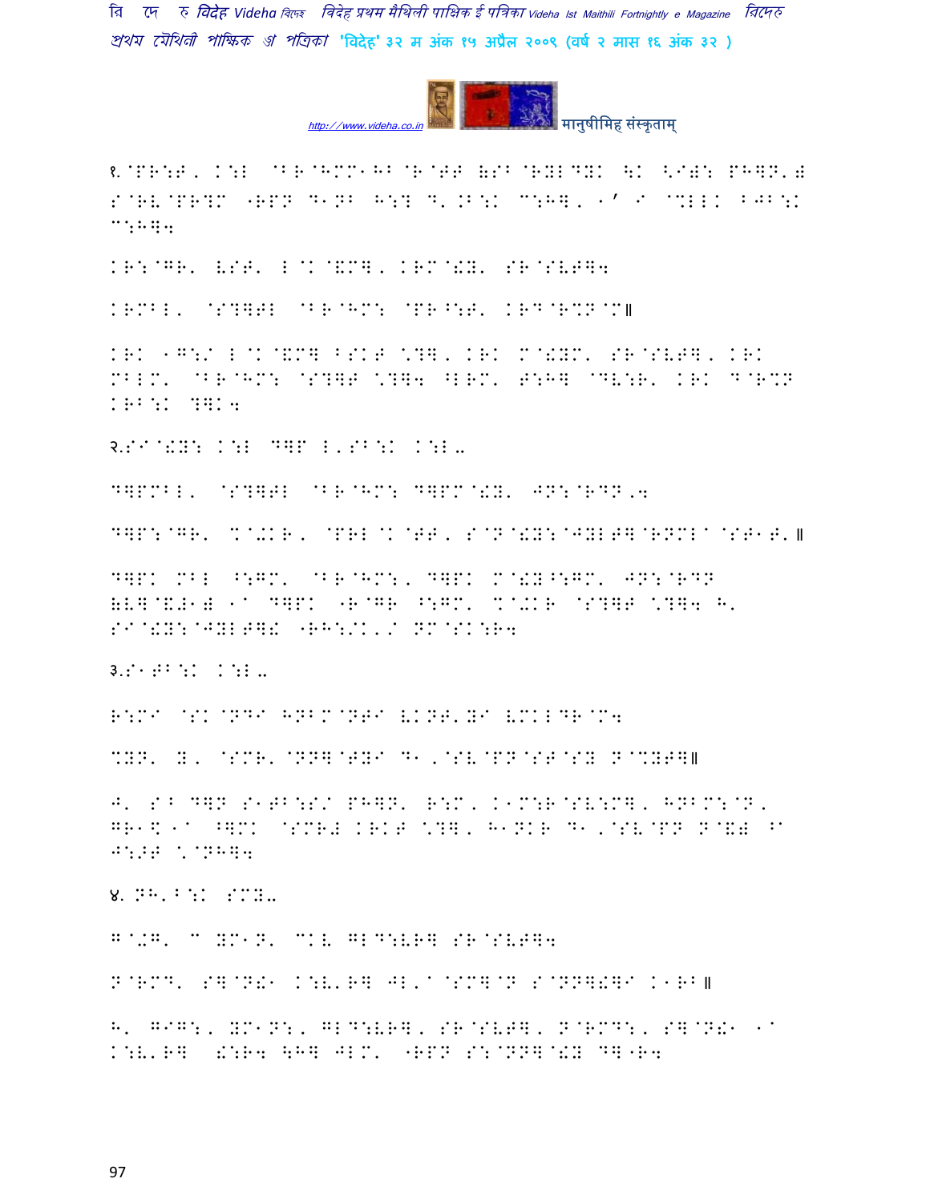१.@PR:T, K:L @BR@HMM1HB@R@TT (SB@RYLDYK \K <I): PH]N'( S@RV@PR?M "RPN D1NB H:? D'.B:K C:H], 1' I @%LLK BJB:K C:H]4

KR:@GR' VST' L@K@&M], KRM@!Y' SR@SVT]4

KRMBL' @S?]TL @BR@HM: @PR^:T' KRD@R%N@M॥

KRK 1G:/ L@K@&M] BSKT \?], KRK M@!YM' SR@SVT], KRK MBLM' @BR@HM: @S?]T \?]4 ^LRM' T:H] @DV:R' KRK D@R%N KRB:K ?]K4

२.SI@!Y: K:L D]P L'SB:K K:L-

D]PMBL' @S?]TL @BR@HM: D]PM@!Y' JN:@RDN,4

D]P:@GR' %@+KR, @PRL@K@TT, S@N@!Y:@JYLT]@RNML^@ST1T'॥

D]PK MBL ^:GM' @BR@HM:, D]PK M@!Y^:GM' JN:@RDN (V]@&#1) 1^ D]PK "R@GR ^:GM' %@+KR @S?]T \?]4 H' SI@!Y:@JYLT]! "RH:/K'/ NM@SK:R4

३.S1TB:K K:L-

R:MI @SK@NDI HNBM@NTI VKNT'YI VMKLDR@M4

%YN' Y, @SMR'@NN]@TYI D1,@SV@PN@ST@SY N@%YT]॥

J' SB D]N S1TB:S/ PH]N' R:M, K1M:R@SV:M], HNBM:@N, GR1\1^ ^]MK @SMR# KRKT \?], H1NKR D1,@SV@PN N@&# ^ J:>T \@NH]4

४. NH'B:K SMY-

G@+G' C YM1N' CKV GLD:VR] SR@SVT]4

N@RMD' S]@N!1 K:V'R] JL'^@SM]@N S@NN]!]I K1RB॥

H' GIG:, YM1N:, GLD:VR], SR@SVT], N@RMD:, S]@N!1 1^ K:V'R] !:R4 \H] JLM' "RPN S:@NN]@!Y D]"R4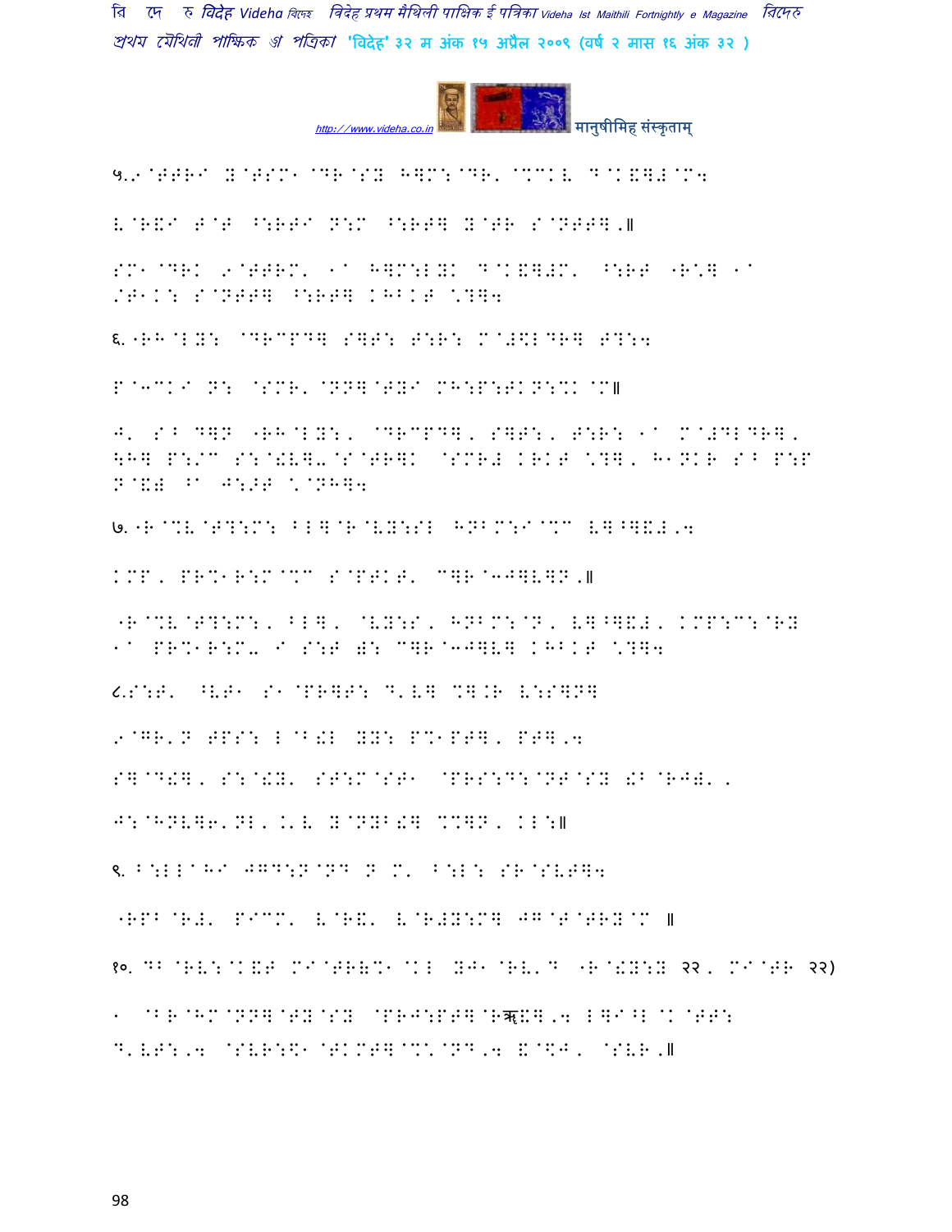५.९ @TTRI Y@TSM1 @DR@SY H]M:@DR' @%CKL D@K&]#@M4

L@R&I T@T ^:RTI N:M ^:RT] Y@TR S@NTT].॥

SM1@DRK 9@TTRM' 1^ H]M:LYK D@K&]#M' ^:RT "R\] 1^ /T1K: S@NTT] ^:RT] KHBKT \?]4

६."RH@LY: @DRCPD] S]T: T:R: M@#\$LDR] T?:4

P@3CKI N: @SMR' @NN]@TYI MH:P:TKN:%K@M॥

J' S^ D]N "RH@LY:, @DRCPD], S]T:, T:R: 1^ M@#DLDR], \H] P:/C S:@!V]-@S@TR]K @SMR# KRKT \?], H1NKR S^ P:P N@&# ^1 J:>T \@NH]4

७."R@%V@T?:M: BL]@R@VY:SL HNBM:I@%C V]^]&#,4

KMP, PR%1R:M@%C S@PTKT' C]R@3J]V]N.॥

"R@%V@T?:M:, BL], @VY:S, HNBM:@N, V]^]&#, KMP:C:@RY 1^ PR%1R:M- I S:T ;: C]R@3J]V] KHBKT \?]4

८.S:T' ^VT1 S1@PR]T: D'V] %].R V:S]N]

9@GR'N TPS: L@B!L YY: P%1PT], PT],4

S]@D!], S:@!Y' ST:M@ST1 @PRS:D:@NT@SY !B@RJ#' ,

J:@HNV]6'NL, K'V Y@NYB!] %%]N, KL:॥

९. B:LL^HI JGD:N@ND N M' B:L: SR@SVT]4

"RPB@R#' PICM' V@R&' V@R#Y:M] JG@T@TRY@M ॥

१०. DB@RV:@K&T MI@TR;%1@KL YJ1@RV'D "R@!Y:Y २२, MI@TR २२)

1 @BR@HM@NN]@TY@SY @PRJ:PT]@Rॠ&],4 L]I^L@K@TT: D'VT:,4 @SVR:\$1 @TKMT]@%\@ND,4 &@\$J, @SVR.॥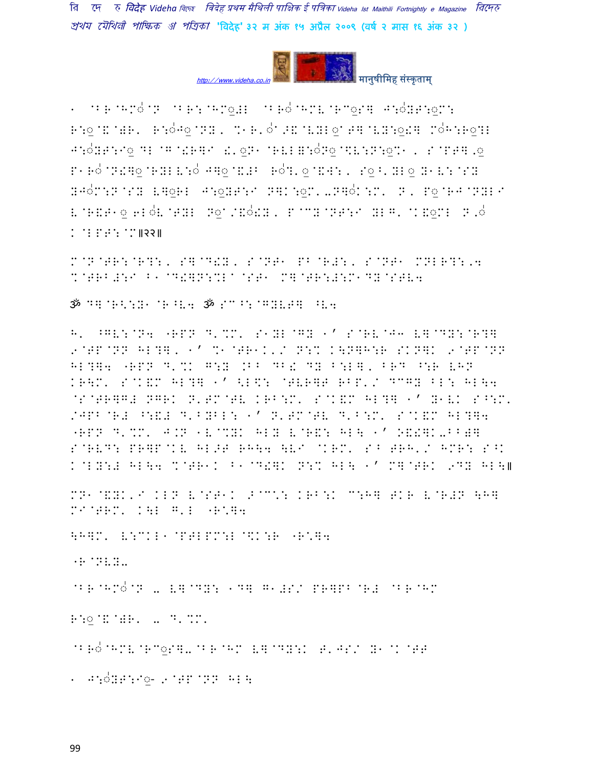1 @B R @HMo @N @B R: @HMo#L @B Ro @HMV @R@oS] J:oYT:oM:
R:o@K@WR, R:oJo@NY, %1R,o>K@VYLo T]@VY:o!] MoH:RoIL
J:oYT:Io DL@G@!R]I !,oN1 @RVL◌:oNo@.V:N:o%1, S@PT],o
P1Ro@N!]o@RYLV:o J]o@&#B Ro?,o@&W:, So^,YLo Y1V:@SY
YJoM:N@SY V]oRL J:oYT:I N]K:oM,-N]oK:M, N, Po@RJ@NYLI
V@R&T1o 6LoV@TYL No/&o!Y, P@CY@NT:I YLG, @K&oML N,o
K@LPT:@M॥२२॥

M@N@TR:@R?:, S]@D!Y, S@NT1 PB@R#:, S@NT1 MNLR?:,4
%@TRB#:I B1@D!]N:%L@ST1 M]@TR:#:M1DY@STV4

ॐ D]@R<:Y1 @R^V4 ॐ SC^:@GYVT] ^V4

H, ^GV:@N4 "RPN D,%M, S1YL@GY 1' S@RV@J3 V]@DY:@R?]
9@TP@NN HL?], 1' %1@TR1K,/ N:% K\N]H:R SKN]K 9@TP@NN
HL?]4 "RPN D,%K G:Y .B^ DB! DY B:L], BRD ^:R VHN
KR\M, S@K&M HL?] 1' <L\$: @TVR]T RBP,/ DCGY BL: HL\4
@S@TR]G# NGRK N,TM@TV KRB:M, S@K&M HL?] 1' Y1VK S^:M,
/JPB@R# ^:&# D,BYBL: 1' N,TM@TV D,B:M, S@K&M HL?]4
"RPN D,%M, J.N 1V@%YK HLY V@R&: HL\ 1' O&!]K-BB]]
S@RVD: PR]P@KV HL>T RH\4 \VI @KRM, S^ TRH,/ HMR: S^K
K@LY:# HL\4 %@TR1K B1@D!]K N:% HL\ 1' M]@TRK 9DY HL\॥

MN1@&YK,I KLN V@ST1K >@C\: KRB:K C:H] TKR V@R#N \H]
MI@TRM, K\L G,L "R\]4

\H]M, V:CKL1@PTLPM:L@\$K:R "R\]4

"R@NVY-

@B R @HMo @N - V]@DY: 1D] G1#S/ PR]PB@R# @B R @HM

R:o@K@WR, - D,%M,

@B Ro @HMV @R@oS]-@B R @HM V]@DY:K T,JS/ Y1@K@TT

1 J:oYT:Io- 9@TP@NN HL\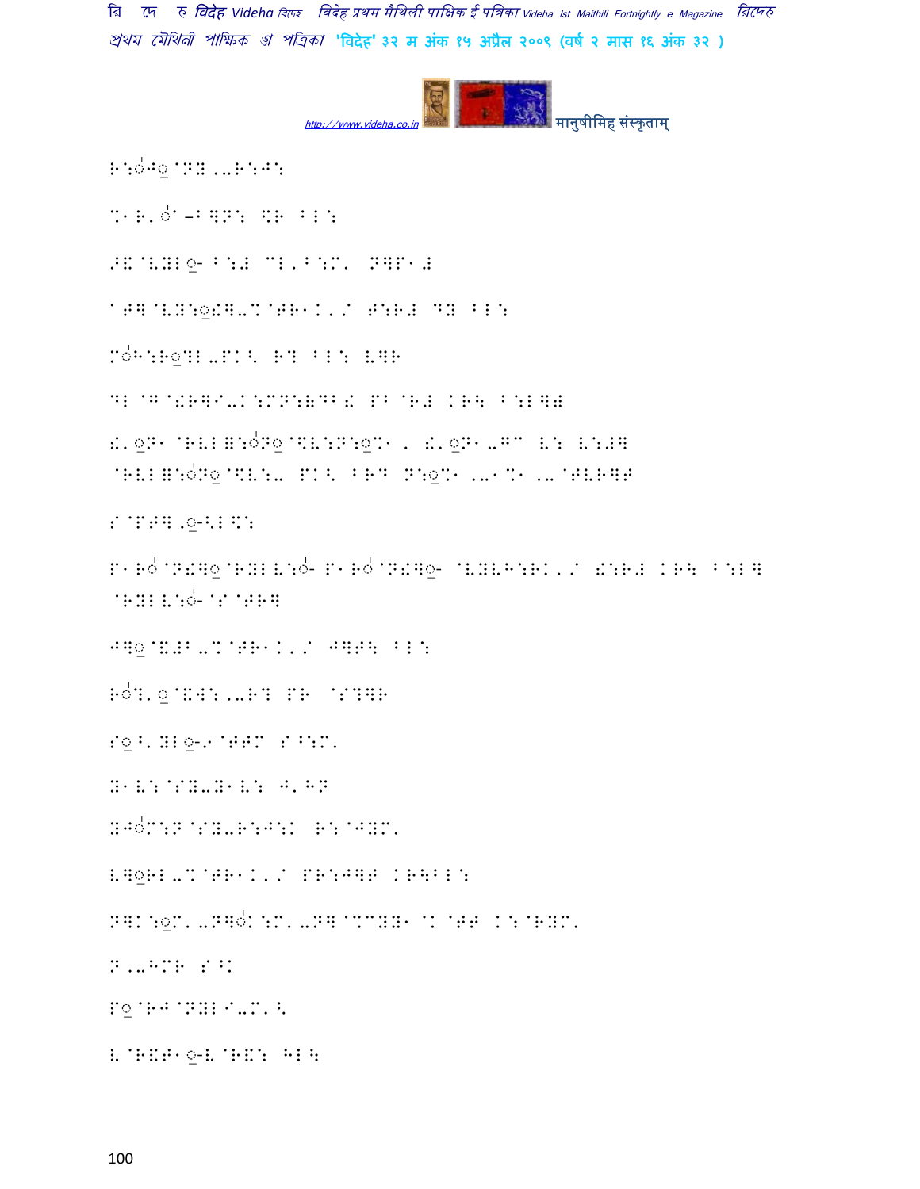R:ô^o@NY,,R:^:

%1R'ô–^]N: \$R ^L:

>&@VYLo- ^:# CL'^:M' N]P1#

^T]@VY:o!]-%@TR1K'/ T:R# DY ^L:

Mô^:RoDL-PK< R? ^L: V]R

DL@G@!R]I-K:MN:&DB! PB@R# KR\ ^:L]#

!'oN1@RVL=:ôNo@\$V:N:o%1, !'oN1-GC V: V:#]
@RVL=:ôNo@\$V:- PK< BRD N:o%1,-1%1,-@TVR]T

S@PT],o-<L\$:

P1Rô@N!]o@RYLV:ô- P1Rô@N!]o- @VYVH:RK'/ !:R# KR\ ^:L]
@RYLV:ô-@S@TR]

^]o@&#B-%@TR1K'/ ^]T\ ^L:

RôD'o@&W:,-R? PR @S?]R

So^'YLo-9@TTC S^:M'

Y1V:@SY-Y1V: ^'HN

Y^ôM:N@SY-R:^:K R:@^YM'

V]oRL-%@TR1K'/ PR:^]T KR\^L:

N]K:oM'-N]ôK:M'-N]@%CYY1@K@TT K:@RYM'

N,-HMR S^K

Po@R^@NYLI-M'<

V@R&T1o-V@R&: HL\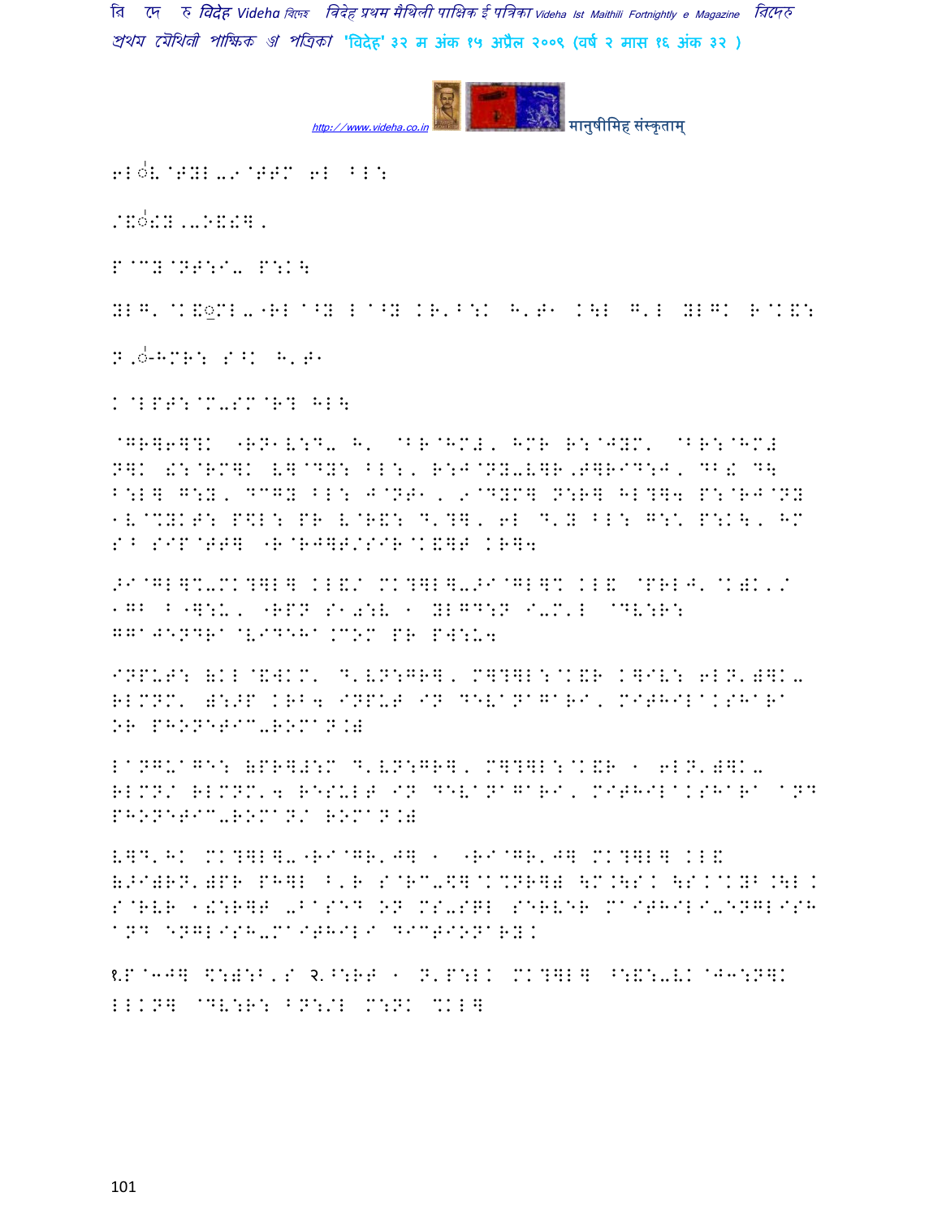6L◌ो.V @T‍YL-9@TT M 6L FL:

/&◌ो!Y,,-O&!together.

P@CY@NT:I- P:K\

YLG' @K&◌ृML-"RL ^Y L^Y KR'B:K H'T1 K\L G'L YLGK R@K&:

N,◌ो-HMR: S^K H'T1

K@LPT:@M-SM@R? HL\

@GR]6]?K "RN1V:D- H' @BR@HML' HMR R:@JYM' @BR:@HML N]K !:@RM]K V]@DY: BL:, R:J@NY-V]R,T]RID:J, DB& D\ B:L] G:Y, DCGY BL: J@NT1, 9@DYM] N:R] HL?]4 P:@RJ@NY 1V@%YKT: P\$L: PR V@R&: D'?], 6L D'Y BL: G:\* P:K\, HM S^ SIP@TT] "R@RJ]T/SIR@K&]T KR]4

>I@GL]%-MK?]L] KL&/ MK?]L]->I@GL]% KL& @PRLJ'@K)K'/ 1G^ B"]:U, "RPN S1=:V 1 YLGD:N I-M'L @DV:R: GGAJENDRA@VIDEHA.COM PR PW:U4

INPUT: (KL@&WKM' D'VN:GR], M]?]L:@K&R K]IV: 6LN')]K-RLMNM' ):>P KRB4 INPUT IN DEVANAGARI, MITHILAKSHARA OR PHONETIC-ROMAN.)

LANGUAGES: (PR]#:M D'VN:GR], M]?]L:@K&R 1 6LN')]K-RLMN/ RLMNM'4 RESULT IN DEVANAGARI, MITHILAKSHARA AND PHONETIC-ROMAN/ ROMAN.)

V]D'HK MK?]L]-"RI@GR'J] 1 "RI@GR'J] MK?]L] KL& (>I)RN')PR PH]L B'R S@RC-\$]@K%NR]) \M.\S. \S.@KYB.\L. S@RVR 1!:R]T -BASED ON MS-SQL SERVER MAITHILI-ENGLISH AND ENGLISH-MAITHILI DICTIONARY.

१.P@3J] \$:):B'S २.^:RT 1 N'P:LK MK?]L] ^:&:-VK@J3:N]K LLKN] @DV:R: BN:/L M:NK %KL]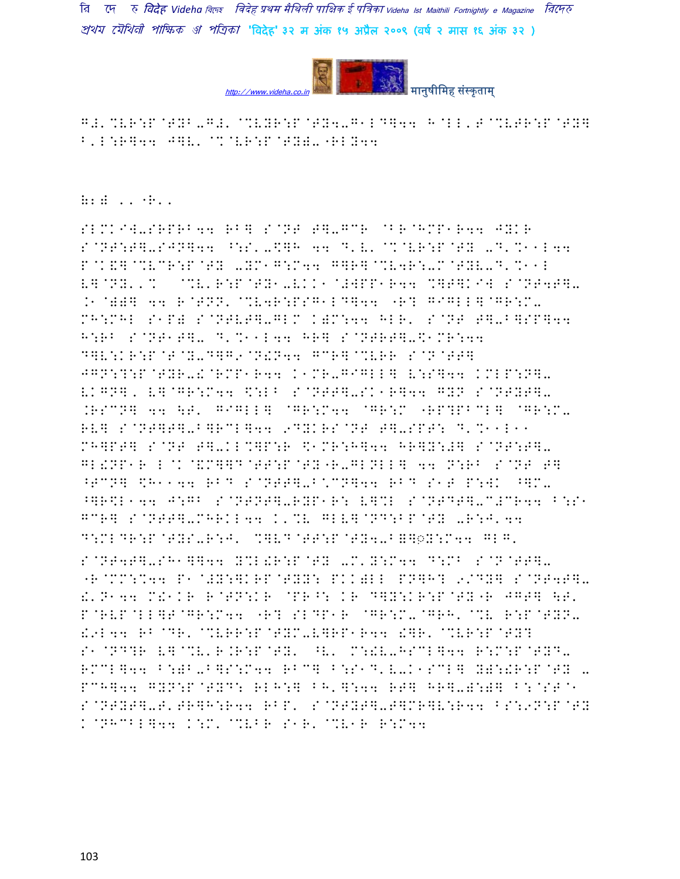G#'%VR:P@TYB-G#'@%VYR:P@TY4-G1LD]44 H@LL'T@%VTR:P@TY]
B'L:R]44 J]V'@%@VR:P@TY)-"RLY44

H2# ''"R''

SLMKIW-SRPRB44 RB] S@NT T]-GCR @BR@HMP1R44 JYKR S@NT:T]-SJN]44 ^:S'-\$]H 44 D'V'@%@VR:P@TY -D'%11L44 P@K&]@%VCR:P@TY -YM1G:M44 G]R]@%V4R:-M@TYV-D'%11L V]@NY''% @%V'R:P@TY1-VKK1@#WPP1R44 %]T]KIW S@NT4T]- .1@W)] 44 R@TNN'@%V4R:PSG1LD]44 "R? GIGLL]@GR:M- MH:MHL S1P) S@NTVT]-GLM K)M:44 HLR' S@NT T]-B]SP]44 H:RB S@NT1T]- D'%11L44 HR] S@NTRT]-\$1MR:44 D]V:KR:P@T@Y-D]G.@N!N44 GCR]@%VRR S@N@TT] JGN:?:P@TYR-!@RMP1R44 K1MR-GIGLL] V:S]44 KMLP:N]- VKGN]' V]@GR:M44 \$:LB S@NTT]-SK1R]44 GYN S@NTYT]- .RSCN] 44 \T' GIGLL] @GR:M44 @GR:M "RP?PBCL] @GR:M- RV] S@NT]T]-B]RCL]44 9DYKRS@NT T]-SPT: D'%11L11 MH]PT] S@NT T]-KL%]P:R \$1MR:H]44 HR]Y:#] S@NT:T]- GL!NP1R L@K@&M]]D@TT:P@TY"R-GLNLL] 44 N:RB S@NT T] ^TCN] \$H1144 RBD S@NTT]-B@CN]44 RBD S1T P:WK ^]M- ^]R\$L144 J:GB S@NTNT]-RYP1R: V]%L S@NTDT]-C#CR44 B:S1 GCR] S@NTT]-MHRKL44 K'%V GLV]@ND:BP@TY -R:J'44 D:MLDR:P@TYS-R:J' %]VD@TT:P@TY4-B]]◌Y:M44 GLG'

S@NT4T]-SH1]]44 Y%L!R:P@TY -M'Y:M44 D:MB S@N@TT]- "R@MM:%44 P1@#Y:]KRP@TYY: PKK)LL PN]H? 9/DY] S@NT4T]- !'N144 M!1KR R@TN:KR @PR^: KR D]Y:KR:P@TY"R JGT] \T' P@RVP@LL]T@GR:M44 "R? SLDP1R @GR:M-@GRH'@%V R:P@TYN- !9L44 RB@DR'@%VRR:P@TYM-V]RP1R44 !]R'@%VR:P@TY? S1@ND?R V]@%V'R.R:P@TY' ^V' M:!V-HSCL]44 R:M:P@TYD- RMCL]44 B:)B-B]S:M44 RBC] B:S1D'V-K1SCL] Y):!R:P@TY - PCH]44 GYN:P@TYD: RLH:] BH']:44 RT] HR]-):)] B:@ST@1 S@NTYT]-T'TR]H:R44 RBP' S@NTYT]-T]MR]V:R44 BS:9N:P@TY K@NHCBL]44 K:M'@%VBR S1R'@%V1R R:M44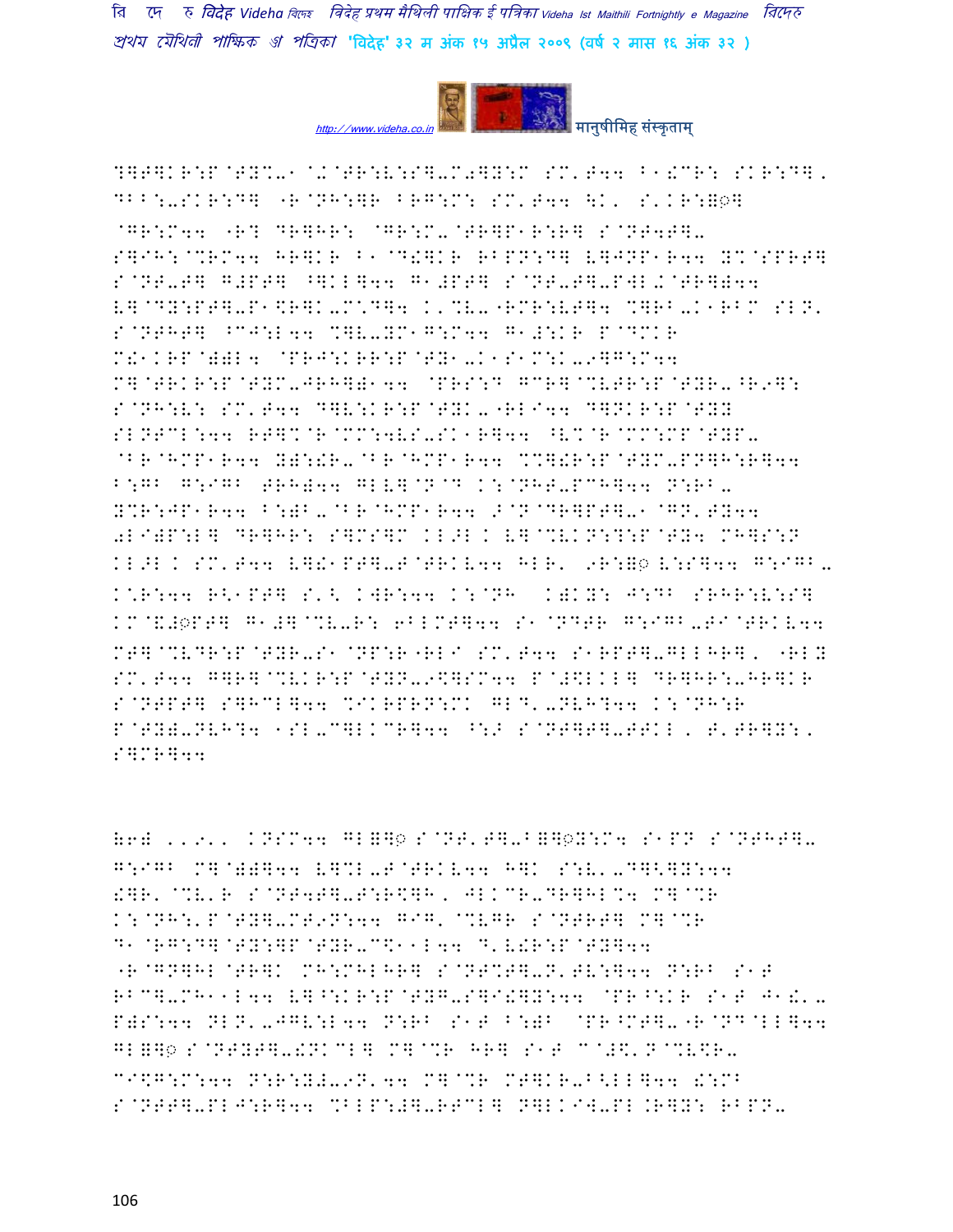?]F]KR:P@TY%-1@K@TR:V:S]-M0]Y:M SM'T44 \*@R: SKR:D], DBB:-SKR:D] "R@NH:]R BRG:M: SM'T44 \K. S'KR:=◌] @GR:M44 "R? DR]HR: @GR:M-@TR]P1R:R] S@NT4T]- S]IH:@%RM44 HR]KR B1@D!]KR RBPN:D] V]JNP1R44 Y%@SPRT] S@NT-T] G#PT] ^]KL]44 G1#PT] S@NT-T]-PWL+@TR]]44 V]@DY:PT]-P1\$R]K-M\*D]4 K'%V-"RMR:VT]4 %]RB-K1RBM SLN' S@NTHT] ^CJ:L44 %]V-YM1G:M44 G1#:KR P@DMKR M!1KRP@)=L4 @PRJ:KRR:P@TY1-K1S1M:K-9]G:M44 M]@TRKR:P@TYM-JRH]=144 @PRS:D GCR]@%VTR:P@TYR-^R9]: S@NH:V: SM'T44 D]V:KR:P@TYK-"RLI44 D]NKR:P@TYY SLNTCL:44 RT]%@R@MM:4VS-SK1R]44 ^V%@R@MM:MP@TYP- @BR@HMP1R44 Y=:!R-@BR@HMP1R44 %%]!R:P@TYM-PN]H:R]44 B:GB G:IGB TRH=44 GLV]@N@D K:@NHT-PCH]44 N:RB- Y%R:JP1R44 B:=B-@BR@HMP1R44 >@N@DR]PT]-1@GN'TY44 0LI=P:L] DR]HR: S]MS]M KL>L K V]@%VKN:?:P@TY4 MH]S:N KL>L K SM'T44 V]!1PT]-T@TRKV44 HLR' 9R:=◌ V:S]44 G:IGB- K\*R:44 R<1PT] S'< KWR:44 K:@NH K)KY: J:DB SRHR:V:S] KM@&#◌PT] G1#]@%V-R: 6BLMT]44 S1@NDTR G:IGB-TI@TRKV44 MT]@%VDR:P@TYR-S1@NP:R"RLI SM'T44 S1RPT]-GLLHR], "RLY SM'T44 G]R]@%VKR:P@TYN-9\$]SM44 P@#\$LKL] DR]HR:-HR]KR S@NTPT] S]HCL]44 %IKRPRN:MK GLD'-NVH?44 K:@NH:R P@TY=-NVH?4 1SL-C]LKCR]44 ^:> S@NT]T]-TTKL, T'TR]Y:, S]MR]44

&6= ,,9,, KNSM44 GL=]◌ S@NT'T]-B=]◌Y:M4 S1PN S@NTHT]- G:IGB M]@)=]44 V]%L-T@TRKV44 H]K S:V'-D]<]Y:44 !]R'@%V'R S@NT4T]-T:R\$]H, JLKCR-DR]HL%4 M]@%R K:@NH:'P@TY]-MT9N:44 GIG'@%VGR S@NTRT] M]@%R D1@RG:D]@TY:]P@TYR-C\$11L44 D'V!R:P@TY]44 "R@GN]HL@TR]K MH:MHLHR] S@NT%T]-N'TV:]44 N:RB S1T RBC]-MH11L44 V]^:KR:P@TYG-S]I!]Y:44 @PR^:KR S1T J1!'- P)S:44 NLN'-JGV:L44 N:RB S1T B:)B @PR^MT]-"R@ND@LL]44 GL=]◌ S@NTYT]-!NKCL] M]@%R HR] S1T C@#\$'N@%V\$R- CI\$G:M:44 N:R:Y#-9N'44 M]@%R MT]KR-B<LL]44 !:MB S@NTT]-PLJ:R]44 %BLP:#]-RTCL] N]LKIW-PL.R]Y: RBPN-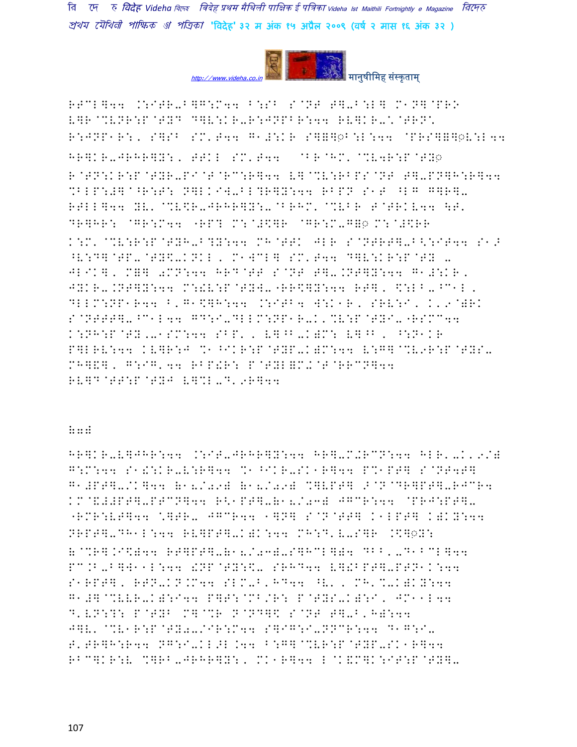RTCL]44 .:ITR-B]G:M44 B:SB S@NT T]-B:L] M1N]@PRO
V]R@%VNR:P@TYD D]V:KR-R:JNPBR:44 RV]KR-\@TRN\
R:JNP1R:, S]SB SM'T44 G1#:KR S]=]◌B:L:44 @PRS]=]◌V:L44
HR]KR-JRHR]Y:, TTKL SM'T44 @BR@HM'@%V4R:P@TY◌
R@TN:KR:P@TYR-PI@T@RC:R]44 V]@%V:RBPS@NT T]-PN]H:R]44
%BLP:#]@^R:T: N]LKIW-BL?R]Y:44 RBPN S1T ^LG G]R]-
RTLL]44 YV'@%V$R-JRHR]Y:-@BRHM'@%VBR T@TRKV44 \T'
DR]HR: @GR:M44 "RP? M:@#$]R @GR:M-G=◌ M:@#$RR
K:M'@%V:R:P@TYH-B?Y:44 MH@TTK JLR S@NTRT]-B<:IT44 S1>
^V:D]@TP-@TY$-KNKL, M1WCL] SM'T44 D]V:KR:P@TY -
JLIK], M=] 0MN:44 HRD@TT S@NT T]-.NT]Y:44 G1#:KR,
JYKR-.NT]Y:44 M:!V:P@TYW-"RR$]Y:44 RT], $:LB-^C1L,
DLLM:NP1R44 B'G1$]H:44 .:ITB4 W:K1R, SRV:I, K'9)RK
S@NTTT]-^C1L44 GD:I-DLLM:NP1R-K'%V:P@TYI-"RSMC44
K:NH:P@TY.-1SM:44 SBP', V]^B-K)M: V]^B, ^:N1KR
P]LRV:44 KV]R:J %1^IKR:P@TYP-K)M:44 V:G]@%V9R:P@TYS-
MH]&], G:IG'44 RBP!R: P@TYL=M+@T@RRCN]44
RV]D@TT:P@TYJ V]%L-D'9R]44

H7#

HR]KR-V]JHR:44 .:IT-JRHR]Y:44 HR]-M+RCN:44 HLR'-K'9/#
G:M:44 S1!:KR-V:R]44 %1^IKR-SK1R]44 P%1PT] S@NT4T]
G1#PT]-/K]44 (1'8/09) (1'8/09) %]VPT] >@N@DR]PT]-RJCR4
KM@&#PT]-PTCN]44 R<1PT]-(1'8/03) JGCR:44 @PRJ:PT]-
"RMR:VT]44 \]TR- JGCR44 1]N] S@N@TT] K1LPT] K)KY:44
NRPT]-DH1L:44 RV]PT]-K)K:44 MH:D'V-S]R .$]◌Y:
(@%R].I$)44 RT]PT]-(1'8/03)-S]HCL]4 DBB'-D1BCL]44
PC.B-B]W11L:44 !NP@TY:$- SRHD44 V]!BPT]-PTN1K:44
S1RPT], RTN-KN.M44 SLM-B'HD44 ^V', MH'%-K)KY:44
G1#]@%VVR-K):I44 P]T:@MB/R: P@TYS-K):I, JM11L44
D'VN:?: P@TYB M]@%R N@ND]$ S@NT T]-B'H):44
J]V'@%V1R:P@TY0-/IR:M44 S]IG:I-NNCR:44 D1G:I-
T'TR]H:R44 NG:I-KL>L.44 B:G]@%VR:P@TYP-SK1R]44
RBC]KR:V %]RB-JRHR]Y:, MK1R]44 L@K&M]K:IT:P@TY]-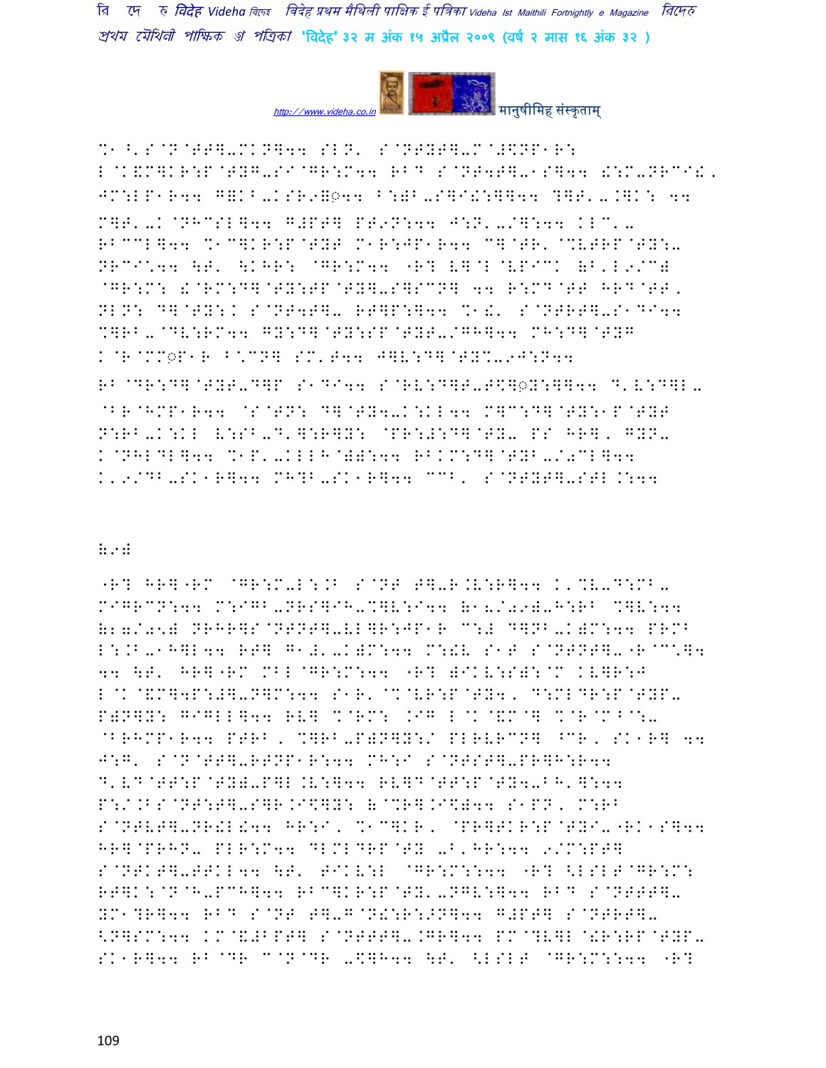%1^'S@N@TT]-MK N]44 SLN' S@NTYT]-M@#\$NP1R:
L@K&M]KR:P@TYG-SI@GR:M44 RB@ S@NT4T]-1S]44 !:M-NRCI!,
JM:LP1R44 G=KB-KSR9=◌44 B:)B-S]I!:]]44 ?]T'-.]K: 44
M]T'-K@NHCSL]44 G#PT] PT9N:44 J:N'-/]:44 KLC'-
RBCCL]44 %1C]KR:P@TYT M1R:JP1R44 C]@TR' @%VTRP@TY:-
NRCI'44 \T' \KHR: @GR:M44 "R? V]@L@VPICK (B'L9/C)
@GR:M: !@RM:D]@TY:TP@TY]-S]SCN] 44 R:MD@TT HRD@TT,
NLN: D]@TY:K S@NT4T]- RT]P:]44 %1!' S@NTRT]-S1DI44
%]RB-@DV:RM44 GY:D]@TY:SP@TYT-/GH]44 MH:D]@TYG
K@R@MM◌P1R B:CN] SM'T44 J]V:D]@TY%-9J:N44

RB@DR:D]@TYT-D]P S1DI44 S@RV:D]T-T\$]◌Y:]]44 D'V:D]L-
@BR@HMP1R44 @S@TN: D]@TY4-K:KL44 M]C:D]@TY:1P@TYT
N:RB-K:KL V:SB-D']:R]Y: @PR:#:D]@TY- PS HR], GYN-
K@NHLDL]44 %1P'-KLLH@)):44 RBKM:D]@TYB-/0CL]44
K'9/DB-SK1R]44 MH?B-SK1R]44 CCB' S@NTYT]-STL.:44

(9)

"R? HR]"RM @GR:M-L:.B S@NT T]-R.V:R]44 K'%V-D:MB-
MIGRCN:44 M:IGB-NRS]IH-%]V:I44 (18/09)-H:RB %]V:44
(20/05) NRHR]S@NTNT]-VL]R:JP1R C:# D]NB-K)M:44 PRMB
L:.B-1H]L44 RT] G1#'-K)M:44 M:!V S1T S@NTNT]-"R@C'\]4
44 \T' HR]"RM MBL@GR:M:44 "R? )IKV:S):@M KV]R:J
L@K@&M]4P:#]-N]M:44 S1R'@%@VR:P@TY4, D:MLDR:P@TYP-
P)N]Y: GIGLL]44 RV] %@RM: .IG L@K@&M@] %@R@MB@:-
@BRHMP1R44 PTRB, %]RB-P)N]Y:/ PLRVRCN] ^CR, SK1R] 44
J:G' S@N@TT]-RTNP1R:44 MH:I S@NTST]-PR]H:R44
D'VD@TT:P@TY)-P]L.V:]44 RV]D@TT:P@TY4-BH']:44
P:/.BS@NT:T]-S]R.I\$]Y: (@CR].I\$)44 S1PN, M:RB
S@NTVT]-NR!L!44 HR:I, %1C]KR, @PR]TKR:P@TYI-"RK1S]44
HR]@PRHN- PLR:M44 DLMLDRP@TY -B'HR:44 9/M:PT]
S@NTKT]-TTKL44 \T' TIKV:L @GR:M::44 "R? <LSLT@GR:M:
RT]K:@N@H-PCH]44 RBC]KR:P@TY'-NGV:]44 RBD S@NTTT]-
YM1?R]44 RBD S@NT T]-G@N!:R:>N]44 G#PT] S@NTRT]-
<N]SM:44 KM@&#PT] S@NTTT]-.GR]44 PM@?V]L@!R:RP@TYP-
SK1R]44 RB@DR C@N@DR -\$]H44 \T' <LSLT @GR:M::44 "R?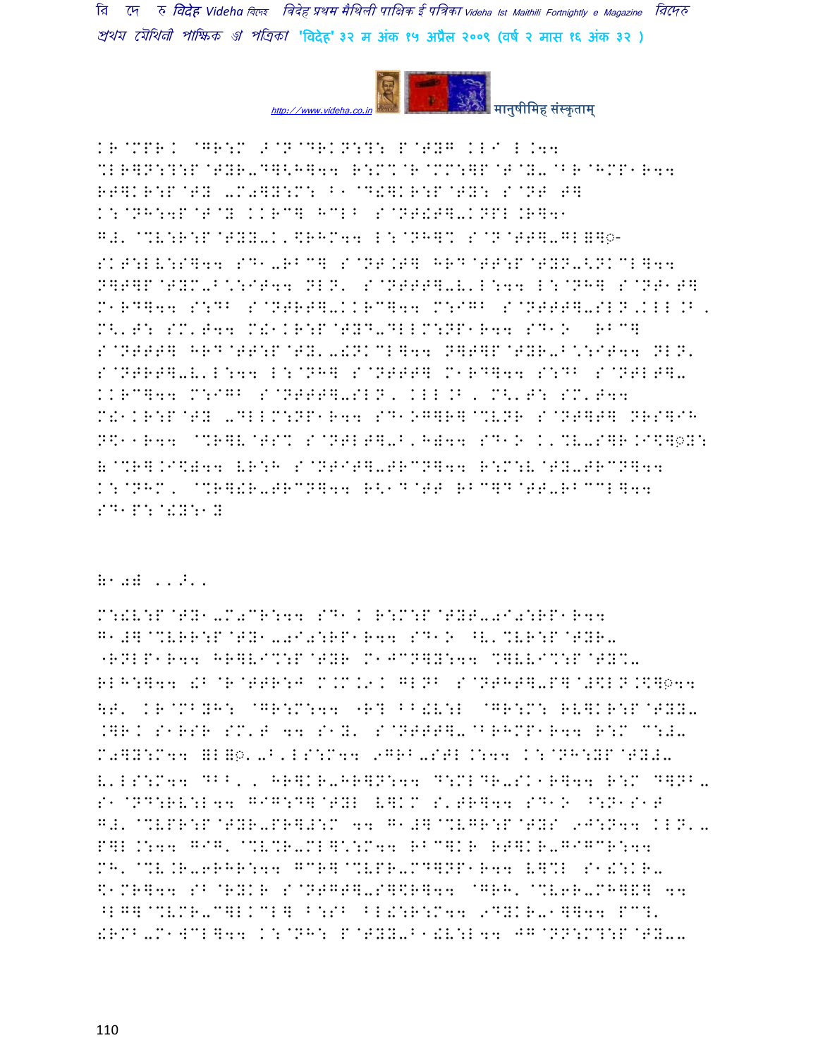K R@MPR. @GR:M the @N@DRKN:?: P@TYG KLI L.44
%LR]N:?:P@TYR-D]<H]44 R:M%@R@MM:]P@T@Y-@BR@HMP1R44
RT]KR:P@TY -M0]Y:M: B1@D!]KR:P@TY: S@NT T]
K:@NH:4P@T@Y KKRC] HCLB S@NT!T]-KNPL.R]41
G#' @%V:R:P@TYY-K'\$RHM44 L:@NH]% S@N@TT]-GL=]◌-
SKT:LV:S]44 SD1-RBC] S@NT.T] HRD@TT:P@TYN-<NKCL]44
N]T]P@TYM-B\*:IT44 NLN' S@NTTT]-V'L:44 L:@NH] S@NT1T]
M1RD]44 S:DB S@NTRT]-KKRC]44 M:IGB S@NTTT]-SLN,KLL.B,
M<'T: SM'T44 M!1KR:P@TYD-DLLM:NP1R44 SD1O RBC]
S@NTTT] HRD@TT:P@TY'-!NKCL]44 N]T]P@TYR-B\*:IT44 NLN'
S@NTRT]-V'L:44 L:@NH] S@NTTT] M1RD]44 S:DB S@NTLT]-
KKRC]44 M:IGB S@NTTT]-SLN, KLL.B, M<'T: SM'T44
M!1KR:P@TY -DLLM:NP1R44 SD1OG]R]@%VNR S@NT]T] NRS]IH
N\$11R44 @%R]V@TS% S@NTLT]-B,H)44 SD1O K'%V-S]R.I\$]◌Y:
=@%R].I\$)44 VR:H S@NTIT]-TRCN]44 R:M:V@TY-TRCN]44
K:@NHM, @%R]!R-TRCN]44 R<1D@TT RBC]D@TT-RBCCL]44
SD1P:@!Y:1Y

=1-) ...,..

M:!V:P@TY1-M0CR:44 SD1K R:M:P@TYT-0I0:RP1R44
G1#]@%VRR:P@TY1-0I0:RP1R44 SD1O ^V'%VR:P@TYR-
"RNLP1R44 HR]VI%:P@TYR M1JCN]Y:44 %]VVI%:P@TY%-
RLH:]44 !B@R@TTR:J M.M.9K GLNB S@NTHT]-P]@#\$LN.\$]◌44
\T' KR@MBYH: @GR:M:44 "R? BB!V:L @GR:M: RV]KR:P@TYY-
.]RK S1RSR SM'T 44 S1Y' S@NTTT]-@BRHMP1R44 R:M C:#-
M0]Y:M44 =L=◌'-B'LS:M44 9GRB-STL.:44 K:@NH:YP@TY#-
V'LS:M44 DBB', HR]KR-HR]N:44 D:MLDR-SK1R]44 R:M D]NB-
S1@ND:RV:L44 GIG:D]@TYL V]KM S'TR]44 SD1O ^:N1S1T
G#' @%VPR:P@TYR-PR]#:M 44 G1#]@%VGR:P@TYS 9J:N44 KLN'-
P]L.:44 GIG' @%V%R-ML]\*:M44 RBC]KR RT]KR-GIGCR:44
MH' @%V.R-6RHR:44 GCR]@%VPR-MD]NP1R44 V]%L S1!:KR-
\$1MR]44 SB@RYKR S@NTGT]-S]\$R]44 @GRH' @%V6R-MH]&] 44
^LG]@%VMR-C]LKCL] B:SB BL!:R:M44 9DYKR-1]]44 PC?'
!RMB-M1WCL]44 K:@NH: P@TYY-B1!V:L44 JG@NN:M?:P@TY--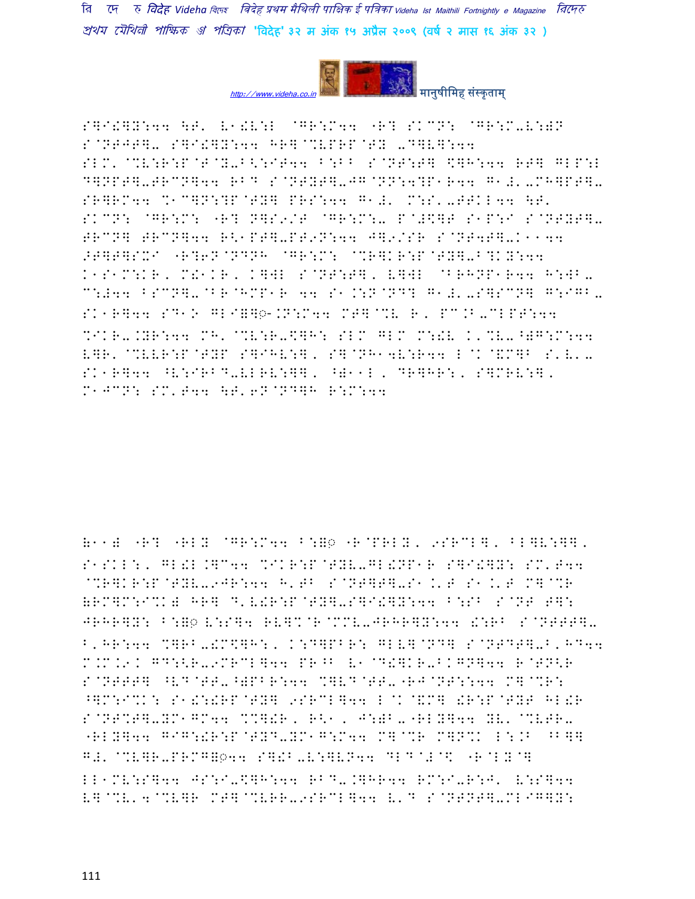S]I!]Y:44 \T' V1!V:L @GR:M44 "R? SKCN: @GR:M-V:)N S@NTJT]- S]I!]Y:44 HR]@%VPRP@TY -D]V]:44 SLM'@%V:R:P@T@Y-^<:IT44 B:BB S@NT:T] \$]H:44 RT] GLP:L D]NPT]-TRCN]44 RBD S@NTYT]-JG@NN:4?P1R44 G1#'-MH]PT]- SR]RM44 %1C]N:?P@TY] PRS:44 G1#' M:S'-TTKL44 \T' SKCN: @GR:M: "R? N]S9/T @GR:M:- P@#\$]T S1P:I S@NTYT]- TRCN] TRCN]44 R<1PT]-PT9N:44 J]9/SR S@NT4T]-K1144 >T]T]SXI "R?6N@NDNH @GR:M: @%R]KR:P@TY]-B?KY:44 K1S1M:KR, M!1KR, K]WL S@NT:T], V]WL @BRHNP1R44 H:WB- C:#44 BSCN]-@BR@HMP1R 44 S1.:N@ND? G1#'-S]SCN] G:IGB- SK1R]44 SD1O GLI]]◌-.N:M44 MT]@%V R, PC.B-CLPT:44 %IKR-.YR:44 MH'@%V:R-\$]H: SLM GLM M:!V K'%V-^)G:M:44 V]R'@%VVR:P@TYP S]IHV:], S]@NH14V:R44 L@K@&M]B S'V'- SK1R]44 ^V:IRBD-VLRV:]], ^)11L, DR]HR:, S]MRV:], M1JCN: SM'T44 \T'6N@ND]H R:M:44

(11) "R? "RLY @GR:M44 B:]◌ "R@PRLY, 9SRCL], BL]V:]], S1SKL:, GL!L.]C44 %IKR:P@TYV-GL!NP1R S]I!]Y: SM'T44 @%R]KR:P@TYV-9JR:44 H'TB S@NT]T]-S1.'T S1.'T M]@%R (RM]M:I%K) HR] D'V!R:P@TY]-S]I!]Y:44 B:SB S@NT T]: JRHR]Y: B:]◌ V:S]4 RV]%@R@MMV-JRHR]Y:44 !:RB S@NTTT]- B'HR:44 %]RB-!M\$]H:, K:D]PBR: GLV]@ND] S@NTDT]-B'HD44 M.M.9K GD:<R-9MRCL]44 PR^B V1@D!]KR-BKGN]44 R@TN<R S@NTTT] ^VD@TT-^)PBR:44 %]VD@TT-"RJ@NT:44 M]@%R: ^]M:I%K: S1!:!RP@TY] 9SRCL]44 L@K@&M] !R:P@TYT HL!R S@NT%T]-YM1GM44 %%]!R, R<1, J:)B-"RLY]44 YV'@%VTR- "RLY]44 GIG:!R:P@TYD-YM1G:M44 M]@%R M]N%K L:.B ^B]] G#'@%V]R-PRMG]◌44 S]!B-V:]VN44 DLD@#@\$ "R@LY@] LL1MV:S]44 JS:I-\$]H:44 RBD-.]HR44 RM:I-R:J' V:S]44 V]@%V'4@%V]R MT]@%VRR-9SRCL]44 V'D S@NTNT]-MLIG]Y: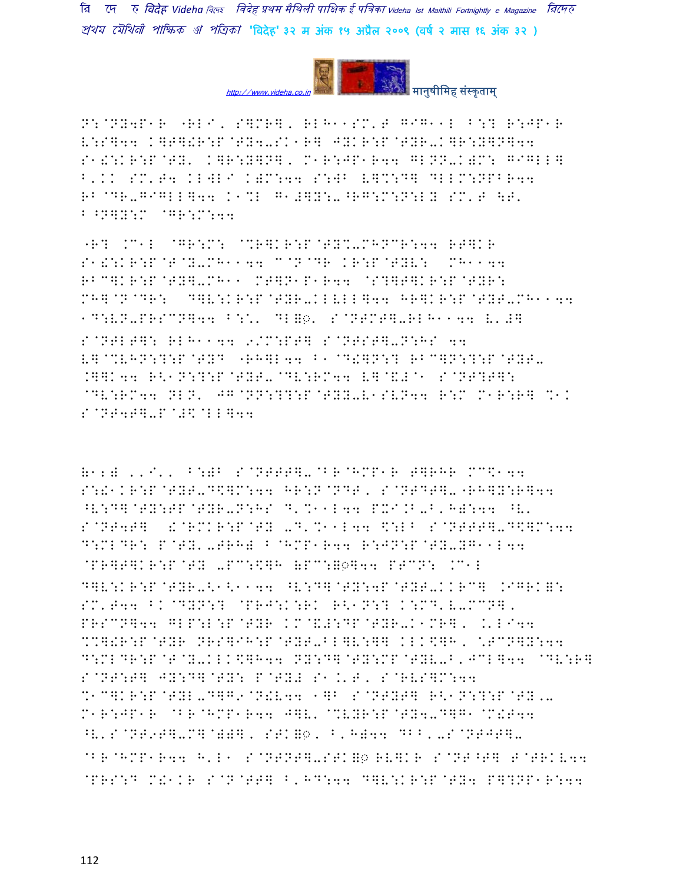N:@NY4P1R "RLI, S]MR], RLH11SM'T GIG11L B:? R:JP1R V:S]44 K]T]!R:P@TY4-SK1R] JYKR:P@TYR-K]R:Y]N]44 S1!:KR:P@TY' K]R:Y]N], M1R:JP1R44 GLNN-K)M: GIGLL] B'KK SM'T4 KLWLI K)M:44 S:WB V]%:D] DLLM:NPBR44 RB@DR-GIGLL]44 K1%L G1#]Y:-^RG:M:N:LY SM'T \T' B^N]Y:M @GR:M:44

"R? .C1L @GR:M: @%R]KR:P@TY%-MHNCR:44 RT]KR S1!:KR:P@T@Y-MH1144 C@N@DR KR:P@TYV: MH1144 RBC]KR:P@TY]-MH11 MT]N1P1R44 @S?]T]KR:P@TYR: MH]@N@DR: D]V:KR:P@TYR-KLVLL]44 HR]KR:P@TYT-MH1144 1D:VN-PRSCN]44 B:\*' DL=◌. S@NTMT]-RLH1144 V'#] S@NTLT]: RLH1144 9/M:PT] S@NTST]-N:HS 44 V]@%VHN:?:P@TYD "RH]L44 B1@D!]N:? RBC]N:?:P@TYT-.]]K44 R<1N:?:P@TYT-@DV:RM44 V]@&#@1 S@NT?T]: @DV:RM44 NLN' JG@NN:??:P@TYY-V1SVN44 R:M M1R:R] %1K S@NT4T]-P@#$@LL]44

(12) ''I'' B:)B S@NTTT]-@BR@HMP1R T]RHR MC$144 S:!1KR:P@TYT-D$]M:44 HR:N@NDT, S@NTDT]-"RH]Y:R]44 ^V:D]@TY:TP@TYR-N:HS D'%11L44 PXI.B-B'H):44 ^V' S@NT4T] !@RMKR:P@TY -D'%11L44 $:LB S@NTTTT]-D$]M:44 D:MLDR: P@TY'-TRH) B@HMP1R44 R:JN:P@TY-YG11L44 @PR]T]KR:P@TY -PC:$]H (PC:=◌]44 PTCN: .C1L D]V:KR:P@TYR-<1<1144 ^V:D]@TY:4P@TYT-KKRC] .IGRK=: SM'T44 BK@DYN:? @PRJ:K:RK R<1N:? K:MD'V-MCN], PRSCN]44 GLP:L:P@TYR KM@&#:DP@TYR-K1MR], .'LI44 %?]!R:P@TYR NRS]IH:P@TYT-BL]V:]] KLK$]H, \*TCN]Y:44 D:MLDR:P@T@Y-KLK$]H44 NY:D]@TY:MP@TYV-B'JCL]44 @DV:R] S@NT:T] JY:D]@TY: P@TY# S1.'T, S@RVS]M:44 %1C]KR:P@TYL-D]G9@N!V44 1]B S@NTYT] R<1N:?:P@TY'- M1R:JP1R @BR@HMP1R44 J]V' @%VYR:P@TY4-D]G1@M!T44 ^V'S@NT9T]-M]@))], STK=◌, B'H)44 DBB'-S@NTJT]- @BR@HMP1R44 H'L1 S@NTNT]-STK=◌ RV]KR S@NT^T] T@TRKV44 @PRS:D M!1KR S@N@TT] B'HD:44 D]V:KR:P@TY4 P]?NP1R:44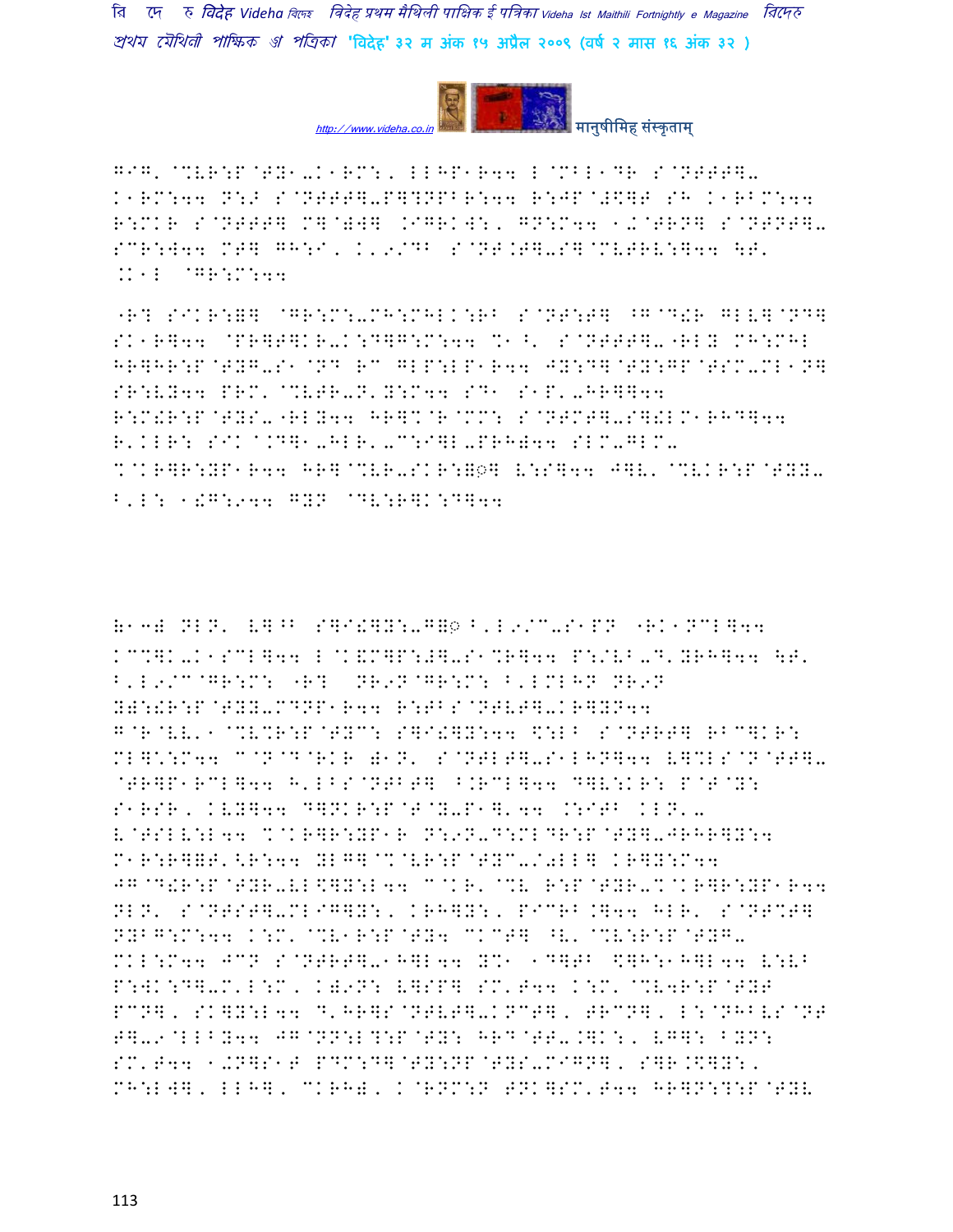G^G' @%VR:P@TY1-K1RM:, LLHP1R44 L@MBL1DR S@NTTTT]-
K1RM:44 N:+ S@NTTTT]-P]?NPBR:44 R:JP@#\$]T SH K1RBM:44
R:MKR S@NTTT] M]@=W] .IGRKW:, GN:M44 1.@TRN] S@NTNTT]-
SCR:W44 MT] GH:I, K'9/DB S@NT.T]-S]@MVTRV:]44 \T'
.K1L @GR:M:44

"R? SIKR:=] @GR:M:-MH:MHLK:RB S@NT:T] ^G@D!R GLV]@ND]
SK1R]44 @PR]T]KR-K:D]G:M:44 %1^' S@NTTTT]-"RLY MH:MHL
HR]HR:P@TYG-S1@ND RC GLP:LP1R44 JY:D]@TY:GP@TSM-ML1N]
SR:VY44 PRM' @%VTR-N'Y:M44 SD1 S1P'-HR]]44
R:M!R:P@TYS-"RLY44 HR]%@R@MM: S@NTMT]-S]!LM1RHD]44
R'KLR: SIK@.D]1-HLR'-C:I]L-PRH=44 SLM-GLM-
%@KR]R:YP1R44 HR]@%VR-SKR:=◌] V:S]44 J]V' @%VKR:P@TYY-
B'L: 1!G:944 GYN @DV:R]K:D]44

(13) NLN' V]^B S]I!]Y:-G=◌ B'L9/C-S1PN "RK1NCL]44
KC%]K-K1SCL]44 L@K&M]P:#]-S1%R]44 P:/VB-D'YRH]44 \T'
B'L9/C@GR:M: "R? NR9N@GR:M: B'LMLHN NR9N
Y=:!R:P@TYY-MDNP1R44 R:TBS@NTVT]-KR]YN44
G@R@VV'1@%V%R:P@TYC: S]I!]Y:44 \$:LB S@NTRT] RBC]KR:
ML]K:M44 C@N@D@RKR =1N' S@NTLT]-S1LHN]44 V]%LS@N@TT]-
@TR]P1RCL]44 H'LBS@NTBT] ^.RCL]44 D]V:KR: P@T@Y:
S1RSR, KVY]44 D]NKR:P@T@Y-P1]'44 .:ITB KLN'-
V@TSLV:L44 %@KR]R:YP1R N:9N-D:MLDR:P@TY]-JRHR]Y:4
M1R:R]=T'<R:44 YLG]@%VR:P@TYC-/9LL] KR]Y:M44
JG@D!R:P@TYR-VL\$]Y:L44 C@KR' @%V R:P@TYR-%@KR]R:YP1R44
NLN' S@NTST]-MLIG]Y:, KRH]Y:, PICRB.]44 HLR' S@NT%T]
NYBG:M:44 K:M' @%V1R:P@TY4 CKCT] ^V' @%V:R:P@TYG-
MKL:M44 JCN S@NTRT]-1H]L44 Y%1 1D]TB \$]H:1H]L44 V:VB
P:WK:D]-M'L:M, K=9N: V]SP] SM'T44 K:M' @%V4R:P@TYT
PCN], SK]Y:L44 D'HR]S@NTVT]-KNCT], TRCN], L:@NHBVS@NT
T]-9@LLBY44 JG@NN:L?:P@TY: HRD@TT-.]K:, VG]: BYN:
SM'T44 1+N]S1T PDM:D]@TY:NP@TYS-MIGN], S]R.\$]Y:,
MH:LW], LLH], CKRH=, K@RNM:N TNK]SM'T44 HR]N:?:P@TYV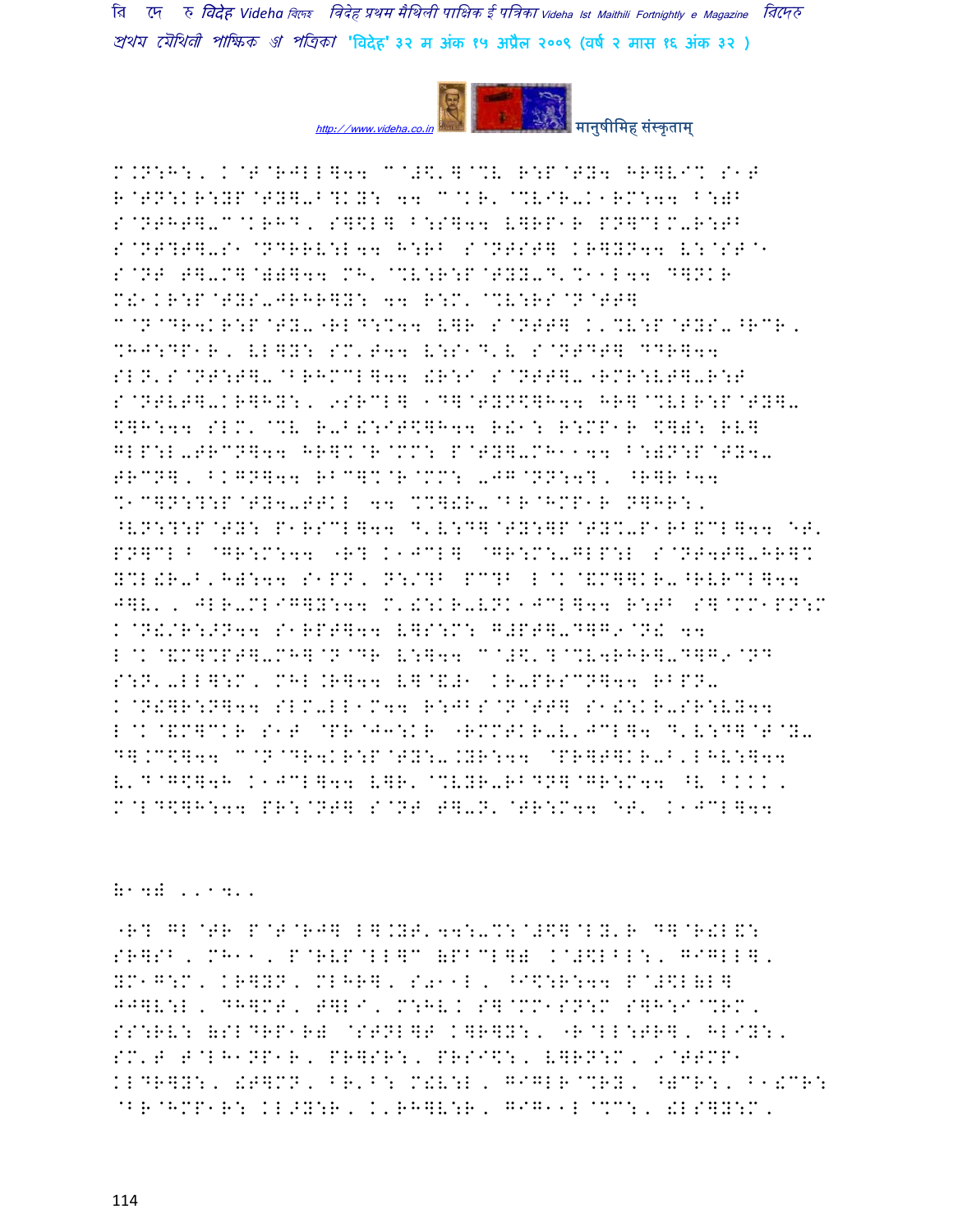M.N:H:, K@T@RJLL]44 C@#$'] @%V R:P@TY4 HR]VI% S1T
R@TN:KR:YP@TY]-B?KY: 44 C@KR'@%VIR-K1RM:44 B:)B
S@NTHT]-C@KRHD, S]$L] B:S]44 V]RP1R PN]CLM-R:TB
S@NT?T]-S1@NDRRV:L44 H:RB S@NTST] KR]YN44 V:@ST@1
S@NT T]-M]@)(]44 MH'@%V:R:P@TYY-D'%11L44 D]NKR
M!1KR:P@TYS-JRHR]Y: 44 R:M'@%V:RS@N@TT]
C@N@DR4KR:P@TY-"RLD:%44 V]R S@NTT] K'%V:P@TYS-^RCR,
%HJ:DP1R, VL]Y: SM'T44 V:S1D'V S@NTDT] DDR]44
SLN'S@NT:T]-@BRHMCL]44 !R:I S@NTT]-"RMR:VT]-R:T
S@NTVT]-KR]HY:, 9SRCL] 1D]@TYN$]H44 HR]@%VLR:P@TY]-
$]H:44 SLM'@%V R-B!:IT$]H44 R!1: R:MP1R $]): RV]
GLP:L-TRCN]44 HR]%@R@MM: P@TY]-MH1144 B:)N:P@TY4-
TRCN], BKGN]44 RBC]%@R@MM: -JG@NN:4?, ^R]R^44
%1C]N:?:P@TY4-TTKL 44 %%]!R-@BR@HMP1R N]HR:,
^VN:?:P@TY: P1RSCL]44 D'V:D]@TY:]P@TY%-P1RB&CL]44 @T'
PN]CL^ @GR:M:44 "R? K1JCL] @GR:M:-GLP:L S@NT4T]-HR]%
Y%L!R-B'H):44 S1PN, N:/?B PC?B L@K@&M]]KR-^RVRCL]44
J]V', JLR-MLIG]Y:44 M'!:KR-VNK1JCL]44 R:TB S]@MM1PN:M
K@N!/R:>N44 S1RPT]44 V]S:M: G#PT]-D]G9@N! 44
L@K@&M]%PT]-MH]@N@DR V:]44 C@#$'?@%V4RHR]-D]G9@ND
S:N'-LL]:M, MHL.R]44 V]@&#1 KR-PRSCN]44 RBPN-
K@N!]R:N]44 SLM-LL1M44 R:JBS@N@TT] S1!:KR-SR:VY44
L@K@&M]CKR S1T @PR@J3:KR "RMMTKR-V'JCL]4 D'V:D]@T@Y-
D].C$]44 C@N@DR4KR:P@TY:-.YR:44 @PR]T]KR-B'LHV:]44
V'D@G$]4H K1JCL]44 V]R'@%VYR-RBDN]@GR:M44 ^V BKKK,
M@LD$]H:44 PR:@NT] S@NT T]-N'@TR:M44 @T' K1JCL]44

<1W( ,,1W,,

"R? GL@TR P@T@RJ] L].YT'44:-%:@#$]@LY'R D]@R!L&:
SR]SB, MH11, P@RVP@LL]C (PBCL]) K@#$LBL:, GIGLL],
YM1G:M, KR]YN, MLHR], S011L, ^I$:R:44 P@#$L(L]
JJ]V:L, DH]MT, T]LI, M:HV. S]@MM1SN:M S]H:I@%RM,
SS:RV: (SLDRP1R) @STNL]T K]R]Y:, "R@LL:TR], HLIY:,
SM'T T@LH1NP1R, PR]SR:, PRSI$:, V]RN:M, 9@TTMP1
KLDR]Y:, !T]MN, BR'B: M!V:L, GIGLR@%RY, ^(CR:, B1!CR:
@BR@HMP1R: KL>Y:R, K'RH]V:R, GIG11L@%C:, !LS]Y:M,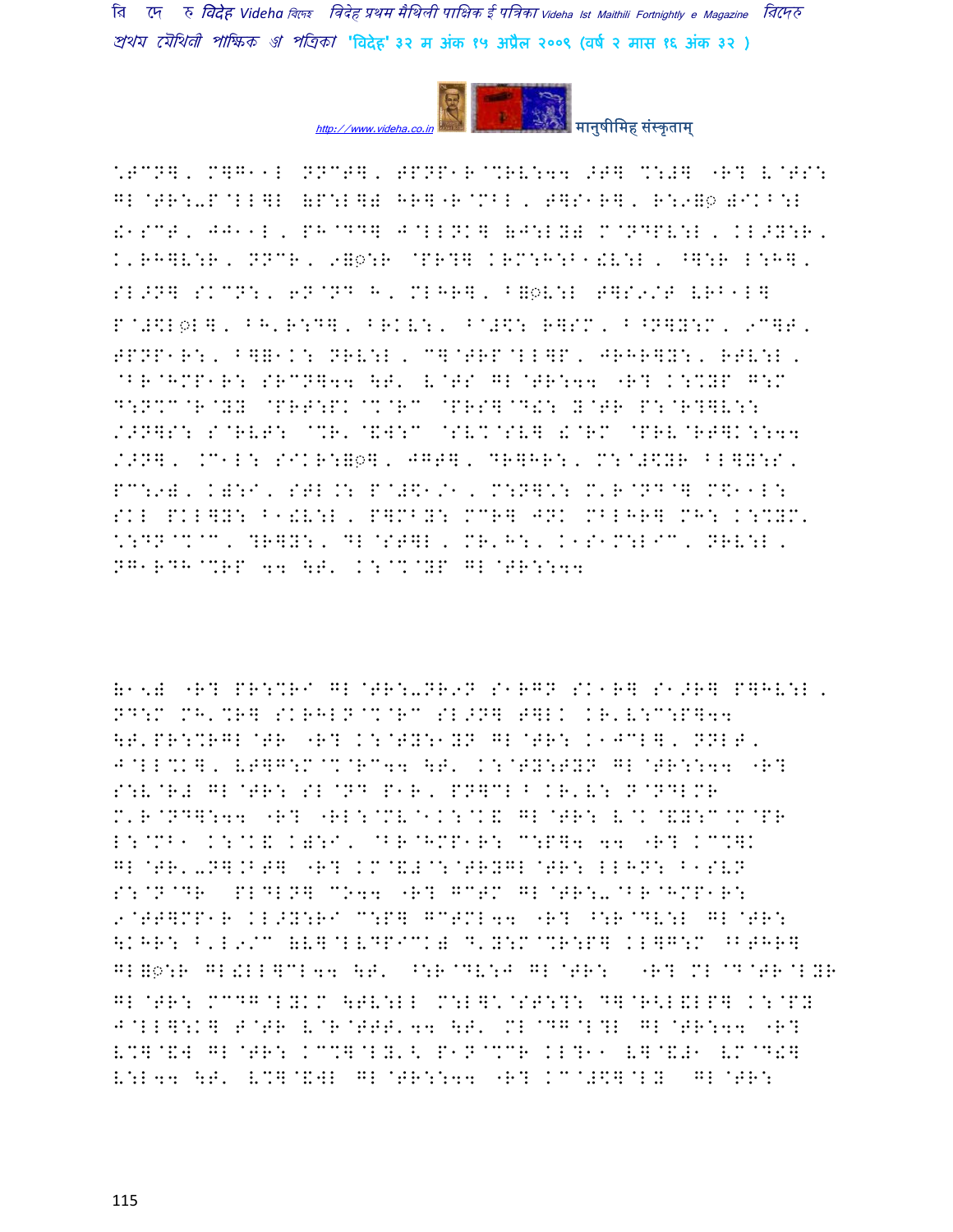*.TCN], M]G--L NNCT], TPNP-R@%RV:44 >T] %:#] "R? V@TS:
GL@TR:-P@LL]L (P:L]) HR]"R@MBL, T]S-R], R:9=◌ )IKB:L
!1SCT, JJ--L, PH@DD] J@LLNK] (J:LY) M@NDPV:L, KL>Y:R,
K'RH]V:R, NNCR, 9=◌:R @PR?] KRM:H:B-!V:L, ^]:R L:H],
SL>N] SKCN:, 6N@ND H, MLHR], B=◌V:L T]S9/T VRB-L]
P@#$L◌L], BH'R:D], BRKV:, B@#$: R]SM, B^N]Y:M, 9C]T,
TPNP-R:, B]=-K: NRV:L, C]@TRP@LL]P, JRHR]Y:, RTV:L,
@BR@HMP-R: SRCN]44 \T' V@TS GL@TR:44 "R? K:%YP G:M
D:N%C@R@YY @PRT:PK@%@RC @PRS]@D!: Y@TR P:@R?]V::
/>N]S: S@RVT: @%R'@&W:C @SV%@SV] !@RM @PRV@RT]K::44
/>N], .C-L: SIKR:=◌], JGT], DR]HR:, M:@#$YR BL]Y:S,
PC:9), K):I, STL.: P@#$-/1, M:N]*: M'R@ND@] M$--L:
SKL PKL]Y: B1!V:L, P]MBY: MCR] JNK MBLHR] MH: K:%YM.
*:DN@%@C, ?R]Y:, DL@ST]L, MR'H:, K1S-M:LIC, NRV:L,
NG-RDH@%RP 44 \T' K:@%@YP GL@TR::44

(1–5) "R? PR:%RI GL@TR:-NR9N S1RGN SK1R] S1>R] P]HV:L,
ND:M MH'%R] SKRHLN@%@RC SL>N] T]LK KR'V:C:P]44
\T'PR:%RGL@TR "R? K:@TY:1YN GL@TR: K1JCL], NNLT,
J@LL%K], VT]G:M@%@RC44 \T' K:@TY:TYN GL@TR::44 "R?
S:V@R# GL@TR: SL@ND P1R, PN]CL^ KR'V: N@NDLMR
M'R@ND]:44 "R? "RL:@MV@1K:@K& GL@TR: V@K@&Y:C@M@PR
L:@MB1 K:@K& K):I, @BR@HMP-R: C:P]4 44 "R? KC%]K
GL@TR'-N].BT] "R? KM@&#@:@TRYGL@TR: LLHN: B1SVN
S:@N@DR PLDLN] CO44 "R? GCTM GL@TR:-@BR@HMP-R:
9@TT]MP-R KL>Y:RI C:P] GCTML44 "R? ^:R@DV:L GL@TR:
\KHR: B'L9/C (V]@LVDPICK) D'Y:M@%R:P] KL]G:M ^BTHR]
GL=◌:R GL!LL]CL44 \T' ^:R@DV:J GL@TR: "R? ML@D@TR@LYR
GL@TR: MCDG@LYKM \TV:LL M:L]*@ST:?: D]@R<L&LP] K:@PY
J@LL]:K] T@TR V@R@TTT'44 \T' ML@DG@L?L GL@TR:44 "R?
V%]@&W GL@TR: KC%]@LY'< P1N@%CR KL?-- V]@&#1 VM@D!]
V:L44 \T' V%]@&WL GL@TR::44 "R? KC@#$]@LY GL@TR: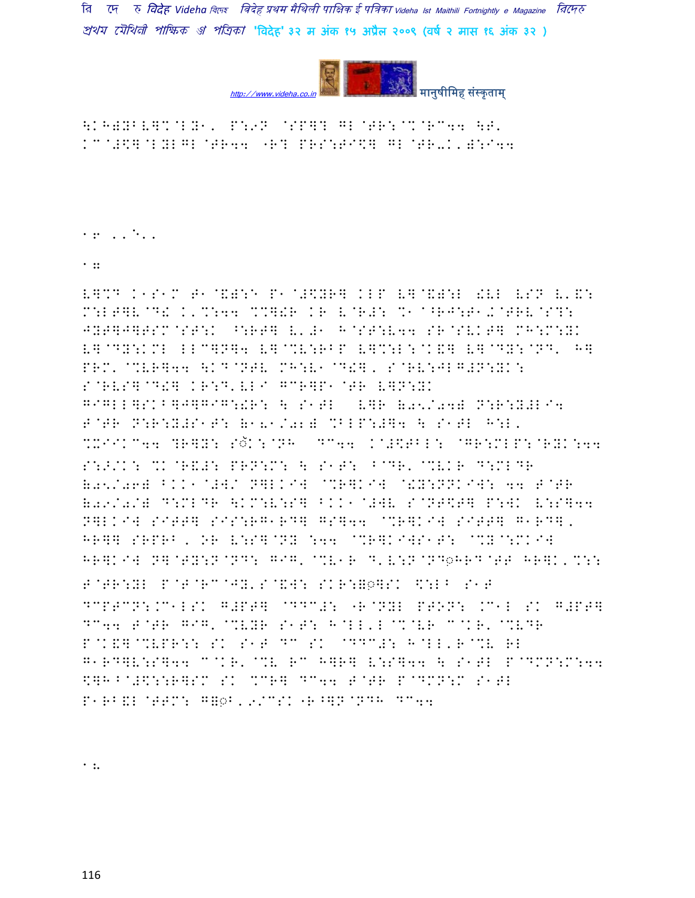\K^)YBV]%@LY1, P:9N @SP]? GL@TR:@%@RC44 \T' KC@#\$]@LYLGL@TR44 "R? PRS:TI\$] GL@TR-K'):I44

1F '''''

1G

V]%D K1S1M T1@&):E P1@#\$YR] KLP V]@&):L !VL VSN V'&: M:LT]V@D! K'%:44 %%]!R KR V@R#: %1@^RJ:T1.@TRV@S?: JYT]J]TSM@ST:K ^:RT] V'#1 H@ST:V44 SR@SVKT] MH:M:YK V]@DY:KML LLC]N]4 V]@%V:RBP V]%:L:@K&] V]@DY:@ND' H] PRM' @%VR]44 \KD@NTV MH:V1@D!], S@RV:JLG#N:YK: S@RVS]@D!] KR:D'VLI GCR]P1@TR V]N:YK GIGLL]SK^]J]GIG:!R: \ S1TL V]R (05/04) N:R:Y#LI4 T@TR N:R:Y#S1T: (1 81/02) %BLP:#]4 \ S1TL H:L' %XIIKC44 ?R]Y: Sॅ:K:@NH DC44 K@#\$TBL: @GR:MLP:@RYK:44 S:><K: %K@R&#: PRN:M: \ S1T: ^@DR'@%VKR D:MLDR (05/06) ^KK1@#W/ N]LKIW @%R]KIW @!Y:NNKIW: 44 T@TR (09/02) D:MLDR \KM:V:S] ^KK1@#WV S@NT\$T] P:WK V:S]44 N]LKIW SITT] SIS:RG1RD] GS]44 @%R]KIW SITT] G1RD], HR]] SRPRB, OR V:S]@NY :44 @%R]KIWS1T: @%Y@:MKIW HR]KIW N]@TY:N@ND: GIG'@%V1R D'V:N@ND◌HRD@TT HR]K'%:: T@TR:YL P@T@RC@JY'S@&W: SKR:=◌]SK \$:L^ S1T DCPTCN:.C1LSK G#PT] @DDC#: "R@NYL PTON: .C1L SK G#PT] DC44 T@TR GIG'@%VYR S1T: H@LL'L@%@VR C@KR'@%VDR P@K&]@%VPR:: SK S1T DC SK @DDC#: H@LL'R@%V RL G1RD]V:S]44 C@KR'@%V RC H]R] V:S]44 \ S1TL P@DMN:M:44 \$]H^@#\$::R]SM SK %CR] DC44 T@TR P@DMN:M S1TL P1RB&L@TTM: G=◌B'9/CSK "R^]N@NDH DC44

1H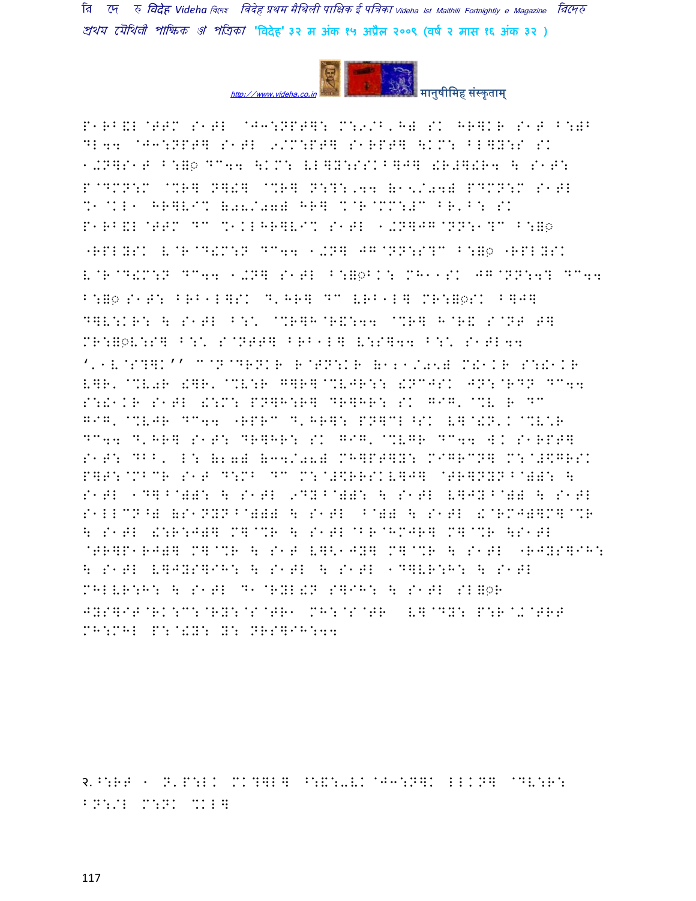P1RB&L@TTM S1TL @J3:NPT]: M:9/B'H) SK HR]KR S1T B:)B DL44 @J3:NPT] S1TL 9/M:PT] S1RPT] \KM: BL]Y:S SK 1.N]S1T B:=◌ DC44 \KM: VL]Y:SSKB]J] !R#]!R4 \ S1T: P@DMN:M @%R] N]!] @%R] N:?:'44 (15/04) PDMN:M S1TL %1@KL1 HR]VI% (08/07) HR] %@R@MM:#C BR'B: SK P1RB&L@TTM DC %1KLHR]VI% S1TL 1.N]JG@NN:1?C B:=◌ "RPLYSK V@R@D!M:N DC44 1.N] JG@NN:S?C B:=◌ "RPLYSK V@R@D!M:N DC44 1.N] S1TL B:=◌BK: MH11SK JG@NN:4? DC44 B:=◌ S1T: BRB1L]SK D'HR] DC VRB1L] MR:=◌SK B]J] D]V:KR: \ S1TL B:\* @%R]H@R&:44 @%R] H@R& S@NT T] MR:=◌V:S] B:\* S@NTT] BRB1L] V:S]44 B:\* S1TL44 '.1V@S?]K'' C@N@DRNKR R@TN:KR (121/05) M!1KR S:!1KR V]R' @%V0R !]R' @%V:R G]R]@%VJR:: !NCJSK JN:@RDN DC44 S:!1KR S1TL !:M: PN]H:R] DR]HR: SK GIG' @%V R DC GIG' @%VJR DC44 "RPRC D'HR]: PN]CL^SK V]@!N'K@%V\*R DC44 D'HR] S1T: DR]HR: SK GIG' @%VGR DC44 W.K S1RPT] S1T: DBB' L: (27) (34/08) MH]PT]Y: MIGRCN] M:@#\$GRSK P]T:@MBCR S1T D:MB DC M:@#\$RRSKV]J] @TR]NYNB@)): \ S1TL 1D]B@)): \ S1TL 9DYB@)): \ S1TL V]JYB@)) \ S1TL S1LLCN^) (S1NYNB@))) \ S1TL B@)) \ S1TL !@RMJ)]M]@%R \ S1TL !:R:J)] M]@%R \ S1TL@BR@HMJR] M]@%R \S1TL @TR]P1RJ)] M]@%R \ S1T V]<1JY] M]@%R \ S1TL "RJYS]IH: \ S1TL V]JYS]IH: \ S1TL \ S1TL 1D]VR:H: \ S1TL MHLVR:H: \ S1TL D1@RYL!N S]IH: \ S1TL SL=◌R JYS]IT@RK:C:@RY:@S@TR1 MH:@S@TR V]@DY: P:R@.@TRT MH:MHL P:@!Y: Y: NRS]IH:44

२.^:RT 1 N'P:LK MK?]L] ^:&:-VK@J3:N]K LLKN] @DV:R: BN:/L M:NK %KL]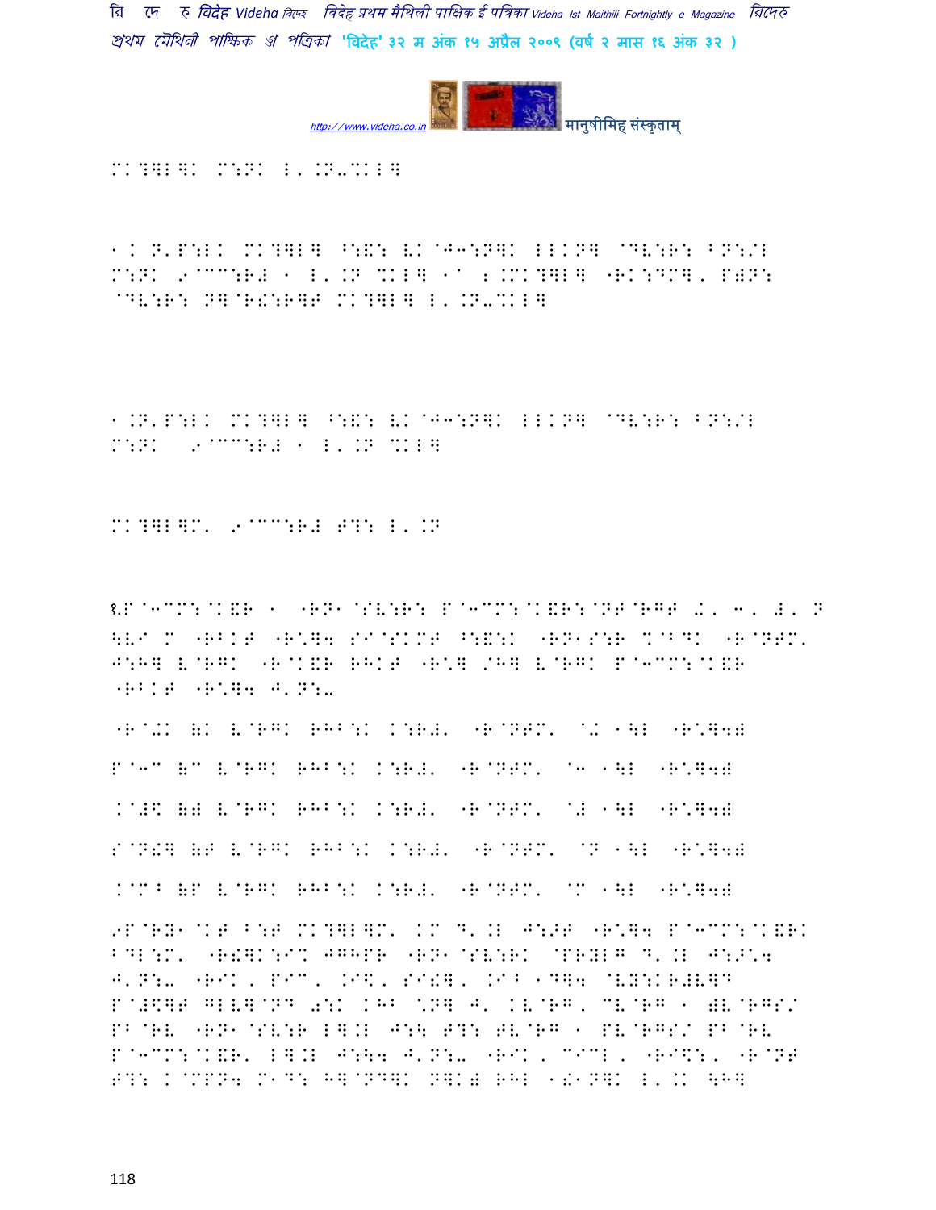MK?]L]K M:NK L'.N-%KL]

1.K N'P:LK MK?]L] ^:&: VK@J3:N]K LLKN] @DV:R: BN:/L M:NK 9@CC:R# 1 L'.N %KL] 1@ 2.MK?]L] "RK:DM]' P)N: @DV:R: N]@R!:R]T MK?]L] L'.N-%KL]

1.N'P:LK MK?]L] ^:&: VK@J3:N]K LLKN] @DV:R: BN:/L M:NK 9@CC:R# 1 L'.N %KL]

MK?]L]M' 9@CC:R# T?: L'.N

१.P@3CM:@K&R 1 "RN1@SV:R: P@3CM:@K&R:@NT@RGT / ' 3' #' N \V9 M "RBKT "R*]4 SI@SKMT ^:&:K "RN1S:R %@BDK "R@NTM' J:H] V@RGK "R@K&R RHKT "R*] /H] V@RGK P@3CM:@K&R "RBKT "R*]4 J'N:-

"R@+K (K V@RGK RHB:K K:R#' "R@NTM' @+ 1\L "R*]4)

P@3C (C V@RGK RHB:K K:R#' "R@NTM' @3 1\L "R*]4)

K@#$ () V@RGK RHB:K K:R#' "R@NTM' @# 1\L "R*]4)

S@N!] (T V@RGK RHB:K K:R#' "R@NTM' @N 1\L "R*]4)

K@M^ (P V@RGK RHB:K K:R#' "R@NTM' @M 1\L "R*]4)

9P@RY1@KT B:T MK?]L]M' KM D'.L J:>T "R*]4 P@3CM:@K&RK BDL:M' "R!]K:I% JGHPR "RN1@SV:RK @PRYLG D'.L J:>*4 J'N:- "RIK, PIC, .I$, SI!], .I^ 1D]4 @VY:KR#V]D P@#$]T GLV]@ND 0:K KHB *N] J' KV@RG' CV@RG 1 )V@RGS/ PB@RV "RN1@SV:R L].L J:\ T?: TV@RG 1 PV@RGS/ PB@RV P@3CM:@K&R' L].L J:\4 J'N:- "RIK, CICL, "RI$:, "R@NT T?: K@MPN4 M1D: H]@ND]K N]K) RHL 1!1N]K L'.K \H]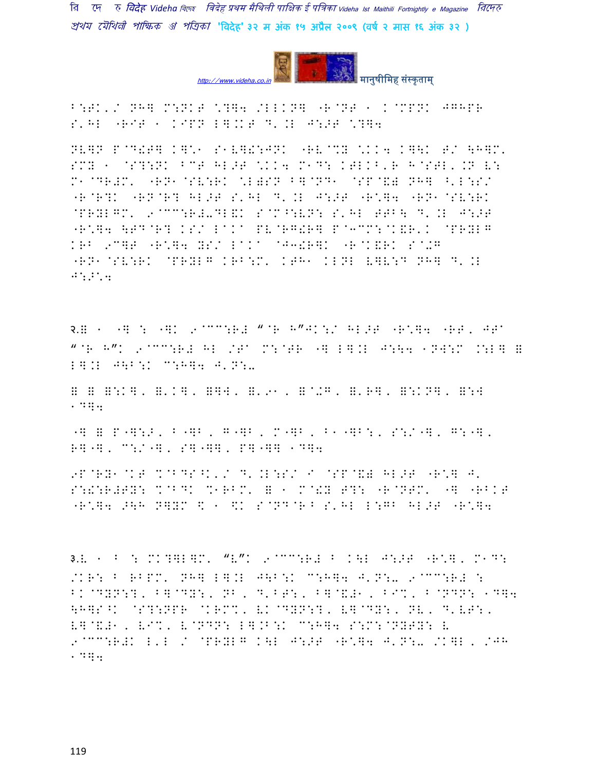B:TK'/ NH] M:NKT \?]4 /LLKN] "R@NT 1 K@MPNK JGHPR S'HL "RIT 1 KIPN L].KT D'.L J:>T \?]4

NV]N P@D!T] K]\* S1V]!:JNK "RV@%Y \.K4 K]\K T/ \H]M' SMY 1 @S?:NK BCT HL>T \.K4 M1D: KTLKB'R H@STL'.N V: M1@DR#M' "RN1@SV:RK \L)SN B]@ND1 @SP@&) NH] ^'L:S/ "R@R?K "RN@R? HL>T S'HL D'.L J:>T "R\*]4 "RN1@SV:RK @PRYLGM' 9@CC:R#-DL&K S@M^:VN: S'HL TTB\ D'.L J:>T "R\*]4 \TD@R? KS/ LAKA PV@RG!R] P@3CM:@K&R'K @PRYLG KRB 9C]T "R\*]4 YS/ LAKA @J3!R]K "R@K&RK S@+G "RN1@SV:RK @PRYLG KRB:M' KTH1 KLNL V]V:D NH] D'.L J:>\*4

२.ज 1 "] : "]K 9@CC:R# "@R H"JK:/ HL>T "R\*]4 "RT' JTA "@R H"K 9@CC:R# HL /TA M:@TR "] L].L J:\4 1NW:M .:L] ज L].L J\B:K C:H]4 J'N:-

ज ज ज:K], ज'K], ज]W, ज'91, ज@+G, ज'R], ज:KN], ज:W 1D]4

"] ज P"]:>, B"]B, G"]B, M"]B, B1"]B:, S:/"], G:"], R]"], C:/"], S]"]], P]"]] 1D]4

9P@RY1@KT %@BDS^K'/ D'.L:S/ I @SP@&) HL>T "R\*] J' S:!:R#TY: %@BDK %1RBM' ज 1 M@!Y T?: "R@NTM' "] "RBKT "R\*]4 >\H N]YM \$ 1 \$K S@ND@R^ S'HL L:GB HL>T "R\*]4

३.ऋ 1 B : MK?]L]M' "ऋ"K 9@CC:R# B K\L J:>T "R\*], M1D: /KR: B RBPM' NH] L].L J\B:K C:H]4 J'N:- 9@CC:R# : BK@DYN:?, B]@DY:, NB, D'BT:, B]@&#1, BI%, B@NDN: 1D]4 \H]S^K @S?:NPR @KRM%' VK@DYN:?, V]@DY:, NV, D'VT:, V]@&#1, VI%, V@NDN: L].B:K C:H]4 S:M:@NYTY: V 9@CC:R#K L'L / @PRYLG K\L J:>T "R\*]4 J'N:- /K]L, /JH 1D]4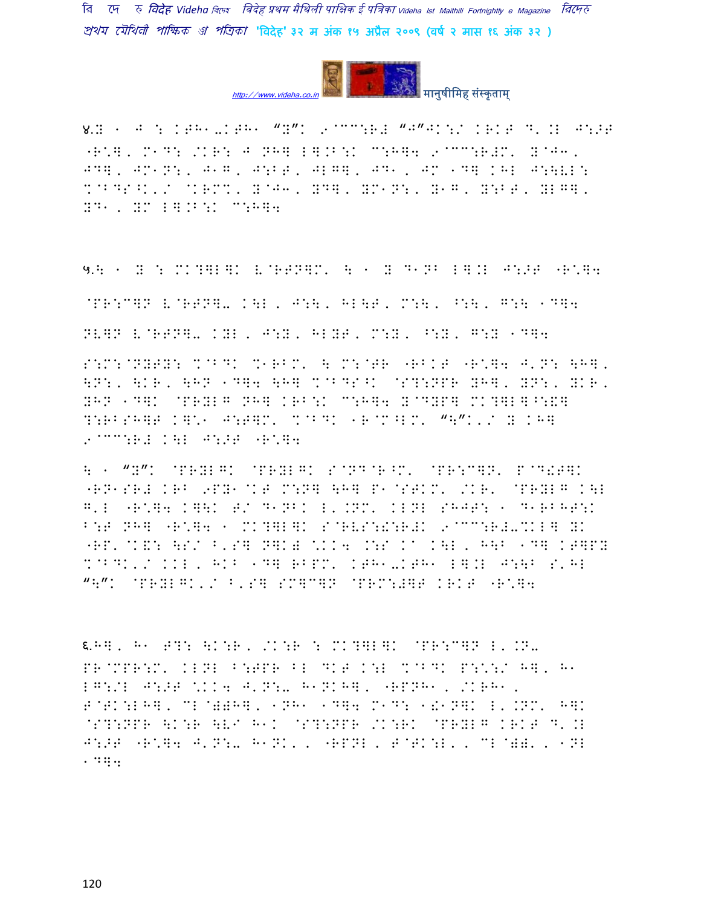४.Y ‹ J : KTH‹-KTH‹ “Y”K 9@CC:R# “J”JK:/ KRKT D'.L J:>T -R\*], M‹D: /KR: J NH] L].B:K C:H]4 9@CC:R#M' Y@J‹, JD], JM‹N:, J‹G, J:BT, JLG], JD‹, JM ‹D] KHL J:\VL: %@BDS^K'/ @KRM%' Y@J‹, YD], YM‹N:, Y‹G, Y:BT, YLG], YD‹, YM L].B:K C:H]4

५.\ ‹ Y : MK?]L]K V@RTN]M' \ ‹ Y D‹NB L].L J:>T -R\*]4

@PR:C]N V@RTN]- K\L, J:\, HL\T, M:\, ^:\, G:\ ‹D]4

NV]N V@RTN]- KYL, J:Y, HLYT, M:Y, ^:Y, G:Y ‹D]4

S:M:@NYTY: %@BDK %‹RBM' \ M:@TR -RBKT -R\*]4 J'N: \H], \N:, \KR, \HN ‹D]4 \H] %@BDS^K @S?:NPR YH], YN:, YKR, YHN ‹D]K @PRYLG NH] KRB:K C:H]4 Y@DYP] MK?]L]^:&] ?:RBSH]T K]\*‹ J:T]M' %@BDK ‹R@M^LM' “\”K'/ Y KH] 9@CC:R# K\L J:>T -R\*]4

\ ‹ “Y”K @PRYLGK @PRYLGK S@ND@R^M' @PR:C]N' P@D!T]K -RN‹SR# KRB 9PY‹@KT M:N] \H] P‹@STKM' /KR' @PRYLG K\L G'L -R\*]4 K]\K T/ D‹NBK L'.NM' KLNL SHJT: ‹ D‹RBHT:K B:T NH] -R\*]4 ‹ MK?]L]K S@RVS:!:R#K 9@CC:R#-%KL] YK -RP'@K&: \S/ B'S] N]K) \*KK4 .:S Ka K\L, H\B ‹D] KT]PY %@BDK'/ KKL, HKB ‹D] RBPM' KTH‹-KTH‹ L].L J:\B S'HL “\”K @PRYLGK'/ B'S] SM]C]N @PRM:#]T KRKT -R\*]4

६.H], H‹ T?: \K:R, /K:R : MK?]L]K @PR:C]N L'.N- PR@MPR:M' KLNL B:TPR BL DKT K:L %@BDK P:\*:/ H], H‹ LG:/L J:>T \*KK4 J'N:- H‹NKH], -RPNH‹, /KRH‹, T@TK:LH], CL@))H], ‹NH‹ ‹D]4 M‹D: ‹&‹N]K L'.NM' H]K @S?:NPR \K:R \V! H‹K @S?:NPR /K:RK @PRYLG KRKT D'.L J:>T -R\*]4 J'N:- H‹NK', -RPNL, T@TK:L', CL@))', ‹NL ‹D]4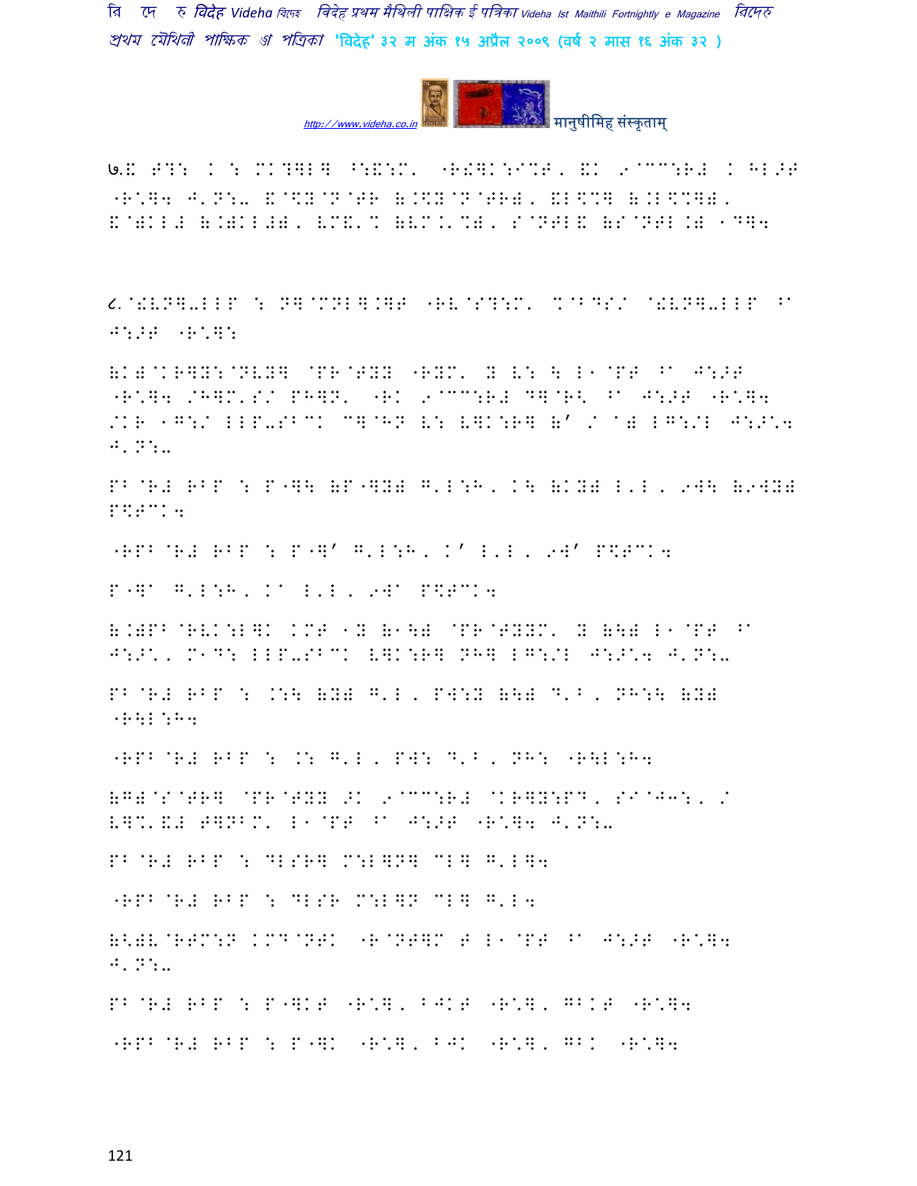७.8 T?: K : MK?]L] ^:&:M' "R!]K:I%T, &K 9@CC:R# K HL>T "R']4 J'N:- &@\$Y@N@TR (.\$Y@N@TR), &L\$%] (.L\$%]), &@)KL# (.)KL#), VM&'% (VM.'%), S@NTL& (S@NTL.) 1D]4

८.@!VN]-LLP : N]@MNL].]T "RV@S?:M' %@BDS/ @!VN]-LLP ^" J:>T "R'R:

(K)@KR]Y:@NVY] @PR@TYY "RYM' Y V: \ L1@PT ^" J:>T "R'R4 /H]M'S/ PH]N' "RK 9@CC:R# D]@R< ^" J:>T "R'R4 /KR 1G:/ LLP-SBCK C]@HN V: V]K:R] (' / )@ LG:/L J:>'4 J'N:-

PB@R# RBP : P"]\ (P"]Y) G'L:H, K\ (KY) L'L, 9W\ (9WY) P\$TCK4

"RPB@R# RBP : P"]' G'L:H, K' L'L, 9W' P\$TCK4

P"]" G'L:H, K" L'L, 9W" P\$TCK4

(.)PB@RVK:L]K KMT 1Y (1\) @PR@TYYM' Y (\) L1@PT ^" J:>'' M1D: LLP-SBCK V]K:R] NH] LG:/L J:>'4 J'N:-

PB@R# RBP : .:\ (Y) G'L, PW:Y (\) D'B, NH:\ (Y) "R\L:H4

"RPB@R# RBP : .: G'L, PW: D'B, NH: "R\L:H4

(G)@S@TR] @PR@TYY >K 9@CC:R# @KR]Y:PD, SI@J3:, / V]%'&# T]NBM' L1@PT ^" J:>T "R'R4 J'N:-

PB@R# RBP : DLSR] M:L]N] CL] G'L]4

"RPB@R# RBP : DLSR M:L]N CL] G'L4

(<)V@RTM:N KMD@NTK "R@NT]M T L1@PT ^" J:>T "R'R4 J'N:-

PB@R# RBP : P"]KT "R'], BJKT "R'], GBKT "R'R4

"RPB@R# RBP : P"]K "R'], BJK "R'], GBK "R'R4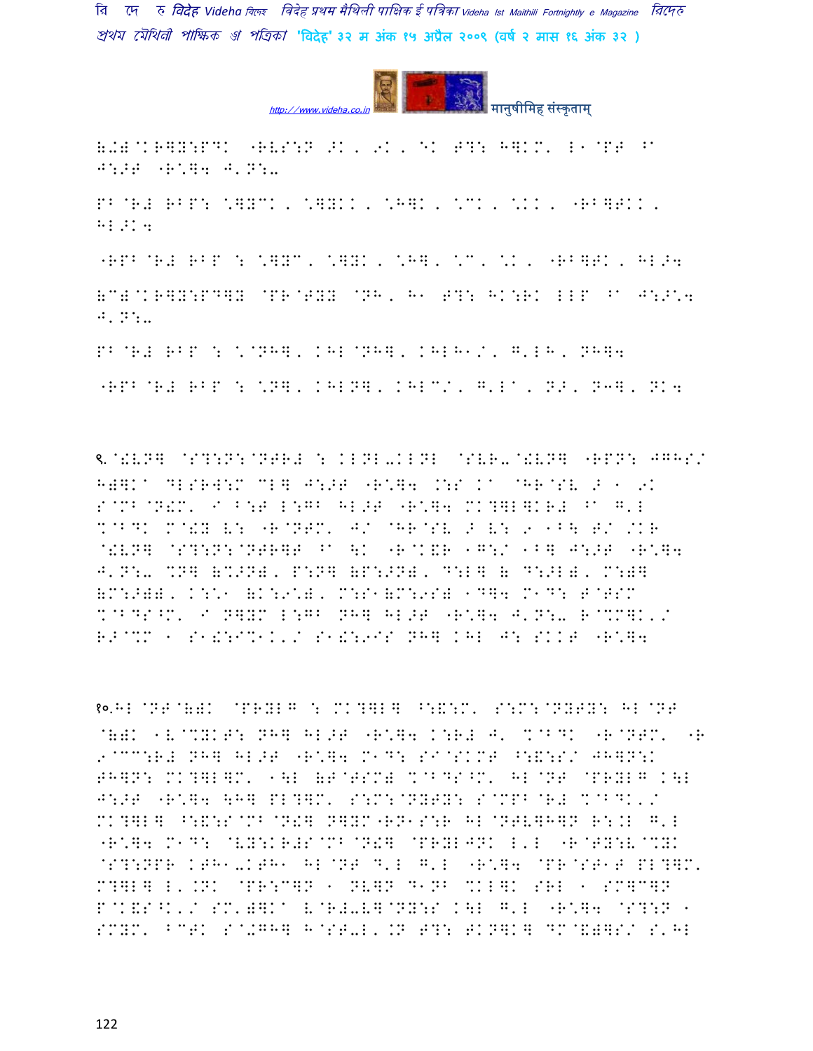(:)@KR]Y:PDK "RVS:N 9K, 9K, EK T?: H]KM' L1@PT ^A J:>T "R\*]4 J'N:-

PB@R# RBP: \*]YCK, \*]YKK, \*H]K, \*CK, \*KK, "RB]TKK, HL>K4

"RPB@R# RBP : \*]YC, \*]YK, \*H], \*C, \*K, "RB]TK, HL>4

(C)@KR]Y:PD]Y @PR@TYY @NH, H1 T?: HK:RK LLP ^A J:>\*4 J'N:-

PB@R# RBP : \*@NH], KHL@NH], KHLH1/, G'LH, NH]4

"RPB@R# RBP : \*N], KHLN], KHLC/, G'LA, N>, NH], NK4

९.@!VN] @S?:N:@NTR# : KLNL-KLNL @SVR-@!VN] "RPN: JGHS/ H)]KA DLSRW:M CL] J:>T "R\*]4 .:S KA @HR@SV > 1 9K S@MB@N!M' I B:T L:GB HL>T "R\*]4 MK?]L]KR# ^A G'L %@BDK M@!Y V: "R@NTM' J/ @HR@SV > V: 9 1B\ T/ /KR @!VN] @S?:N:@NTR]T ^A \K "R@K&R 1G:/ 1B] J:>T "R\*]4 J'N:- %N] (%>N), P:N] (P:>N), D:L] ( D:>L), M:)] (M:>)), K:\*1 (K:9\*), M:S1(M:9S) 1D]4 M1D: T@TSM %@BDS^M' I N]YM L:GB NH] HL>T "R\*]4 J'N:- R@%M]K'/ R>@%M 1 S1!:I%1K'/ S1!:9IS NH] KHL J: SKKT "R\*]4

१०.HL@NT@(K @PRYLG : MK?]L] ^:&:M' S:M:@NYTY: HL@NT @()K 1V@%YKT: NH] HL>T "R\*]4 K:R# J' %@BDK "R@NTM' "R 9@CC:R# NH] HL>T "R\*]4 M1D: SI@SKMT ^:&:S/ JH]N:K TH]N: MK?]L]M' 1\L (T@TSM) %@BDS^M' HL@NT @PRYLG K\L J:>T "R\*]4 \H] PL?]M' S:M:@NYTY: S@MPB@R# %@BDK'/ MK?]L] ^:&:S@MB@N!] N]YM"RN1S:R HL@NTV]H]N R:.L G'L "R\*]4 M1D: @VY:KR#S@MB@N!] @PRYLJNK L'L "R@TY:V@%YK @S?:NPR KTH1-KTH1 HL@NT D'L G'L "R\*]4 @PR@ST1T PL?]M' M?]L] L'.NK @PR:C]N 1 NV]N D1NB %KL]K SRL 1 SM]C]N P@K&S^K'/ SM')]KA V@R#-V]@NY:S K\L G'L "R\*]4 @S?:N 1 SMYM' BCTK S@+GH] H@ST-L'.N T?: TKN]K] DM@&)]S/ S'HL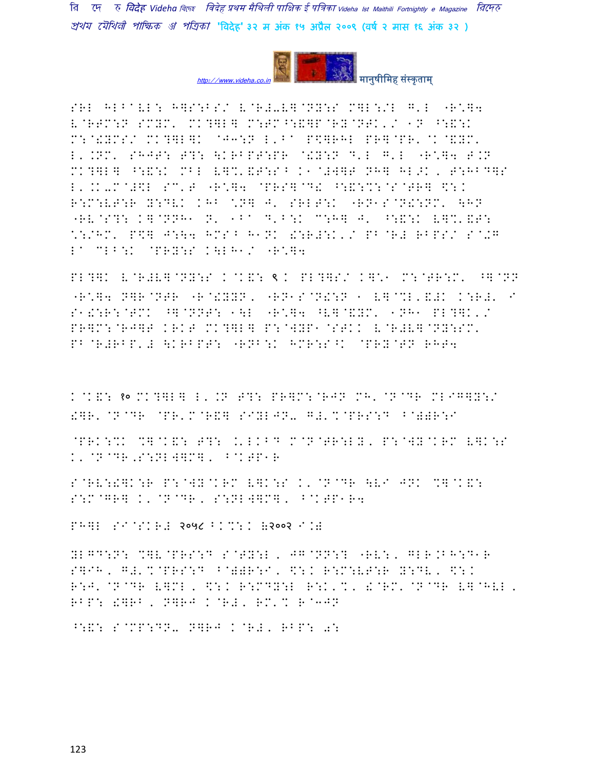SRL HLB^VL: H]S:BS/ V@R#-V]@NY:S M]L:/L G'L "R*]4 V@RTM:N SMYM' MK?]L] M:TM^:&]P@RY@NTK'/ 1N ^:&:K M:@!YMS/ MK?]L]K @J3:N L'B^ P$]RHL PR]@PR' @K@&YM' L'.NM' SHJT: T?: \KRBPT:PR @!Y:N D'L G'L "R*]4 T.N MK?]L] ^:&:K MBL V]%'&T:S^ K1@#W]T NH] HL>K, T:HBD]S L'.K-M@#$L SC'T "R*]4 @PRS]@D& ^:&:%:@S@TR] $:K R:M:VT:R Y:DVK KHB *N] J' SRLT:K "RN1S@N!:NM' \HN "RV@S?: K]@NNH1 N' 1B^ D'B:K M:H] J' ^:&:K V]%'&T: *:/HM' P$] J:\4 HMS^ H1NK !:R#:K'/ PB@R# RBPS/ S@+G L^ MLB:K @PRY:S K\LH1/ "R*]4

PL?]K V@R#V]@NY:S K@K&: ९K PL?]S/ K]*1 M:@TR:M' ^]@NN "R*]4 N]R@NTR "R@!YYN, "RN1S@N!:N 1 V]@%L'&#K K:R#' I S1!:R:@TMK ^]@NNT: 1\L "R*]4 ^V]@&YM' 1NH1 PL?]K'/ PR]M:@RJ]T KRKT MK?]L] P:@WYP1@STKK V@R#V]@NY:SM' PB@R#RBP'# \KRBPT: "RNB:K HMR:S^K @PRY@TN RHT4

K@K&: १० MK?]L] L'.N T?: PR]M:@RJN MH'@N@DR MLIG]Y:/ !]R'@N@DR @PR'M@R&] SIYLJN- G#'%@PRS:D ^@))R:I

@PRK:%K %]@K&: T?: .K'LKBD M@N@TR:LY, P:@WY@KRM V]K:S K'@N@DR,S:NLW]M], ^@KTP1R

S@RV:!]K:R P:@WY@KRM V]K:S K'@N@DR \VI JNK %]@K&: S:M@GR] K'@N@DR, S:NLW]M], ^@KTP1R4

PH]L SI@SKR# २०५८ ^K%:K (२००२ I.)

YLGD:N: %]V@PRS:D S@TY:L, JG@NN:? "RV:, GLR.BH:D1R S]IH, G#'%@PRS:D ^@))R:I, $:K R:M:VT:R Y:DV, $:K R:J'@N@DR V]ML, $:K R:MDY:L R:K'%, !@RM'@N@DR V]@HVL, RBP: !]RB, N]RJ K@R#, RM'% R@3JN

^:&: S@MP:DN- N]RJ K@R#, RBP: 0: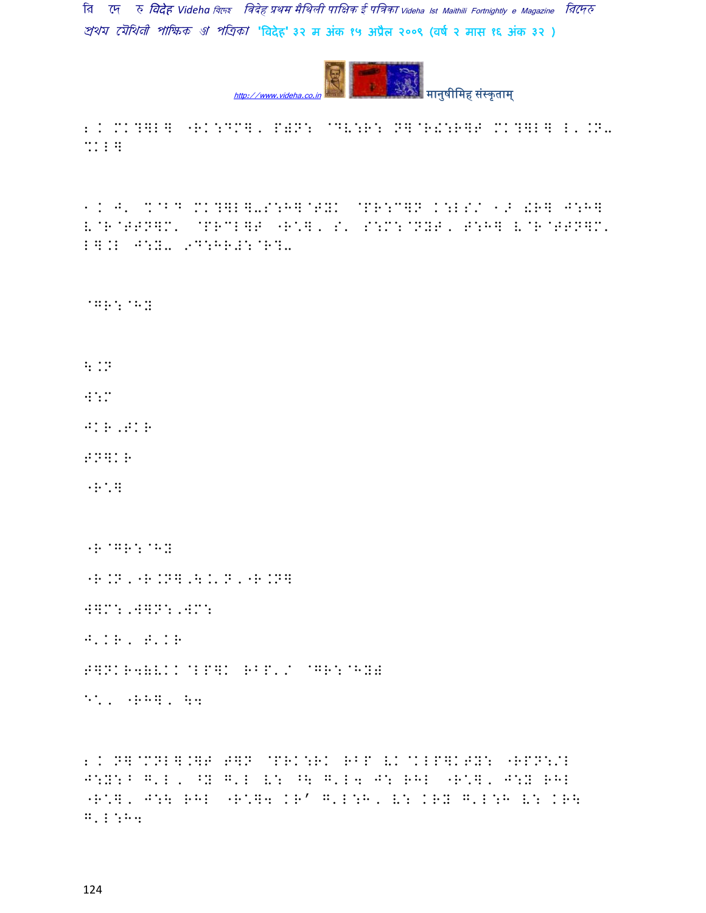2. MK?]L] "RK:DM], P)N: @DV:R: N]@R!:R]F MK?]L] L'.N- %KL]

1. J' %@BD MK?]L]-S:H]@TYK @PR:C]N K:LS/ 1> !R] J:H] V@R@TTN]M' @PRCL]T "R\*], S' S:M:@NYT, T:H] V@R@TTN]M' L].L J:Y- 9D:HR#:@R?-

@GR:@HY

\.N

W:M

JKR,TKR

TN]KR

"R\*]

"R@GR:@HY

"R.N,"R.N],\.'N,"R.N]

W]M:,W]N:,WM:

J'KR, T'KR

T]NKR4(VKK@LP]K RBP'/ @GR:@HY)

E\*, "RH], \4

2. N]@MNL].]T T]N @PRK:RK RBP VK@KLP]KTY: "RPN:/L J:Y:B G'L, ^Y G'L V: ^\ G'L4 J: RHL "R\*], J:Y RHL "R\*], J:\ RHL "R\*]4 KR' G'L:H, V: KRY G'L:H V: KR\ G'L:H4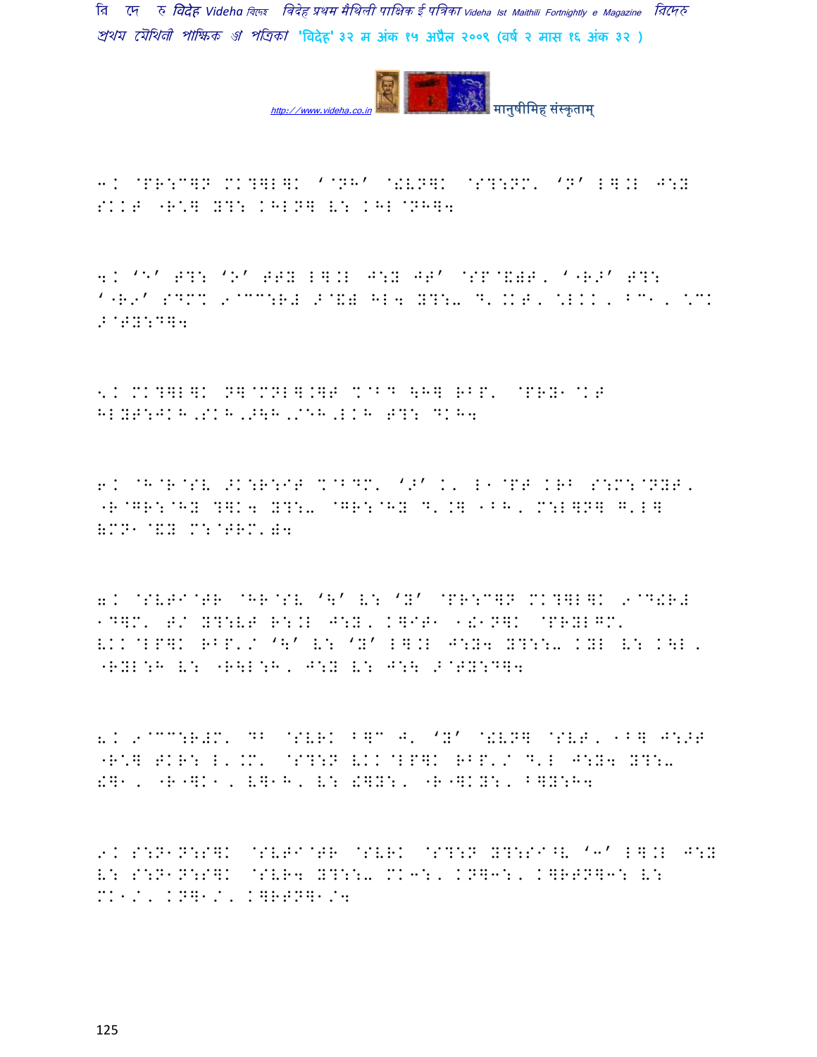3. @PR:C]N MK?]L]K '@NH' @!VN]K @S?:NM' 'N' L].L J:Y SKKT "R\*] Y?: KHLN] V: KHL@NH]4

4. 'E' T?: 'O' TTY L].L J:Y JT' @SP@&)T, '"RO' T?: '"R9' SDM% 9@CC:R# >@&) HL4 Y?:-- D' .KT, \*LKK, BC1, \*CK >@TY:D]4

5. MK?]L]K N]@MNL].]T %@BD \H] RBP' @PRY1@KT HLYT:JKH,SKH,>\H,/EH,LKH T?: DKH4

6. @H@R@SV >K:R:IT %@BDM' '>' K' L1@PT KRB S:M:@NYT, "R@GR:@HY ?]K4 Y?:-- @GR:@HY D'.] 1BH, M:L]N] G'L] (MN1@&Y M:@TRM')4

7. @SVTI@TR @HR@SV '\' V: 'Y' @PR:C]N MK?]L]K 9@D!R# 1D]M' T/ Y?:VT R:.L J:Y, K]IT1 1!1N]K @PRYLGM' VKK@LP]K RBP'/ '\' V: 'Y' L].L J:Y4 Y?::-- KYL V: K\L, "RYL:H V: "R\L:H, J:Y V: J:\ >@TY:D]4

8. 9@CC:R#M' DB @SVRK B]C J' 'Y' @!VN] @SVT, 1B] J:>T "R\*] TKR: L'.M' @S?:N VKK@LP]K RBP'/ D'L J:Y4 Y?:-- !]1, "R"]K1, V]1H, V: !]Y:, "R"]KY:, B]Y:H4

9. S:N1N:S]K @SVTI@TR @SVRK @S?:N Y?:SI^V '3' L].L J:Y V: S:N1N:S]K @SVR4 Y?::-- MK3:, KN]3:, K]RTN]3: V: MK1/, KN]1/, K]RTN]1/4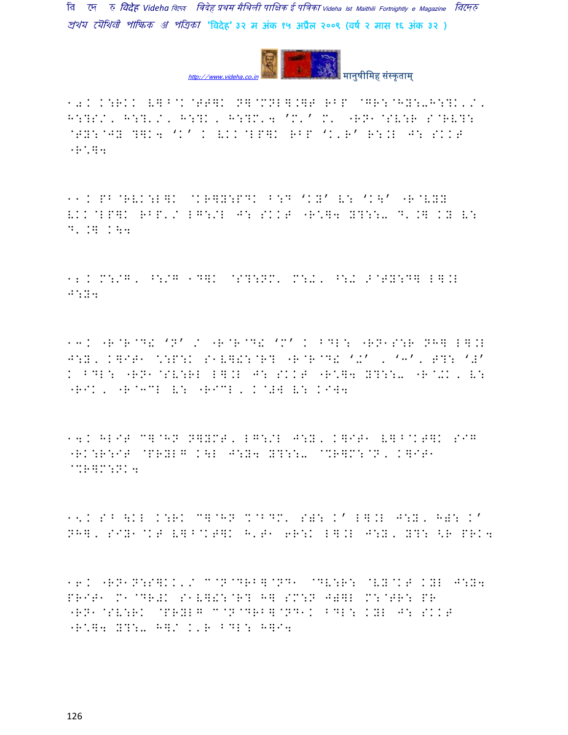10. K:RKK V]^@K@T T]K N]@MNL].]F RBP @GR:@HY:-H:?K'/' H:?S/, H:?'/, H:?K, H:?M'4 'M'' M' "RN1@SV:R S@RV?: @TY:@JY ?]K4 'K' K VKK@LP]K RBP 'K'R' R:.L J: SKKT "R\]4

11. PB@RVK:L]K @KR]Y:PDK B:D 'KY' V: 'K\' "R@VYY VKK@LP]K RBP'/ LG:/L J: SKKT "R\]4 Y?::- D'.] KY V: D'.] K\4

12. M:/G, ^:/G 1D]K @S?:NM' M:further, ^:further >@TY:D] L].L J:Y4

13. "R@R@D! 'N' / "R@R@D! 'M' K BDL: "RN1S:R NH] L].L J:Y, K]IT1 \:P:K S1V]!:@R? "R@R@D! '+' , '3', T?: '#' K BDL: "RN1@SV:RL L].L J: SKKT "R\]4 Y?::- "R@+K, V: "RIK, "R@3CL V: "RICL, K@#W V: KIW4

14. HLIT C]@HN N]YMT, LG:/L J:Y, K]IT1 V]^@KT]K SIG "RK:R:IT @PRYLG K\L J:Y4 Y?::- @%R]M:@N, K]IT1 @%R]M:NK4

15. S^ \KL K:RK C]@HN %@BDM' S): K' L].L J:Y, H): K' NH], SIY1@KT V]^@KT]K H'T1 6R:K L].L J:Y, Y?: <R PRK4

16. "RN1N:S]KK'/ C@N@DRB]@ND1 @DV:R: @VY@KT KYL J:Y4 PRIT1 M1@DR#K S1V]!:@R? H] SM:N J)]L M:@TR: PR "RN1@SV:RK @PRYLG C@N@DRB]@ND1K BDL: KYL J: SKKT "R\]4 Y?::- H]/ K'R BDL: H]I4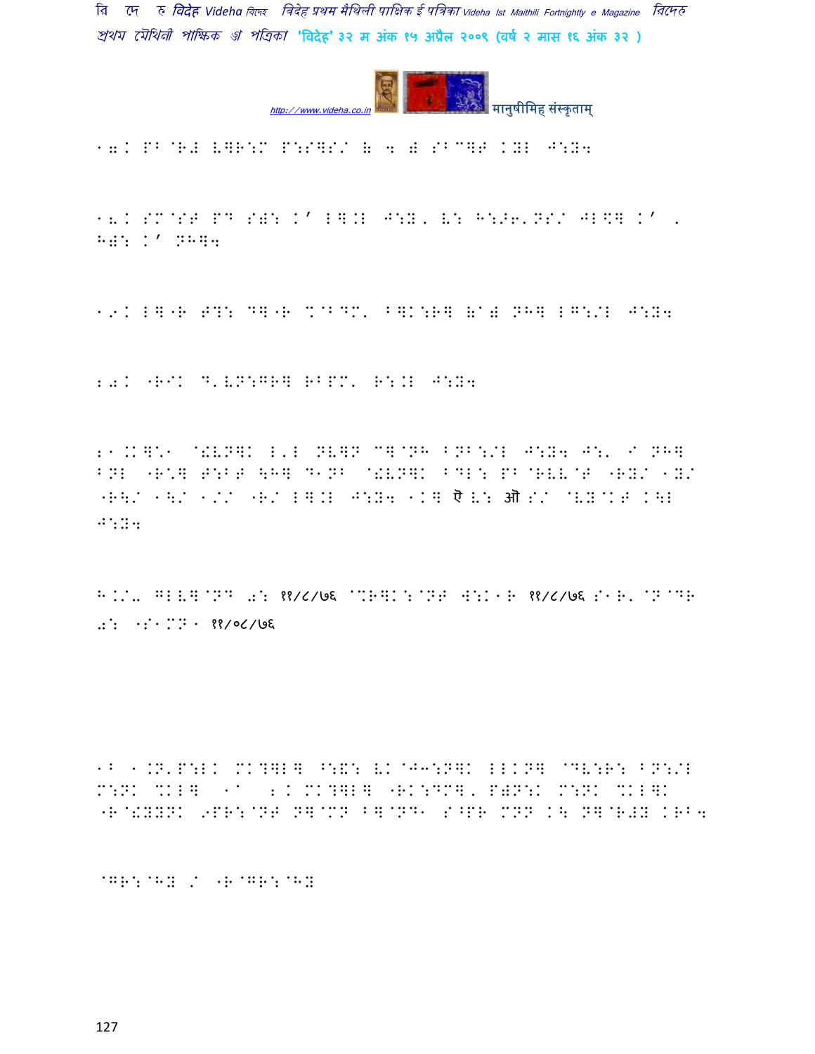17. PB ER# V]R:M P:S]S/ ( 4 ) SBC]T KYL J:Y4

18. SM@ST PD S): K' L].L J:Y, V: H:>6'NS/ JL\] K' , H): K' NH]4

19. L]"R T?: D]"R %@BDM' B]K:R] (@) NH] LG:/L J:Y4

20. "RIK D'VN:GR] RBPM' R:.L J:Y4

21.K]\* @!VN]K L'L NV]N C]@NH BNB:/L J:Y4 J:' I NH] BNL "R\*] T:BT \H] D1NB @!VN]K BDL: PB@RVV@T "RY/ 1Y/ "R\/ 1\/ 1// "R/ L].L J:Y4 1K] ऎ V: ऒ S/ @VY@KT K\L J:Y4

H.//. GLV]@ND 0: ११/८/७६ @%R]K:@NT W:K1R ११/८/७६ S1R'@N@DR 0: "S1MN1 ११/०८/७६

1B 1.N'P:LK MK?]L] ^:&: VK@J3:N]K LLKN] @DV:R: BN:/L M:NK %KL] 1^ 2. MK?]L] "RK:DM]' P)N:K M:NK %KL]K "R@!YYNK 9PR:@NT N]@MN B]@ND1 S^PR MNN K\ N]@R#Y KRB4

@GR:@HY / "R@GR:@HY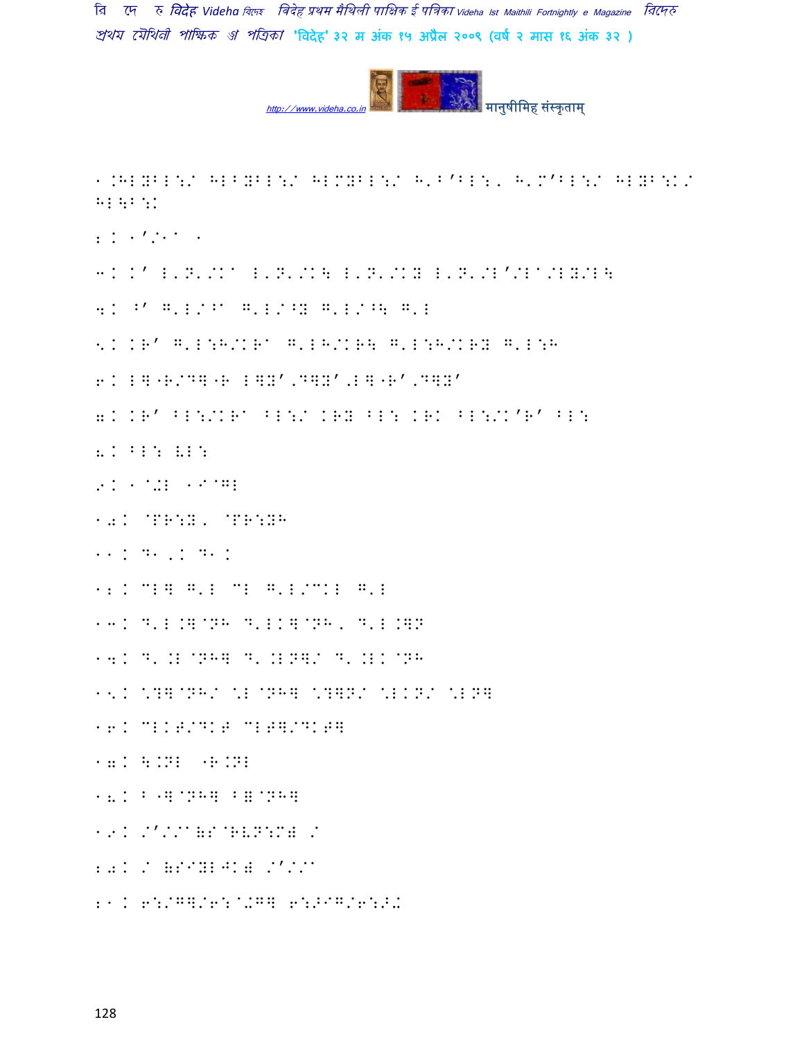1.HLYBL:/ HLBYBL:/ HLMYBL:/ H'B'BL:, H'M'BL:/ HLYB:K/ HL\B:K

2. 1'/1^ 1

3. K' L'N'/K^ L'N'/K\ L'N'/KY L'N'/L'/L^/LY/L\

4. ?' G'L/?^ G'L/?Y G'L/?\ G'L

5. KR' G'L:H/KR^ G'LH/KR\ G'L:H/KRY G'L:H

6. L]"R/D]"R L]Y',D]Y',L]"R',D]Y'

7. KR' BL:/KR^ BL:/ KRY BL: KRK BL:/K'R' BL:

8. BL: VL:

9. 1@+L 1I@GL

10. @PR:Y, @PR:YH

11. D1,K D1K

12. CL] G'L CL G'L/CKL G'L

13. D'L.]@NH D'LK]@NH, D'L.]N

14. D'.L@NH] D'.LN]/ D'.LK@NH

15. \?]@NH/ \L@NH] \?]N/ \LKN/ \LN]

16. CLKT/DKT CLT]/DKT]

17. \.NL "R.NL

18. B"]@NH] B]@NH]

19. /'//^)S@RVN:M) /

20. / )SIYL^K) /'//^

21. 6:/G]/6:@+G] 6:>IG/6:>+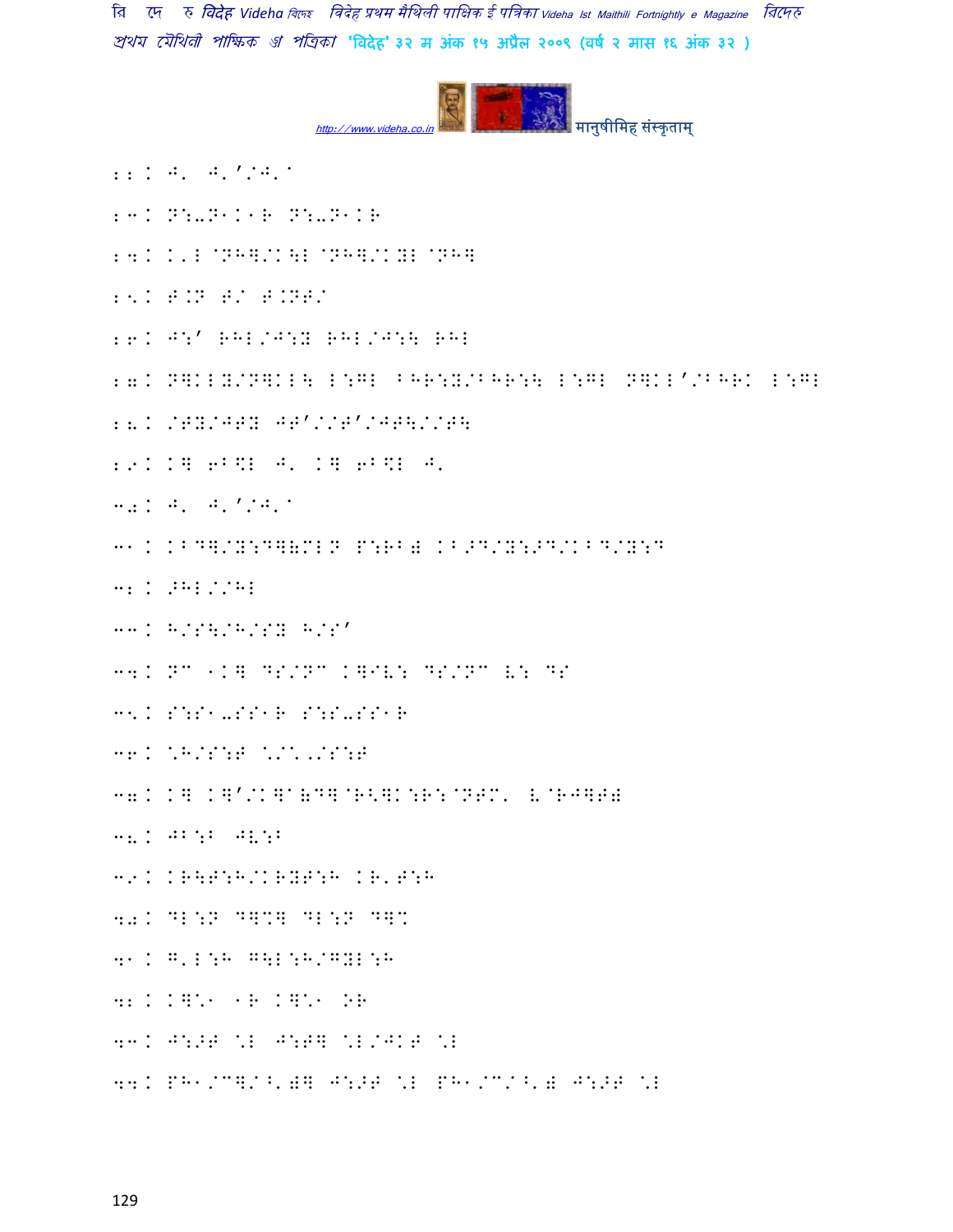22 I J' J'//J'^

23 I N:-N1I1R N:-N1IR

24 I I'L@NH]/I\L@NH]/IYL@NH]

25 I T.N T/ T.NT/

26 I J:' RHL/J:Y RHL/J:\ RHL

27 I N]ILY/N]IL\ L:GL BHR:Y/BHR:\ L:GL N]IL'/BHRI L:GL

28 I /TY/JTY JT'//T'/JT\//T\

29 I I] 6B\$L J' I] 6B\$L J'

30 I J' J'//J'^

31 I IBD]/Y:D](MLN P:RB( IB>D/Y:>D/IBD/Y:D

32 I >HL//HL

33 I H/S\/H/SY H/S'

34 I NC 1I] DS/NC I]IV: DS/NC V: DS

35 I S:S1-SS1R S:S-SS1R

36 I \*H/S:T \*/\*'/S:T

37 I I] I]'/I]A(D]@R<]I:R:@NTM' V@RJ]T(

38 I JB:B JV:B

39 I IR\T:H/IRYT:H IR'T:H

40 I DL:N D]%] DL:N D]%

41 I G'L:H G\L:H/GYL:H

42 I I]\*1 1R I]\*1 OR

43 I J:>T \*L J:T] \*L/JIT \*L

44 I PH1/C]/^'(] J:>T \*L PH1/C/^'( J:>T \*L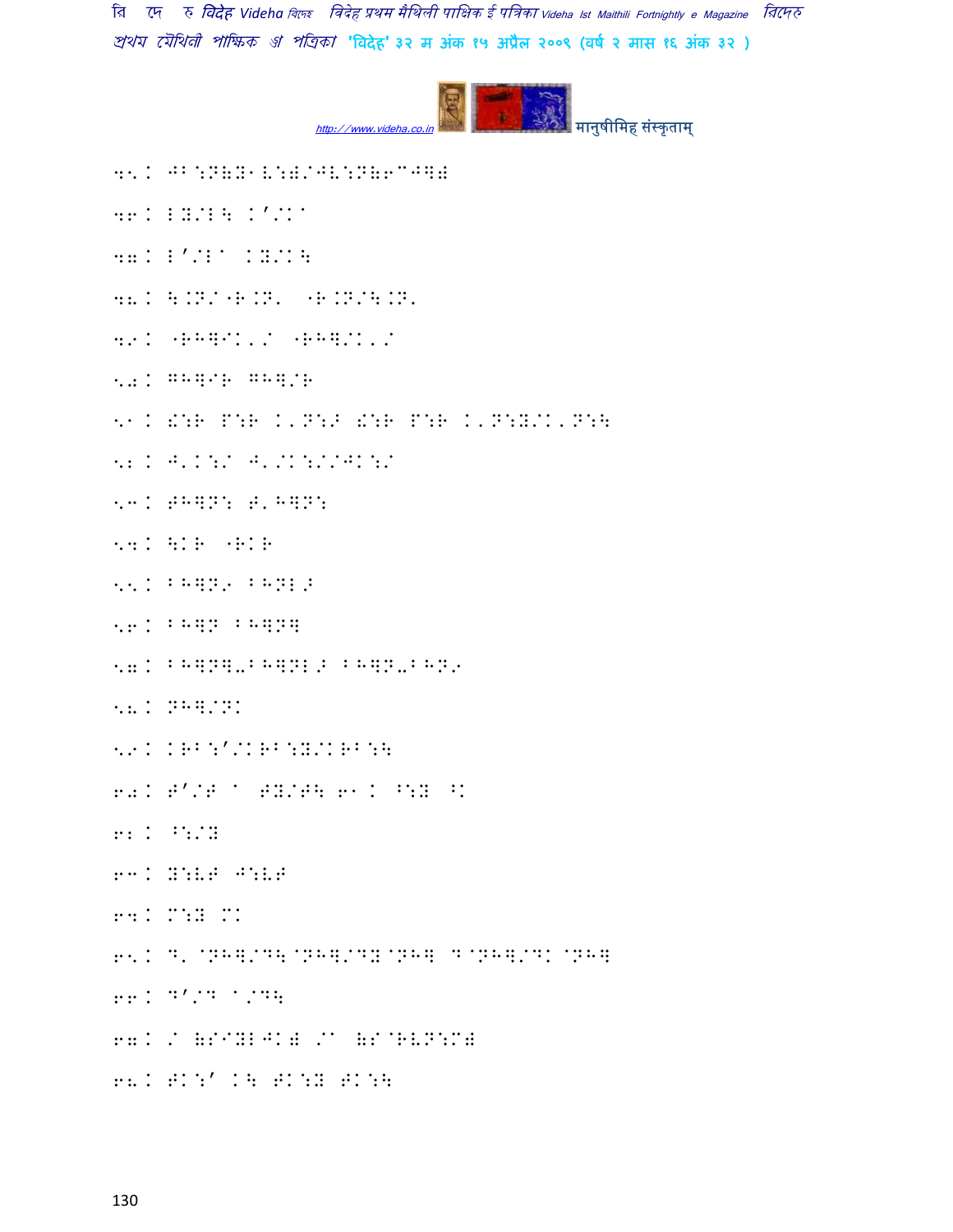४५. JB:N(Y1V:)/JV:N(6CJ])

४६. LY/L\ K'/K^

४७. L'/L^ KY/K\

४८. \.N/"R.N' "R.N/\.N'

४९. "RH]IK'/ "RH]/K'/

५०. GH]/R GH]/R

५१. «:R P:R K'N:4 «:R P:R K'N:Y/K'N:\

५२. J'K:/ J'/K:/ /JK:/

५३. TH]N: T'H]N:

५४. \KR "RKR

५५. BH]N9 BHNL2

५६. BH]N BH]N]

५७. BH]N]-BH]NL2 BH]N-BHN9

५८. NH]/NK

५९. KRB:'/KRB:Y/KRB:\

६०. T'/T ^ TY/T\ ६१. ^:Y ^K

६२. ^:/Y

६३. Y:VT J:VT

६४. M:Y MK

६५. D' @NH]/D\@NH]/DY@NH] D@NH]/DK @NH]

६६. D'/D ^/D\

६७. / (S^IYLJK) /^ (S@RVN:M)

६८. TK:' K\ TK:Y TK:\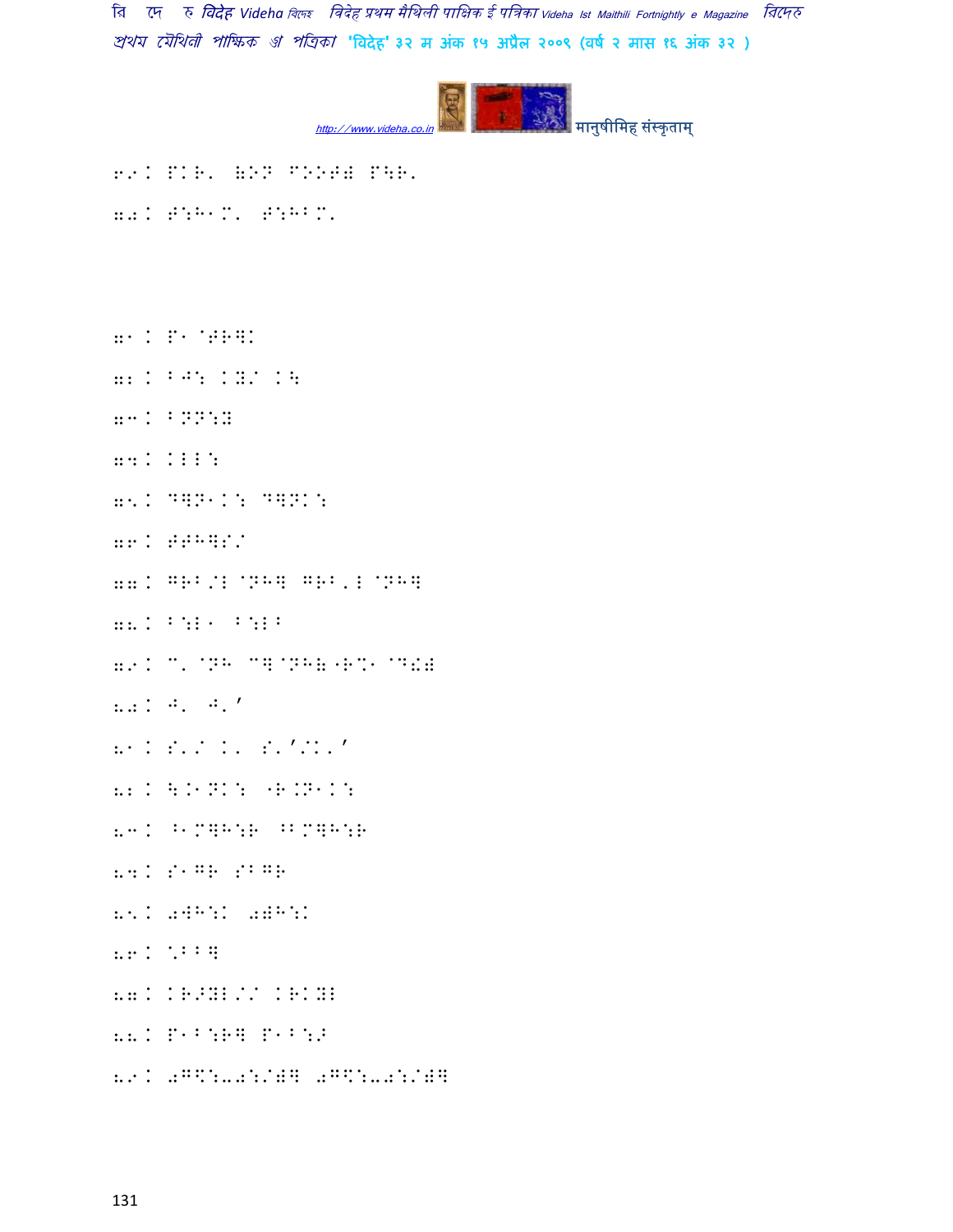69. PKR' WON FOOPW P\R'

70. T:H1M' T:HBM'

71. P1 @TR]K

72. BJ: KX/ K\

73. BNN:X

74. KLL:

75. D]N1K: D]NK:

76. TTH]S/

77. GRB/L @NH] GRB'L @NH]

78. B:L1 B:LB

79. C' @NH C]@NHW"R%1 @DOW

80. J' J'/

81. S'/ K' S'//K'/

82. \.1NK: "R.N1K:

83. ^1M]H:R ^BM]H:R

84. S1GR SBGR

85. 0]H:K 0]H:K

86. %BB]

87. KR>XL// KRKXL

88. P1B:R] P1B:>

89. 0G$:-0:/W] 0G$:-0:/W]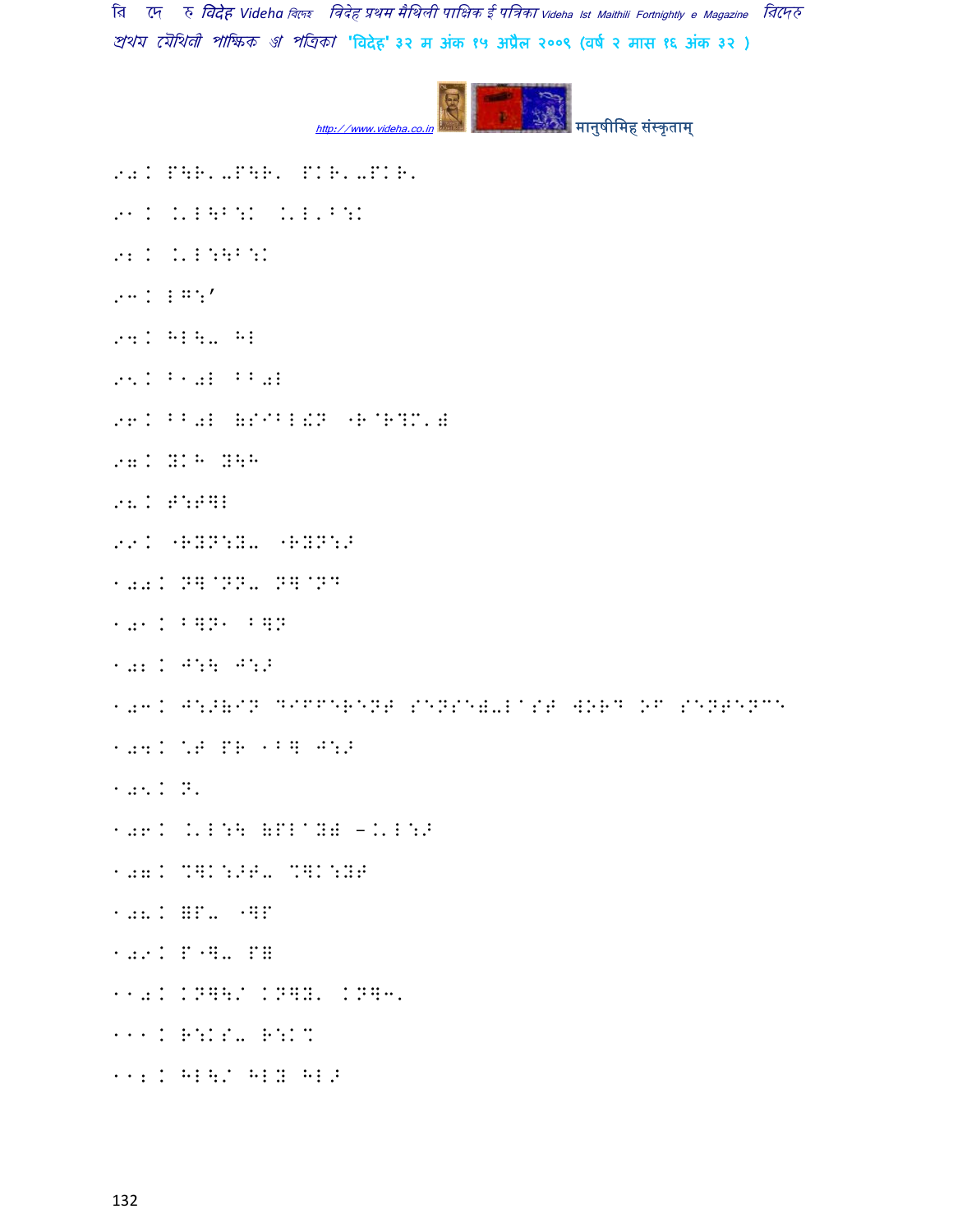90. P\R'-P\R' PKR'-PKR'

91. .'I\B:K .'I'B:K

92. .'I:\B:K

93. IG:'

94. HI\- HI

95. B10I BB0I

96. BB0I (SIBI!N "R@R?M')

97. YKH Y\H

98. T:TGI

99. "RYN:Y- "RYN:>

100. NG@NN- NG@ND

101. BGN1 BGN

102. J:\ J:>

103. J:>(IN DIFFERENT SENSE)-LAST WORD OF SENTENCE

104. *T PR 1BG J:>

105. N'

106. .'I:\ (PI@Y) -.'I:>

107. %GK:>T- %GK:YT

108. GP- "GP

109. P"G- PG

110. KNG\/ KNGY' KNG3'

111. R:KS- R:K%

112. HI\/ HIY HI>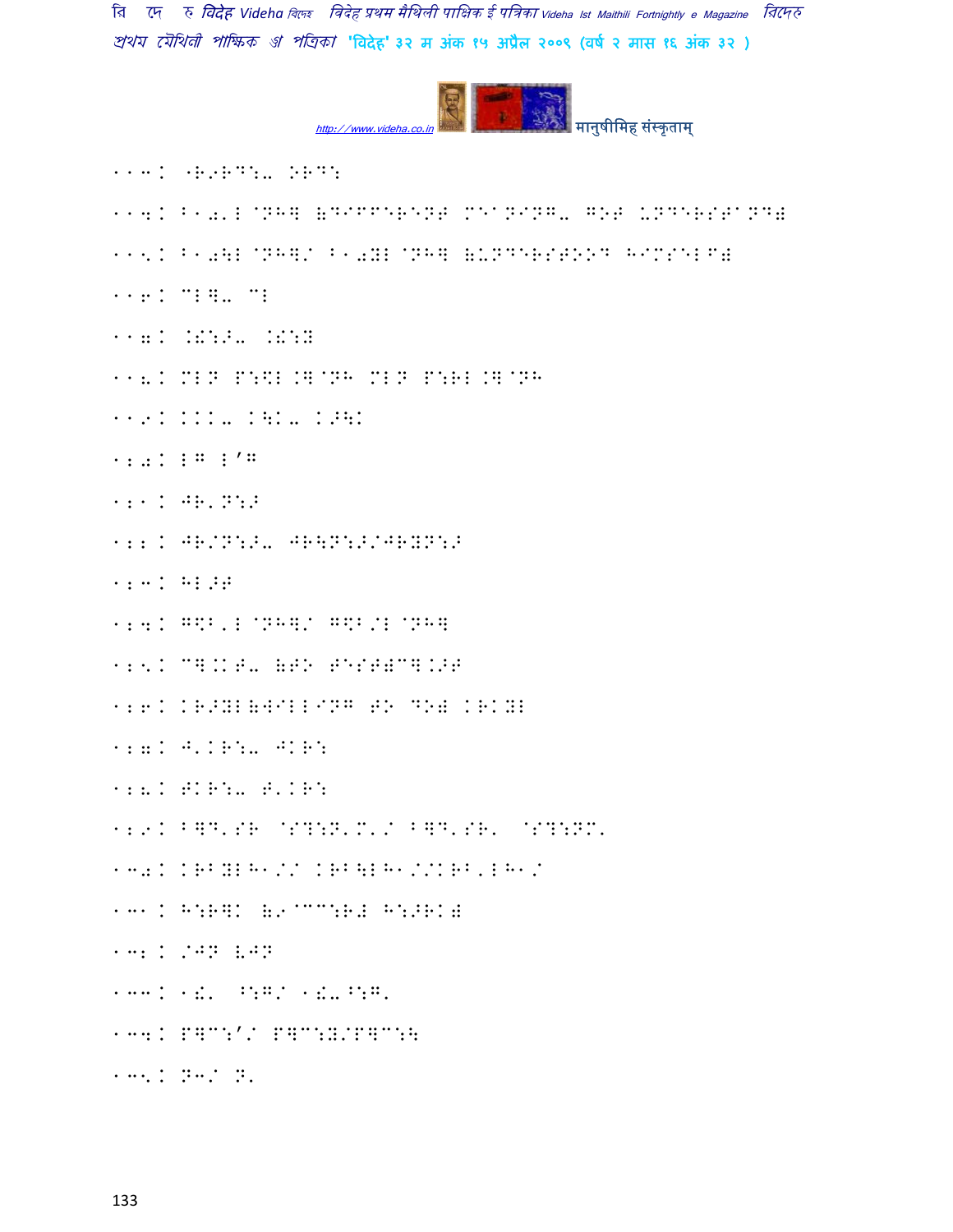113. "R9RD:- OR":

114. B10'L @NH] (DIFFERENT MEANING- GOT UNDERSTAND)

115. B10\L @NH]/ B10YL @NH] (UNDERSTOOD HIMSELF)

116. CL]- CL

117. .!:>- .!:Y

118. MLN P:\$L.]@NH MLN P:RL.]@NH

119. KKK- K\K- K>\K

120. LG L'G

121. JR'N:>

122. JR/N:>- JR\N:>/JRYN:>

123. HL>T

124. G\$B'L@NH]/ G\$B/L@NH]

125. C].KT- (TO FEST)C].>T

126. KR>YL(WILLING TO DO) KRKYL

127. J'KR:- JKR:

128. TKR:- T'KR:

129. B]D'SR @S?:N'M'/ B]D'SR' @S?:NM'

130. KRBYLH1// KRB\LH1//KRB'LH1/

131. H:R]K (9@CC:R# H:>RK)

132. /JN VJN

133. 1!' ^:G/ 1!-^:G'

134. P]C:'/ P]C:Y/P]C:\

135. N3/ N'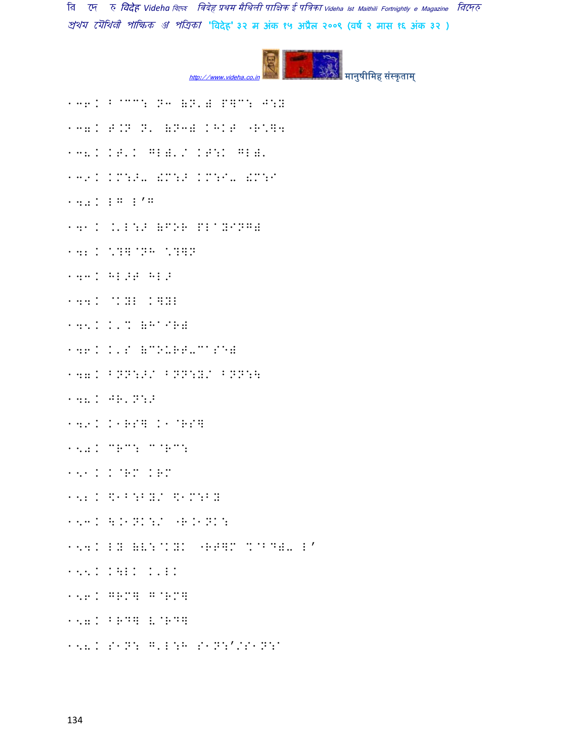136. B@CC: N3 (N'( P]C: J:X

137. T.N N' (N3( KHKT "R\]4

138. KT'K GL('/ KT:K GL('

139. KM:>- [M:> KM:I- [M:I

140. LG L'G

141. .'L:> (FOR PLAYING)

142. \?]@NH \?]N

143. HL>T HL>

144. @KYL K]YL

145. K'% (HAIR)

146. K'S (COURT-CASE)

147. BNN:>/ BNN:Y/ BNN:\

148. JR'N:>

149. K1RS] K1@RS]

150. CRC: C@RC:

151. K@RM KRM

152. \$1B:BY/ \$1M:BY

153. \.1NK:/ "R.1NK:

154. LY (V:@KYK "RT]M %@BD(- L'

155. K\LK K'LK

156. GRM] G@RM]

157. BRD] V@RD]

158. S1N: G'L:H S1N:'/S1N:I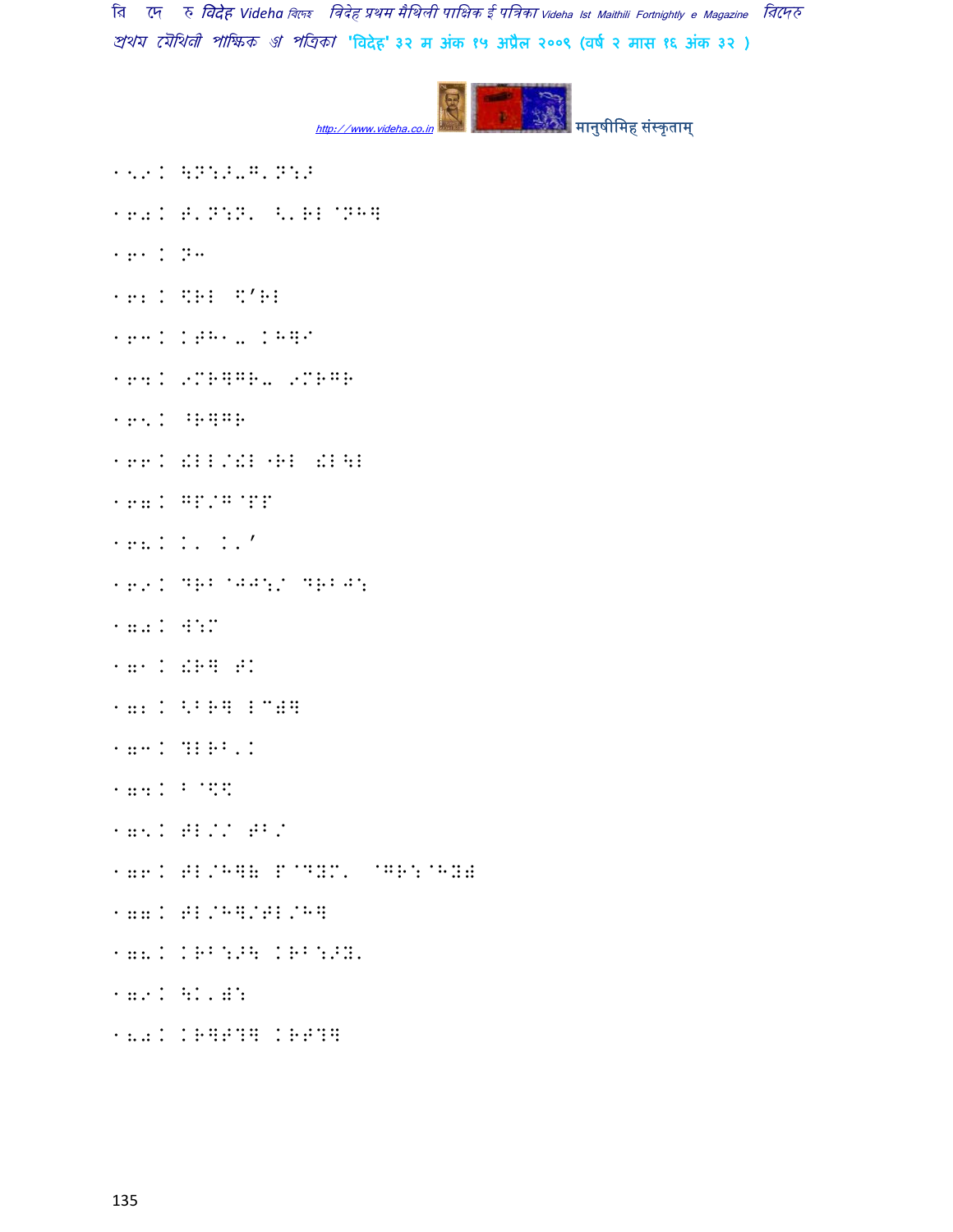159. \N:>-G'N:>

160. T'N:N' <'RL@NHG

161. N3

162. %RL \$'RL

163. KTH1- KHQ9

164. 9MRQGR- 9MRGR

165. ^RQGR

166. !LL/!L"RL !L\L

167. GP/G@PP

168. K' K''

169. DRB@JJ:/ DRBJ:

170. W:M

171. !RQ TK

172. <BRQ LC)Q

173. ?LRB'K

174. B@%\

175. TL/M TB/

176. TL/HQ\ P@DXM' @GR:@HX)

177. TL/HQ/TL/HQ

178. KRB:>\ KRB:>X'

179. \K')::

180. KRQT?Q KRT?Q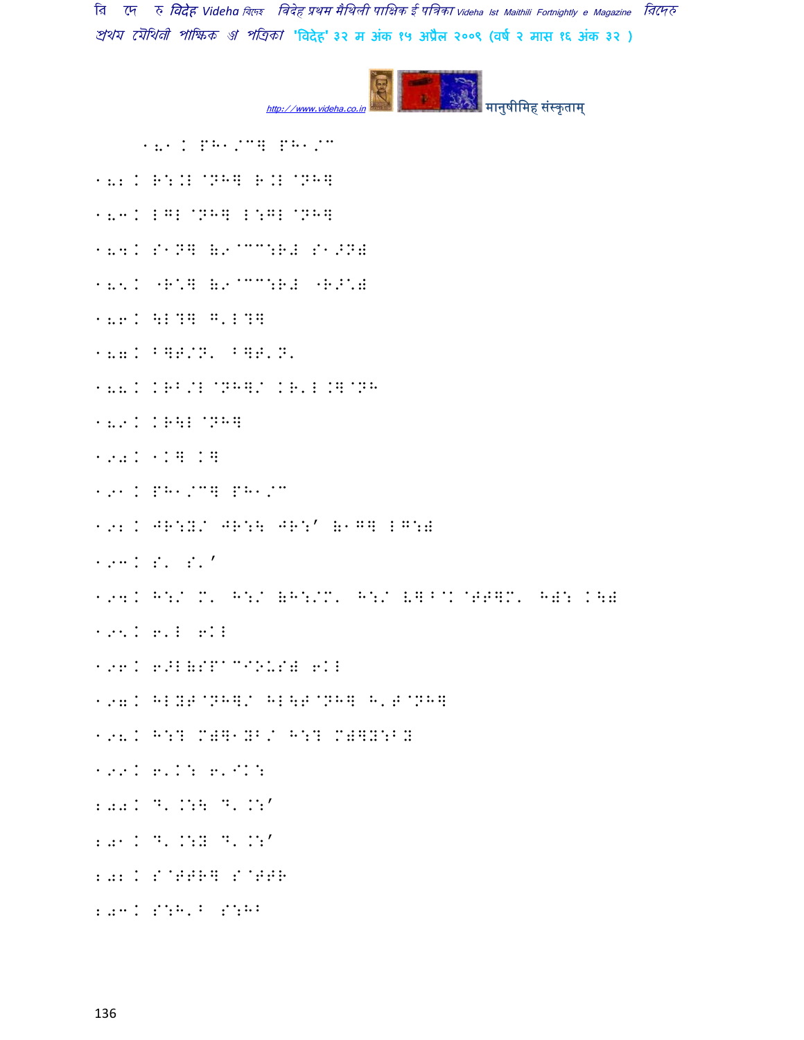181 ) PH1/C] PH1/C

182 ) R:.L @NH] R.L @NH]

183 ) LGL @NH] L:GL @NH]

184 ) S1N] (9@CC:R# S1>N#

185 ) ^R^] (9@CC:R# ^R>^#

186 ) \L?] G'L?]

187 ) B]T/N' B]T'N'

188 ) KRB/L @NH]/ KR'L.]@NH

189 ) KR\L @NH]

190 ) 1K] K]

191 ) PH1/C] PH1/C

192 ) JR:Y/ JR:\ JR:' (1G] LG:#

193 ) S' S''

194 ) H:/ M' H:/ (H:/M' H:/ V]B@K @TT]M' H#: K\#

195 ) 6'L 6KL

196 ) 6>L(SPACIOUS# 6KL

197 ) HLYT@NH]/ HL\T@NH] H'T@NH]

198 ) H:? M#]1YB/ H:? M#]Y:BY

199 ) 6'K: 6'SK:

200 ) D'.:\ D'.:'

201 ) D'.:Y D'.:'

202 ) S@TTR] S@TTR

203 ) S:H'B S:HB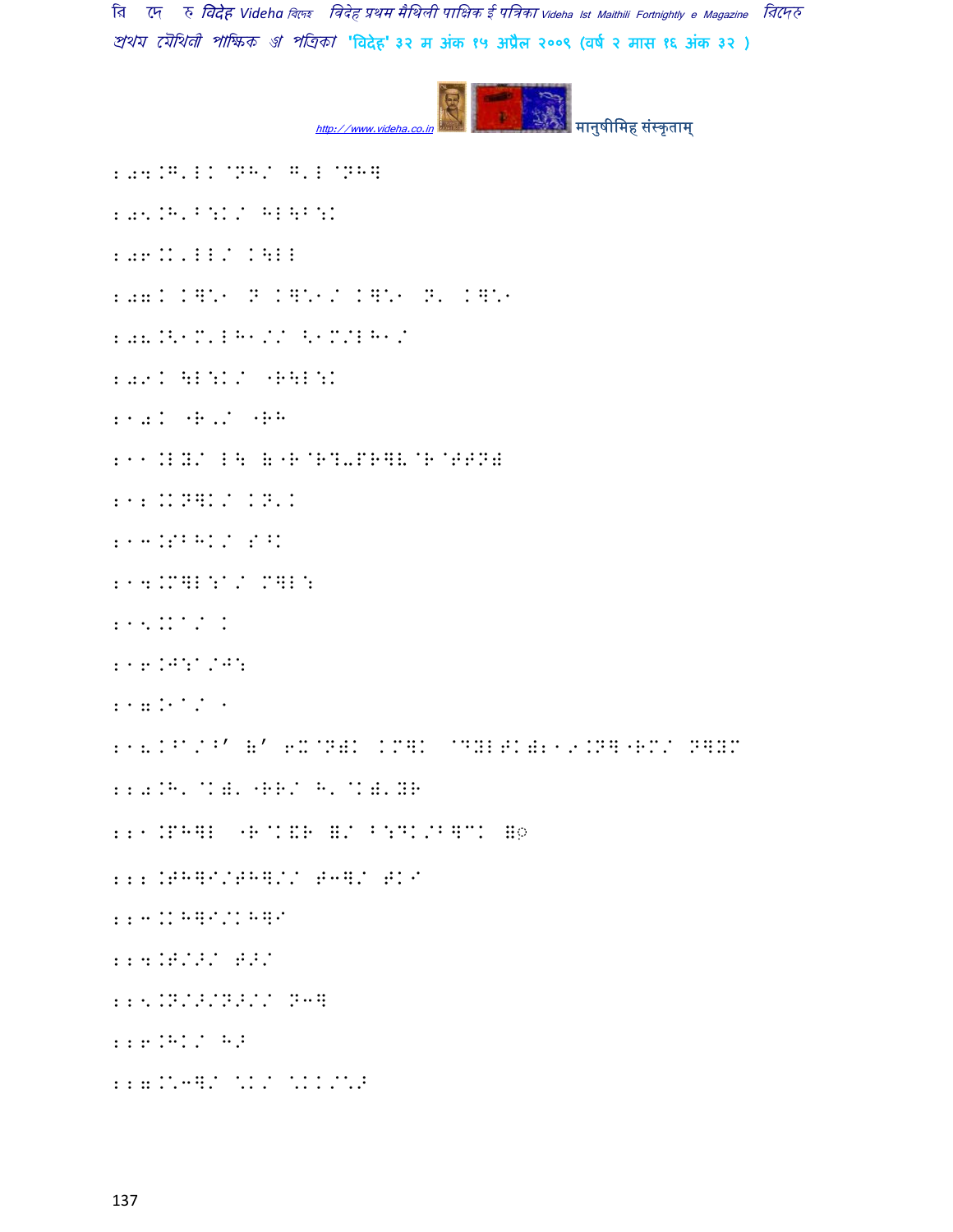204.G'LL@NH/ G'L@NH]

205.H'B:K/ HL\B:K

206.K'LL/ K\LL

207.K K]\1 N K]\1/ K]\1 N' K]\1

208.<1M'LH1// <1M/LH1/

209.K \L:K/ "R\L:K

210.K "R'/ "RH

211.LY/ L\ (R@R?-PR]V@R@TTN)

212.KN]K/ KN'K

213.SBHK/ S^K

214.M]L:a/ M]L:

215.Ka/ K

216.J:a/J:

217.Ja/ 1

218.K^a/^' (' 6X@N)K KM]K @DYLTK)219.N]"RM/ N]YM

220.H' @K)' "RR/ H' @K)'YR

221.PH]L "R@K&R =/ B:DK/B]CK =◌

222.TH]I/TH]// T3]/ TKI

223.KH]I/KH]I

224.T/>/ T>/

225.N/>/N>// N3]

226.HK/ H>

227.M'3]/ \K/ \KK/\'>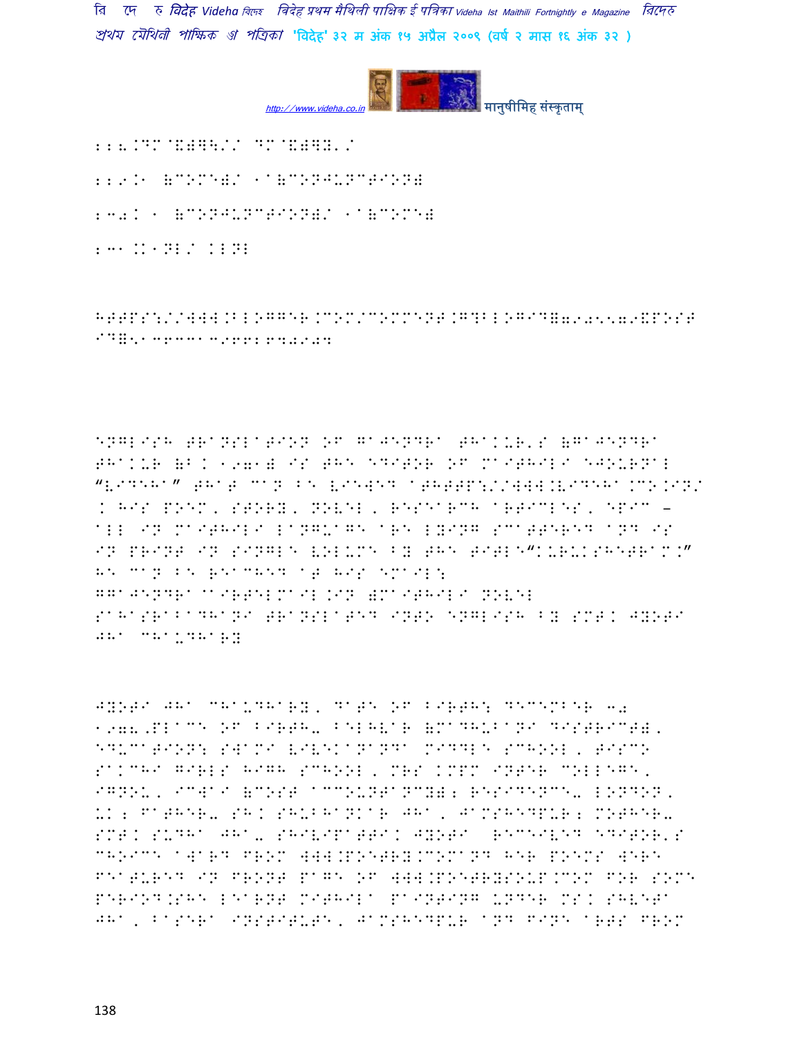228.DM@(ऍ)/ DM@(ऍ)Y./

229.A (COME)/ A(CONJUNCTION)

230. A (CONJUNCTION)/ A(COME)

231..ANL/ .ANL

HTTPS://WWW.BLOGGER.COM/COMMENT.G?BLOGID=7905579&POSTID=5136331396624940247

ENGLISH TRANSLATION OF GAJENDRA THAKUR'S (GAJENDRA THAKUR (B. 1971) IS THE EDITOR OF MAITHILI EJOURNAL "VIDEHA" THAT CAN BE VIEWED AT HTTP://WWW.VIDEHA.CO.IN/ . HIS POEM, STORY, NOVEL, RESEARCH ARTICLES, EPIC – ALL IN MAITHILI LANGUAGE ARE LYING SCATTERED AND IS IN PRINT IN SINGLE VOLUME BY THE TITLE"KURUKSHETRAM." HE CAN BE REACHED AT HIS EMAIL: GGAJENDRA@AIRTELMAIL.IN )MAITHILI NOVEL SAHASRABADHANI TRANSLATED INTO ENGLISH BY SMT. JYOTI JHA CHAUDHARY

JYOTI JHA CHAUDHARY, DATE OF BIRTH: DECEMBER 30 1978,PLACE OF BIRTH- BELHVAR (MADHUBANI DISTRICT), EDUCATION: SWAMI VIVEKANANDA MIDDLE SCHOOL, TISCO SAKCHI GIRLS HIGH SCHOOL, MRS KMPM INTER COLLEGE, IGNOU, ICWAI (COST ACCOUNTANCY); RESIDENCE- LONDON, UK; FATHER- SH. SHUBHANKAR JHA, JAMSHEDPUR; MOTHER- SMT. SUDHA JHA- SHIVIPATTI. JYOTI RECEIVED EDITOR'S CHOICE AWARD FROM WWW.POETRY.COMAND HER POEMS WERE FEATURED IN FRONT PAGE OF WWW.POETRYSOUP.COM FOR SOME PERIOD.SHE LEARNT MITHILA PAINTING UNDER MS. SHVETA JHA, BASERA INSTITUTE, JAMSHEDPUR AND FINE ARTS FROM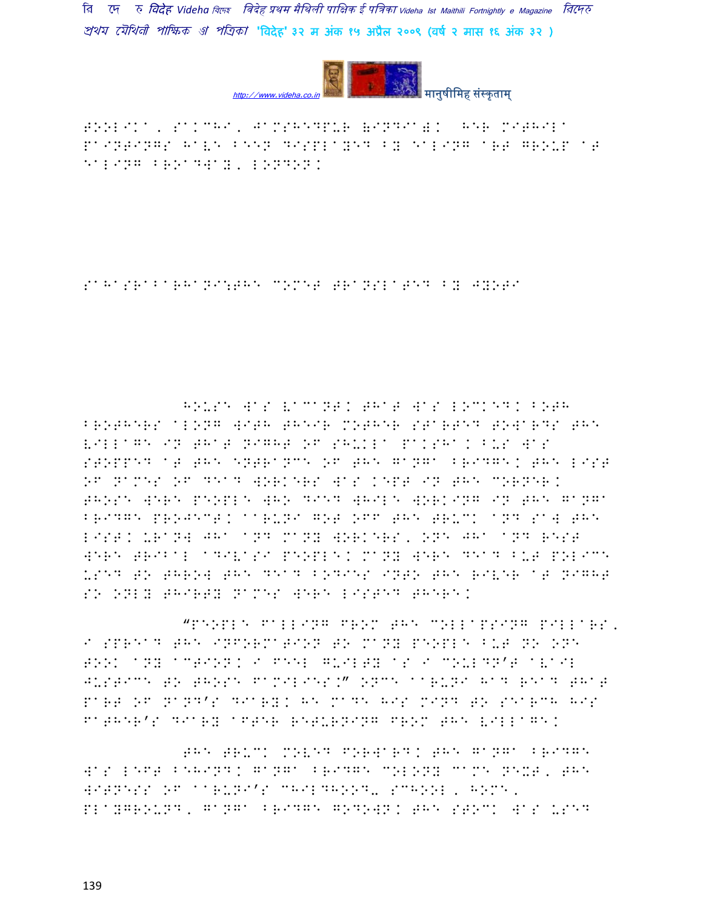TOOLIKA, SAKCHI, JAMSHEDPUR (INDIA). HER MITHILA PAINTINGS HAVE BEEN DISPLAYED BY EALING ART GROUP AT EALING BROADWAY, LONDON.

SAHASRABARHANI:THE COMET TRANSLATED BY JYOTI

HOUSE WAS VACANT. THAT WAS LOCKED. BOTH BROTHERS ALONG WITH THEIR MOTHER STARTED TOWARDS THE VILLAGE IN THAT NIGHT OF SHUKLA PAKSHA. BUS WAS STOPPED AT THE ENTRANCE OF THE GANGA BRIDGE. THE LIST OF NAMES OF DEAD WORKERS WAS KEPT IN THE CORNER. THOSE WERE PEOPLE WHO DIED WHILE WORKING IN THE GANGA BRIDGE PROJECT. AARUNI GOT OFF THE TRUCK AND SAW THE LIST. URANW JHA AND MANY WORKERS, ONE JHA AND REST WERE TRIBAL ADIVASI PEOPLE. MANY WERE DEAD BUT POLICE USED TO THROW THE DEAD BODIES INTO THE RIVER AT NIGHT SO ONLY THIRTY NAMES WERE LISTED THERE.

"PEOPLE FALLING FROM THE COLLAPSING PILLARS, I SPREAD THE INFORMATION TO MANY PEOPLE BUT NO ONE TOOK ANY ACTION. I FEEL GUILTY AS I COULDN'T AVAIL JUSTICE TO THOSE FAMILIES." ONCE AARUNI HAD READ THAT PART OF NAND'S DIARY. HE MADE HIS MIND TO SEARCH HIS FATHER'S DIARY AFTER RETURNING FROM THE VILLAGE.

THE TRUCK MOVED FORWARD. THE GANGA BRIDGE WAS LEFT BEHIND. GANGA BRIDGE COLONY CAME NEXT, THE WITNESS OF AARUNI'S CHILDHOOD- SCHOOL, HOME, PLAYGROUND, GANGA BRIDGE GODOWN. THE STOCK WAS USED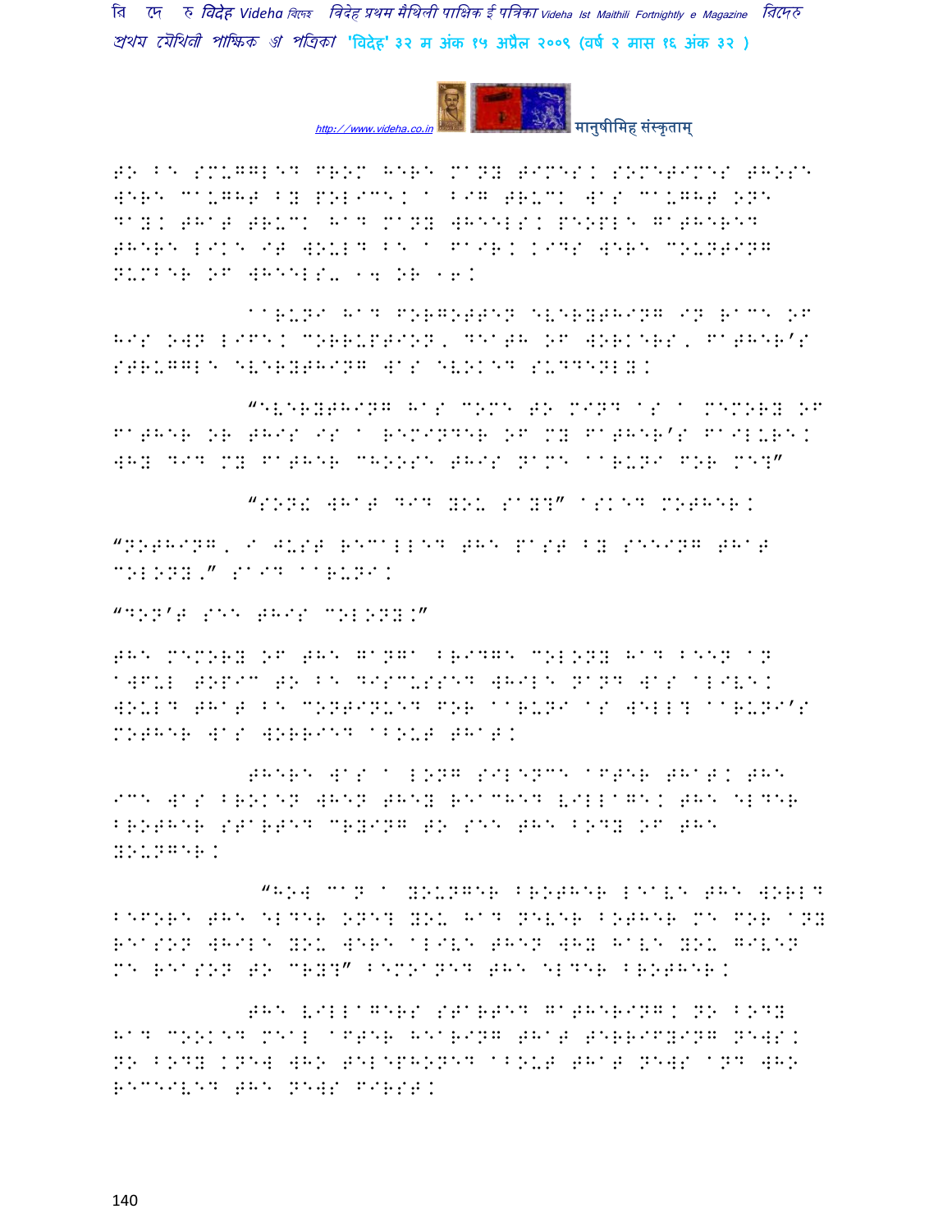to be smuggled from here many times. Sometimes those were caught by police. A big truck was caught one day. That truck had many wheels. People gathered there like it would be a fair. Kids were counting number of wheels, 14 or 16.

Aaruni had forgotten everything in race of his own life. Corruption, death of workers, father's struggle everything was evoked suddenly.

"Everything has come to mind as a memory of father or this is a reminder of my father's failure. Why did my father choose this name Aaruni for me?"

"Son! What did you say?" asked mother.

"Nothing, I just recalled the past by seeing that colony," said Aaruni.

"Don't see this colony."

The memory of the Ganga bridge colony had been an awful topic to be discussed while Nand was alive. Would that be continued for Aaruni as well? Aaruni's mother was worried about that.

There was a long silence after that. The ice was broken when they reached village. The elder brother started crying to see the body of the younger.

"How can a younger brother leave the world before the elder one? You had never bother me for any reason while you were alive then why have you given me reason to cry?" bemoaned the elder brother.

The villagers started gathering. No body had cooked meal after hearing that terrifying news. No body knew who telephoned about that news and who received the news first.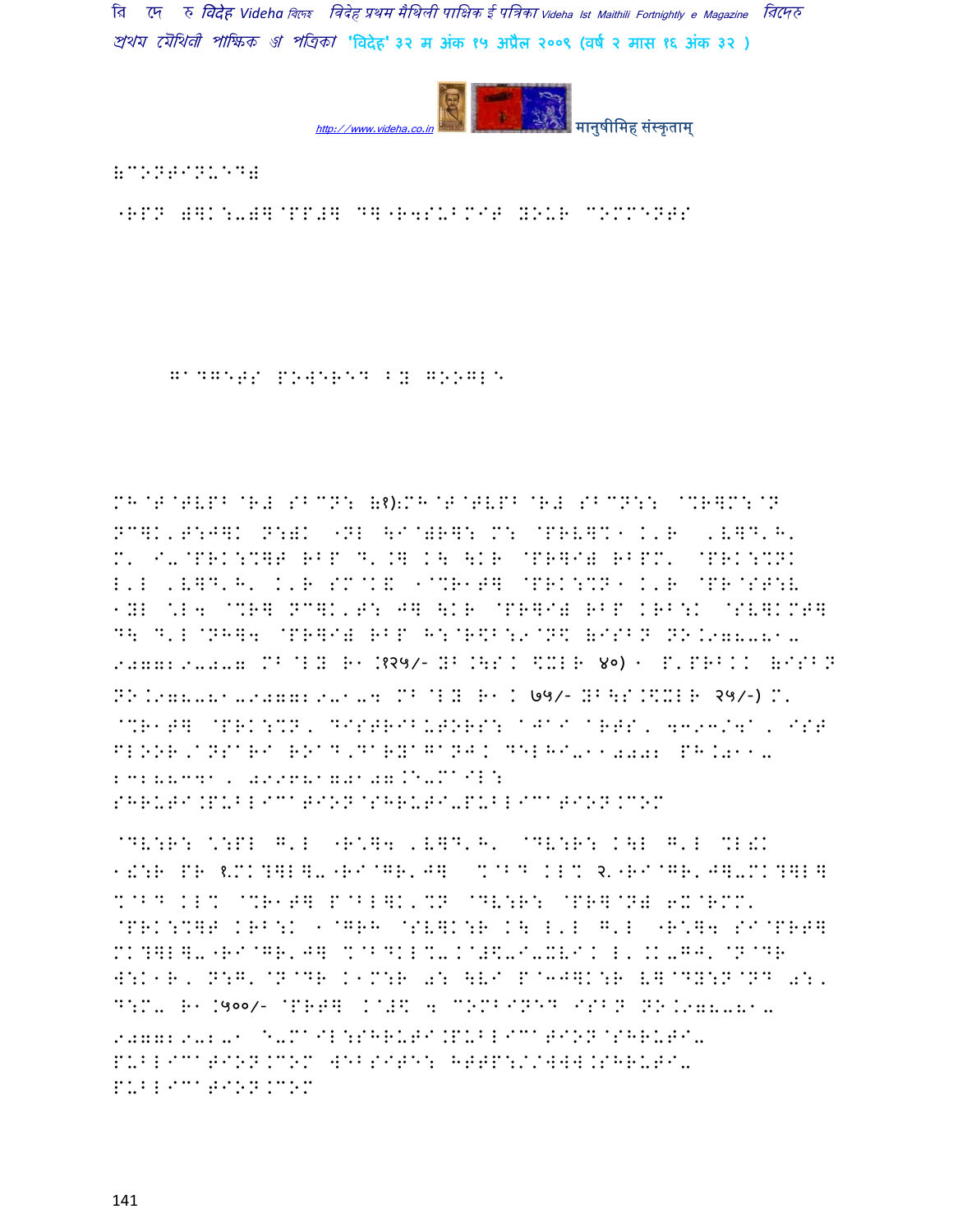(CONTINUED)

^RPN (]K:-(]@PP#] D]^R4SUBMIT YOUR COMMENTS

GADGETS POWERED BY GOOGLE

MH@T@TVPB@R# SBCN: (१):MH@T@TVPB@R# SBCN:: @%R]M:@N NC]K,T:J]K N:)K ^NL \I@)R]: M: @PRV]%1 K'R ,V]D'H' M' I-@PRK:%]T RBP D'.] K\ \KR @PR]I) RBPM' @PRK:%NK L'L ,V]D'H' K'R SM@K& 1@%R1T] @PRK:%N1 K'R @PR@ST:V 1YL ':L4 @%R] NC]K,T: J] \KR @PR]I) RBP KRB:K @SV]KMT] D\ D'L@NH]4 @PR]I) RBP H:@R\$B:9@N\$ (ISBN NO.978-81-907729-0-7 MB@LY R1.१२५/- YB.\SK \$XLR ४०) 1 P'PRBKK (ISBN NO.978-81-907729-1-4 MB@LY R1K ७५/- YB\S.\$XLR २५/-) M' @%R1T] @PRK:%N, DISTRIBUTORS: AJAY ARTS, 4393/4A, IST FLOOR,ANSARI ROAD,DARYAGANJ. DELHI-110002 PH.011-23288341, 09968170107.E-MAIL: SHRUTI.PUBLICATION@SHRUTI-PUBLICATION.COM

@DV:R: ':PL G'L ^R'\]4 ,V]D'H' @DV:R: K\L G'L %L!K 1!:R PR १.MK?]L]-^RI@GR'J] %@BD KL% २.^RI@GR'J]-MK?]L] %@BD KL% @%R1T] P@BL]K'%N @DV:R: @PR]@N) 6X@RMM' @PRK:%]T KRB:K 1@GRH @SV]K:R K\ L'L G'L ^R'\]4 SI@PRT] MK?]L]-^RI@GR'J] %@BDKL%-.@#\$-I-XVI. L'.K-GJ'@N@DR W:K1R, N:G'@N@DR K1M:R 0: \VI P@3J]K:R V]@DY:N@ND 0:, D:M- R1.५००/- @PRT] .@#\$ 4 COMBINED ISBN NO.978-81-907729-2-1 E-MAIL:SHRUTI.PUBLICATION@SHRUTI-PUBLICATION.COM WEBSITE: HTTP://WWW.SHRUTI-PUBLICATION.COM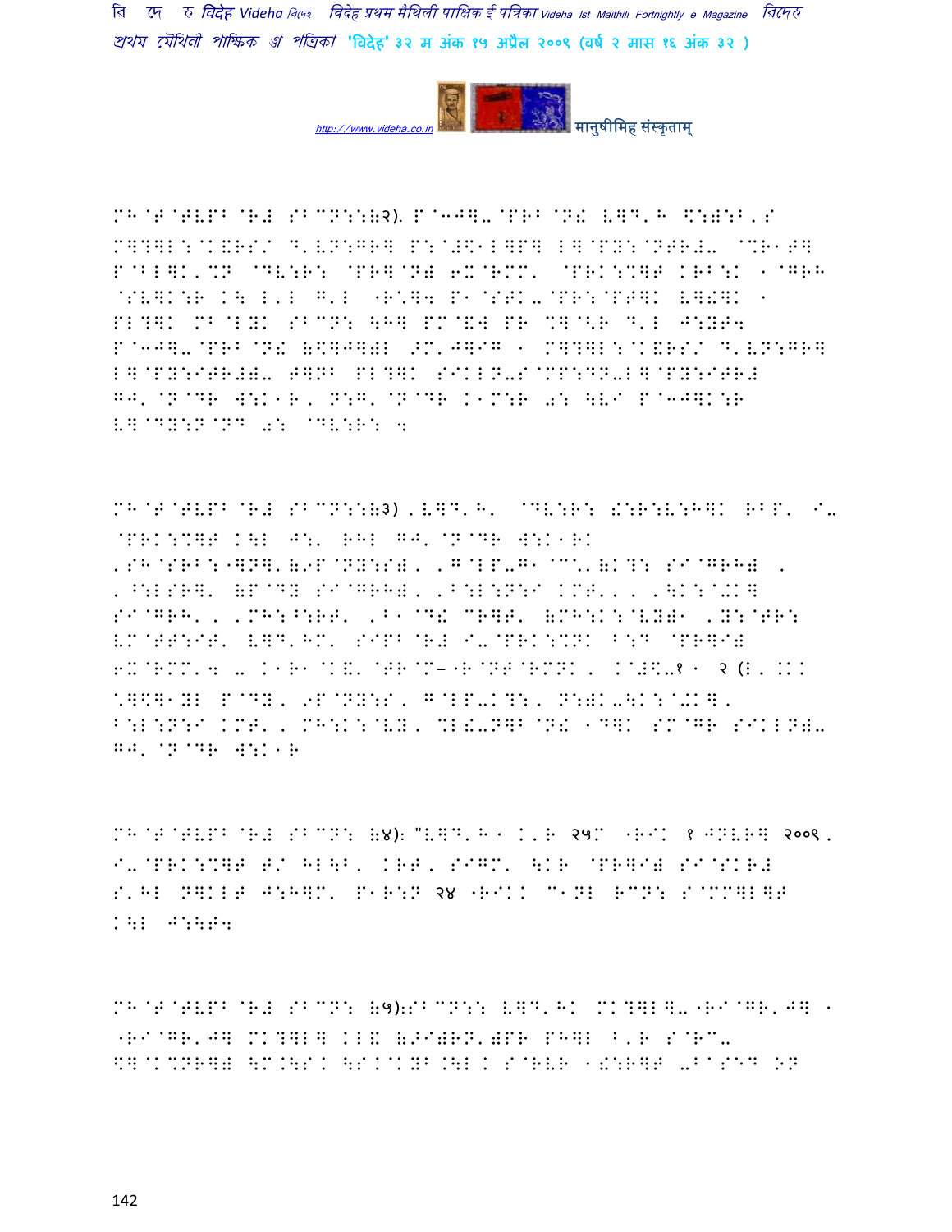MH@T@TVPB@R# SBCN::(२). P@3J]-@PRB@N! V]D'H \$:):B'S M]?]L:@K&RS/ D'VN:GR] P:@#\$1L]P] L]@PY:@NTR#- @%R1T] P@BL]K'%N @DV:R: @PR]@N) 6X@RMM' @PRK:%]T KRB:K 1@GRH @SV]K:R K\ L'L G'L "R'G4 P1@STK-@PR:@PT]K V]!]K 1 PL?]K MB@LYK SBCN: \H] PM@&W PR %]@<R D'L J:YT4 P@3J]-@PRB@N! (\$]J])L >M'J]IG 1 M]?]L:@K&RS/ D'VN:GR] L]@PY:ITR#)- T]NB PL?]K SIKLN-S@MP:DN-L]@PY:ITR# GJ'@N@DR W:K1R, N:G'@N@DR K1M:R 0: \VI P@3J]K:R V]@DY:N@ND 0: @DV:R: 4

MH@T@TVPB@R# SBCN::(३),V]D'H' @DV:R: !:R:V:H]K RBP' I- @PRK:%]T K\L J:' RHL GJ'@N@DR W:K1RK 'SH@SRB:"]N]'(9P@NY:S), 'G@LP-G1@C\*'(K?: SI@GRH) , '^:LSR]' (P@DY SI@GRH), '^:L:N:I KMT', , '\K:@.K] SI@GRH', , 'MH:^:RT' 'B1@D! CR]T' (MH:K:@VY)1 'Y:@TR: VM@TT:IT' V]D'HM' SIPB@R# I-@PRK:%NK ^:D @PR]I) 6X@RMM'4 - K1R1@K&'@TR@M–"R@NT@RMNK , K@#\$-१ 1 २ (L'.KK \*]\$]1YL P@DY, 9P@NY:S, G@LP-K?:, N:)K-\K:@.K], B:L:N:I KMT', MH:K:@VY, %L!-N]B@N! 1D]K SM@GR SIKLN)- GJ'@N@DR W:K1R

MH@T@TVPB@R# SBCN: (४): "V]D'H1 K'R २५M "RIK १ JNVR] २००९, I-@PRK:%]T T/ HL\B' KRT, SIGM' \KR @PR]I) SI@SKR# S'HL N]KLT J:H]M' P1R:N २४ "RIKK C1NL RCN: S@MM]L]T K\L J:\T4

MH@T@TVPB@R# SBCN: (५):SBCN:: V]D'HK MK?]L]-"RI@GR'J] 1 "RI@GR'J] MK?]L] KL& (>I)RN')PR PH]L ^'R S@RC- \$]@K%NR]) \M.\SK \S.@KYB.\L K S@RVR 1!:R]T -BASED ON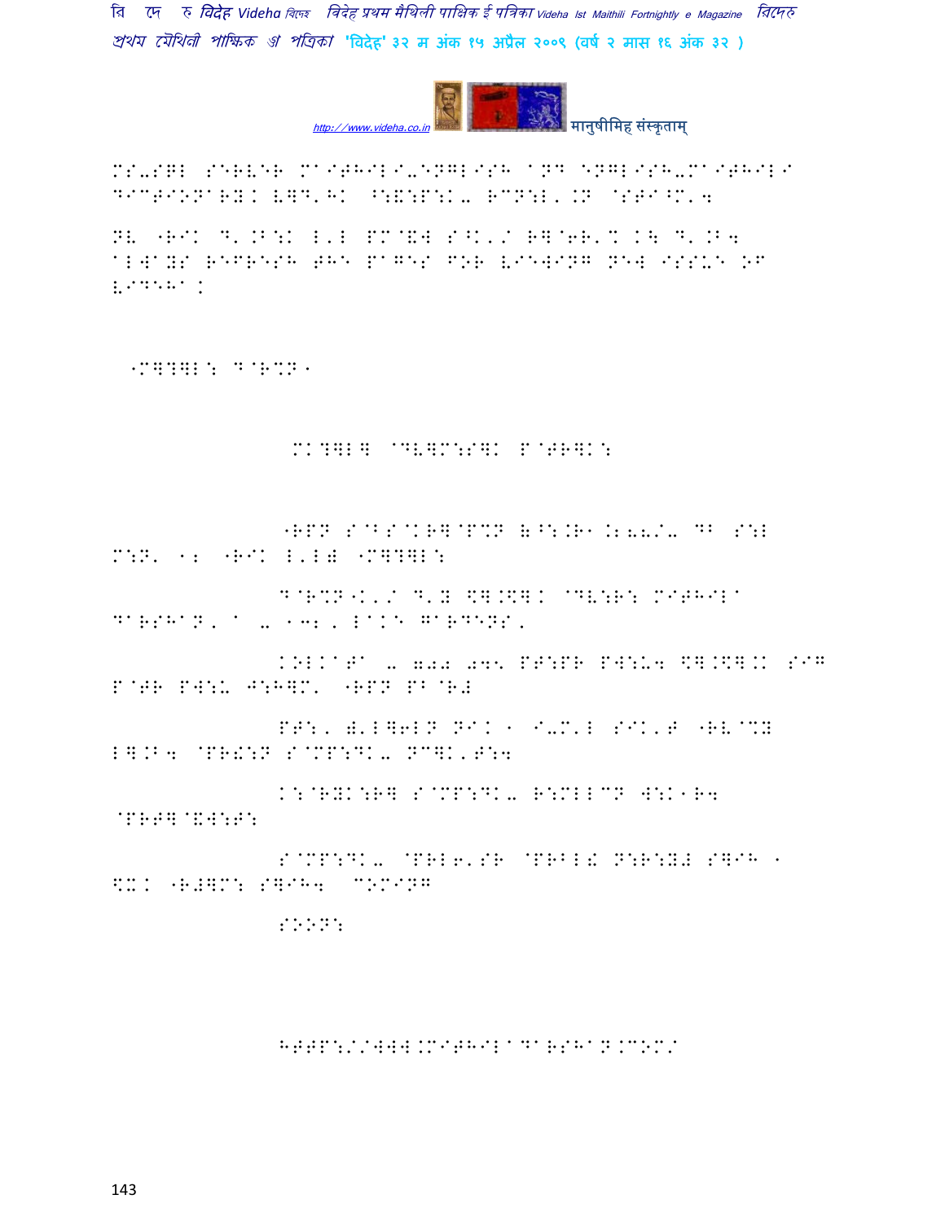MS-SQL SERVER MAITHILI-ENGLISH AND ENGLISH-MAITHILI DICTIONARY. V]D'HK ^:&:P:K- RCN:L'.N @STI^M'4

NV "RIK D'.B:K L'L PM@&W S^K'/ R]@6R'% K\ D'.B4 always refresh the pages for viewing new issue of VIDEHA.

"M]?]L: D@R%N"

MK?]L] @DV]M:S]K P@TR]K:

"RPN S@BS@KR]@P%N (^:.R1.2\_\_/- DB S:L M:N' 12 "RIK L'L) "M]?]L:

D@R%N"K'/ D'Y \$].\$]. @DV:R: MAITHILI DARSHAN, A - 132, LAKE GARDENS,

KOLKATA - 700 045 PT:PR PW:U4 \$].\$].K SIG P@TR PW:U J:H]M' "RPN PB@R#

PT:, )'L]6LN NIK" I-M'L SIK'T "RV@%Y L].B4 @PR!:N S@MP:DK- NC]K'T:4

K:@RYK:R] S@MP:DK- R:MLLCN W:K"R4 @PRT]@&W:T:

S@MP:DK- @PRL6'SR @PRBL! N:R:Y# S]IH " \$X. "R#]M: S]IH4 COMING

SOON:

HTTP://WWW.MAITHILIDARSHAN.COM/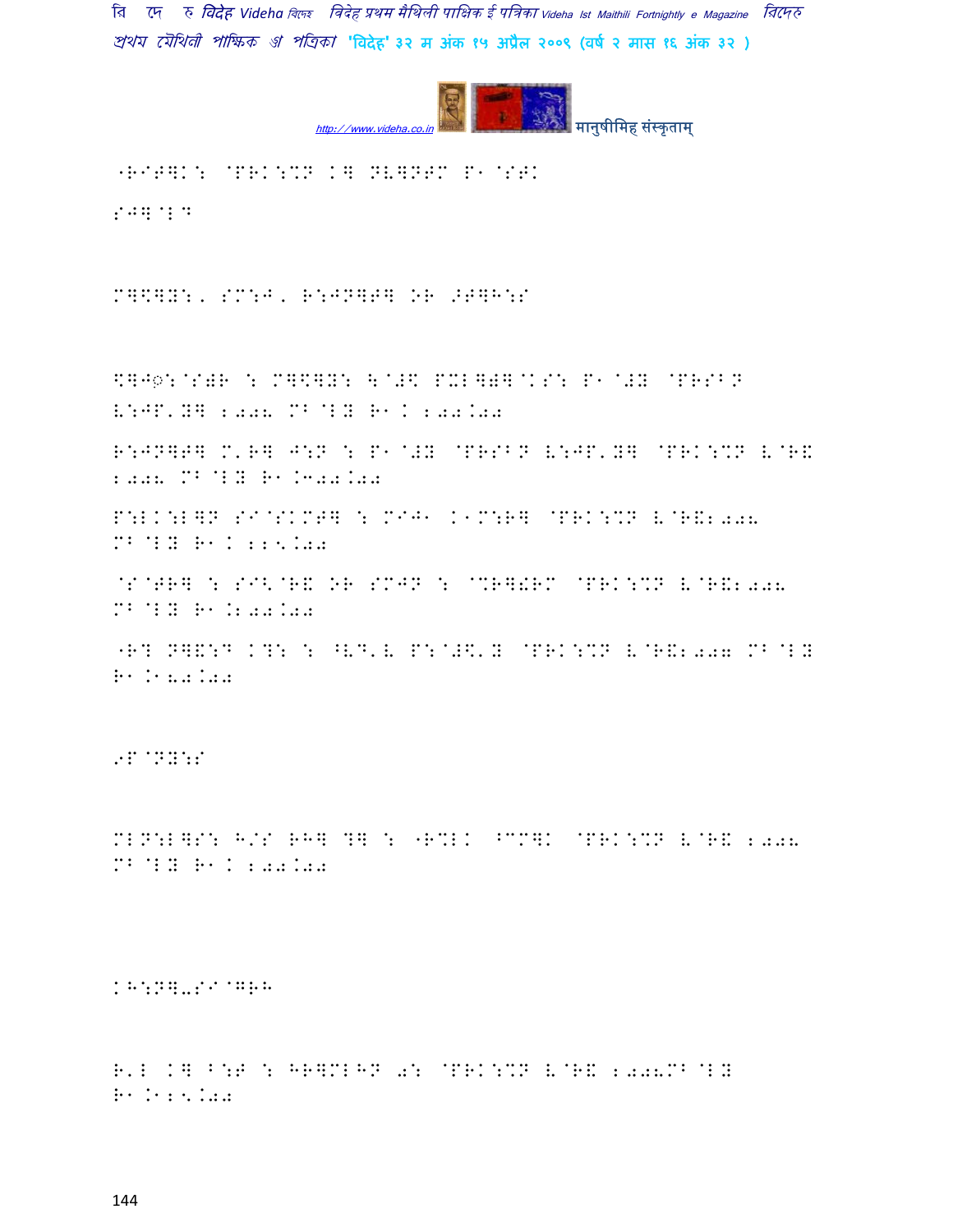"RIT]K: @PRK:%N K] NV]NTM P1@STK

SJ]@LD

M]&]Y:, SM:J, R:JN]T] OR >T]H:S

&]J◌:@S)R : M]&]Y: \@#$ PXL]))@KS: P1@#Y @PRSBN V:JP'Y] 2008 MB@LY R1K 200.00

R:JN]T] M'R] J:N : P1@#Y @PRSBN V:JP'Y] @PRK:%N V@R& 2008 MB@LY R1.300.00

P:LK:L]N SI@SKMT] : MIJ1 K1M:R] @PRK:%N V@R&2008 MB@LY R1K 225.00

@S@TR] : SI<@R& OR SMJN : @%R]!RM @PRK:%N V@R&2008 MB@LY R1.200.00

"R? N]&:D K?: : ^VD'V P:@#$'Y @PRK:%N V@R&2007 MB@LY R1.180.00

9P@NY:S

MLN:L]S: H/S RH] ?] : "R%LK ^CM]K @PRK:%N V@R& 2008 MB@LY R1K 200.00

KH:N]-SI@GRH

R'L K] B:P : HR]MLHN 0: @PRK:%N V@R& 2008MB@LY R1.125.00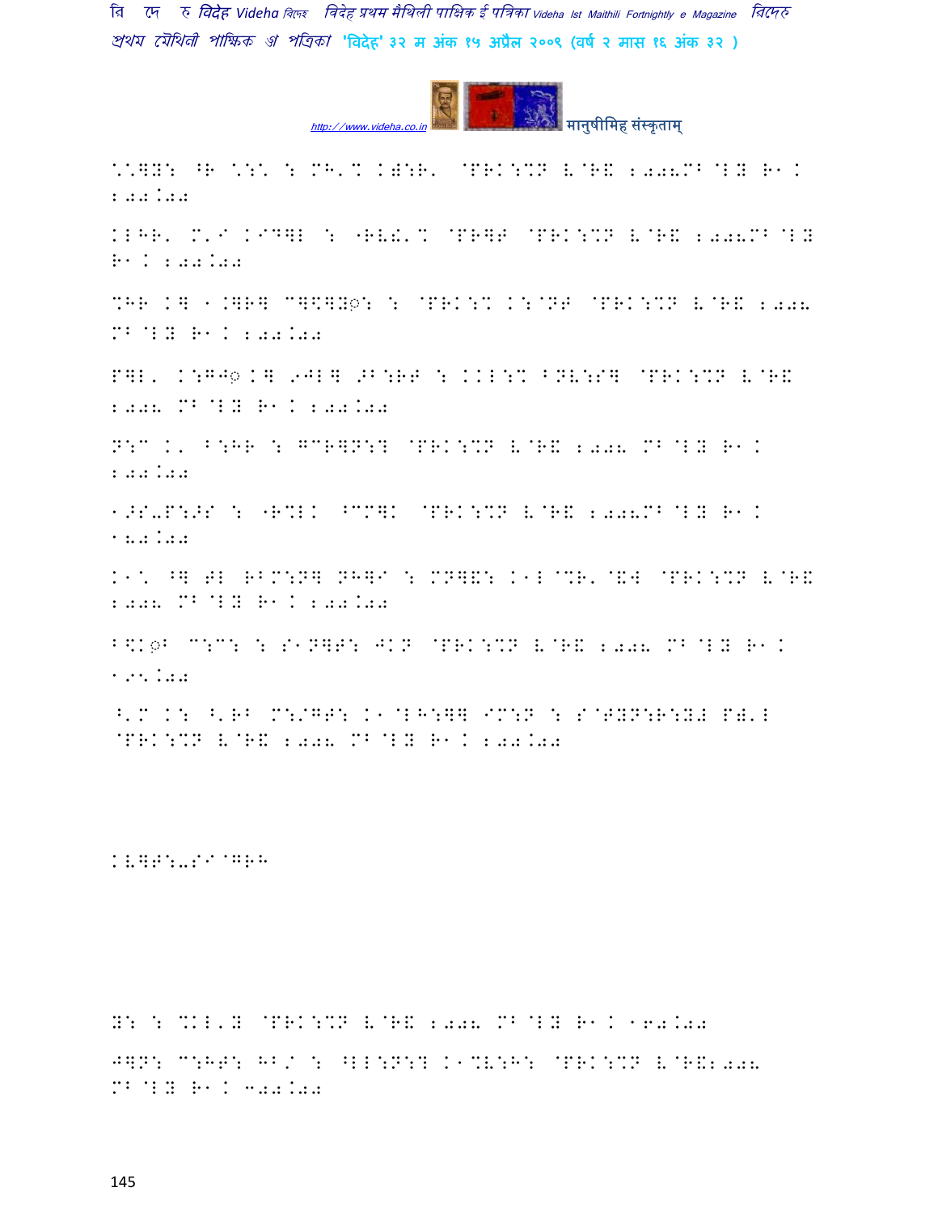\*\*]Y: ^R \*:\* : MH'% K-:R' @PRK:%N V@R& 2008MB@LY R1. 200.00

KLHR' M'I KIDGL : "RV!'% @PR]T @PRK:%N V@R& 2008MB@LY R1. 200.00

%HR K] 1.]R] C]\$]Y◌: : @PRK:% K:@NT @PRK:%N V@R& 2008 MB@LY R1. 200.00

P]L' K:GJ◌ K] 9JL] >B:RT : KKL:% BNV:S] @PRK:%N V@R& 2008 MB@LY R1. 200.00

N:C K' B:HR : GCR]N:? @PRK:%N V@R& 2008 MB@LY R1. 200.00

1>S-P:>S : "R%LK ^CM]K @PRK:%N V@R& 2008MB@LY R1. 180.00

K1\* ^] TL RBM:N] NH]I : MN]&: K1L@%R'@&W @PRK:%N V@R& 2008 MB@LY R1. 200.00

B\$K◌B C:C: : S1N]T: JKN @PRK:%N V@R& 2008 MB@LY R1. 195.00

^'M K: ^'RB M:/GT: K1@LH:]] IM:N : S@TYN:R:Y# PY'L @PRK:%N V@R& 2008 MB@LY R1. 200.00

KV]T:-SI@GRH

Y: : %KL'Y @PRK:%N V@R& 2008 MB@LY R1. 160.00

J]N: C:HT: HB/ : ^LL:N:? K1%V:H: @PRK:%N V@R&2008 MB@LY R1. 300.00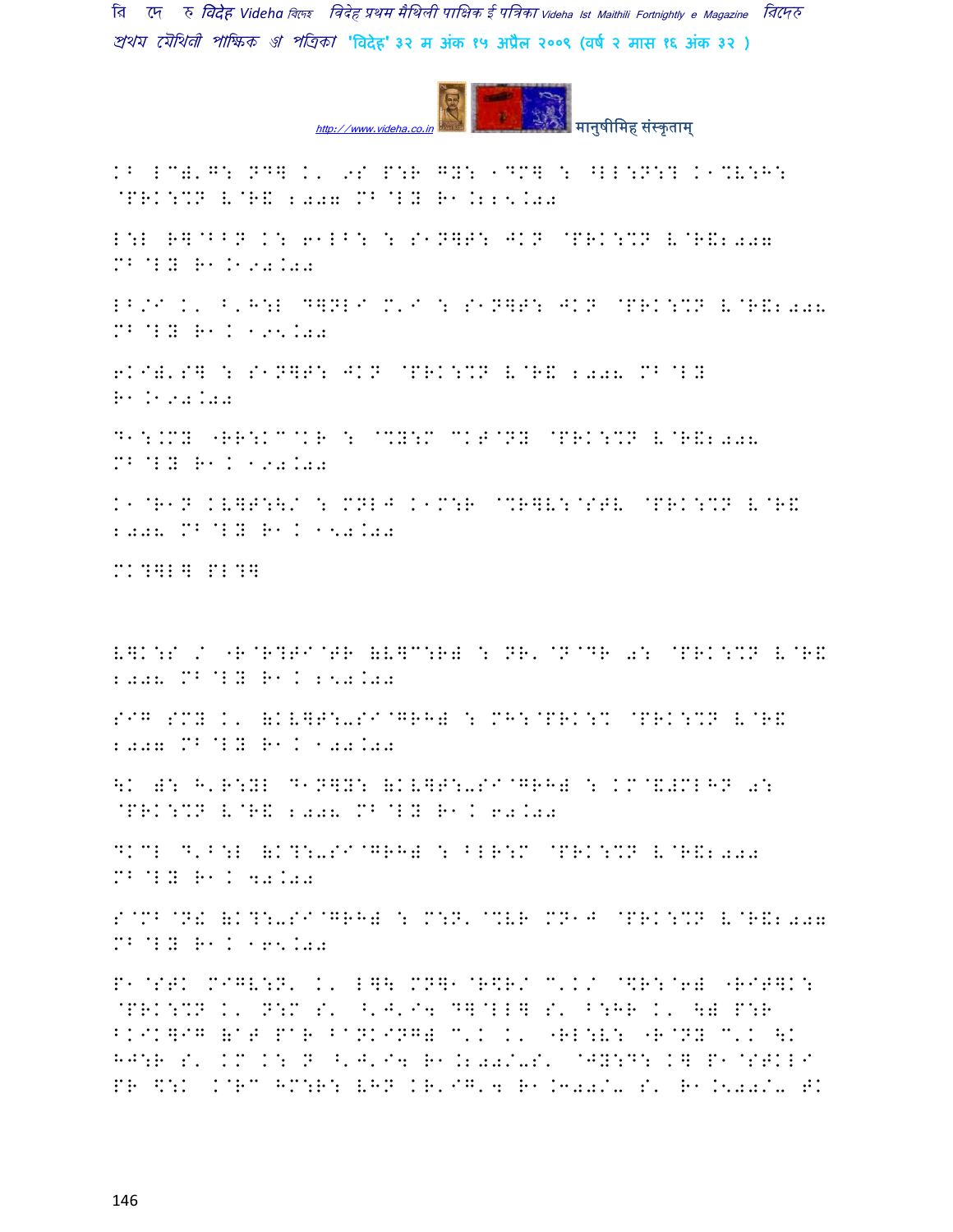KB LC)'G: ND] K' 9S P:R GY: 1DM] : ^LL:N:? K1%V:H: @PRK:%N V@R& 2007 MB@LY R1.225.00

L:L R]@BBN K: 61LB: : S1N]T: JKN @PRK:%N V@R&2007 MB@LY R1.K190.00

LB/I K' B'H:L D]NLI M'I : S1N]T: JKN @PRK:%N V@R&2008 MB@LY R1.K 195.00

6KI)'S] : S1N]T: JKN @PRK:%N V@R& 2008 MB@LY R1.K190.00

D1:.MY "RR:KC@KR : @%Y:M CKT@NY @PRK:%N V@R&2008 MB@LY R1.K 190.00

K1@R1N KV]T:\/ : MNLJ K1M:R @%R]V:@STV @PRK:%N V@R& 2008 MB@LY R1.K 150.00

MK?]L] PL?]

V]K:S / "R@R?TI@TR (V]C:R) : NR'@N@DR 0: @PRK:%N V@R& 2008 MB@LY R1.K 250.00

SIG SMY K' (KV]T:-SI@GRH) : MH:@PRK:% @PRK:%N V@R& 2007 MB@LY R1.K 100.00

\K ): H'R:YL D1N]Y: (KV]T:-SI@GRH) : KM@&#MLHN 0: @PRK:%N V@R& 2008 MB@LY R1.K 60.00

DKCL D'B:L (K?:-SI@GRH) : BLR:M @PRK:%N V@R&2000 MB@LY R1.K 40.00

S@MB@N! (K?:-SI@GRH) : M:N'@%VR MN1J @PRK:%N V@R&2007 MB@LY R1.K 165.00

P1@STK MIGV:N' K' L]\ MN]1@R\$R/ C'K/ @\$R:@6) "RIT]K: @PRK:%N K' N:M S' ^'J'I4 D]@LL] S' B:HR K' \) P:R BKIK]IG (aT PaR BaNKING) C'K K' "RL:V: "R@NY C'K \K HJ:R S' KM K: N ^'J'I4 R1.200/-S' @JY:D: K] P1@STKLI PR \$:K .@RC HM:R: VHN KR'IG'4 R1.300/- S' R1.500/- TK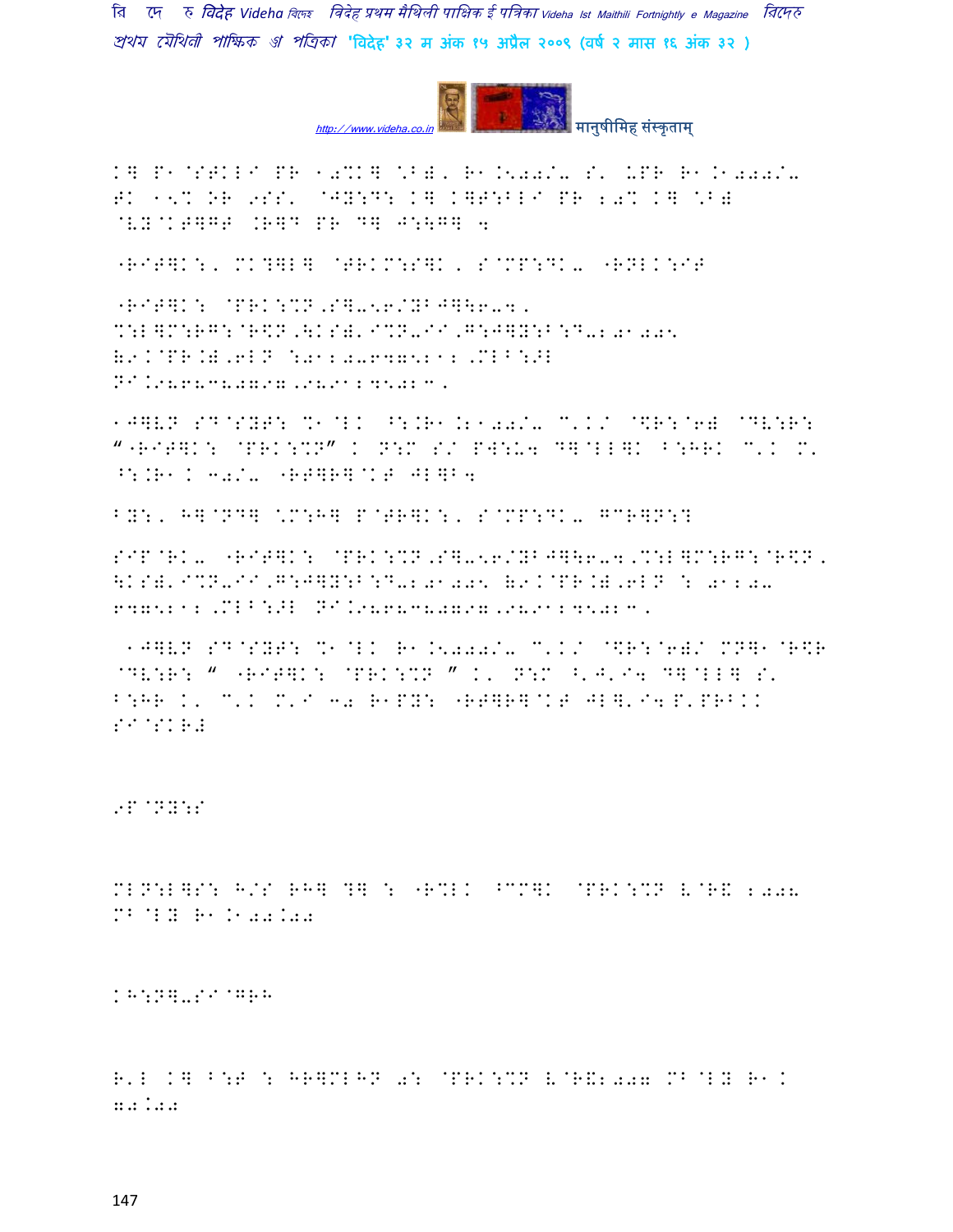K] P1@STKLI PR 10%K] \B), R1.5002/- S' UPR R1.1000/- TK 15% OR 9SS' @JY:D: K] K]T:BLI PR 20% K] \B) @VY@KT]GT .R]D PR D] J:\G] 4

"RIT]K:, MK?]L] @TRKM:S]K, S@MP:DK- "RNLK:IT

"RIT]K: @PRK:%N,S]-56/YBJ]\6-4, %:L]M:RG:@R\$N,\KS)'I%N-II,G:J]Y:B:D-201005 (9.@PR.),6LN :0120-6475212,MLB:JL NI.9868380797,9891245023,

1J]VN SD@SYT: %1@LK ^:.R1.2100/- C'K/ @\$R:@6) @DV:R: "RIT]K: @PRK:%N" K N:M S/ PW:U4 D]@LL]K B:HRK C'K M' ^:.R1K 30/- "RT]R]@KT JL]B4

BY:, H]@ND] \*M:H] P@TR]K:, S@MP:DK- GCR]N:?

SIP@RK- "RIT]K: @PRK:%N,S]-56/YBJ]\6-4,%:L]M:RG:@R\$N, \KS)'I%N-II,G:J]Y:B:D-201005 (9.@PR.),6LN : 0120- 6475212,MLB:JL NI.9868380797,9891245023,

1J]VN SD@SYT: %1@LK R1.5000/- C'K/ @\$R:@6)/ MN]1@R\$R @DV:R: " "RIT]K: @PRK:%N " K' N:M <'J'I4 D]@LL] S' B:HR K' C'K M'I 30 R1PY: "RT]R]@KT JL]'I4 P'PRBKK SI@SKR#

9P@NY:S

MLN:L]S: H/S RH] ?] : "R%LK ^CM]K @PRK:%N V@R& 2008 MB@LY R1.100.00

KH:N]-SI@GRH

R'L K] B:T : HR]MLHN 0: @PRK:%N V@R&2007 MB@LY R1K 70.00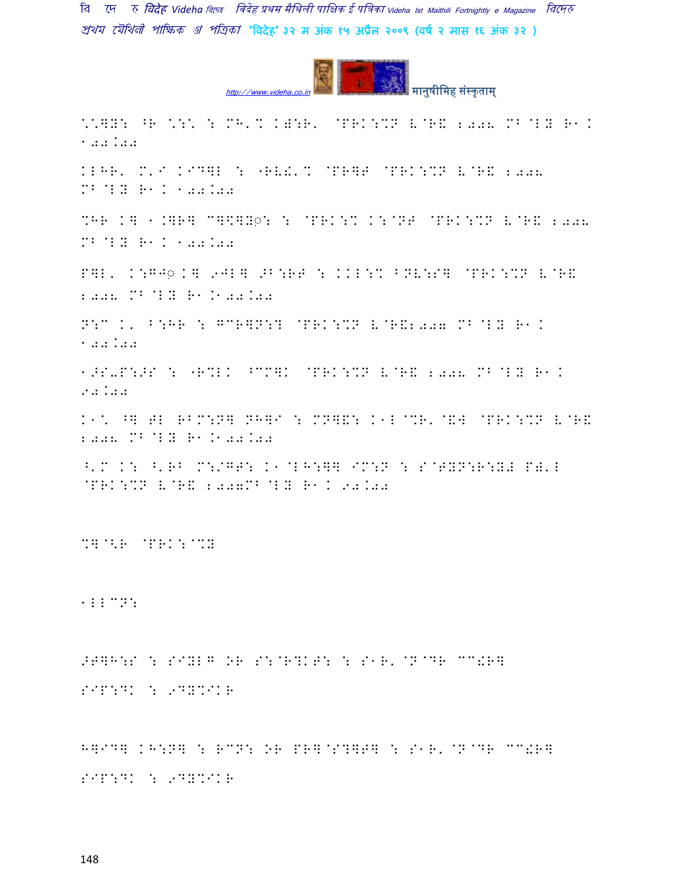\*\*]Y: ^R \*:\*  : MH'% K):R' @PRK:%N V@R& 2008 MB@LY R1K 100.00

KLHR' M'I KID]L : "RV!'% @PR]T @PRK:%N V@R& 2008 MB@LY R1K 100.00

%HR K] 1.]R] C]\$]Y◌: : @PRK:% K:@NT @PRK:%N V@R& 2008 MB@LY R1K 100.00

P]L' K:GJ◌ K] 9JL] >B:RT : KKL:% BNV:S] @PRK:%N V@R& 2008 MB@LY R1.100.00

N:C K' B:HR : GCR]N:? @PRK:%N V@R&2007 MB@LY R1K 100.00

1>S-P:>S : "R%LK ^CM]K @PRK:%N V@R& 2008 MB@LY R1K 90.00

K1\* ^] HL RBM:N] NH]I : MN]&: K1L@%R'@&W @PRK:%N V@R& 2008 MB@LY R1.100.00

^'M K: ^'RB M:/GT: K1@LH:]] IM:N : S@TYN:R:Y) P)'L @PRK:%N V@R& 2007MB@LY R1K 90.00

%]@<R @PRK:@%Y

1LLCN:

>T]H:S : SIYLG OR S:@R?KT: : S1R'@N@DR CC!R]

SIP:DK : 9DY%IKR

H]ID] KH:N] : RCN: OR PR]@S?]T] : S1R'@N@DR CC!R]

SIP:DK : 9DY%IKR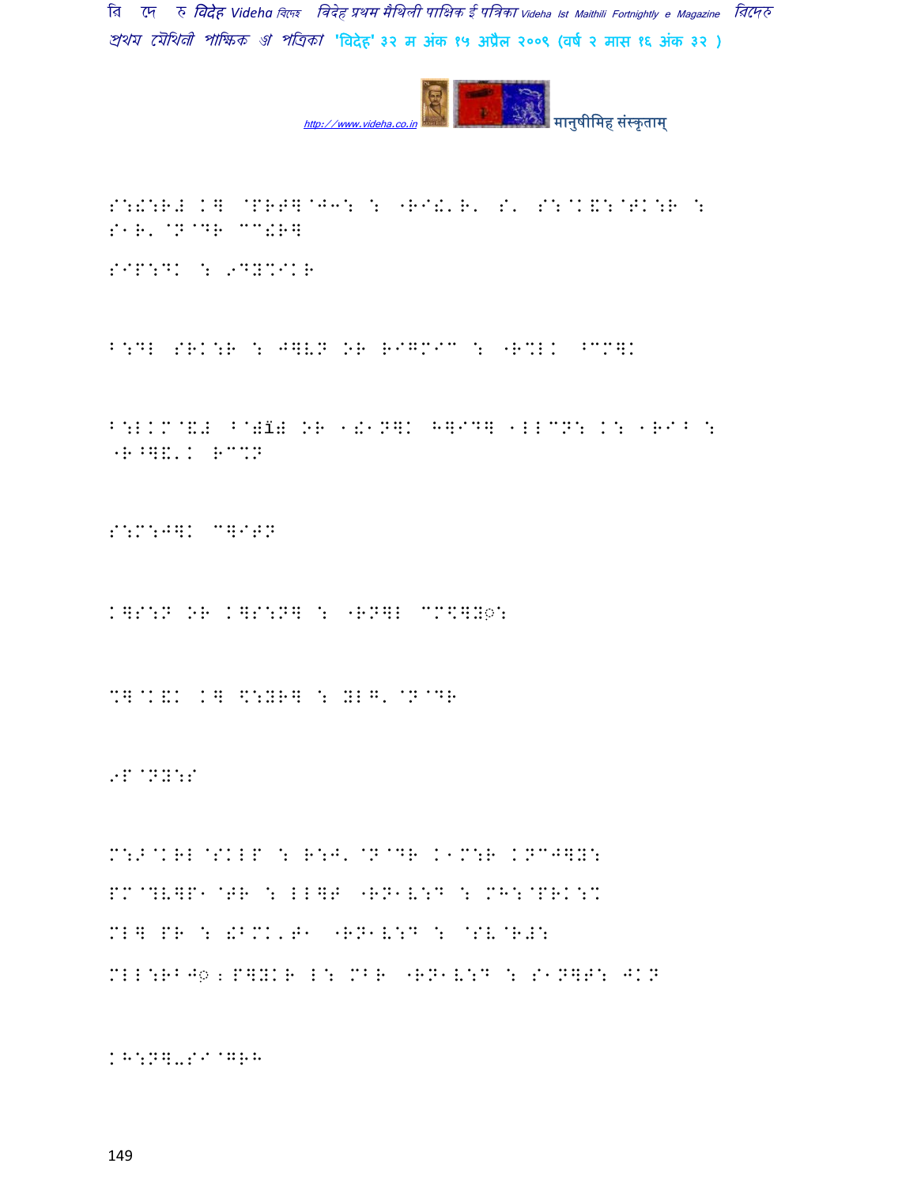S:!:R# K together

S:!:R# K] @PR T]@J3: : "RI!'R' S' S:@K&:@TK:R : S1R'@N@DR CC!R]

SIP:DK : 9DY%IKR

B:DL SRK:R : J]VN OR RIGMIC : "R%LK ^CM]K

B:LKM@&# B@#ï# OR 1!1N]K H]ID] 1LLCN: K: 1RIB : "R^]&'K RC%N

S:M:J]K C]ITN

K]S:N OR K]S:N] : "RN]L CM\]Y◌़:

%]@K&K K] \:YR] : YLG'@N@DR

9P@NY:S

M:J@KRL@SKLP : R:J'@N@DR K1M:R KNCJ]Y:
PM@?V]P1@TR : LL]T "RN1V:D : MH:@PRK:%
ML] PR : !BMK'T1 "RN1V:D : @SV@R#:
MLL:RBJ◌़ ;P]YKR L: MBR "RN1V:D : S1N]T: JKN

KH:N].SI@GRH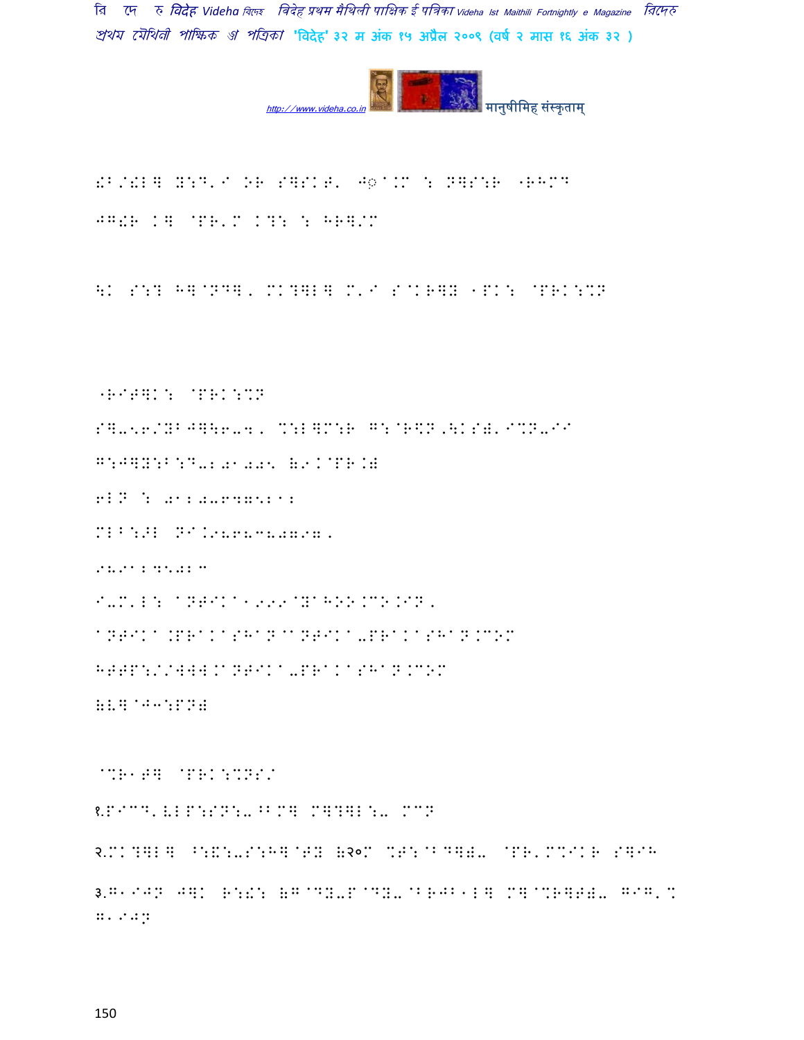!B/WL] Y:D'I OR S]SKT' J◌a.M : N]S:R "RHMD

JG!R K] @PR'M KY: : HR]/M

\K S:? H]@ND], MK?]L] M'I S@KR]Y 1PK: @PRK:%N

"RIT]K: @PRK:%N

S]-56/YBJ]\6-4, %:L]M:R G:@R\$N,\KS])'I%N-II

G:J]Y:B:D-2 01005 (9.@PR.)

6LN : 011-6475212

MLB:>L NI.9868380797,

9891245023

I-M'L: aNTIKa1999@YaHOO.CO.IN,

aNTIKa.PRaKaSHaN@aNTIKa-PRaKaSHaN.COM

HTTP://WWW.aNTIKa-PRaKaSHaN.COM

(L]@J3:PN)

@%R1T] @PRK:%NS/

१.PI%D'LLP:SN:-^BM] M]?]L:- M%N

२.MK?]L] ^:&:-S:H]@TY (२०M %T:@BD]) @PR'M%IKR S]IH

३.G1IJN J]K R:!: (G@DY-P@DY-@BRJB1L] M]@%R]T)- GIG'% G'9JN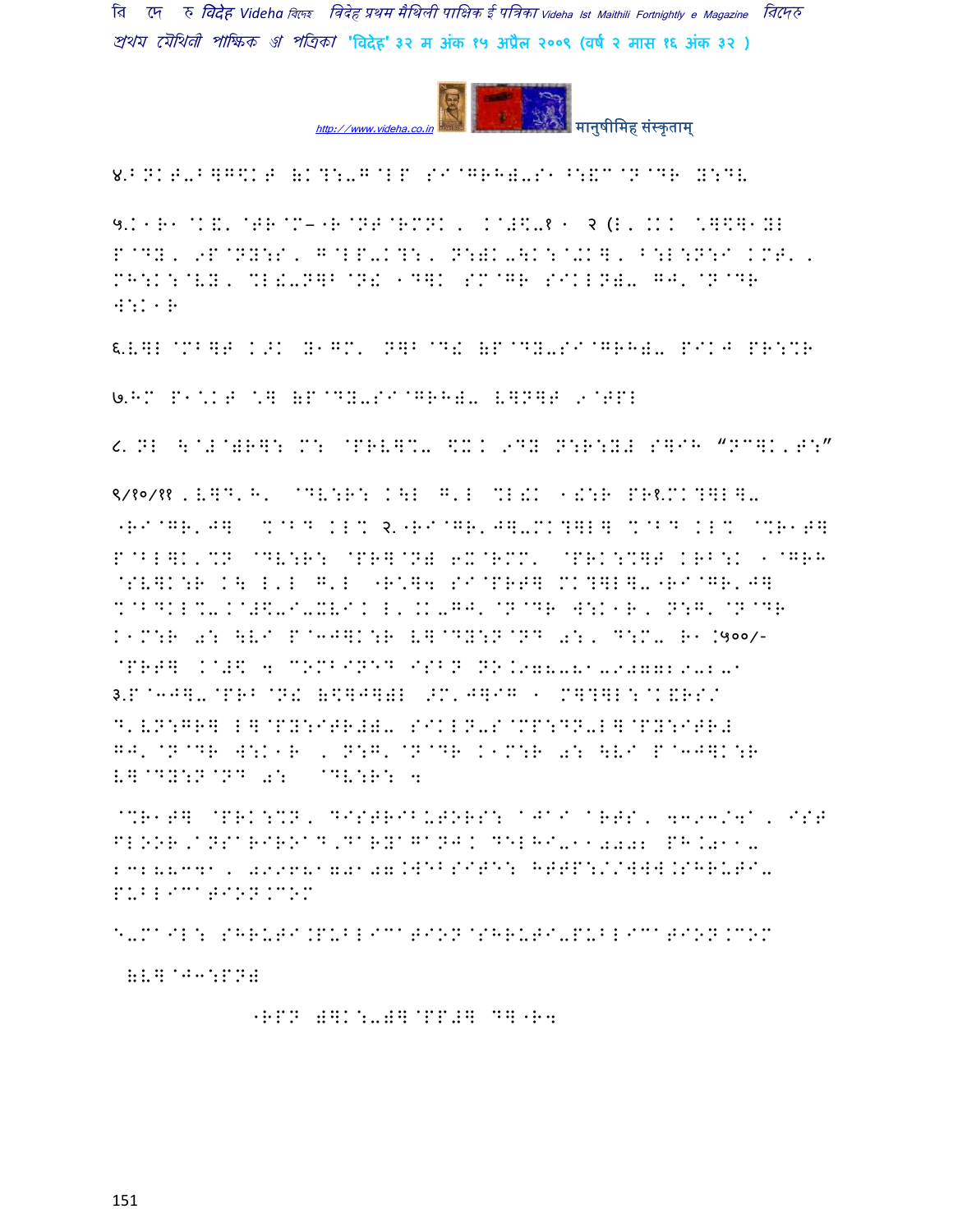४.B NK T-B]G\$K T (K?:-G@LP SI@GRH)-S1 ^:&C@N@DR Y:DV

५.K1R1@K&' @TR@M–"R@NT@RMNK , K@#\$-१1 २ (L' .KK *]\$]1YL P@DY, 9P@NY:S, G@LP-K?:, N:)K-\K:@+K], B:L:N:I KMT' , MH:K:@VY, %L!-N]B@N! 1D]K SM@GR SIKLN)- GJ' @N@DR W:K1R

६.V]L @MB]T K>K Y1GM' N]B@D! (P@DY-SI@GRH)- PIKJ PR:%R

७.HM P1*KT *] (P@DY-SI@GRH)- V]N]T 9@TPL

८. NL \@#@)R]: M: @PRV]%- \$X K 9DY N:R:Y# S]IH "NC]K'T:"

९/१०/११ . V]D'H' @DV:R: K\L G'L %L!K 1!:R PR१.MK?]L]- "RI@GR'J] %@BD KL% २."RI@GR'J]-MK?]L] %@BD KL% @%R1T] P@BL]K'%N @DV:R: @PR]@N) 6X@RMM' @PRK:%]T KRB:K 1@GRH @SV]K:R K\ L'L G'L "R*]4 SI@PRT] MK?]L]-"RI@GR'J] %@BDKL%-K@#\$-I-XVIK L'.K-GJ' @N@DR W:K1R, N:G' @N@DR K1M:R 0: \VI P@3J]K:R V]@DY:N@ND 0:, D:M- R1.५००/- @PRT] K@#\$ 4 COMBINED ISBN NO.978-81-907729-2-0
३.P@3J]-@PRB@N! (\$]J])L >M' J]IG 1 M]?]L:@K&RS/ D'VN:GR] L]@PY:ITR#)- SIKLN-S@MP:DN-L]@PY:ITR# GJ' @N@DR W:K1R , N:G' @N@DR K1M:R 0: \VI P@3J]K:R V]@DY:N@ND 0: @DV:R: 4

@%R1T] @PRK:%N, DISTRIBUTORS: AJAY ARTS, 4393/4A, IST FLOOR,ANSARIROAD,DARYAGANJ. DELHI-110002 PH.011-23288341, 09968170107.WEBSITE: HTTP://WWW.SHRUTI-PUBLICATION.COM

E-MAIL: SHRUTI.PUBLICATION@SHRUTI-PUBLICATION.COM

(V]@J3:PN)

"RPN )]K:-)]@PP#] D]"R4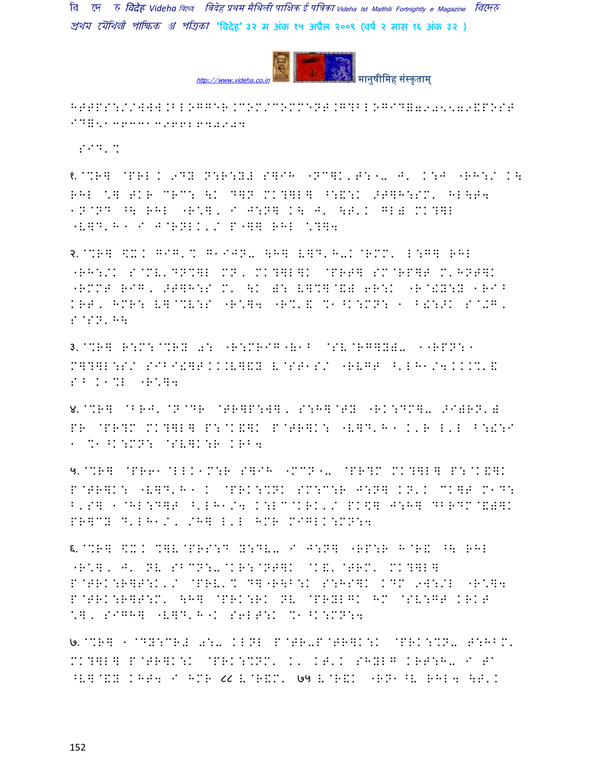HTTPS://WWW.BLOGGER.COM/COMMENT.G?BLOGID=7905579&POSTID=513633139662640904

SID'%

१.@%R] @PRL K 9DY N:R:Y# S]IH "NC]K'T:"- J' K:J "RH:/ K\ RHL \*] TKR CRC: \K D]N MK?]L] ^:&:K >T]H:SM' HL\T4 1N@ND ^\ RHL "R\*], I J:N] K\ J' \T'K GL# MK?]L "V]D'H" I J@RNLK'/ P"]] RHL \*?]4

२.@%R] \$X K GIG'% G1IJN- \H] V]D'H-K@RMM' L:G] RHL "RH:/K S@MV'DN%]L MN, MK?]L]K @PRT] SM@RP]T M'HNT]K "RMMT RIG, >T]H:S M' \K =: V]%]@&) 6R:K "R@!Y:Y 1RI^ KRT, HMR: V]@%V:S "R\*]4 "R%'& %1^K:MN: 1 B!:>K S@+G, S@SN'H\

३.@%R] R:M:@%RY 0: "R:MRIG"&1^ @SV@RG]Y)- 1"RPN:1 M]?]L:S/ SIBI!]TKKKV]&Y V@ST1S/ "RVGT ^'LH1/4KKK%'& S^ K1%L "R\*]4

४.@%R] @^RJ'@N@DR @TR]P:W], S:H]@TY "RK:DM]- >I)RN'# PR @PR?M MK?]L] P:@K&]K P@TR]K: "V]D'H" K'R L'L B:!:I 1 %1^K:MN: @SV]K:R KRB4

५.@%R] @PR61@LLK1M:R S]IH "MCN"- @PR?M MK?]L] P:@K&]K P@TR]K: "V]D'H" K @PRK:%NK SM:C:R J:N] KN'K CK]T M1D: B'S] 1@HL:D]T ^'LH1/4 K:LC@KRK'/ PK\$] J:H] DBRDM@&)]K PR]CY D'LH1/, /H] L'L HMR MIGLK:MN:4

६.@%R] \$X K %]V@PRS:D Y:DV- I J:N] "RP:R H@R& ^\ RHL "R\*], J' NV SBCN:-@KR:@NT]K @K&'@TRM' MK?]L] P@TRK:R]T:K'/ @PRV'% D]"R\B:K S:HS]K KDM 9W:/L "R\*]4 P@TRK:R]T:M' \H] @PRK:RK NV @PRYLGK HM @SV:GT KRKT \*], SIGH] "V]D'H"K S6LT:K %1^K:MN:4

७.@%R] 1@DY:CR# 0:- KLNL P@TR-P@TR]K:K @PRK:%N- T:HBM' MK?]L] P@TR]K:K @PRK:%NM' K' KT'K SHYLG KRT:H- I T^ ^V]@&Y KHT4 I HMR ८८ V@R&M' ७५ V@R&K "RN1^V RHL4 \T'K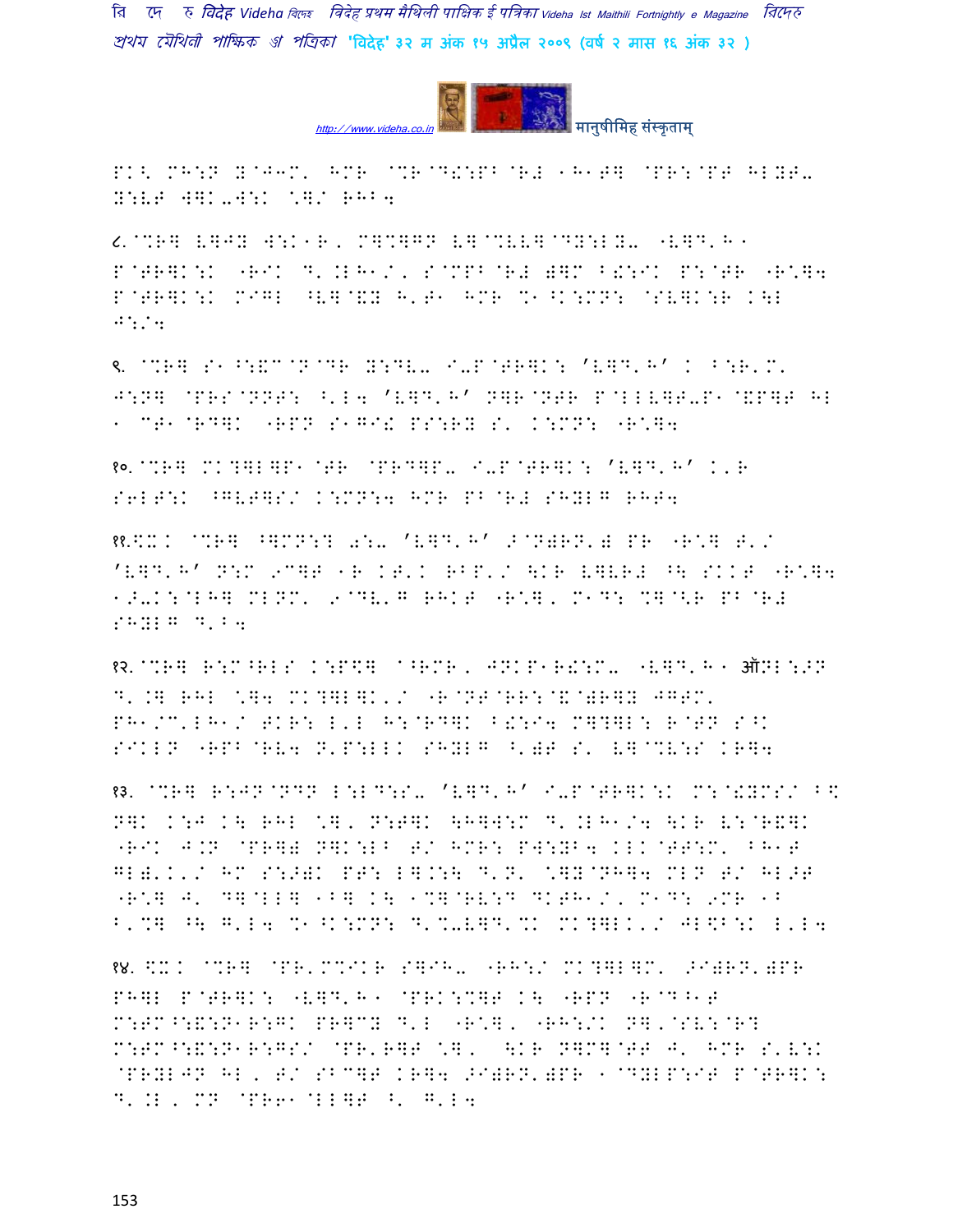PK< MH:N Y@J3M' HMR @%R@D!:PB@R# 1H1T] @PR:@PT HLYT-
Y:VT W]K-W:K \]/ RHB4

८.@%R] V]JY W:K1R, M]%]GN V]@%VV]@DY:LY- "V]D'H1
P@TR]K:K "RIK D'.LH1/, S@MPB@R# )]M B!:IK P:@TR "R\]4
P@TR]K:K MIGL ^V]@&Y H'T1 HMR %1^K:MN: @SV]K:R K\L
J:/4

९. @%R] S1^:&C@N@DR Y:DV- I-P@TR]K: 'V]D'H' K B:R'M'
J:N] @PRS@NNT: <'L4 'V]D'H' N]R@NTR P@LLV]T-P1@&P]T HL
1 CT1@RD]K "RPN S1GI! PS:RY S' K:MN: "R\]4

१०.@%R] MK?]L]P1@TR @PRD]P- I-P@TR]K: 'V]D'H' K'R
S6LT:K ^GVT]S/ K:MN:4 HMR PB@R# SHYLG RHT4

११.\$X.K @%R] ^]MN:? further 0:- 'V]D'H' >@N)RN') PR "R\] T'/
'V]D'H' N:M 9C]T 1R KT'K RBP'/ \KR V]VR# ^\ SKKT "R\]4
1>-K:@LH] MLNM' 9@DV'G RHKT "R\], M1D: %]@<R PB@R#
SHYLG D'B4

१२.@%R] R:M^RLS K:P\$] @^RMR, JNKP1R!:M- "V]D'H1 ऑNL:>N
D'.] RHL \]4 MK?]L]K'/ "R@NT@RR:@&@)R]Y JGTM'
PH1/C'LH1/ TKR: L'L H:@RD]K B!:I4 M]?]L: R@TN S^K
SIKLN "RPB@RV4 N'P:LLK SHYLG ^')T S' V]@%V:S KR]4

१३. @%R] R:JN@NDN L:LD:S- 'V]D'H' I-P@TR]K:K M:@!YMS/ B\$
N]K K:J K\ RHL \], N:T]K \H]W:M D'.LH1/4 \KR V:@R&]K
"RIK J.N @PR]) N]K:LB T/ HMR: PW:YB4 KLK@TT:M' BH1T
GL)'K'/ HM S:>)K PT: L].:\ D'N' \]Y@NH]4 MLN T/ HL>T
"R\] J' D]@LL] 1B] K\ 1%]@RV:D DKTH1/, M1D: 9MR 1B
B'%] ^\ G'L4 %1^K:MN: D'%-V]D'%K MK?]LK'/ JL\$B:K L'L4

१४. \$X.K @%R] @PR'M%IKR S]IH- "RH:/ MK?]L]M' >I)RN')PR
PH]L P@TR]K: "V]D'H1 @PRK:%]T K\ "RPN "R@D^1T
M:TM^:&:N1R:GK PR]CY D'L "R\], "RH:/K N],@SV:@R?
M:TM^:&:N1R:GS/ @PR'R]T \], \KR N]M]@TT J' HMR S'V:K
@PRYLJN HL, T/ SBC]T KR]4 >I)RN')PR 1@DYLP:IT P@TR]K:
D'.L, MN @PR61@LL]T <' G'L4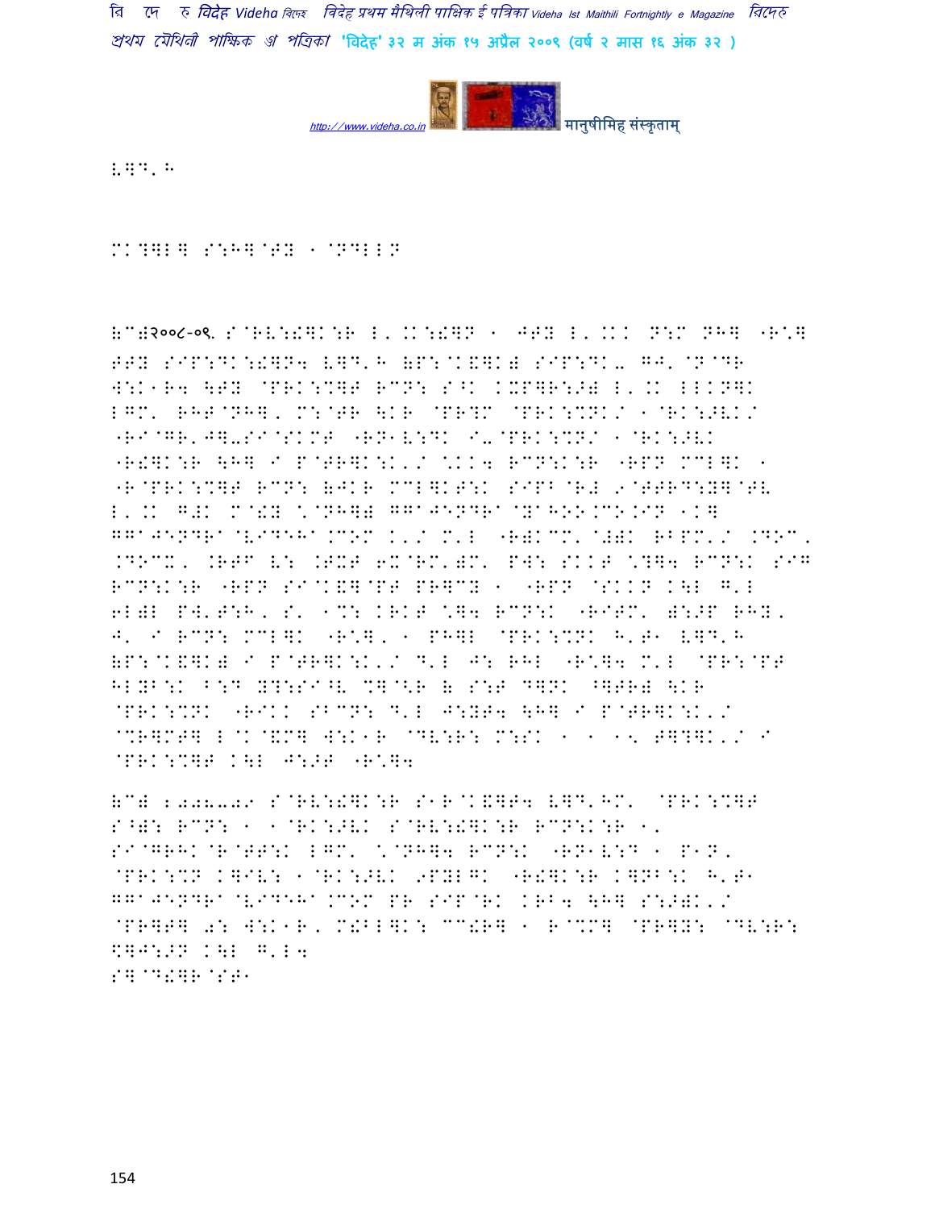ɭ।ǽ'ɦ

MK?]L] S:H]@TY 1@NDLLN

(C)२००८-०९. S@RV:!]K:R L'.K:!]N 1 JTY L'.KK N:M NH] "R\*]
TTY SIP:DK:!]N4 ɭ]D'H (P:@K&]K) SIP:DK- GJ'@N@DR
W:K1R4 \TY @PRK:%]T RCN: S^K KXP]R:>) L'.K LLKN]K
LGM' RHT@NH]' M:@TR \KR @PR?M @PRK:%NK/ 1@RK:>VK/
"RI@GR'J]-SI@SKMT "RN1V:DK I-@PRK:%N/ 1@RK:>VK
"R!]K:R \H] I P@TR]K:K'/ \KK4 RCN:K:R "RPN MCL]K 1
"R@PRK:%]T RCN: (JKR MCL]KT:K SIPB@R# 9@TTRD:Y]@TV
L'.K G#K M@!Y \@NH]) GG1JENDRA@YAHOO.CO.IN 1K]
GG1JENDRA@VIDEHA.COM K'/ M'L "R)KCM'@#)K RBPM'/ .DOC'
.DOCX' .RTF V: .TXT 6X@RM')M' PW: SKKT \?]4 RCN:K SIG
RCN:K:R "RPN SI@K&]@PT PR]CY 1 "RPN @SKKN K\L G'L
6L)L PW'T:H' S' 1%: KRKT \]4 RCN:K "RITM' ):>P RHY'
J' I RCN: MCL]K "R\*]' 1 PH]L @PRK:%NK H'T1 ɭ]D'H
(P:@K&]K) I P@TR]K:K'/ D'L J: RHL "R\*]4 M'L @PR:@PT
HLYB:K B:D Y?:SI^V %]@<R ( S:T D]NK ^]TR) \KR
@PRK:%NK "RIKK SBCN: D'L J:YT4 \H] I P@TR]K:K'/
@%R]MT] L@K@&M] W:K1R @DV:R: M:SK 1 1 15 T]?]K'/ I
@PRK:%]T K\L J:>T "R\*]4

(C) 2008-09 S@RV:!]K:R S1R@K&]T4 ɭ]D'HM' @PRK:%]T
S^): RCN: 1 1@RK:>VK S@RV:!]K:R RCN:K:R 1'
SI@GRHK@R@TT:K LGM' \@NH]4 RCN:K "RN1V:D 1 P1N'
@PRK:%N K]IV: 1@RK:>VK 9PYLGK "R!]K:R K]NB:K H'T1
GG1JENDRA@VIDEHA.COM PR SIP@RK KRB4 \H] S:>)K'/
@PR]T] 0: W:K1R' M!BL]K: CC!R] 1 R@%M] @PR]Y: @DV:R:
\$]J:>N K\L G'L4
S]@D!]R@ST1